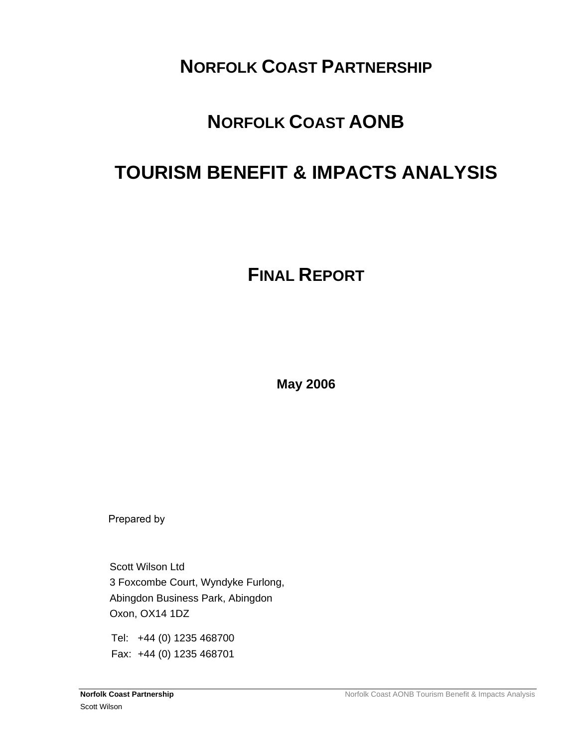# NORFOLK COAST PARTNERSHIP

# NORFOLK COAST AONB

# TOURISM BENEFIT & IMPACTS ANALYSIS

## FINAL REPORT

**May 2006**

Prepared by

Scott Wilson Ltd
3 Foxcombe Court, Wyndyke Furlong,
Abingdon Business Park, Abingdon
Oxon, OX14 1DZ

Tel: +44 (0) 1235 468700
Fax: +44 (0) 1235 468701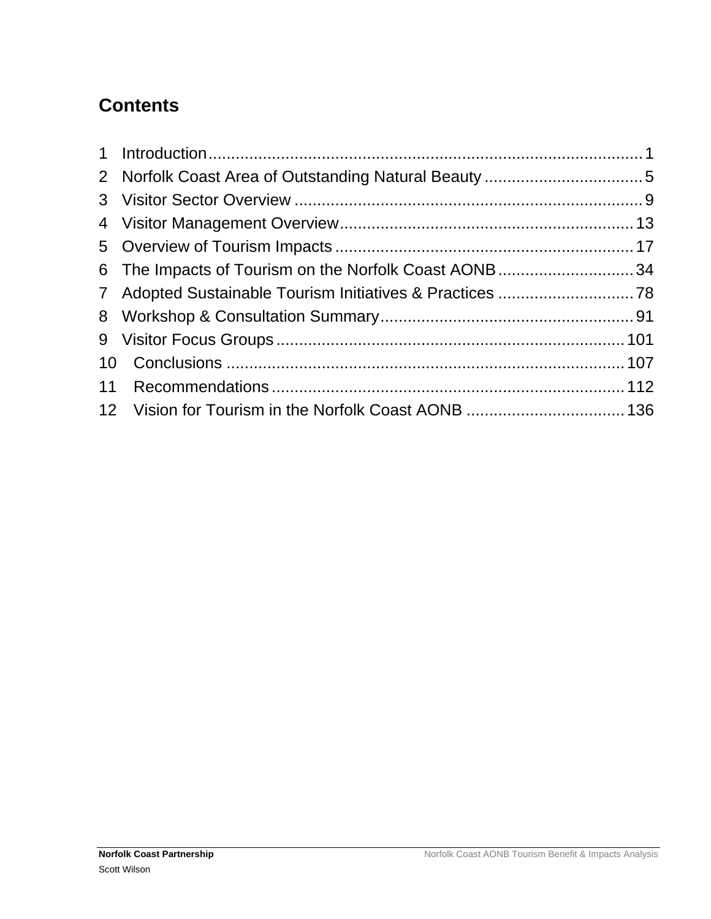# Contents

1 Introduction ........................................................................................ 1
2 Norfolk Coast Area of Outstanding Natural Beauty ................................... 5
3 Visitor Sector Overview ............................................................................ 9
4 Visitor Management Overview ................................................................ 13
5 Overview of Tourism Impacts ................................................................. 17
6 The Impacts of Tourism on the Norfolk Coast AONB .............................. 34
7 Adopted Sustainable Tourism Initiatives & Practices .............................. 78
8 Workshop & Consultation Summary ........................................................ 91
9 Visitor Focus Groups ............................................................................ 101
10 Conclusions ....................................................................................... 107
11 Recommendations ............................................................................. 112
12 Vision for Tourism in the Norfolk Coast AONB ................................... 136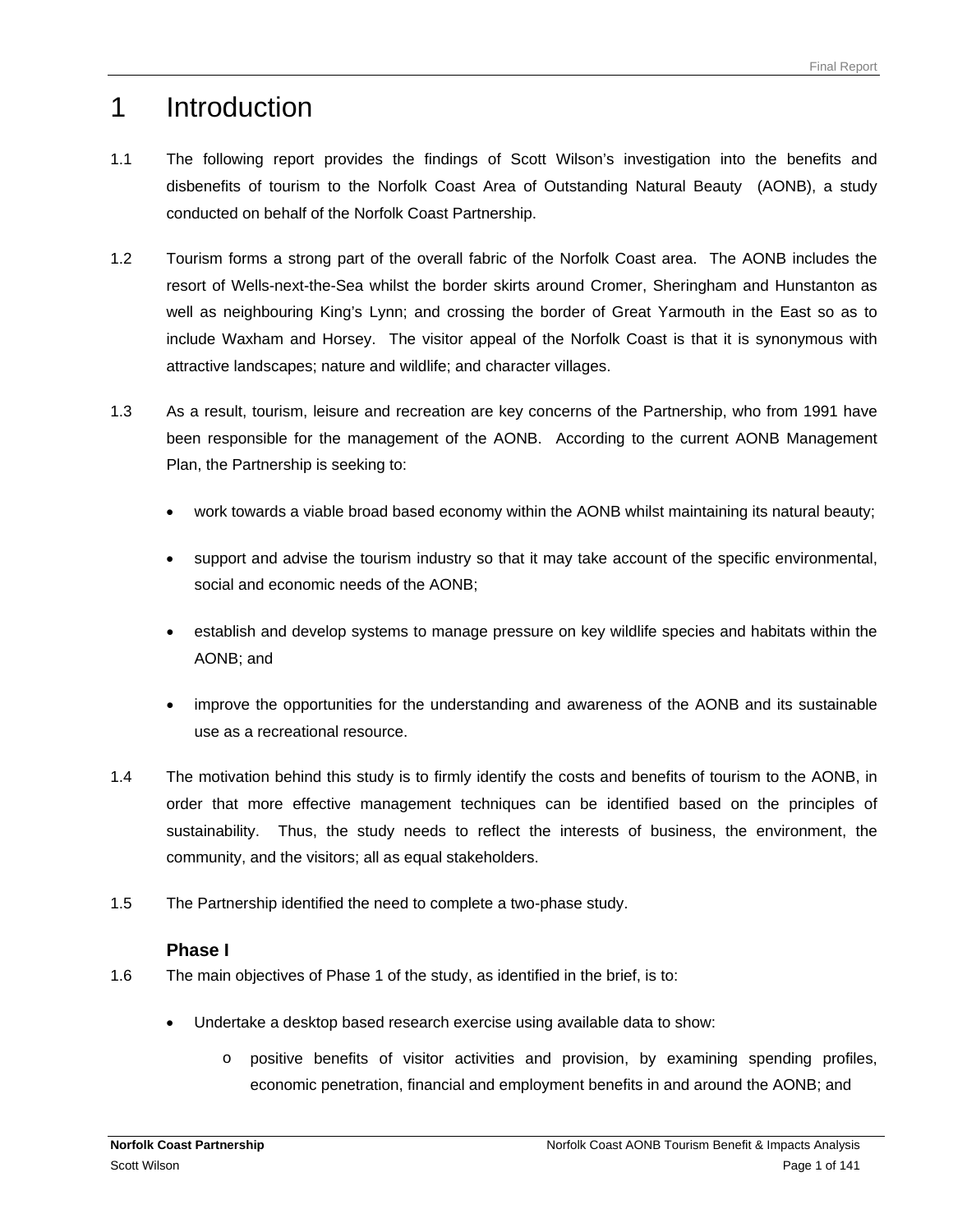# 1 Introduction

1.1 The following report provides the findings of Scott Wilson's investigation into the benefits and disbenefits of tourism to the Norfolk Coast Area of Outstanding Natural Beauty (AONB), a study conducted on behalf of the Norfolk Coast Partnership.

1.2 Tourism forms a strong part of the overall fabric of the Norfolk Coast area. The AONB includes the resort of Wells-next-the-Sea whilst the border skirts around Cromer, Sheringham and Hunstanton as well as neighbouring King's Lynn; and crossing the border of Great Yarmouth in the East so as to include Waxham and Horsey. The visitor appeal of the Norfolk Coast is that it is synonymous with attractive landscapes; nature and wildlife; and character villages.

1.3 As a result, tourism, leisure and recreation are key concerns of the Partnership, who from 1991 have been responsible for the management of the AONB. According to the current AONB Management Plan, the Partnership is seeking to:

- work towards a viable broad based economy within the AONB whilst maintaining its natural beauty;
- support and advise the tourism industry so that it may take account of the specific environmental, social and economic needs of the AONB;
- establish and develop systems to manage pressure on key wildlife species and habitats within the AONB; and
- improve the opportunities for the understanding and awareness of the AONB and its sustainable use as a recreational resource.

1.4 The motivation behind this study is to firmly identify the costs and benefits of tourism to the AONB, in order that more effective management techniques can be identified based on the principles of sustainability. Thus, the study needs to reflect the interests of business, the environment, the community, and the visitors; all as equal stakeholders.

1.5 The Partnership identified the need to complete a two-phase study.

### Phase I

1.6 The main objectives of Phase 1 of the study, as identified in the brief, is to:

- Undertake a desktop based research exercise using available data to show:
  - positive benefits of visitor activities and provision, by examining spending profiles, economic penetration, financial and employment benefits in and around the AONB; and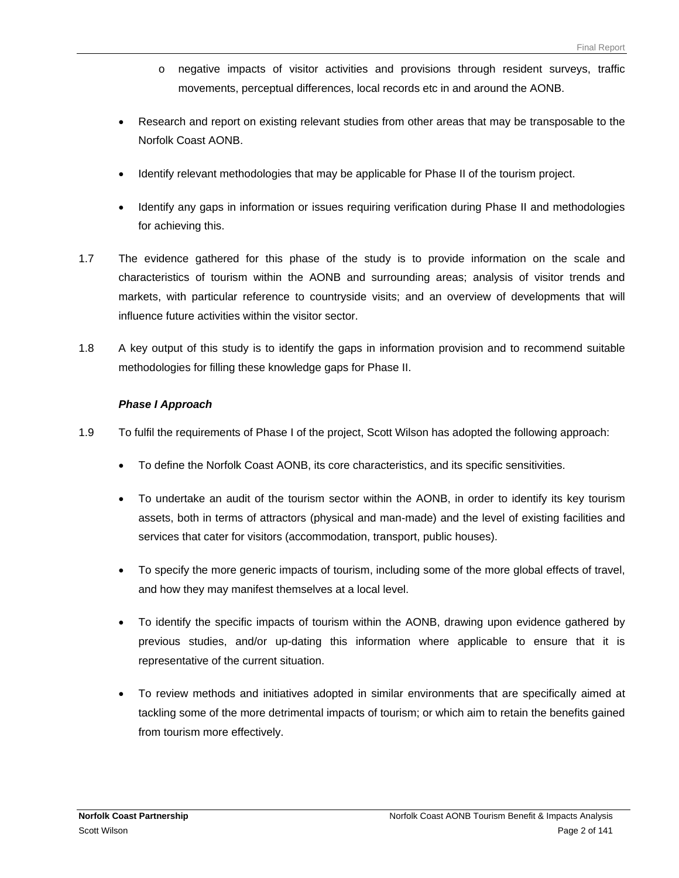- negative impacts of visitor activities and provisions through resident surveys, traffic movements, perceptual differences, local records etc in and around the AONB.

- Research and report on existing relevant studies from other areas that may be transposable to the Norfolk Coast AONB.
- Identify relevant methodologies that may be applicable for Phase II of the tourism project.
- Identify any gaps in information or issues requiring verification during Phase II and methodologies for achieving this.

1.7 The evidence gathered for this phase of the study is to provide information on the scale and characteristics of tourism within the AONB and surrounding areas; analysis of visitor trends and markets, with particular reference to countryside visits; and an overview of developments that will influence future activities within the visitor sector.

1.8 A key output of this study is to identify the gaps in information provision and to recommend suitable methodologies for filling these knowledge gaps for Phase II.

***Phase I Approach***

1.9 To fulfil the requirements of Phase I of the project, Scott Wilson has adopted the following approach:

- To define the Norfolk Coast AONB, its core characteristics, and its specific sensitivities.
- To undertake an audit of the tourism sector within the AONB, in order to identify its key tourism assets, both in terms of attractors (physical and man-made) and the level of existing facilities and services that cater for visitors (accommodation, transport, public houses).
- To specify the more generic impacts of tourism, including some of the more global effects of travel, and how they may manifest themselves at a local level.
- To identify the specific impacts of tourism within the AONB, drawing upon evidence gathered by previous studies, and/or up-dating this information where applicable to ensure that it is representative of the current situation.
- To review methods and initiatives adopted in similar environments that are specifically aimed at tackling some of the more detrimental impacts of tourism; or which aim to retain the benefits gained from tourism more effectively.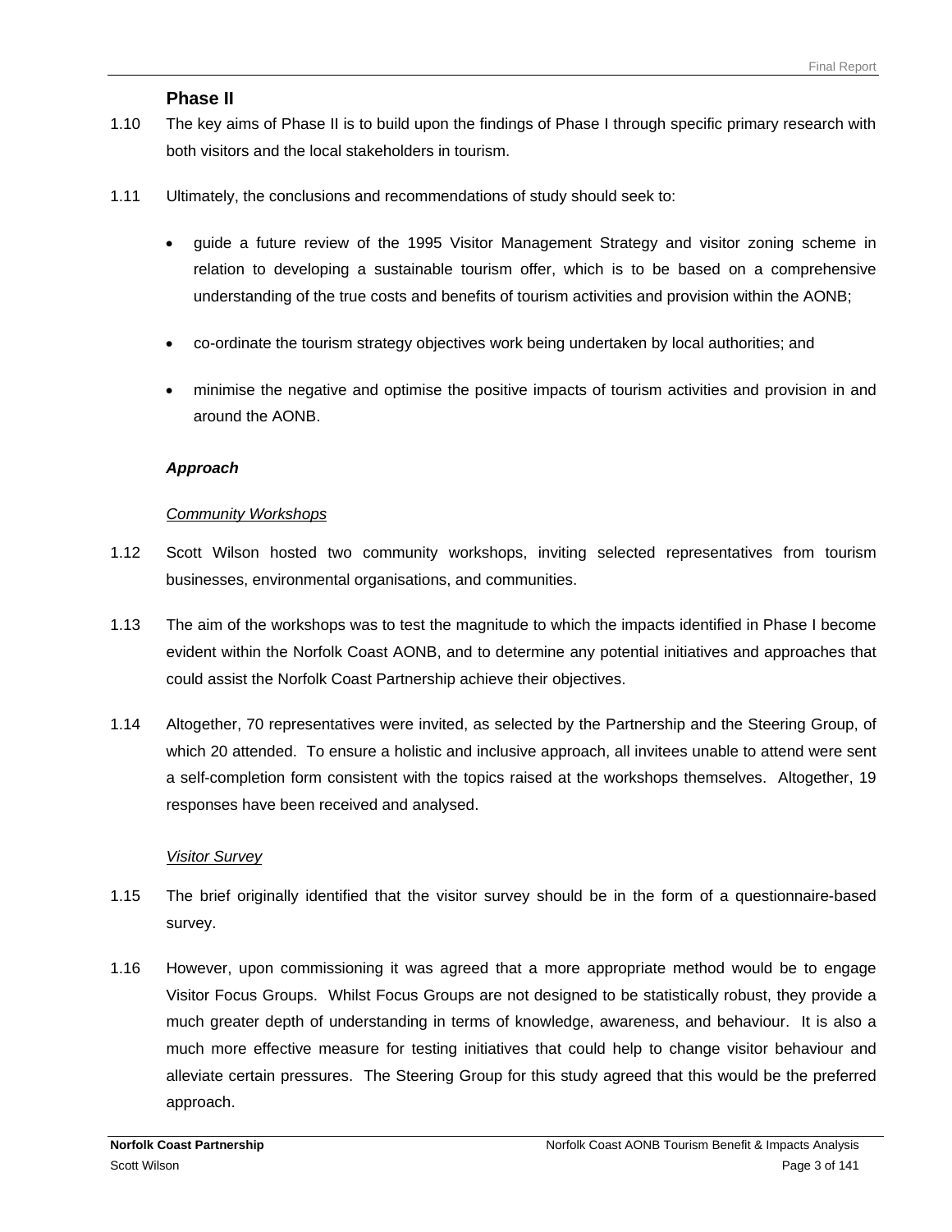### Phase II

1.10 The key aims of Phase II is to build upon the findings of Phase I through specific primary research with both visitors and the local stakeholders in tourism.

1.11 Ultimately, the conclusions and recommendations of study should seek to:

- guide a future review of the 1995 Visitor Management Strategy and visitor zoning scheme in relation to developing a sustainable tourism offer, which is to be based on a comprehensive understanding of the true costs and benefits of tourism activities and provision within the AONB;
- co-ordinate the tourism strategy objectives work being undertaken by local authorities; and
- minimise the negative and optimise the positive impacts of tourism activities and provision in and around the AONB.

#### *Approach*

*Community Workshops*

1.12 Scott Wilson hosted two community workshops, inviting selected representatives from tourism businesses, environmental organisations, and communities.

1.13 The aim of the workshops was to test the magnitude to which the impacts identified in Phase I become evident within the Norfolk Coast AONB, and to determine any potential initiatives and approaches that could assist the Norfolk Coast Partnership achieve their objectives.

1.14 Altogether, 70 representatives were invited, as selected by the Partnership and the Steering Group, of which 20 attended. To ensure a holistic and inclusive approach, all invitees unable to attend were sent a self-completion form consistent with the topics raised at the workshops themselves. Altogether, 19 responses have been received and analysed.

*Visitor Survey*

1.15 The brief originally identified that the visitor survey should be in the form of a questionnaire-based survey.

1.16 However, upon commissioning it was agreed that a more appropriate method would be to engage Visitor Focus Groups. Whilst Focus Groups are not designed to be statistically robust, they provide a much greater depth of understanding in terms of knowledge, awareness, and behaviour. It is also a much more effective measure for testing initiatives that could help to change visitor behaviour and alleviate certain pressures. The Steering Group for this study agreed that this would be the preferred approach.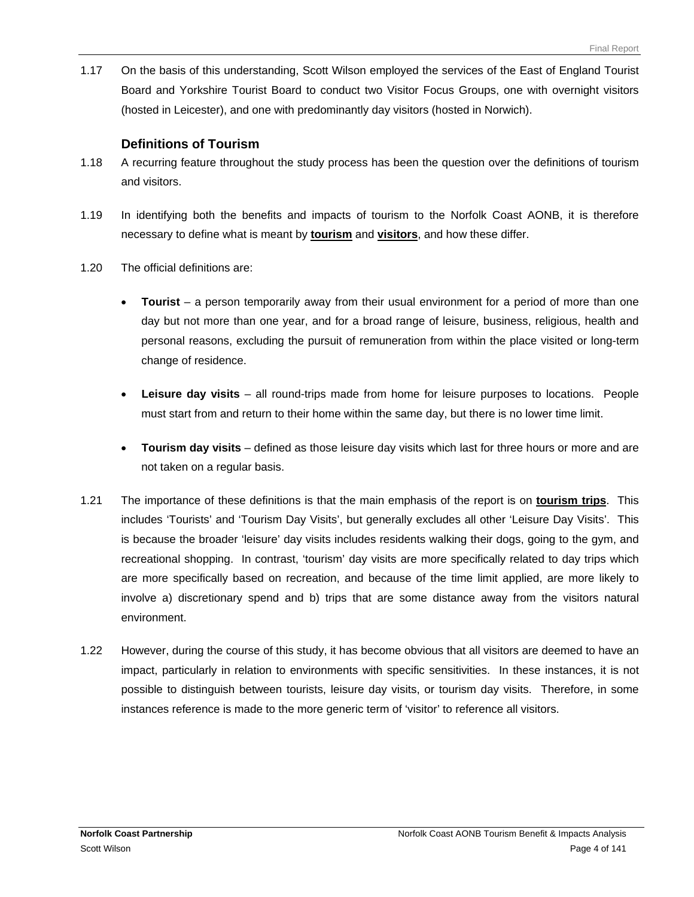1.17 On the basis of this understanding, Scott Wilson employed the services of the East of England Tourist Board and Yorkshire Tourist Board to conduct two Visitor Focus Groups, one with overnight visitors (hosted in Leicester), and one with predominantly day visitors (hosted in Norwich).

### Definitions of Tourism

1.18 A recurring feature throughout the study process has been the question over the definitions of tourism and visitors.

1.19 In identifying both the benefits and impacts of tourism to the Norfolk Coast AONB, it is therefore necessary to define what is meant by **tourism** and **visitors**, and how these differ.

1.20 The official definitions are:

- **Tourist** – a person temporarily away from their usual environment for a period of more than one day but not more than one year, and for a broad range of leisure, business, religious, health and personal reasons, excluding the pursuit of remuneration from within the place visited or long-term change of residence.
- **Leisure day visits** – all round-trips made from home for leisure purposes to locations. People must start from and return to their home within the same day, but there is no lower time limit.
- **Tourism day visits** – defined as those leisure day visits which last for three hours or more and are not taken on a regular basis.

1.21 The importance of these definitions is that the main emphasis of the report is on **tourism trips**. This includes 'Tourists' and 'Tourism Day Visits', but generally excludes all other 'Leisure Day Visits'. This is because the broader 'leisure' day visits includes residents walking their dogs, going to the gym, and recreational shopping. In contrast, 'tourism' day visits are more specifically related to day trips which are more specifically based on recreation, and because of the time limit applied, are more likely to involve a) discretionary spend and b) trips that are some distance away from the visitors natural environment.

1.22 However, during the course of this study, it has become obvious that all visitors are deemed to have an impact, particularly in relation to environments with specific sensitivities. In these instances, it is not possible to distinguish between tourists, leisure day visits, or tourism day visits. Therefore, in some instances reference is made to the more generic term of 'visitor' to reference all visitors.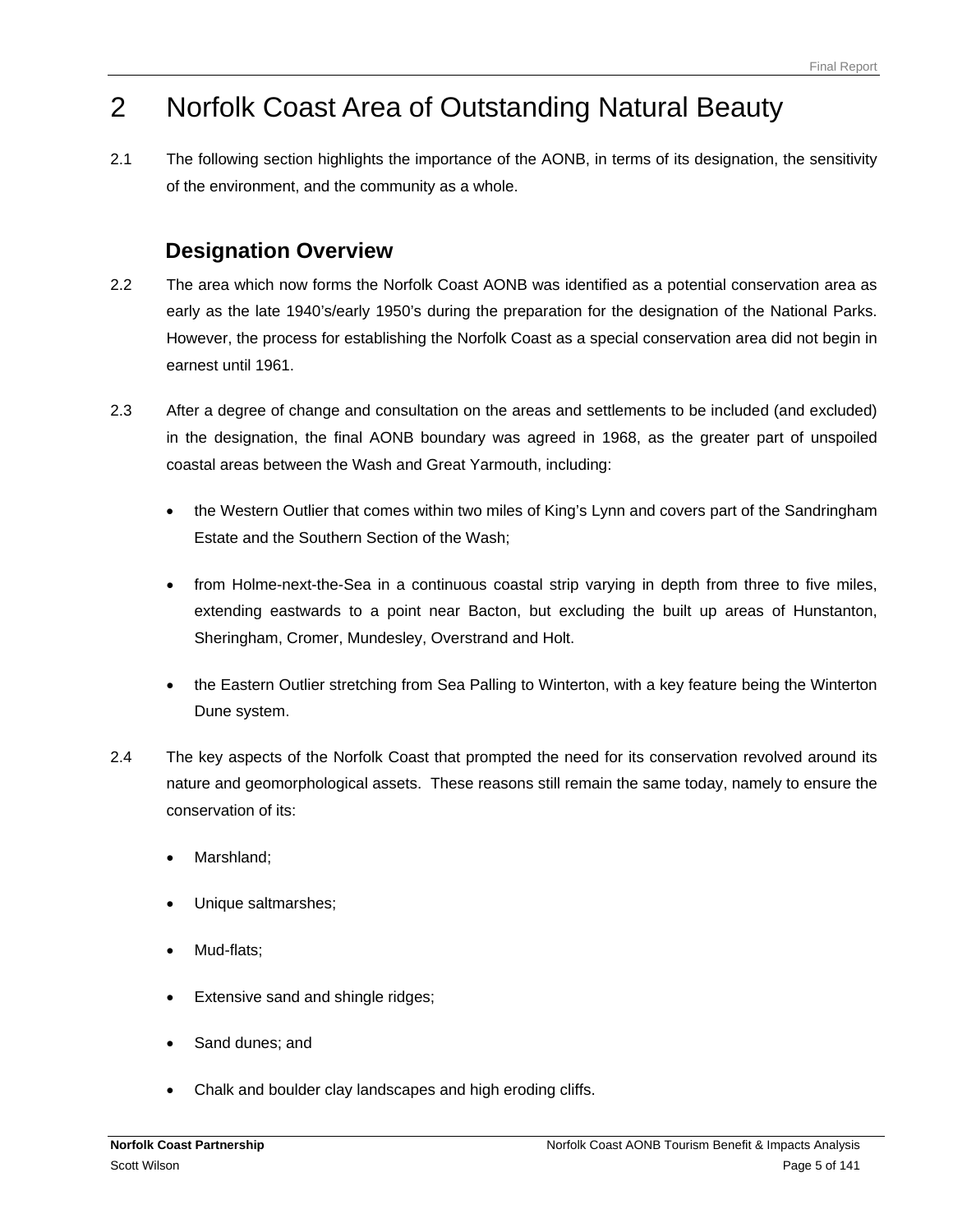# 2 Norfolk Coast Area of Outstanding Natural Beauty

2.1 The following section highlights the importance of the AONB, in terms of its designation, the sensitivity of the environment, and the community as a whole.

## Designation Overview

2.2 The area which now forms the Norfolk Coast AONB was identified as a potential conservation area as early as the late 1940's/early 1950's during the preparation for the designation of the National Parks. However, the process for establishing the Norfolk Coast as a special conservation area did not begin in earnest until 1961.

2.3 After a degree of change and consultation on the areas and settlements to be included (and excluded) in the designation, the final AONB boundary was agreed in 1968, as the greater part of unspoiled coastal areas between the Wash and Great Yarmouth, including:

- the Western Outlier that comes within two miles of King's Lynn and covers part of the Sandringham Estate and the Southern Section of the Wash;
- from Holme-next-the-Sea in a continuous coastal strip varying in depth from three to five miles, extending eastwards to a point near Bacton, but excluding the built up areas of Hunstanton, Sheringham, Cromer, Mundesley, Overstrand and Holt.
- the Eastern Outlier stretching from Sea Palling to Winterton, with a key feature being the Winterton Dune system.

2.4 The key aspects of the Norfolk Coast that prompted the need for its conservation revolved around its nature and geomorphological assets. These reasons still remain the same today, namely to ensure the conservation of its:

- Marshland;
- Unique saltmarshes;
- Mud-flats;
- Extensive sand and shingle ridges;
- Sand dunes; and
- Chalk and boulder clay landscapes and high eroding cliffs.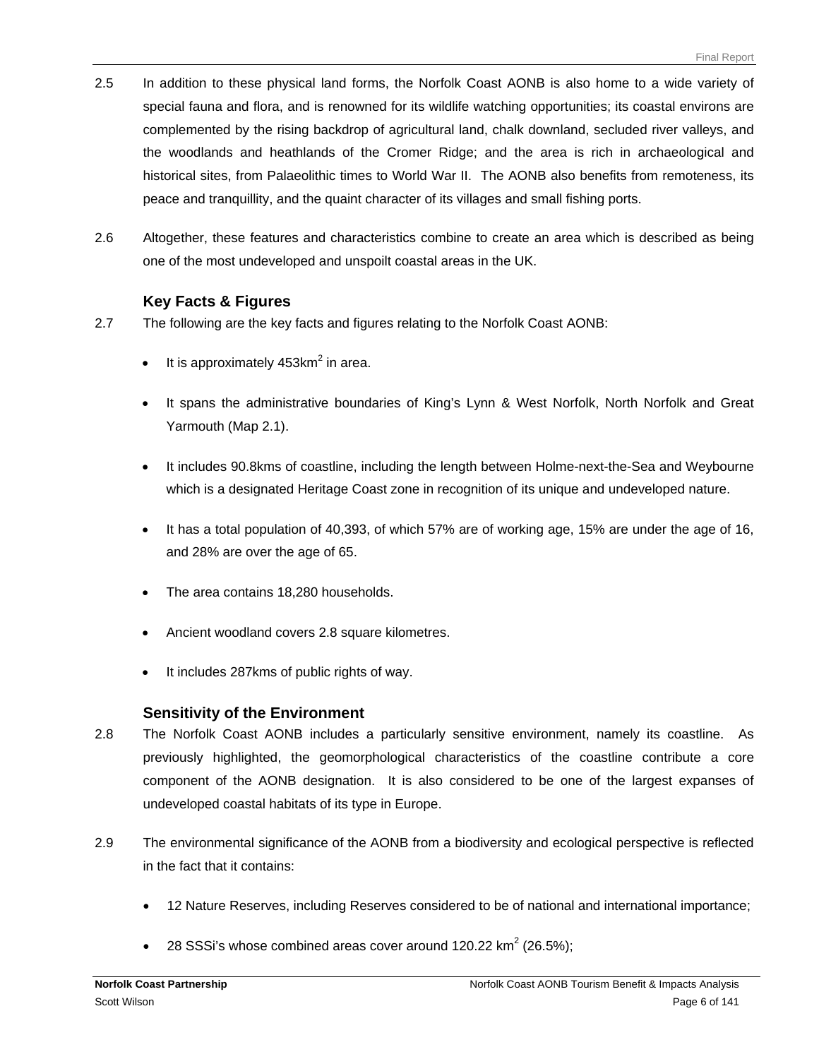2.5 In addition to these physical land forms, the Norfolk Coast AONB is also home to a wide variety of special fauna and flora, and is renowned for its wildlife watching opportunities; its coastal environs are complemented by the rising backdrop of agricultural land, chalk downland, secluded river valleys, and the woodlands and heathlands of the Cromer Ridge; and the area is rich in archaeological and historical sites, from Palaeolithic times to World War II. The AONB also benefits from remoteness, its peace and tranquillity, and the quaint character of its villages and small fishing ports.

2.6 Altogether, these features and characteristics combine to create an area which is described as being one of the most undeveloped and unspoilt coastal areas in the UK.

### Key Facts & Figures

2.7 The following are the key facts and figures relating to the Norfolk Coast AONB:

- It is approximately $453km^2$ in area.
- It spans the administrative boundaries of King's Lynn & West Norfolk, North Norfolk and Great Yarmouth (Map 2.1).
- It includes 90.8kms of coastline, including the length between Holme-next-the-Sea and Weybourne which is a designated Heritage Coast zone in recognition of its unique and undeveloped nature.
- It has a total population of 40,393, of which 57% are of working age, 15% are under the age of 16, and 28% are over the age of 65.
- The area contains 18,280 households.
- Ancient woodland covers 2.8 square kilometres.
- It includes 287kms of public rights of way.

### Sensitivity of the Environment

2.8 The Norfolk Coast AONB includes a particularly sensitive environment, namely its coastline. As previously highlighted, the geomorphological characteristics of the coastline contribute a core component of the AONB designation. It is also considered to be one of the largest expanses of undeveloped coastal habitats of its type in Europe.

2.9 The environmental significance of the AONB from a biodiversity and ecological perspective is reflected in the fact that it contains:

- 12 Nature Reserves, including Reserves considered to be of national and international importance;
- 28 SSSi's whose combined areas cover around 120.22 $km^2$ (26.5%);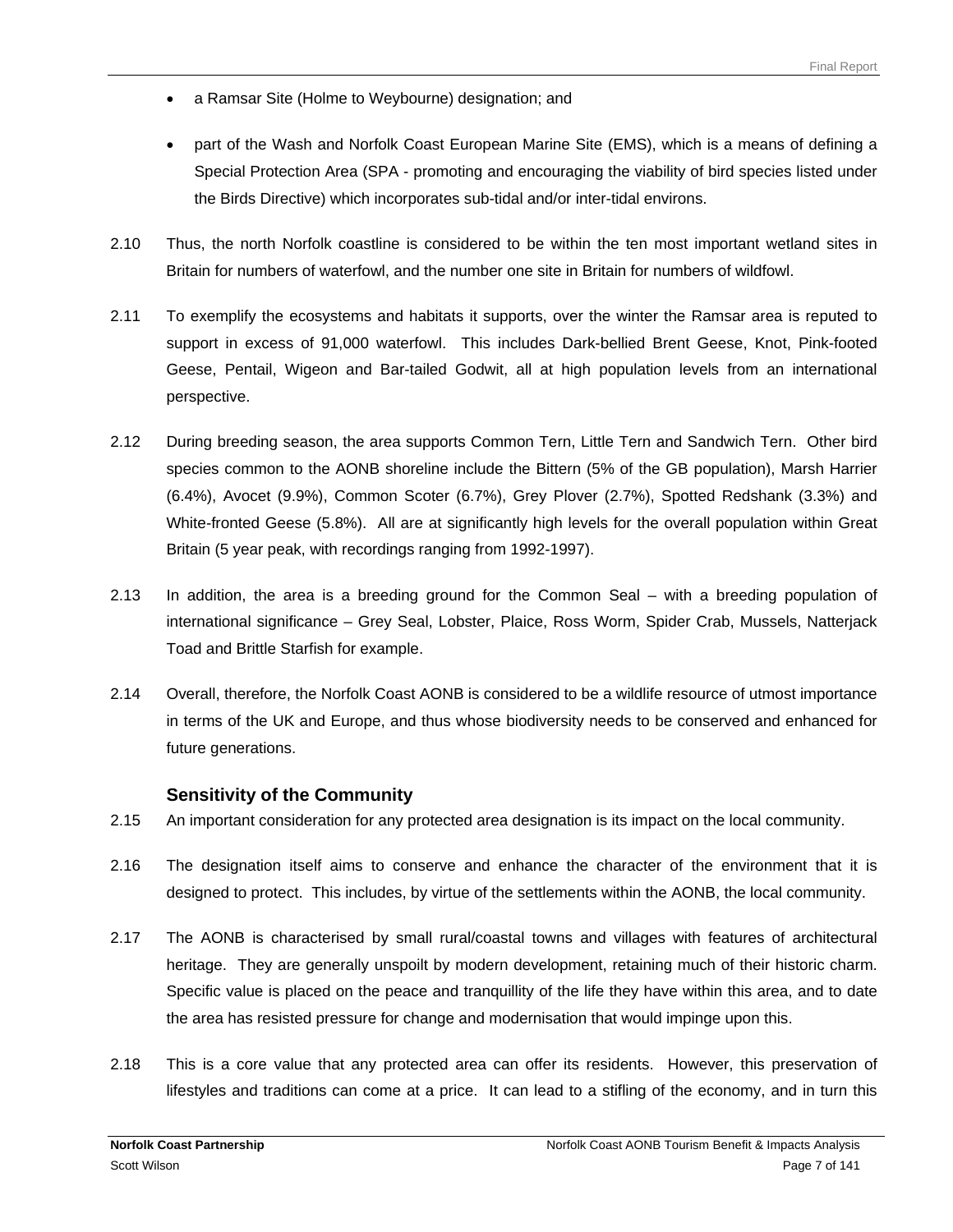- a Ramsar Site (Holme to Weybourne) designation; and
- part of the Wash and Norfolk Coast European Marine Site (EMS), which is a means of defining a Special Protection Area (SPA - promoting and encouraging the viability of bird species listed under the Birds Directive) which incorporates sub-tidal and/or inter-tidal environs.

2.10 Thus, the north Norfolk coastline is considered to be within the ten most important wetland sites in Britain for numbers of waterfowl, and the number one site in Britain for numbers of wildfowl.

2.11 To exemplify the ecosystems and habitats it supports, over the winter the Ramsar area is reputed to support in excess of 91,000 waterfowl. This includes Dark-bellied Brent Geese, Knot, Pink-footed Geese, Pentail, Wigeon and Bar-tailed Godwit, all at high population levels from an international perspective.

2.12 During breeding season, the area supports Common Tern, Little Tern and Sandwich Tern. Other bird species common to the AONB shoreline include the Bittern (5% of the GB population), Marsh Harrier (6.4%), Avocet (9.9%), Common Scoter (6.7%), Grey Plover (2.7%), Spotted Redshank (3.3%) and White-fronted Geese (5.8%). All are at significantly high levels for the overall population within Great Britain (5 year peak, with recordings ranging from 1992-1997).

2.13 In addition, the area is a breeding ground for the Common Seal – with a breeding population of international significance – Grey Seal, Lobster, Plaice, Ross Worm, Spider Crab, Mussels, Natterjack Toad and Brittle Starfish for example.

2.14 Overall, therefore, the Norfolk Coast AONB is considered to be a wildlife resource of utmost importance in terms of the UK and Europe, and thus whose biodiversity needs to be conserved and enhanced for future generations.

### Sensitivity of the Community

2.15 An important consideration for any protected area designation is its impact on the local community.

2.16 The designation itself aims to conserve and enhance the character of the environment that it is designed to protect. This includes, by virtue of the settlements within the AONB, the local community.

2.17 The AONB is characterised by small rural/coastal towns and villages with features of architectural heritage. They are generally unspoilt by modern development, retaining much of their historic charm. Specific value is placed on the peace and tranquillity of the life they have within this area, and to date the area has resisted pressure for change and modernisation that would impinge upon this.

2.18 This is a core value that any protected area can offer its residents. However, this preservation of lifestyles and traditions can come at a price. It can lead to a stifling of the economy, and in turn this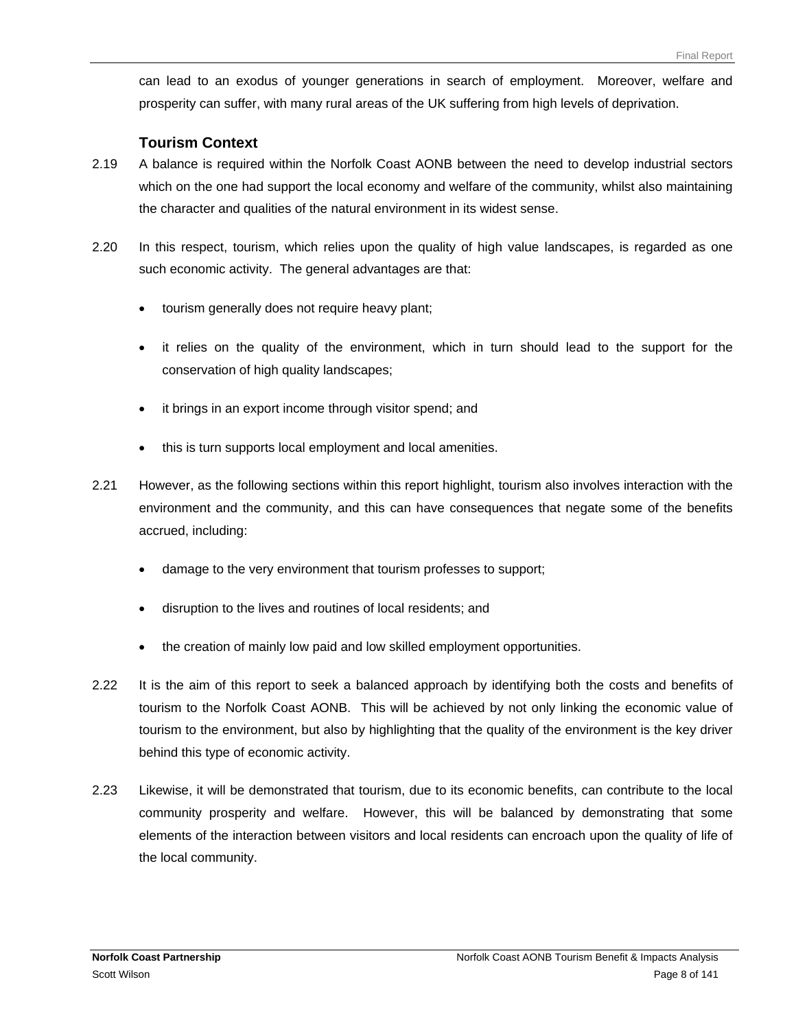can lead to an exodus of younger generations in search of employment. Moreover, welfare and prosperity can suffer, with many rural areas of the UK suffering from high levels of deprivation.

### Tourism Context

2.19 A balance is required within the Norfolk Coast AONB between the need to develop industrial sectors which on the one had support the local economy and welfare of the community, whilst also maintaining the character and qualities of the natural environment in its widest sense.

2.20 In this respect, tourism, which relies upon the quality of high value landscapes, is regarded as one such economic activity. The general advantages are that:

- tourism generally does not require heavy plant;
- it relies on the quality of the environment, which in turn should lead to the support for the conservation of high quality landscapes;
- it brings in an export income through visitor spend; and
- this is turn supports local employment and local amenities.

2.21 However, as the following sections within this report highlight, tourism also involves interaction with the environment and the community, and this can have consequences that negate some of the benefits accrued, including:

- damage to the very environment that tourism professes to support;
- disruption to the lives and routines of local residents; and
- the creation of mainly low paid and low skilled employment opportunities.

2.22 It is the aim of this report to seek a balanced approach by identifying both the costs and benefits of tourism to the Norfolk Coast AONB. This will be achieved by not only linking the economic value of tourism to the environment, but also by highlighting that the quality of the environment is the key driver behind this type of economic activity.

2.23 Likewise, it will be demonstrated that tourism, due to its economic benefits, can contribute to the local community prosperity and welfare. However, this will be balanced by demonstrating that some elements of the interaction between visitors and local residents can encroach upon the quality of life of the local community.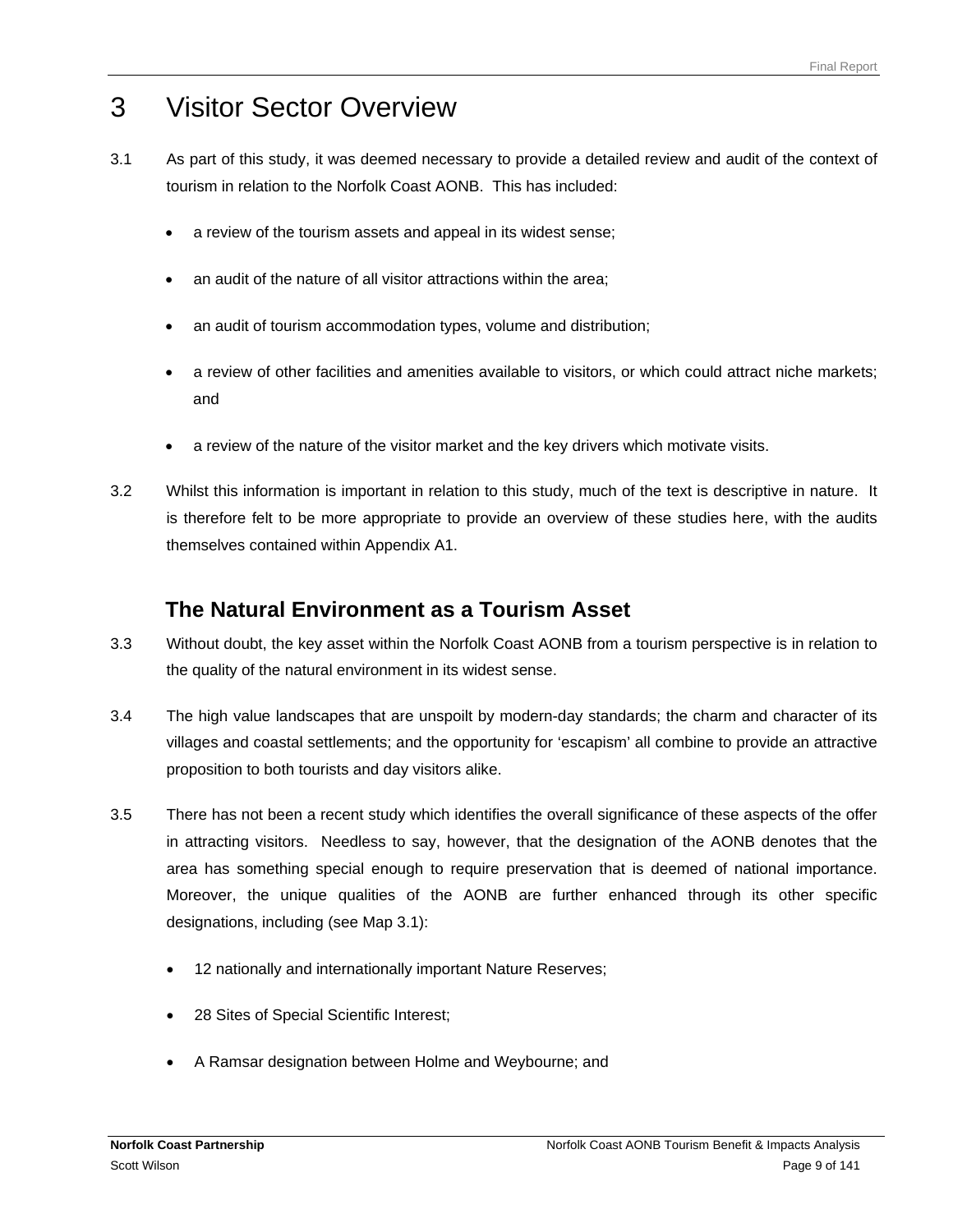# 3 Visitor Sector Overview

3.1 As part of this study, it was deemed necessary to provide a detailed review and audit of the context of tourism in relation to the Norfolk Coast AONB. This has included:

- a review of the tourism assets and appeal in its widest sense;
- an audit of the nature of all visitor attractions within the area;
- an audit of tourism accommodation types, volume and distribution;
- a review of other facilities and amenities available to visitors, or which could attract niche markets; and
- a review of the nature of the visitor market and the key drivers which motivate visits.

3.2 Whilst this information is important in relation to this study, much of the text is descriptive in nature. It is therefore felt to be more appropriate to provide an overview of these studies here, with the audits themselves contained within Appendix A1.

## The Natural Environment as a Tourism Asset

3.3 Without doubt, the key asset within the Norfolk Coast AONB from a tourism perspective is in relation to the quality of the natural environment in its widest sense.

3.4 The high value landscapes that are unspoilt by modern-day standards; the charm and character of its villages and coastal settlements; and the opportunity for 'escapism' all combine to provide an attractive proposition to both tourists and day visitors alike.

3.5 There has not been a recent study which identifies the overall significance of these aspects of the offer in attracting visitors. Needless to say, however, that the designation of the AONB denotes that the area has something special enough to require preservation that is deemed of national importance. Moreover, the unique qualities of the AONB are further enhanced through its other specific designations, including (see Map 3.1):

- 12 nationally and internationally important Nature Reserves;
- 28 Sites of Special Scientific Interest;
- A Ramsar designation between Holme and Weybourne; and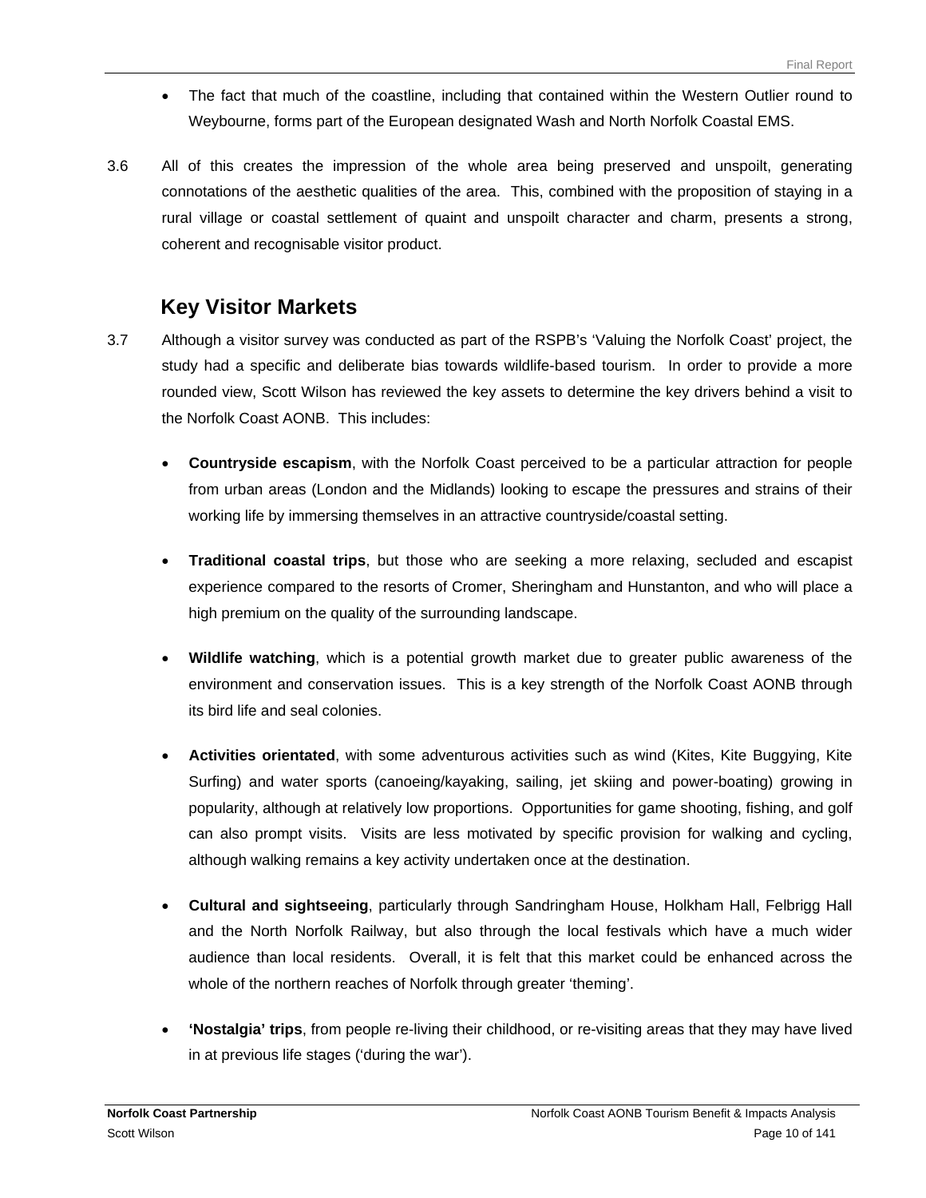- The fact that much of the coastline, including that contained within the Western Outlier round to Weybourne, forms part of the European designated Wash and North Norfolk Coastal EMS.

3.6 All of this creates the impression of the whole area being preserved and unspoilt, generating connotations of the aesthetic qualities of the area. This, combined with the proposition of staying in a rural village or coastal settlement of quaint and unspoilt character and charm, presents a strong, coherent and recognisable visitor product.

## Key Visitor Markets

3.7 Although a visitor survey was conducted as part of the RSPB's 'Valuing the Norfolk Coast' project, the study had a specific and deliberate bias towards wildlife-based tourism. In order to provide a more rounded view, Scott Wilson has reviewed the key assets to determine the key drivers behind a visit to the Norfolk Coast AONB. This includes:

- **Countryside escapism**, with the Norfolk Coast perceived to be a particular attraction for people from urban areas (London and the Midlands) looking to escape the pressures and strains of their working life by immersing themselves in an attractive countryside/coastal setting.

- **Traditional coastal trips**, but those who are seeking a more relaxing, secluded and escapist experience compared to the resorts of Cromer, Sheringham and Hunstanton, and who will place a high premium on the quality of the surrounding landscape.

- **Wildlife watching**, which is a potential growth market due to greater public awareness of the environment and conservation issues. This is a key strength of the Norfolk Coast AONB through its bird life and seal colonies.

- **Activities orientated**, with some adventurous activities such as wind (Kites, Kite Buggying, Kite Surfing) and water sports (canoeing/kayaking, sailing, jet skiing and power-boating) growing in popularity, although at relatively low proportions. Opportunities for game shooting, fishing, and golf can also prompt visits. Visits are less motivated by specific provision for walking and cycling, although walking remains a key activity undertaken once at the destination.

- **Cultural and sightseeing**, particularly through Sandringham House, Holkham Hall, Felbrigg Hall and the North Norfolk Railway, but also through the local festivals which have a much wider audience than local residents. Overall, it is felt that this market could be enhanced across the whole of the northern reaches of Norfolk through greater 'theming'.

- **'Nostalgia' trips**, from people re-living their childhood, or re-visiting areas that they may have lived in at previous life stages ('during the war').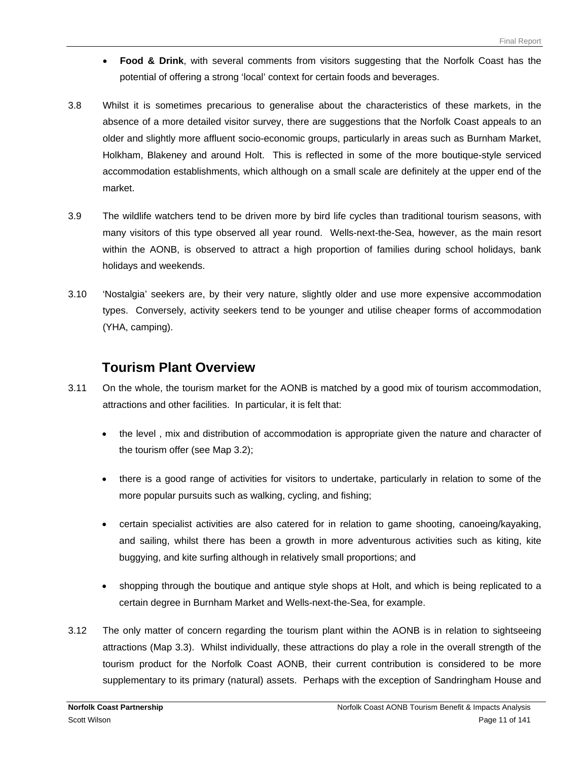- **Food & Drink**, with several comments from visitors suggesting that the Norfolk Coast has the potential of offering a strong 'local' context for certain foods and beverages.

3.8 Whilst it is sometimes precarious to generalise about the characteristics of these markets, in the absence of a more detailed visitor survey, there are suggestions that the Norfolk Coast appeals to an older and slightly more affluent socio-economic groups, particularly in areas such as Burnham Market, Holkham, Blakeney and around Holt. This is reflected in some of the more boutique-style serviced accommodation establishments, which although on a small scale are definitely at the upper end of the market.

3.9 The wildlife watchers tend to be driven more by bird life cycles than traditional tourism seasons, with many visitors of this type observed all year round. Wells-next-the-Sea, however, as the main resort within the AONB, is observed to attract a high proportion of families during school holidays, bank holidays and weekends.

3.10 'Nostalgia' seekers are, by their very nature, slightly older and use more expensive accommodation types. Conversely, activity seekers tend to be younger and utilise cheaper forms of accommodation (YHA, camping).

## Tourism Plant Overview

3.11 On the whole, the tourism market for the AONB is matched by a good mix of tourism accommodation, attractions and other facilities. In particular, it is felt that:

- the level , mix and distribution of accommodation is appropriate given the nature and character of the tourism offer (see Map 3.2);
- there is a good range of activities for visitors to undertake, particularly in relation to some of the more popular pursuits such as walking, cycling, and fishing;
- certain specialist activities are also catered for in relation to game shooting, canoeing/kayaking, and sailing, whilst there has been a growth in more adventurous activities such as kiting, kite buggying, and kite surfing although in relatively small proportions; and
- shopping through the boutique and antique style shops at Holt, and which is being replicated to a certain degree in Burnham Market and Wells-next-the-Sea, for example.

3.12 The only matter of concern regarding the tourism plant within the AONB is in relation to sightseeing attractions (Map 3.3). Whilst individually, these attractions do play a role in the overall strength of the tourism product for the Norfolk Coast AONB, their current contribution is considered to be more supplementary to its primary (natural) assets. Perhaps with the exception of Sandringham House and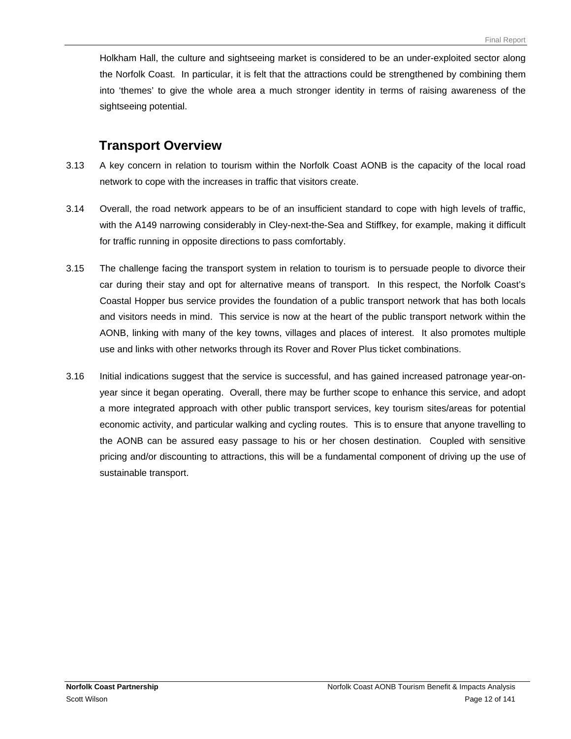Holkham Hall, the culture and sightseeing market is considered to be an under-exploited sector along the Norfolk Coast. In particular, it is felt that the attractions could be strengthened by combining them into 'themes' to give the whole area a much stronger identity in terms of raising awareness of the sightseeing potential.

## Transport Overview

3.13 A key concern in relation to tourism within the Norfolk Coast AONB is the capacity of the local road network to cope with the increases in traffic that visitors create.

3.14 Overall, the road network appears to be of an insufficient standard to cope with high levels of traffic, with the A149 narrowing considerably in Cley-next-the-Sea and Stiffkey, for example, making it difficult for traffic running in opposite directions to pass comfortably.

3.15 The challenge facing the transport system in relation to tourism is to persuade people to divorce their car during their stay and opt for alternative means of transport. In this respect, the Norfolk Coast's Coastal Hopper bus service provides the foundation of a public transport network that has both locals and visitors needs in mind. This service is now at the heart of the public transport network within the AONB, linking with many of the key towns, villages and places of interest. It also promotes multiple use and links with other networks through its Rover and Rover Plus ticket combinations.

3.16 Initial indications suggest that the service is successful, and has gained increased patronage year-on-year since it began operating. Overall, there may be further scope to enhance this service, and adopt a more integrated approach with other public transport services, key tourism sites/areas for potential economic activity, and particular walking and cycling routes. This is to ensure that anyone travelling to the AONB can be assured easy passage to his or her chosen destination. Coupled with sensitive pricing and/or discounting to attractions, this will be a fundamental component of driving up the use of sustainable transport.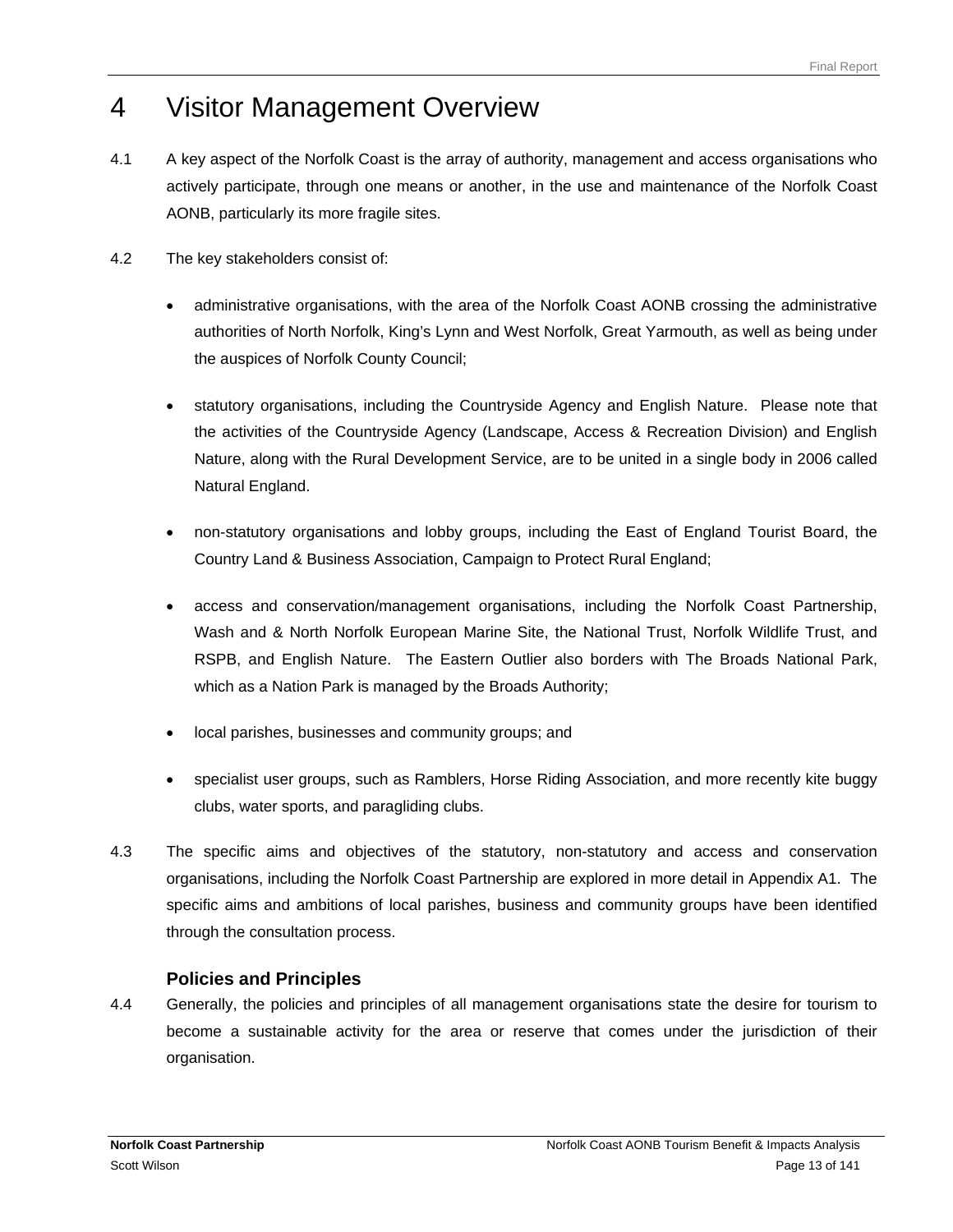# 4 Visitor Management Overview

4.1 A key aspect of the Norfolk Coast is the array of authority, management and access organisations who actively participate, through one means or another, in the use and maintenance of the Norfolk Coast AONB, particularly its more fragile sites.

4.2 The key stakeholders consist of:

- administrative organisations, with the area of the Norfolk Coast AONB crossing the administrative authorities of North Norfolk, King's Lynn and West Norfolk, Great Yarmouth, as well as being under the auspices of Norfolk County Council;
- statutory organisations, including the Countryside Agency and English Nature. Please note that the activities of the Countryside Agency (Landscape, Access & Recreation Division) and English Nature, along with the Rural Development Service, are to be united in a single body in 2006 called Natural England.
- non-statutory organisations and lobby groups, including the East of England Tourist Board, the Country Land & Business Association, Campaign to Protect Rural England;
- access and conservation/management organisations, including the Norfolk Coast Partnership, Wash and & North Norfolk European Marine Site, the National Trust, Norfolk Wildlife Trust, and RSPB, and English Nature. The Eastern Outlier also borders with The Broads National Park, which as a Nation Park is managed by the Broads Authority;
- local parishes, businesses and community groups; and
- specialist user groups, such as Ramblers, Horse Riding Association, and more recently kite buggy clubs, water sports, and paragliding clubs.

4.3 The specific aims and objectives of the statutory, non-statutory and access and conservation organisations, including the Norfolk Coast Partnership are explored in more detail in Appendix A1. The specific aims and ambitions of local parishes, business and community groups have been identified through the consultation process.

### Policies and Principles

4.4 Generally, the policies and principles of all management organisations state the desire for tourism to become a sustainable activity for the area or reserve that comes under the jurisdiction of their organisation.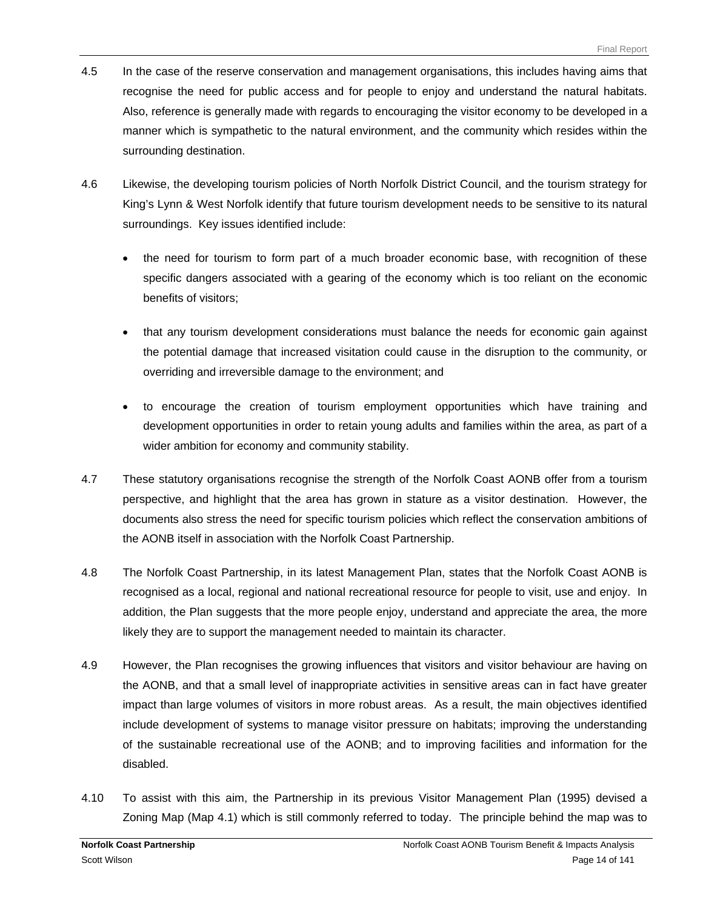4.5 In the case of the reserve conservation and management organisations, this includes having aims that recognise the need for public access and for people to enjoy and understand the natural habitats. Also, reference is generally made with regards to encouraging the visitor economy to be developed in a manner which is sympathetic to the natural environment, and the community which resides within the surrounding destination.

4.6 Likewise, the developing tourism policies of North Norfolk District Council, and the tourism strategy for King's Lynn & West Norfolk identify that future tourism development needs to be sensitive to its natural surroundings. Key issues identified include:

- the need for tourism to form part of a much broader economic base, with recognition of these specific dangers associated with a gearing of the economy which is too reliant on the economic benefits of visitors;
- that any tourism development considerations must balance the needs for economic gain against the potential damage that increased visitation could cause in the disruption to the community, or overriding and irreversible damage to the environment; and
- to encourage the creation of tourism employment opportunities which have training and development opportunities in order to retain young adults and families within the area, as part of a wider ambition for economy and community stability.

4.7 These statutory organisations recognise the strength of the Norfolk Coast AONB offer from a tourism perspective, and highlight that the area has grown in stature as a visitor destination. However, the documents also stress the need for specific tourism policies which reflect the conservation ambitions of the AONB itself in association with the Norfolk Coast Partnership.

4.8 The Norfolk Coast Partnership, in its latest Management Plan, states that the Norfolk Coast AONB is recognised as a local, regional and national recreational resource for people to visit, use and enjoy. In addition, the Plan suggests that the more people enjoy, understand and appreciate the area, the more likely they are to support the management needed to maintain its character.

4.9 However, the Plan recognises the growing influences that visitors and visitor behaviour are having on the AONB, and that a small level of inappropriate activities in sensitive areas can in fact have greater impact than large volumes of visitors in more robust areas. As a result, the main objectives identified include development of systems to manage visitor pressure on habitats; improving the understanding of the sustainable recreational use of the AONB; and to improving facilities and information for the disabled.

4.10 To assist with this aim, the Partnership in its previous Visitor Management Plan (1995) devised a Zoning Map (Map 4.1) which is still commonly referred to today. The principle behind the map was to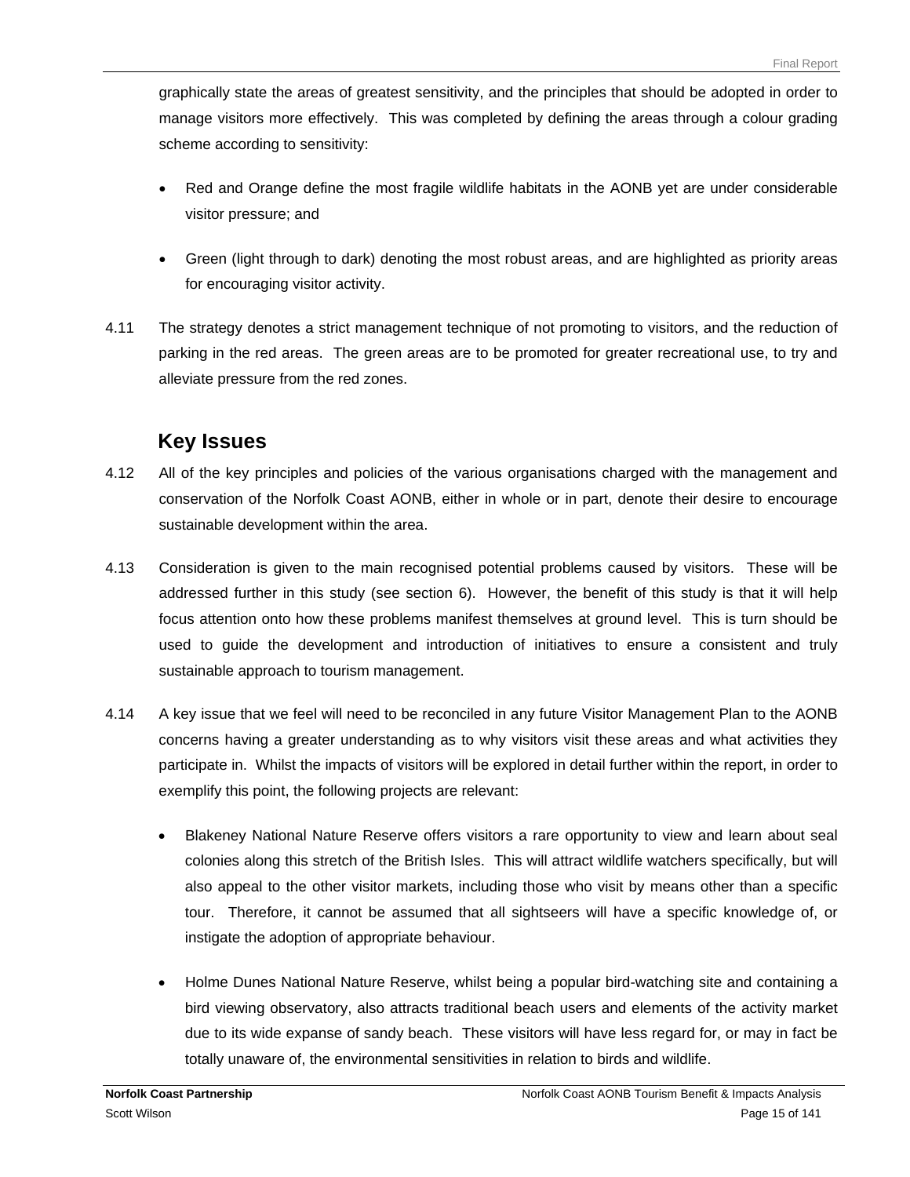graphically state the areas of greatest sensitivity, and the principles that should be adopted in order to manage visitors more effectively. This was completed by defining the areas through a colour grading scheme according to sensitivity:

- Red and Orange define the most fragile wildlife habitats in the AONB yet are under considerable visitor pressure; and
- Green (light through to dark) denoting the most robust areas, and are highlighted as priority areas for encouraging visitor activity.

4.11 The strategy denotes a strict management technique of not promoting to visitors, and the reduction of parking in the red areas. The green areas are to be promoted for greater recreational use, to try and alleviate pressure from the red zones.

## Key Issues

4.12 All of the key principles and policies of the various organisations charged with the management and conservation of the Norfolk Coast AONB, either in whole or in part, denote their desire to encourage sustainable development within the area.

4.13 Consideration is given to the main recognised potential problems caused by visitors. These will be addressed further in this study (see section 6). However, the benefit of this study is that it will help focus attention onto how these problems manifest themselves at ground level. This is turn should be used to guide the development and introduction of initiatives to ensure a consistent and truly sustainable approach to tourism management.

4.14 A key issue that we feel will need to be reconciled in any future Visitor Management Plan to the AONB concerns having a greater understanding as to why visitors visit these areas and what activities they participate in. Whilst the impacts of visitors will be explored in detail further within the report, in order to exemplify this point, the following projects are relevant:

- Blakeney National Nature Reserve offers visitors a rare opportunity to view and learn about seal colonies along this stretch of the British Isles. This will attract wildlife watchers specifically, but will also appeal to the other visitor markets, including those who visit by means other than a specific tour. Therefore, it cannot be assumed that all sightseers will have a specific knowledge of, or instigate the adoption of appropriate behaviour.
- Holme Dunes National Nature Reserve, whilst being a popular bird-watching site and containing a bird viewing observatory, also attracts traditional beach users and elements of the activity market due to its wide expanse of sandy beach. These visitors will have less regard for, or may in fact be totally unaware of, the environmental sensitivities in relation to birds and wildlife.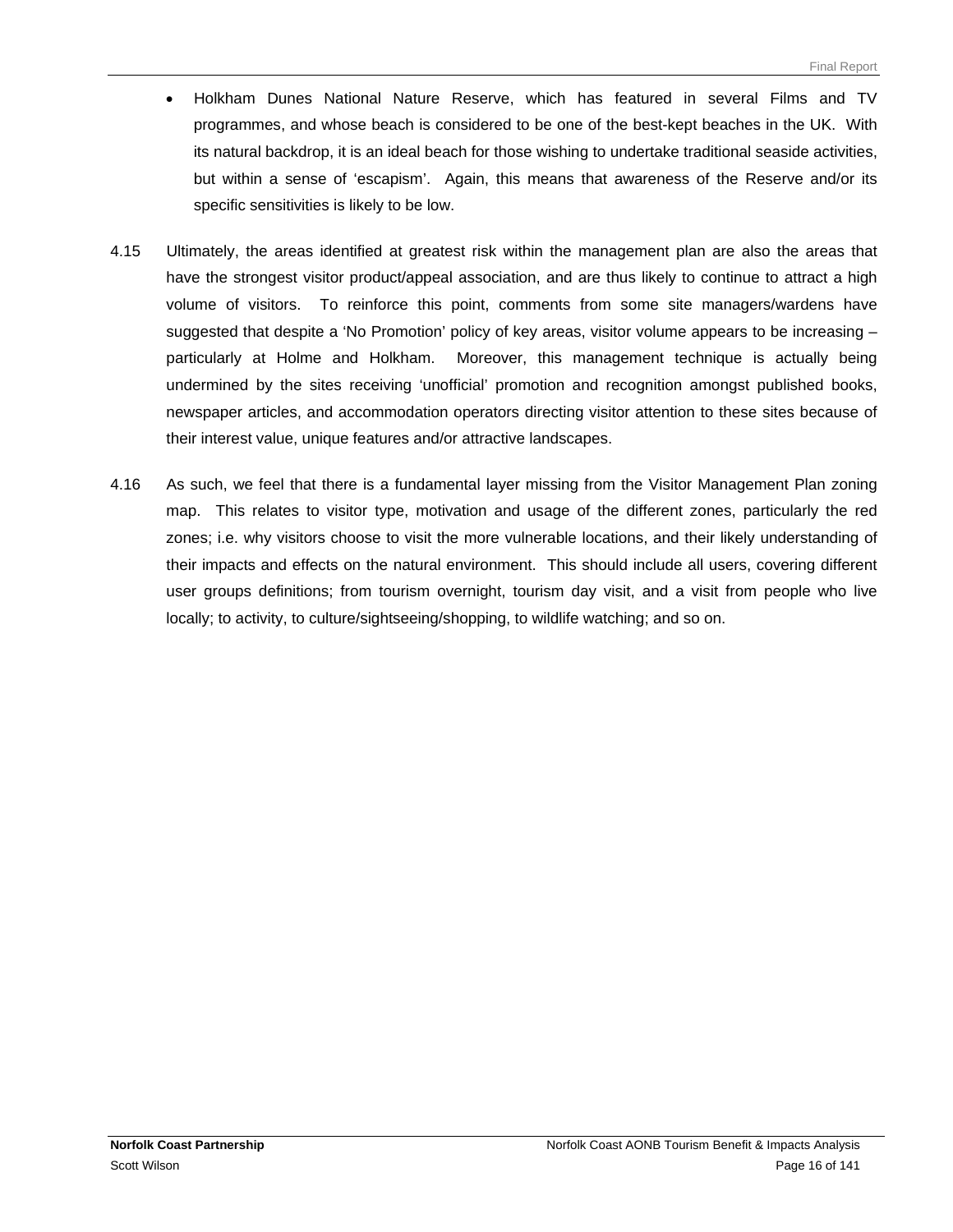- Holkham Dunes National Nature Reserve, which has featured in several Films and TV programmes, and whose beach is considered to be one of the best-kept beaches in the UK. With its natural backdrop, it is an ideal beach for those wishing to undertake traditional seaside activities, but within a sense of 'escapism'. Again, this means that awareness of the Reserve and/or its specific sensitivities is likely to be low.

4.15 Ultimately, the areas identified at greatest risk within the management plan are also the areas that have the strongest visitor product/appeal association, and are thus likely to continue to attract a high volume of visitors. To reinforce this point, comments from some site managers/wardens have suggested that despite a 'No Promotion' policy of key areas, visitor volume appears to be increasing – particularly at Holme and Holkham. Moreover, this management technique is actually being undermined by the sites receiving 'unofficial' promotion and recognition amongst published books, newspaper articles, and accommodation operators directing visitor attention to these sites because of their interest value, unique features and/or attractive landscapes.

4.16 As such, we feel that there is a fundamental layer missing from the Visitor Management Plan zoning map. This relates to visitor type, motivation and usage of the different zones, particularly the red zones; i.e. why visitors choose to visit the more vulnerable locations, and their likely understanding of their impacts and effects on the natural environment. This should include all users, covering different user groups definitions; from tourism overnight, tourism day visit, and a visit from people who live locally; to activity, to culture/sightseeing/shopping, to wildlife watching; and so on.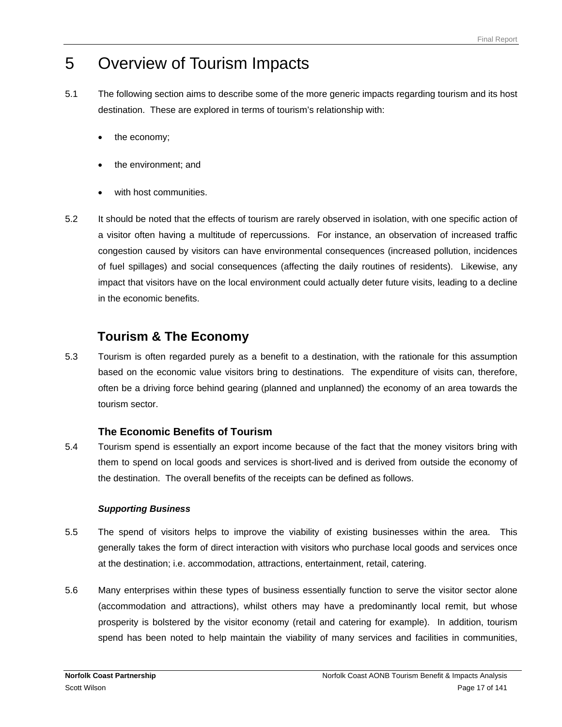# 5 Overview of Tourism Impacts

5.1 The following section aims to describe some of the more generic impacts regarding tourism and its host destination. These are explored in terms of tourism's relationship with:

- the economy;
- the environment; and
- with host communities.

5.2 It should be noted that the effects of tourism are rarely observed in isolation, with one specific action of a visitor often having a multitude of repercussions. For instance, an observation of increased traffic congestion caused by visitors can have environmental consequences (increased pollution, incidences of fuel spillages) and social consequences (affecting the daily routines of residents). Likewise, any impact that visitors have on the local environment could actually deter future visits, leading to a decline in the economic benefits.

## Tourism & The Economy

5.3 Tourism is often regarded purely as a benefit to a destination, with the rationale for this assumption based on the economic value visitors bring to destinations. The expenditure of visits can, therefore, often be a driving force behind gearing (planned and unplanned) the economy of an area towards the tourism sector.

### The Economic Benefits of Tourism

5.4 Tourism spend is essentially an export income because of the fact that the money visitors bring with them to spend on local goods and services is short-lived and is derived from outside the economy of the destination. The overall benefits of the receipts can be defined as follows.

***Supporting Business***

5.5 The spend of visitors helps to improve the viability of existing businesses within the area. This generally takes the form of direct interaction with visitors who purchase local goods and services once at the destination; i.e. accommodation, attractions, entertainment, retail, catering.

5.6 Many enterprises within these types of business essentially function to serve the visitor sector alone (accommodation and attractions), whilst others may have a predominantly local remit, but whose prosperity is bolstered by the visitor economy (retail and catering for example). In addition, tourism spend has been noted to help maintain the viability of many services and facilities in communities,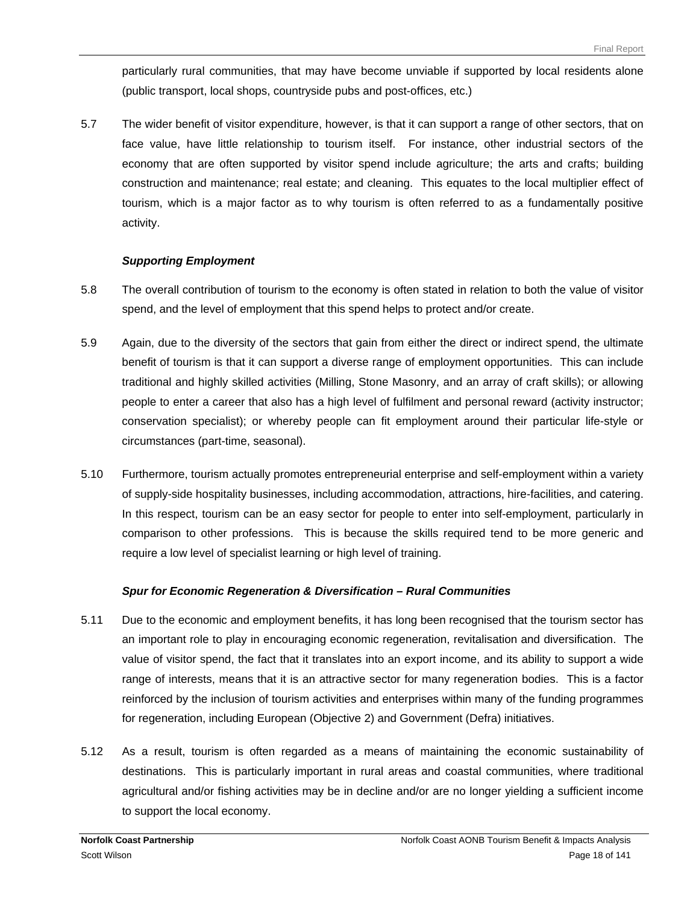particularly rural communities, that may have become unviable if supported by local residents alone (public transport, local shops, countryside pubs and post-offices, etc.)

5.7 The wider benefit of visitor expenditure, however, is that it can support a range of other sectors, that on face value, have little relationship to tourism itself. For instance, other industrial sectors of the economy that are often supported by visitor spend include agriculture; the arts and crafts; building construction and maintenance; real estate; and cleaning. This equates to the local multiplier effect of tourism, which is a major factor as to why tourism is often referred to as a fundamentally positive activity.

***Supporting Employment***

5.8 The overall contribution of tourism to the economy is often stated in relation to both the value of visitor spend, and the level of employment that this spend helps to protect and/or create.

5.9 Again, due to the diversity of the sectors that gain from either the direct or indirect spend, the ultimate benefit of tourism is that it can support a diverse range of employment opportunities. This can include traditional and highly skilled activities (Milling, Stone Masonry, and an array of craft skills); or allowing people to enter a career that also has a high level of fulfilment and personal reward (activity instructor; conservation specialist); or whereby people can fit employment around their particular life-style or circumstances (part-time, seasonal).

5.10 Furthermore, tourism actually promotes entrepreneurial enterprise and self-employment within a variety of supply-side hospitality businesses, including accommodation, attractions, hire-facilities, and catering. In this respect, tourism can be an easy sector for people to enter into self-employment, particularly in comparison to other professions. This is because the skills required tend to be more generic and require a low level of specialist learning or high level of training.

***Spur for Economic Regeneration & Diversification – Rural Communities***

5.11 Due to the economic and employment benefits, it has long been recognised that the tourism sector has an important role to play in encouraging economic regeneration, revitalisation and diversification. The value of visitor spend, the fact that it translates into an export income, and its ability to support a wide range of interests, means that it is an attractive sector for many regeneration bodies. This is a factor reinforced by the inclusion of tourism activities and enterprises within many of the funding programmes for regeneration, including European (Objective 2) and Government (Defra) initiatives.

5.12 As a result, tourism is often regarded as a means of maintaining the economic sustainability of destinations. This is particularly important in rural areas and coastal communities, where traditional agricultural and/or fishing activities may be in decline and/or are no longer yielding a sufficient income to support the local economy.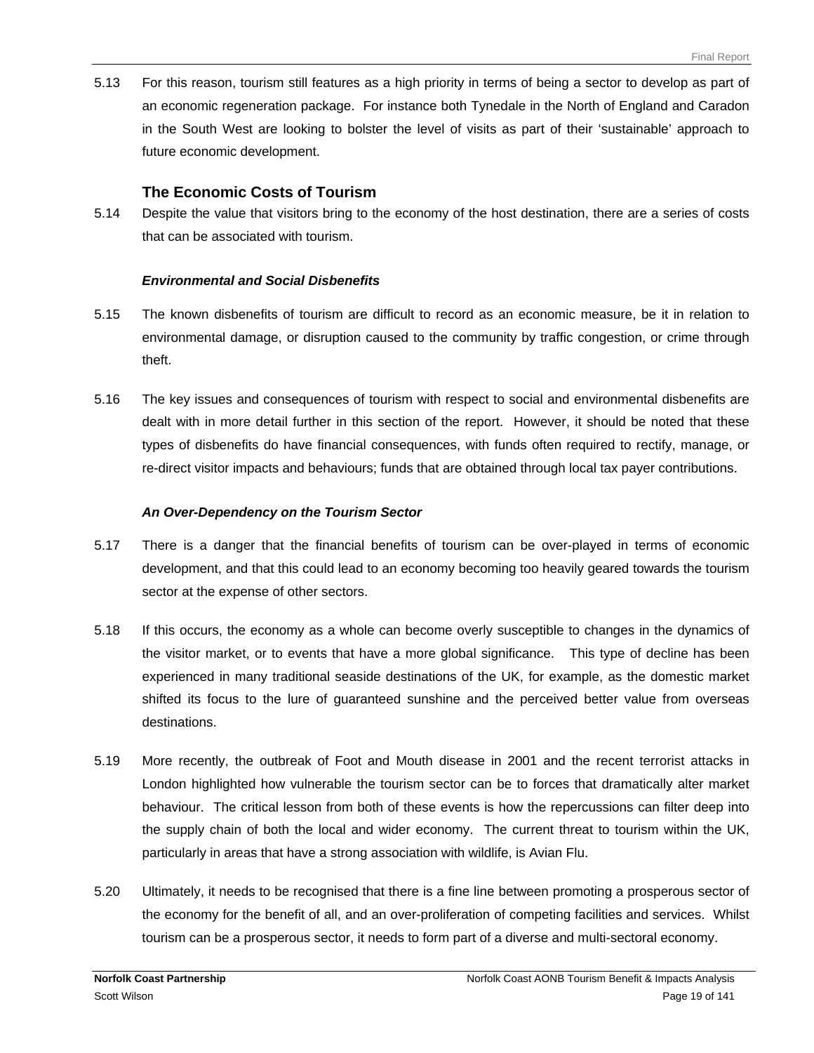5.13 For this reason, tourism still features as a high priority in terms of being a sector to develop as part of an economic regeneration package. For instance both Tynedale in the North of England and Caradon in the South West are looking to bolster the level of visits as part of their 'sustainable' approach to future economic development.

### The Economic Costs of Tourism

5.14 Despite the value that visitors bring to the economy of the host destination, there are a series of costs that can be associated with tourism.

#### *Environmental and Social Disbenefits*

5.15 The known disbenefits of tourism are difficult to record as an economic measure, be it in relation to environmental damage, or disruption caused to the community by traffic congestion, or crime through theft.

5.16 The key issues and consequences of tourism with respect to social and environmental disbenefits are dealt with in more detail further in this section of the report. However, it should be noted that these types of disbenefits do have financial consequences, with funds often required to rectify, manage, or re-direct visitor impacts and behaviours; funds that are obtained through local tax payer contributions.

#### *An Over-Dependency on the Tourism Sector*

5.17 There is a danger that the financial benefits of tourism can be over-played in terms of economic development, and that this could lead to an economy becoming too heavily geared towards the tourism sector at the expense of other sectors.

5.18 If this occurs, the economy as a whole can become overly susceptible to changes in the dynamics of the visitor market, or to events that have a more global significance. This type of decline has been experienced in many traditional seaside destinations of the UK, for example, as the domestic market shifted its focus to the lure of guaranteed sunshine and the perceived better value from overseas destinations.

5.19 More recently, the outbreak of Foot and Mouth disease in 2001 and the recent terrorist attacks in London highlighted how vulnerable the tourism sector can be to forces that dramatically alter market behaviour. The critical lesson from both of these events is how the repercussions can filter deep into the supply chain of both the local and wider economy. The current threat to tourism within the UK, particularly in areas that have a strong association with wildlife, is Avian Flu.

5.20 Ultimately, it needs to be recognised that there is a fine line between promoting a prosperous sector of the economy for the benefit of all, and an over-proliferation of competing facilities and services. Whilst tourism can be a prosperous sector, it needs to form part of a diverse and multi-sectoral economy.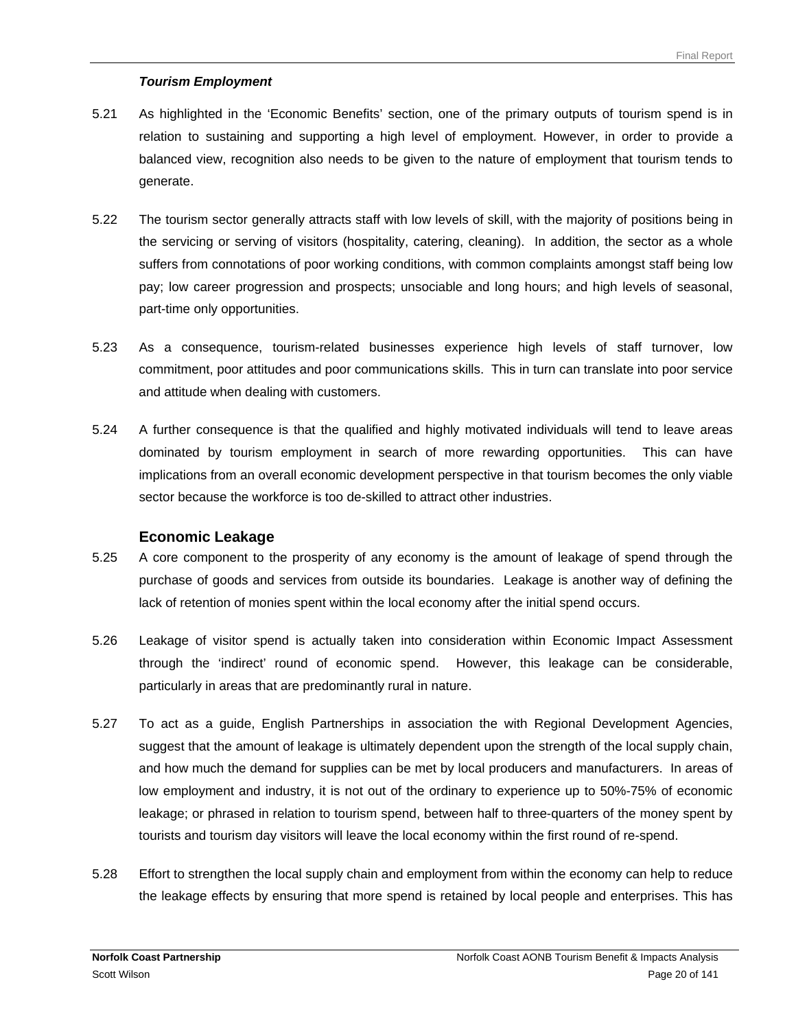### *Tourism Employment*

5.21 As highlighted in the 'Economic Benefits' section, one of the primary outputs of tourism spend is in relation to sustaining and supporting a high level of employment. However, in order to provide a balanced view, recognition also needs to be given to the nature of employment that tourism tends to generate.

5.22 The tourism sector generally attracts staff with low levels of skill, with the majority of positions being in the servicing or serving of visitors (hospitality, catering, cleaning). In addition, the sector as a whole suffers from connotations of poor working conditions, with common complaints amongst staff being low pay; low career progression and prospects; unsociable and long hours; and high levels of seasonal, part-time only opportunities.

5.23 As a consequence, tourism-related businesses experience high levels of staff turnover, low commitment, poor attitudes and poor communications skills. This in turn can translate into poor service and attitude when dealing with customers.

5.24 A further consequence is that the qualified and highly motivated individuals will tend to leave areas dominated by tourism employment in search of more rewarding opportunities. This can have implications from an overall economic development perspective in that tourism becomes the only viable sector because the workforce is too de-skilled to attract other industries.

## Economic Leakage

5.25 A core component to the prosperity of any economy is the amount of leakage of spend through the purchase of goods and services from outside its boundaries. Leakage is another way of defining the lack of retention of monies spent within the local economy after the initial spend occurs.

5.26 Leakage of visitor spend is actually taken into consideration within Economic Impact Assessment through the 'indirect' round of economic spend. However, this leakage can be considerable, particularly in areas that are predominantly rural in nature.

5.27 To act as a guide, English Partnerships in association the with Regional Development Agencies, suggest that the amount of leakage is ultimately dependent upon the strength of the local supply chain, and how much the demand for supplies can be met by local producers and manufacturers. In areas of low employment and industry, it is not out of the ordinary to experience up to 50%-75% of economic leakage; or phrased in relation to tourism spend, between half to three-quarters of the money spent by tourists and tourism day visitors will leave the local economy within the first round of re-spend.

5.28 Effort to strengthen the local supply chain and employment from within the economy can help to reduce the leakage effects by ensuring that more spend is retained by local people and enterprises. This has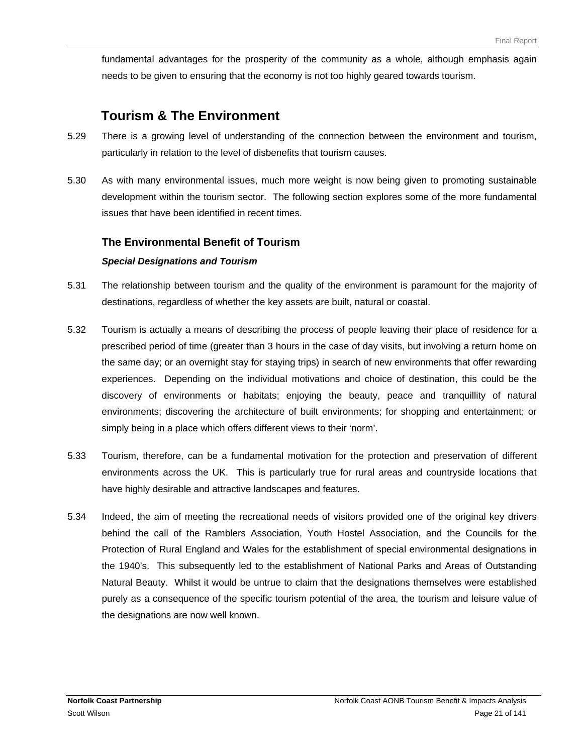fundamental advantages for the prosperity of the community as a whole, although emphasis again needs to be given to ensuring that the economy is not too highly geared towards tourism.

## Tourism & The Environment

5.29 There is a growing level of understanding of the connection between the environment and tourism, particularly in relation to the level of disbenefits that tourism causes.

5.30 As with many environmental issues, much more weight is now being given to promoting sustainable development within the tourism sector. The following section explores some of the more fundamental issues that have been identified in recent times.

### The Environmental Benefit of Tourism

***Special Designations and Tourism***

5.31 The relationship between tourism and the quality of the environment is paramount for the majority of destinations, regardless of whether the key assets are built, natural or coastal.

5.32 Tourism is actually a means of describing the process of people leaving their place of residence for a prescribed period of time (greater than 3 hours in the case of day visits, but involving a return home on the same day; or an overnight stay for staying trips) in search of new environments that offer rewarding experiences. Depending on the individual motivations and choice of destination, this could be the discovery of environments or habitats; enjoying the beauty, peace and tranquillity of natural environments; discovering the architecture of built environments; for shopping and entertainment; or simply being in a place which offers different views to their 'norm'.

5.33 Tourism, therefore, can be a fundamental motivation for the protection and preservation of different environments across the UK. This is particularly true for rural areas and countryside locations that have highly desirable and attractive landscapes and features.

5.34 Indeed, the aim of meeting the recreational needs of visitors provided one of the original key drivers behind the call of the Ramblers Association, Youth Hostel Association, and the Councils for the Protection of Rural England and Wales for the establishment of special environmental designations in the 1940's. This subsequently led to the establishment of National Parks and Areas of Outstanding Natural Beauty. Whilst it would be untrue to claim that the designations themselves were established purely as a consequence of the specific tourism potential of the area, the tourism and leisure value of the designations are now well known.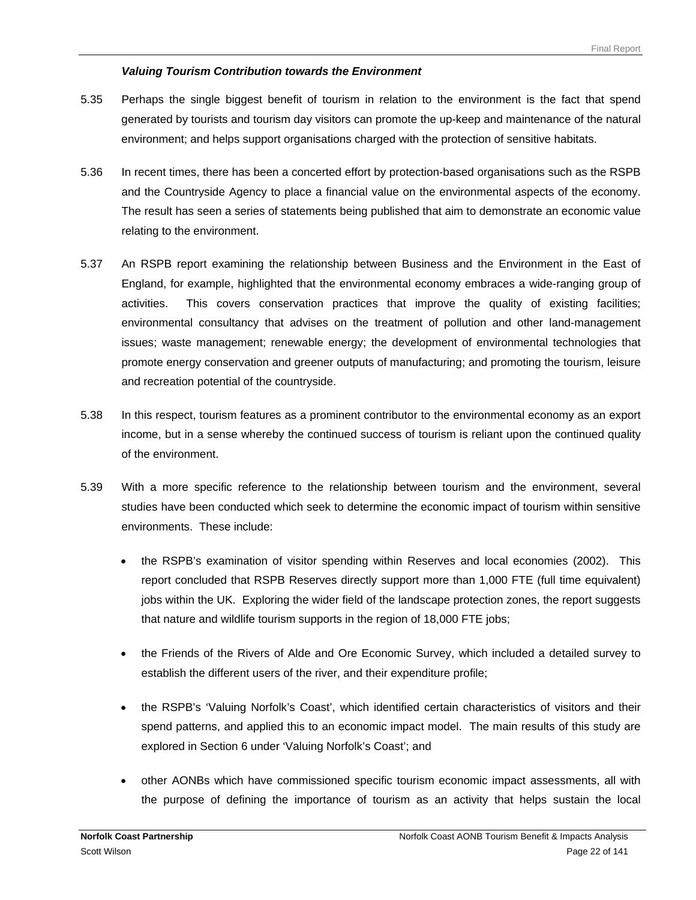***Valuing Tourism Contribution towards the Environment***

5.35 Perhaps the single biggest benefit of tourism in relation to the environment is the fact that spend generated by tourists and tourism day visitors can promote the up-keep and maintenance of the natural environment; and helps support organisations charged with the protection of sensitive habitats.

5.36 In recent times, there has been a concerted effort by protection-based organisations such as the RSPB and the Countryside Agency to place a financial value on the environmental aspects of the economy. The result has seen a series of statements being published that aim to demonstrate an economic value relating to the environment.

5.37 An RSPB report examining the relationship between Business and the Environment in the East of England, for example, highlighted that the environmental economy embraces a wide-ranging group of activities. This covers conservation practices that improve the quality of existing facilities; environmental consultancy that advises on the treatment of pollution and other land-management issues; waste management; renewable energy; the development of environmental technologies that promote energy conservation and greener outputs of manufacturing; and promoting the tourism, leisure and recreation potential of the countryside.

5.38 In this respect, tourism features as a prominent contributor to the environmental economy as an export income, but in a sense whereby the continued success of tourism is reliant upon the continued quality of the environment.

5.39 With a more specific reference to the relationship between tourism and the environment, several studies have been conducted which seek to determine the economic impact of tourism within sensitive environments. These include:

- the RSPB's examination of visitor spending within Reserves and local economies (2002). This report concluded that RSPB Reserves directly support more than 1,000 FTE (full time equivalent) jobs within the UK. Exploring the wider field of the landscape protection zones, the report suggests that nature and wildlife tourism supports in the region of 18,000 FTE jobs;

- the Friends of the Rivers of Alde and Ore Economic Survey, which included a detailed survey to establish the different users of the river, and their expenditure profile;

- the RSPB's 'Valuing Norfolk's Coast', which identified certain characteristics of visitors and their spend patterns, and applied this to an economic impact model. The main results of this study are explored in Section 6 under 'Valuing Norfolk's Coast'; and

- other AONBs which have commissioned specific tourism economic impact assessments, all with the purpose of defining the importance of tourism as an activity that helps sustain the local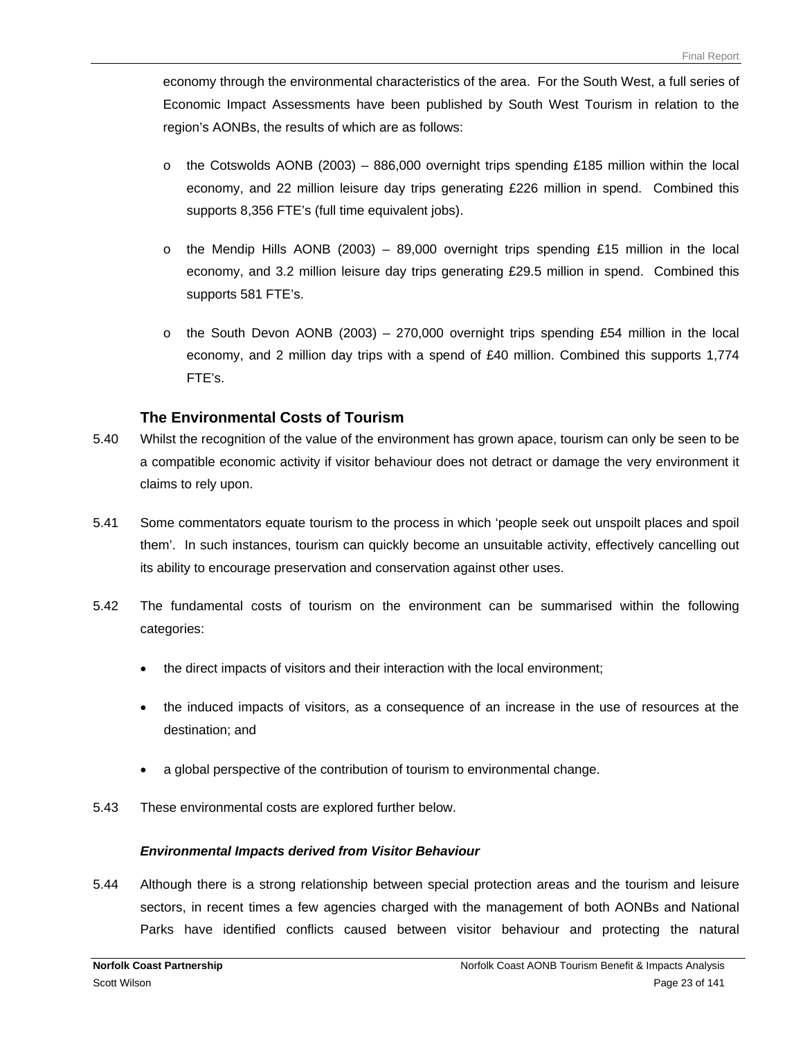economy through the environmental characteristics of the area. For the South West, a full series of Economic Impact Assessments have been published by South West Tourism in relation to the region's AONBs, the results of which are as follows:

- the Cotswolds AONB (2003) – 886,000 overnight trips spending £185 million within the local economy, and 22 million leisure day trips generating £226 million in spend. Combined this supports 8,356 FTE's (full time equivalent jobs).
- the Mendip Hills AONB (2003) – 89,000 overnight trips spending £15 million in the local economy, and 3.2 million leisure day trips generating £29.5 million in spend. Combined this supports 581 FTE's.
- the South Devon AONB (2003) – 270,000 overnight trips spending £54 million in the local economy, and 2 million day trips with a spend of £40 million. Combined this supports 1,774 FTE's.

### The Environmental Costs of Tourism

5.40 Whilst the recognition of the value of the environment has grown apace, tourism can only be seen to be a compatible economic activity if visitor behaviour does not detract or damage the very environment it claims to rely upon.

5.41 Some commentators equate tourism to the process in which 'people seek out unspoilt places and spoil them'. In such instances, tourism can quickly become an unsuitable activity, effectively cancelling out its ability to encourage preservation and conservation against other uses.

5.42 The fundamental costs of tourism on the environment can be summarised within the following categories:

- the direct impacts of visitors and their interaction with the local environment;
- the induced impacts of visitors, as a consequence of an increase in the use of resources at the destination; and
- a global perspective of the contribution of tourism to environmental change.

5.43 These environmental costs are explored further below.

***Environmental Impacts derived from Visitor Behaviour***

5.44 Although there is a strong relationship between special protection areas and the tourism and leisure sectors, in recent times a few agencies charged with the management of both AONBs and National Parks have identified conflicts caused between visitor behaviour and protecting the natural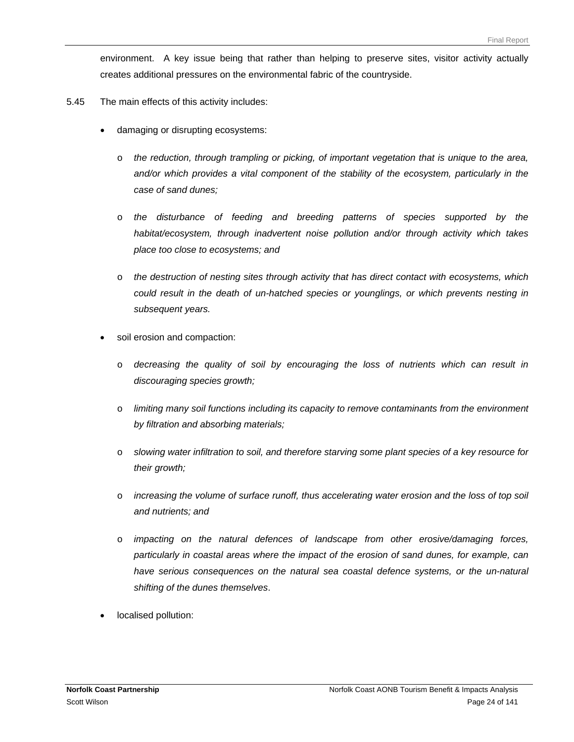environment. A key issue being that rather than helping to preserve sites, visitor activity actually creates additional pressures on the environmental fabric of the countryside.

5.45 The main effects of this activity includes:

- damaging or disrupting ecosystems:
  - *the reduction, through trampling or picking, of important vegetation that is unique to the area, and/or which provides a vital component of the stability of the ecosystem, particularly in the case of sand dunes;*
  - *the disturbance of feeding and breeding patterns of species supported by the habitat/ecosystem, through inadvertent noise pollution and/or through activity which takes place too close to ecosystems; and*
  - *the destruction of nesting sites through activity that has direct contact with ecosystems, which could result in the death of un-hatched species or younglings, or which prevents nesting in subsequent years.*
- soil erosion and compaction:
  - *decreasing the quality of soil by encouraging the loss of nutrients which can result in discouraging species growth;*
  - *limiting many soil functions including its capacity to remove contaminants from the environment by filtration and absorbing materials;*
  - *slowing water infiltration to soil, and therefore starving some plant species of a key resource for their growth;*
  - *increasing the volume of surface runoff, thus accelerating water erosion and the loss of top soil and nutrients; and*
  - *impacting on the natural defences of landscape from other erosive/damaging forces, particularly in coastal areas where the impact of the erosion of sand dunes, for example, can have serious consequences on the natural sea coastal defence systems, or the un-natural shifting of the dunes themselves*.
- localised pollution: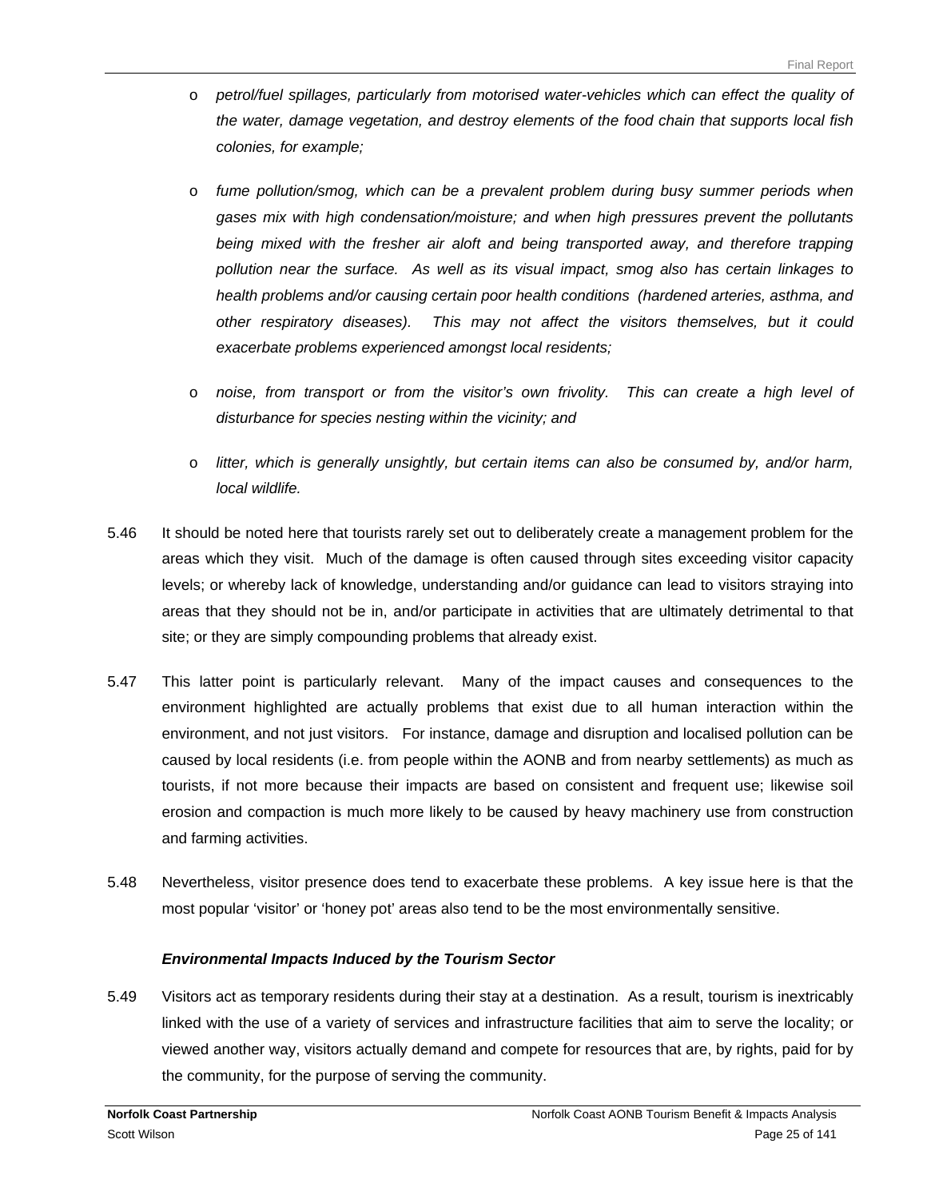- *petrol/fuel spillages, particularly from motorised water-vehicles which can effect the quality of the water, damage vegetation, and destroy elements of the food chain that supports local fish colonies, for example;*

- *fume pollution/smog, which can be a prevalent problem during busy summer periods when gases mix with high condensation/moisture; and when high pressures prevent the pollutants being mixed with the fresher air aloft and being transported away, and therefore trapping pollution near the surface. As well as its visual impact, smog also has certain linkages to health problems and/or causing certain poor health conditions (hardened arteries, asthma, and other respiratory diseases). This may not affect the visitors themselves, but it could exacerbate problems experienced amongst local residents;*

- *noise, from transport or from the visitor's own frivolity. This can create a high level of disturbance for species nesting within the vicinity; and*

- *litter, which is generally unsightly, but certain items can also be consumed by, and/or harm, local wildlife.*

5.46 It should be noted here that tourists rarely set out to deliberately create a management problem for the areas which they visit. Much of the damage is often caused through sites exceeding visitor capacity levels; or whereby lack of knowledge, understanding and/or guidance can lead to visitors straying into areas that they should not be in, and/or participate in activities that are ultimately detrimental to that site; or they are simply compounding problems that already exist.

5.47 This latter point is particularly relevant. Many of the impact causes and consequences to the environment highlighted are actually problems that exist due to all human interaction within the environment, and not just visitors. For instance, damage and disruption and localised pollution can be caused by local residents (i.e. from people within the AONB and from nearby settlements) as much as tourists, if not more because their impacts are based on consistent and frequent use; likewise soil erosion and compaction is much more likely to be caused by heavy machinery use from construction and farming activities.

5.48 Nevertheless, visitor presence does tend to exacerbate these problems. A key issue here is that the most popular 'visitor' or 'honey pot' areas also tend to be the most environmentally sensitive.

### *Environmental Impacts Induced by the Tourism Sector*

5.49 Visitors act as temporary residents during their stay at a destination. As a result, tourism is inextricably linked with the use of a variety of services and infrastructure facilities that aim to serve the locality; or viewed another way, visitors actually demand and compete for resources that are, by rights, paid for by the community, for the purpose of serving the community.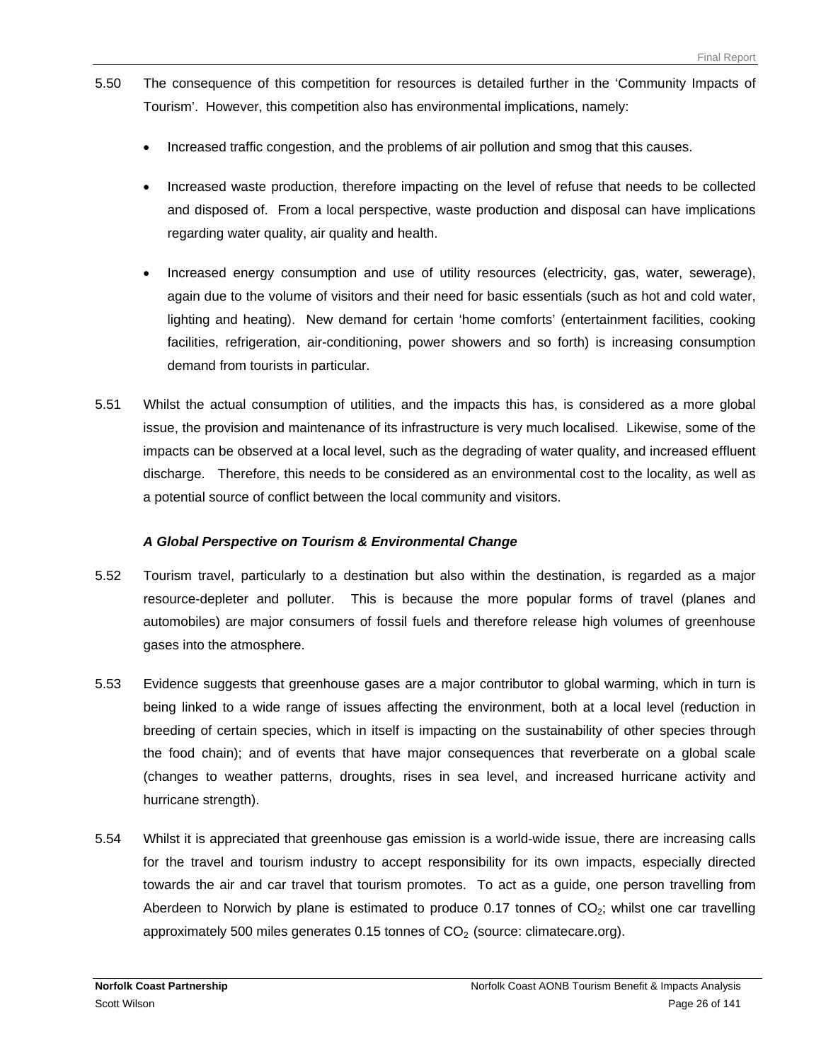5.50 The consequence of this competition for resources is detailed further in the 'Community Impacts of Tourism'. However, this competition also has environmental implications, namely:

- Increased traffic congestion, and the problems of air pollution and smog that this causes.
- Increased waste production, therefore impacting on the level of refuse that needs to be collected and disposed of. From a local perspective, waste production and disposal can have implications regarding water quality, air quality and health.
- Increased energy consumption and use of utility resources (electricity, gas, water, sewerage), again due to the volume of visitors and their need for basic essentials (such as hot and cold water, lighting and heating). New demand for certain 'home comforts' (entertainment facilities, cooking facilities, refrigeration, air-conditioning, power showers and so forth) is increasing consumption demand from tourists in particular.

5.51 Whilst the actual consumption of utilities, and the impacts this has, is considered as a more global issue, the provision and maintenance of its infrastructure is very much localised. Likewise, some of the impacts can be observed at a local level, such as the degrading of water quality, and increased effluent discharge. Therefore, this needs to be considered as an environmental cost to the locality, as well as a potential source of conflict between the local community and visitors.

***A Global Perspective on Tourism & Environmental Change***

5.52 Tourism travel, particularly to a destination but also within the destination, is regarded as a major resource-depleter and polluter. This is because the more popular forms of travel (planes and automobiles) are major consumers of fossil fuels and therefore release high volumes of greenhouse gases into the atmosphere.

5.53 Evidence suggests that greenhouse gases are a major contributor to global warming, which in turn is being linked to a wide range of issues affecting the environment, both at a local level (reduction in breeding of certain species, which in itself is impacting on the sustainability of other species through the food chain); and of events that have major consequences that reverberate on a global scale (changes to weather patterns, droughts, rises in sea level, and increased hurricane activity and hurricane strength).

5.54 Whilst it is appreciated that greenhouse gas emission is a world-wide issue, there are increasing calls for the travel and tourism industry to accept responsibility for its own impacts, especially directed towards the air and car travel that tourism promotes. To act as a guide, one person travelling from Aberdeen to Norwich by plane is estimated to produce 0.17 tonnes of $CO_2$; whilst one car travelling approximately 500 miles generates 0.15 tonnes of $CO_2$ (source: climatecare.org).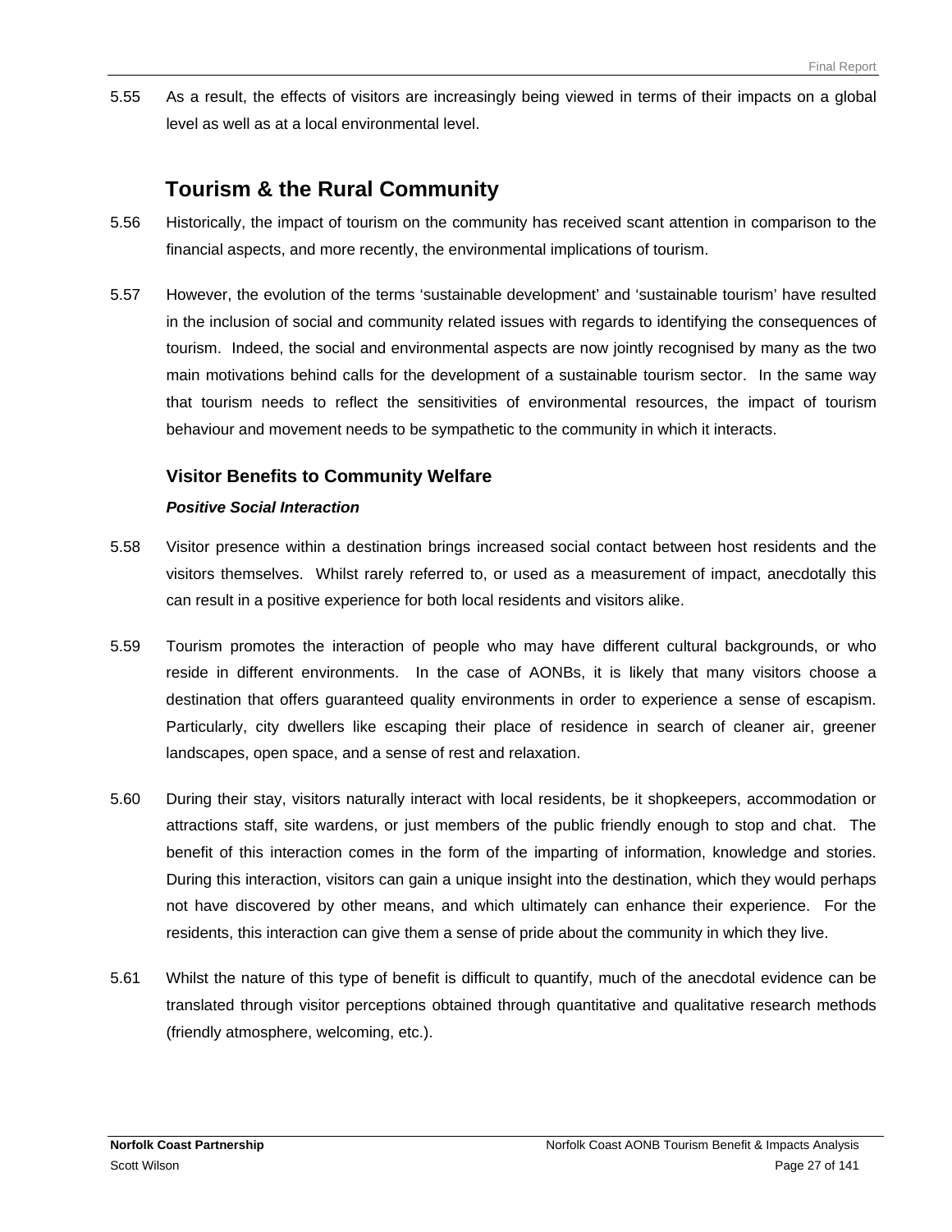5.55 As a result, the effects of visitors are increasingly being viewed in terms of their impacts on a global level as well as at a local environmental level.

## Tourism & the Rural Community

5.56 Historically, the impact of tourism on the community has received scant attention in comparison to the financial aspects, and more recently, the environmental implications of tourism.

5.57 However, the evolution of the terms 'sustainable development' and 'sustainable tourism' have resulted in the inclusion of social and community related issues with regards to identifying the consequences of tourism. Indeed, the social and environmental aspects are now jointly recognised by many as the two main motivations behind calls for the development of a sustainable tourism sector. In the same way that tourism needs to reflect the sensitivities of environmental resources, the impact of tourism behaviour and movement needs to be sympathetic to the community in which it interacts.

### Visitor Benefits to Community Welfare

#### *Positive Social Interaction*

5.58 Visitor presence within a destination brings increased social contact between host residents and the visitors themselves. Whilst rarely referred to, or used as a measurement of impact, anecdotally this can result in a positive experience for both local residents and visitors alike.

5.59 Tourism promotes the interaction of people who may have different cultural backgrounds, or who reside in different environments. In the case of AONBs, it is likely that many visitors choose a destination that offers guaranteed quality environments in order to experience a sense of escapism. Particularly, city dwellers like escaping their place of residence in search of cleaner air, greener landscapes, open space, and a sense of rest and relaxation.

5.60 During their stay, visitors naturally interact with local residents, be it shopkeepers, accommodation or attractions staff, site wardens, or just members of the public friendly enough to stop and chat. The benefit of this interaction comes in the form of the imparting of information, knowledge and stories. During this interaction, visitors can gain a unique insight into the destination, which they would perhaps not have discovered by other means, and which ultimately can enhance their experience. For the residents, this interaction can give them a sense of pride about the community in which they live.

5.61 Whilst the nature of this type of benefit is difficult to quantify, much of the anecdotal evidence can be translated through visitor perceptions obtained through quantitative and qualitative research methods (friendly atmosphere, welcoming, etc.).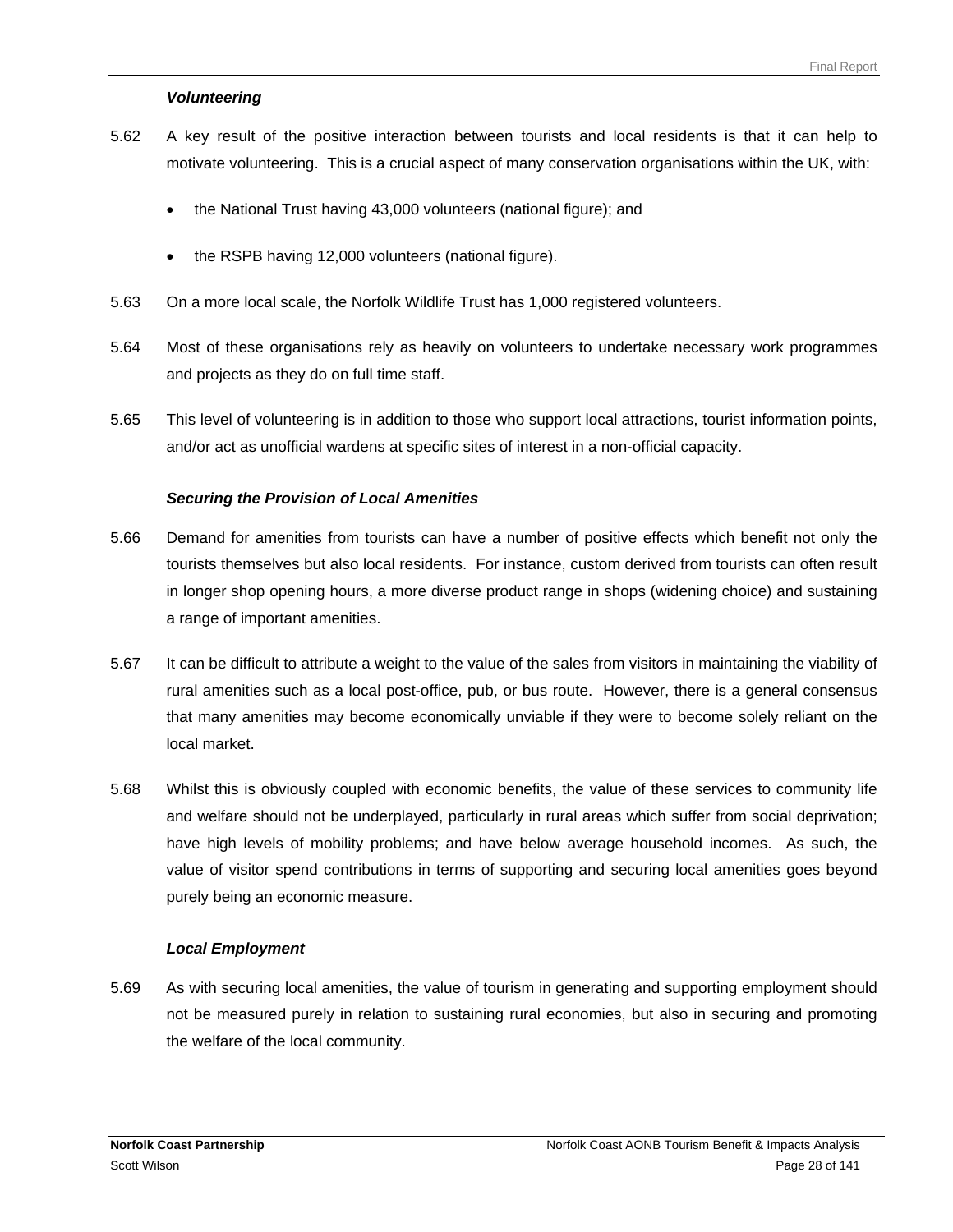### *Volunteering*

5.62 A key result of the positive interaction between tourists and local residents is that it can help to motivate volunteering. This is a crucial aspect of many conservation organisations within the UK, with:

- the National Trust having 43,000 volunteers (national figure); and
- the RSPB having 12,000 volunteers (national figure).

5.63 On a more local scale, the Norfolk Wildlife Trust has 1,000 registered volunteers.

5.64 Most of these organisations rely as heavily on volunteers to undertake necessary work programmes and projects as they do on full time staff.

5.65 This level of volunteering is in addition to those who support local attractions, tourist information points, and/or act as unofficial wardens at specific sites of interest in a non-official capacity.

### *Securing the Provision of Local Amenities*

5.66 Demand for amenities from tourists can have a number of positive effects which benefit not only the tourists themselves but also local residents. For instance, custom derived from tourists can often result in longer shop opening hours, a more diverse product range in shops (widening choice) and sustaining a range of important amenities.

5.67 It can be difficult to attribute a weight to the value of the sales from visitors in maintaining the viability of rural amenities such as a local post-office, pub, or bus route. However, there is a general consensus that many amenities may become economically unviable if they were to become solely reliant on the local market.

5.68 Whilst this is obviously coupled with economic benefits, the value of these services to community life and welfare should not be underplayed, particularly in rural areas which suffer from social deprivation; have high levels of mobility problems; and have below average household incomes. As such, the value of visitor spend contributions in terms of supporting and securing local amenities goes beyond purely being an economic measure.

### *Local Employment*

5.69 As with securing local amenities, the value of tourism in generating and supporting employment should not be measured purely in relation to sustaining rural economies, but also in securing and promoting the welfare of the local community.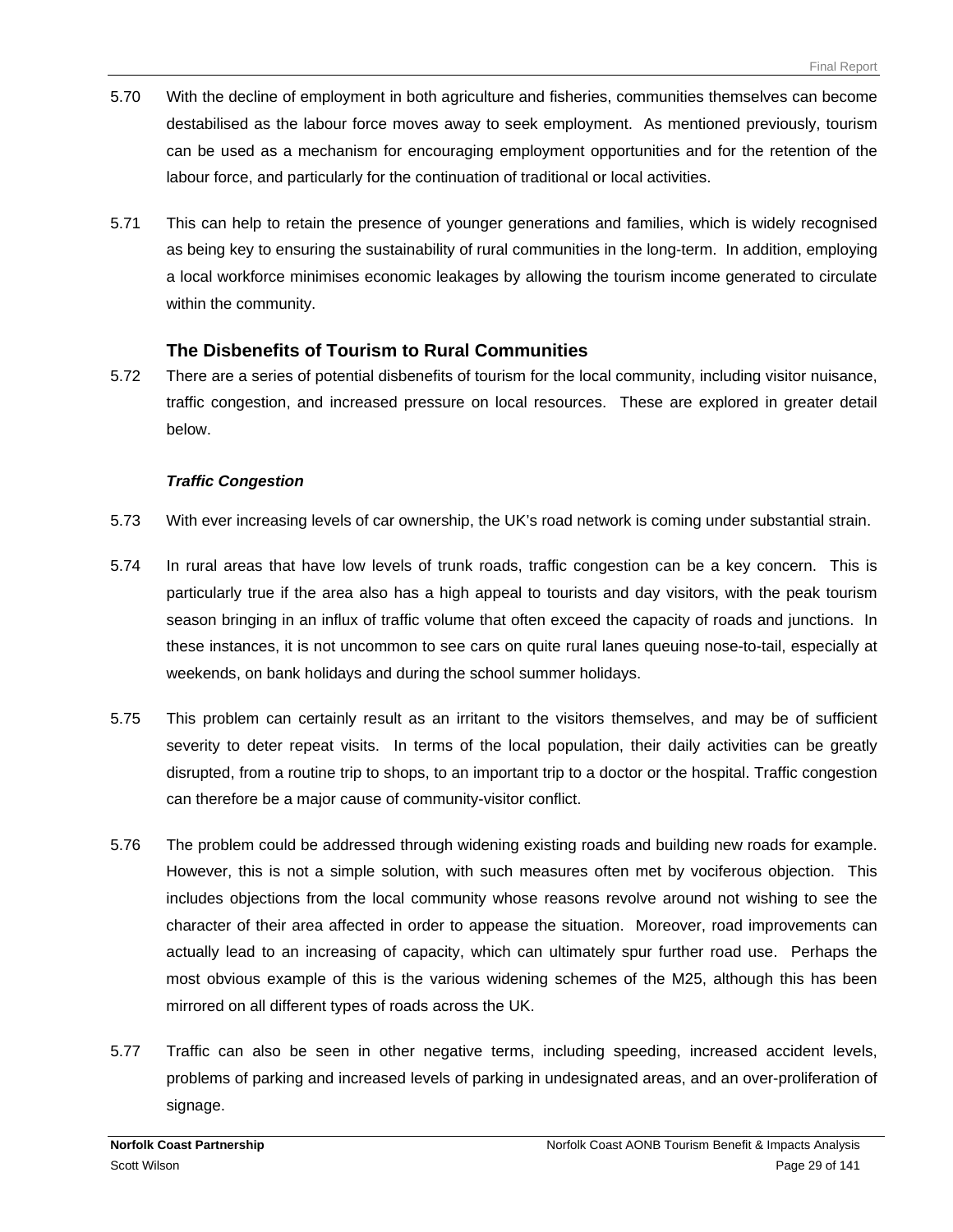5.70 With the decline of employment in both agriculture and fisheries, communities themselves can become destabilised as the labour force moves away to seek employment. As mentioned previously, tourism can be used as a mechanism for encouraging employment opportunities and for the retention of the labour force, and particularly for the continuation of traditional or local activities.

5.71 This can help to retain the presence of younger generations and families, which is widely recognised as being key to ensuring the sustainability of rural communities in the long-term. In addition, employing a local workforce minimises economic leakages by allowing the tourism income generated to circulate within the community.

### The Disbenefits of Tourism to Rural Communities

5.72 There are a series of potential disbenefits of tourism for the local community, including visitor nuisance, traffic congestion, and increased pressure on local resources. These are explored in greater detail below.

***Traffic Congestion***

5.73 With ever increasing levels of car ownership, the UK's road network is coming under substantial strain.

5.74 In rural areas that have low levels of trunk roads, traffic congestion can be a key concern. This is particularly true if the area also has a high appeal to tourists and day visitors, with the peak tourism season bringing in an influx of traffic volume that often exceed the capacity of roads and junctions. In these instances, it is not uncommon to see cars on quite rural lanes queuing nose-to-tail, especially at weekends, on bank holidays and during the school summer holidays.

5.75 This problem can certainly result as an irritant to the visitors themselves, and may be of sufficient severity to deter repeat visits. In terms of the local population, their daily activities can be greatly disrupted, from a routine trip to shops, to an important trip to a doctor or the hospital. Traffic congestion can therefore be a major cause of community-visitor conflict.

5.76 The problem could be addressed through widening existing roads and building new roads for example. However, this is not a simple solution, with such measures often met by vociferous objection. This includes objections from the local community whose reasons revolve around not wishing to see the character of their area affected in order to appease the situation. Moreover, road improvements can actually lead to an increasing of capacity, which can ultimately spur further road use. Perhaps the most obvious example of this is the various widening schemes of the M25, although this has been mirrored on all different types of roads across the UK.

5.77 Traffic can also be seen in other negative terms, including speeding, increased accident levels, problems of parking and increased levels of parking in undesignated areas, and an over-proliferation of signage.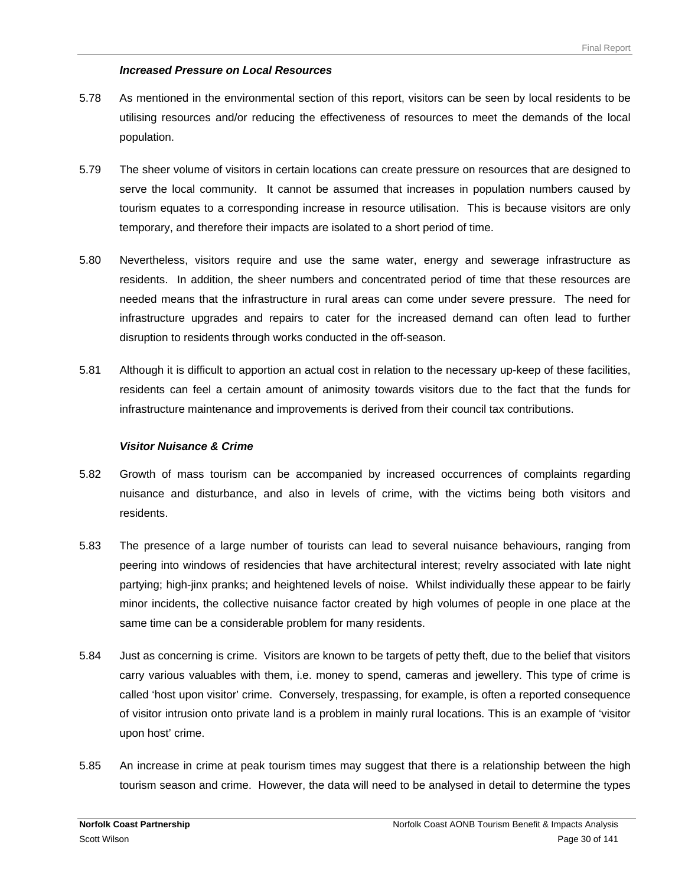### *Increased Pressure on Local Resources*

5.78 As mentioned in the environmental section of this report, visitors can be seen by local residents to be utilising resources and/or reducing the effectiveness of resources to meet the demands of the local population.

5.79 The sheer volume of visitors in certain locations can create pressure on resources that are designed to serve the local community. It cannot be assumed that increases in population numbers caused by tourism equates to a corresponding increase in resource utilisation. This is because visitors are only temporary, and therefore their impacts are isolated to a short period of time.

5.80 Nevertheless, visitors require and use the same water, energy and sewerage infrastructure as residents. In addition, the sheer numbers and concentrated period of time that these resources are needed means that the infrastructure in rural areas can come under severe pressure. The need for infrastructure upgrades and repairs to cater for the increased demand can often lead to further disruption to residents through works conducted in the off-season.

5.81 Although it is difficult to apportion an actual cost in relation to the necessary up-keep of these facilities, residents can feel a certain amount of animosity towards visitors due to the fact that the funds for infrastructure maintenance and improvements is derived from their council tax contributions.

### *Visitor Nuisance & Crime*

5.82 Growth of mass tourism can be accompanied by increased occurrences of complaints regarding nuisance and disturbance, and also in levels of crime, with the victims being both visitors and residents.

5.83 The presence of a large number of tourists can lead to several nuisance behaviours, ranging from peering into windows of residencies that have architectural interest; revelry associated with late night partying; high-jinx pranks; and heightened levels of noise. Whilst individually these appear to be fairly minor incidents, the collective nuisance factor created by high volumes of people in one place at the same time can be a considerable problem for many residents.

5.84 Just as concerning is crime. Visitors are known to be targets of petty theft, due to the belief that visitors carry various valuables with them, i.e. money to spend, cameras and jewellery. This type of crime is called 'host upon visitor' crime. Conversely, trespassing, for example, is often a reported consequence of visitor intrusion onto private land is a problem in mainly rural locations. This is an example of 'visitor upon host' crime.

5.85 An increase in crime at peak tourism times may suggest that there is a relationship between the high tourism season and crime. However, the data will need to be analysed in detail to determine the types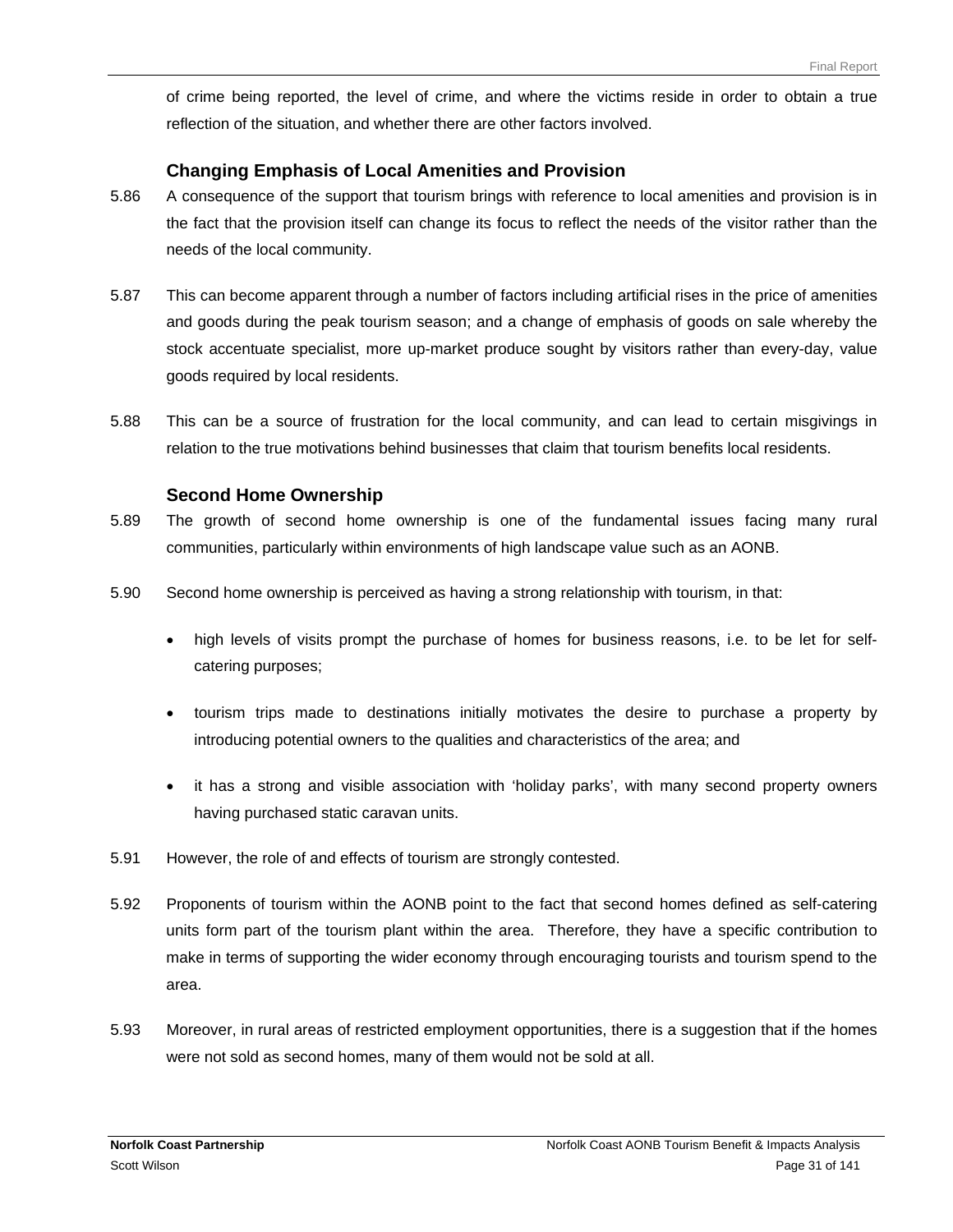of crime being reported, the level of crime, and where the victims reside in order to obtain a true reflection of the situation, and whether there are other factors involved.

### Changing Emphasis of Local Amenities and Provision

5.86 A consequence of the support that tourism brings with reference to local amenities and provision is in the fact that the provision itself can change its focus to reflect the needs of the visitor rather than the needs of the local community.

5.87 This can become apparent through a number of factors including artificial rises in the price of amenities and goods during the peak tourism season; and a change of emphasis of goods on sale whereby the stock accentuate specialist, more up-market produce sought by visitors rather than every-day, value goods required by local residents.

5.88 This can be a source of frustration for the local community, and can lead to certain misgivings in relation to the true motivations behind businesses that claim that tourism benefits local residents.

### Second Home Ownership

5.89 The growth of second home ownership is one of the fundamental issues facing many rural communities, particularly within environments of high landscape value such as an AONB.

5.90 Second home ownership is perceived as having a strong relationship with tourism, in that:

- high levels of visits prompt the purchase of homes for business reasons, i.e. to be let for self-catering purposes;
- tourism trips made to destinations initially motivates the desire to purchase a property by introducing potential owners to the qualities and characteristics of the area; and
- it has a strong and visible association with 'holiday parks', with many second property owners having purchased static caravan units.

5.91 However, the role of and effects of tourism are strongly contested.

5.92 Proponents of tourism within the AONB point to the fact that second homes defined as self-catering units form part of the tourism plant within the area. Therefore, they have a specific contribution to make in terms of supporting the wider economy through encouraging tourists and tourism spend to the area.

5.93 Moreover, in rural areas of restricted employment opportunities, there is a suggestion that if the homes were not sold as second homes, many of them would not be sold at all.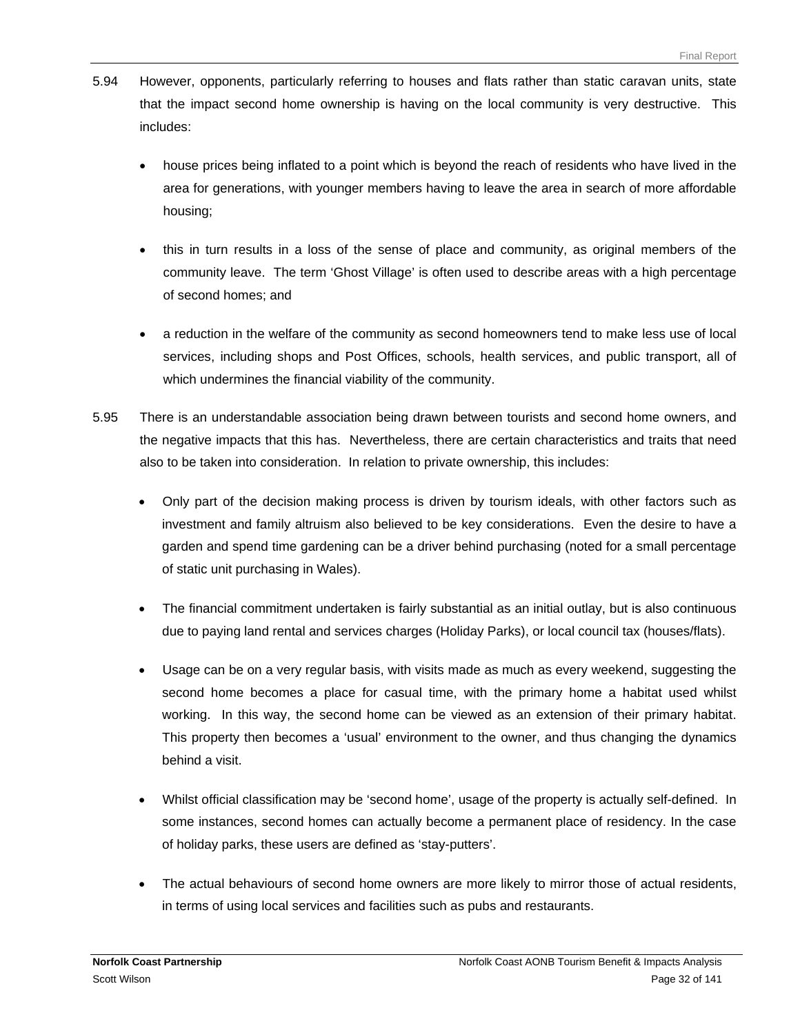5.94 However, opponents, particularly referring to houses and flats rather than static caravan units, state that the impact second home ownership is having on the local community is very destructive. This includes:

- house prices being inflated to a point which is beyond the reach of residents who have lived in the area for generations, with younger members having to leave the area in search of more affordable housing;
- this in turn results in a loss of the sense of place and community, as original members of the community leave. The term 'Ghost Village' is often used to describe areas with a high percentage of second homes; and
- a reduction in the welfare of the community as second homeowners tend to make less use of local services, including shops and Post Offices, schools, health services, and public transport, all of which undermines the financial viability of the community.

5.95 There is an understandable association being drawn between tourists and second home owners, and the negative impacts that this has. Nevertheless, there are certain characteristics and traits that need also to be taken into consideration. In relation to private ownership, this includes:

- Only part of the decision making process is driven by tourism ideals, with other factors such as investment and family altruism also believed to be key considerations. Even the desire to have a garden and spend time gardening can be a driver behind purchasing (noted for a small percentage of static unit purchasing in Wales).
- The financial commitment undertaken is fairly substantial as an initial outlay, but is also continuous due to paying land rental and services charges (Holiday Parks), or local council tax (houses/flats).
- Usage can be on a very regular basis, with visits made as much as every weekend, suggesting the second home becomes a place for casual time, with the primary home a habitat used whilst working. In this way, the second home can be viewed as an extension of their primary habitat. This property then becomes a 'usual' environment to the owner, and thus changing the dynamics behind a visit.
- Whilst official classification may be 'second home', usage of the property is actually self-defined. In some instances, second homes can actually become a permanent place of residency. In the case of holiday parks, these users are defined as 'stay-putters'.
- The actual behaviours of second home owners are more likely to mirror those of actual residents, in terms of using local services and facilities such as pubs and restaurants.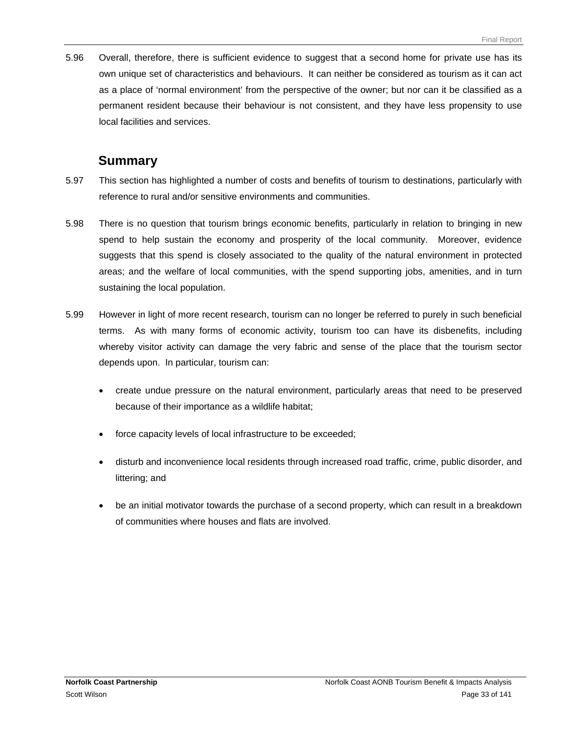5.96 Overall, therefore, there is sufficient evidence to suggest that a second home for private use has its own unique set of characteristics and behaviours. It can neither be considered as tourism as it can act as a place of 'normal environment' from the perspective of the owner; but nor can it be classified as a permanent resident because their behaviour is not consistent, and they have less propensity to use local facilities and services.

## Summary

5.97 This section has highlighted a number of costs and benefits of tourism to destinations, particularly with reference to rural and/or sensitive environments and communities.

5.98 There is no question that tourism brings economic benefits, particularly in relation to bringing in new spend to help sustain the economy and prosperity of the local community. Moreover, evidence suggests that this spend is closely associated to the quality of the natural environment in protected areas; and the welfare of local communities, with the spend supporting jobs, amenities, and in turn sustaining the local population.

5.99 However in light of more recent research, tourism can no longer be referred to purely in such beneficial terms. As with many forms of economic activity, tourism too can have its disbenefits, including whereby visitor activity can damage the very fabric and sense of the place that the tourism sector depends upon. In particular, tourism can:

- create undue pressure on the natural environment, particularly areas that need to be preserved because of their importance as a wildlife habitat;
- force capacity levels of local infrastructure to be exceeded;
- disturb and inconvenience local residents through increased road traffic, crime, public disorder, and littering; and
- be an initial motivator towards the purchase of a second property, which can result in a breakdown of communities where houses and flats are involved.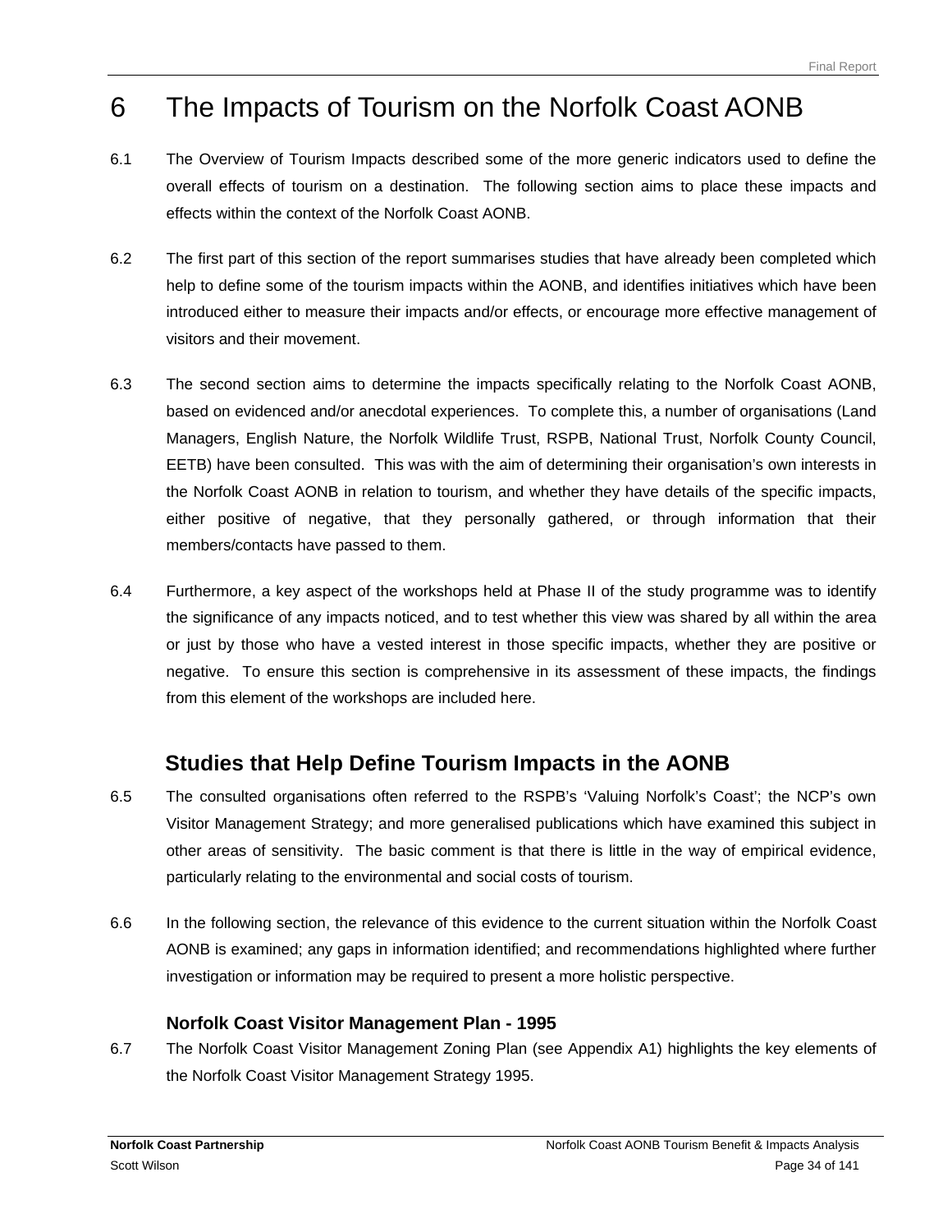# 6 The Impacts of Tourism on the Norfolk Coast AONB

6.1 The Overview of Tourism Impacts described some of the more generic indicators used to define the overall effects of tourism on a destination. The following section aims to place these impacts and effects within the context of the Norfolk Coast AONB.

6.2 The first part of this section of the report summarises studies that have already been completed which help to define some of the tourism impacts within the AONB, and identifies initiatives which have been introduced either to measure their impacts and/or effects, or encourage more effective management of visitors and their movement.

6.3 The second section aims to determine the impacts specifically relating to the Norfolk Coast AONB, based on evidenced and/or anecdotal experiences. To complete this, a number of organisations (Land Managers, English Nature, the Norfolk Wildlife Trust, RSPB, National Trust, Norfolk County Council, EETB) have been consulted. This was with the aim of determining their organisation's own interests in the Norfolk Coast AONB in relation to tourism, and whether they have details of the specific impacts, either positive of negative, that they personally gathered, or through information that their members/contacts have passed to them.

6.4 Furthermore, a key aspect of the workshops held at Phase II of the study programme was to identify the significance of any impacts noticed, and to test whether this view was shared by all within the area or just by those who have a vested interest in those specific impacts, whether they are positive or negative. To ensure this section is comprehensive in its assessment of these impacts, the findings from this element of the workshops are included here.

## Studies that Help Define Tourism Impacts in the AONB

6.5 The consulted organisations often referred to the RSPB's 'Valuing Norfolk's Coast'; the NCP's own Visitor Management Strategy; and more generalised publications which have examined this subject in other areas of sensitivity. The basic comment is that there is little in the way of empirical evidence, particularly relating to the environmental and social costs of tourism.

6.6 In the following section, the relevance of this evidence to the current situation within the Norfolk Coast AONB is examined; any gaps in information identified; and recommendations highlighted where further investigation or information may be required to present a more holistic perspective.

### Norfolk Coast Visitor Management Plan - 1995

6.7 The Norfolk Coast Visitor Management Zoning Plan (see Appendix A1) highlights the key elements of the Norfolk Coast Visitor Management Strategy 1995.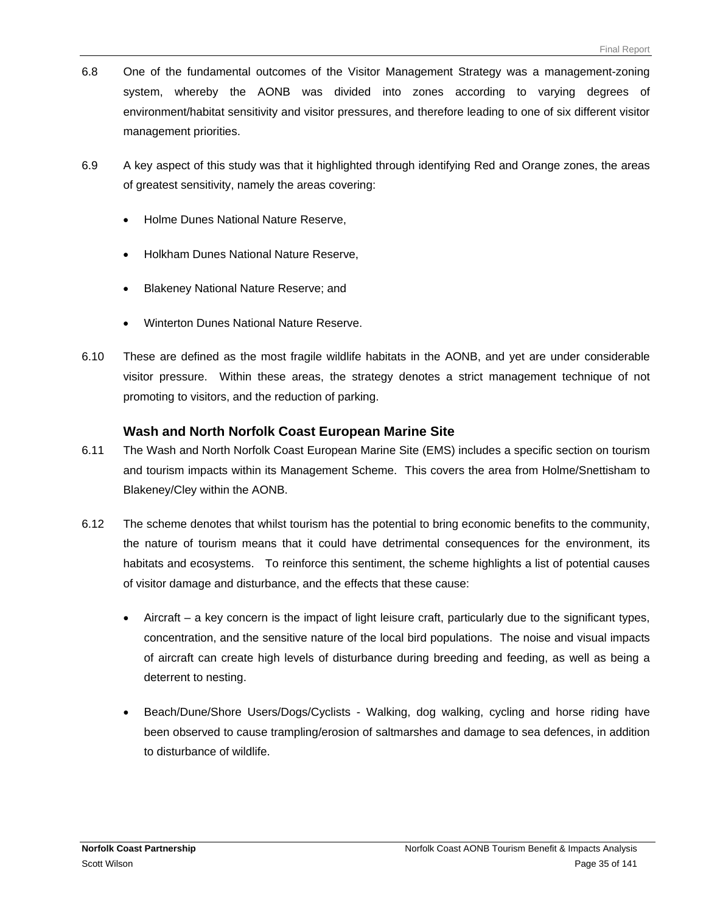6.8 One of the fundamental outcomes of the Visitor Management Strategy was a management-zoning system, whereby the AONB was divided into zones according to varying degrees of environment/habitat sensitivity and visitor pressures, and therefore leading to one of six different visitor management priorities.

6.9 A key aspect of this study was that it highlighted through identifying Red and Orange zones, the areas of greatest sensitivity, namely the areas covering:

- Holme Dunes National Nature Reserve,
- Holkham Dunes National Nature Reserve,
- Blakeney National Nature Reserve; and
- Winterton Dunes National Nature Reserve.

6.10 These are defined as the most fragile wildlife habitats in the AONB, and yet are under considerable visitor pressure. Within these areas, the strategy denotes a strict management technique of not promoting to visitors, and the reduction of parking.

### Wash and North Norfolk Coast European Marine Site

6.11 The Wash and North Norfolk Coast European Marine Site (EMS) includes a specific section on tourism and tourism impacts within its Management Scheme. This covers the area from Holme/Snettisham to Blakeney/Cley within the AONB.

6.12 The scheme denotes that whilst tourism has the potential to bring economic benefits to the community, the nature of tourism means that it could have detrimental consequences for the environment, its habitats and ecosystems. To reinforce this sentiment, the scheme highlights a list of potential causes of visitor damage and disturbance, and the effects that these cause:

- Aircraft – a key concern is the impact of light leisure craft, particularly due to the significant types, concentration, and the sensitive nature of the local bird populations. The noise and visual impacts of aircraft can create high levels of disturbance during breeding and feeding, as well as being a deterrent to nesting.
- Beach/Dune/Shore Users/Dogs/Cyclists - Walking, dog walking, cycling and horse riding have been observed to cause trampling/erosion of saltmarshes and damage to sea defences, in addition to disturbance of wildlife.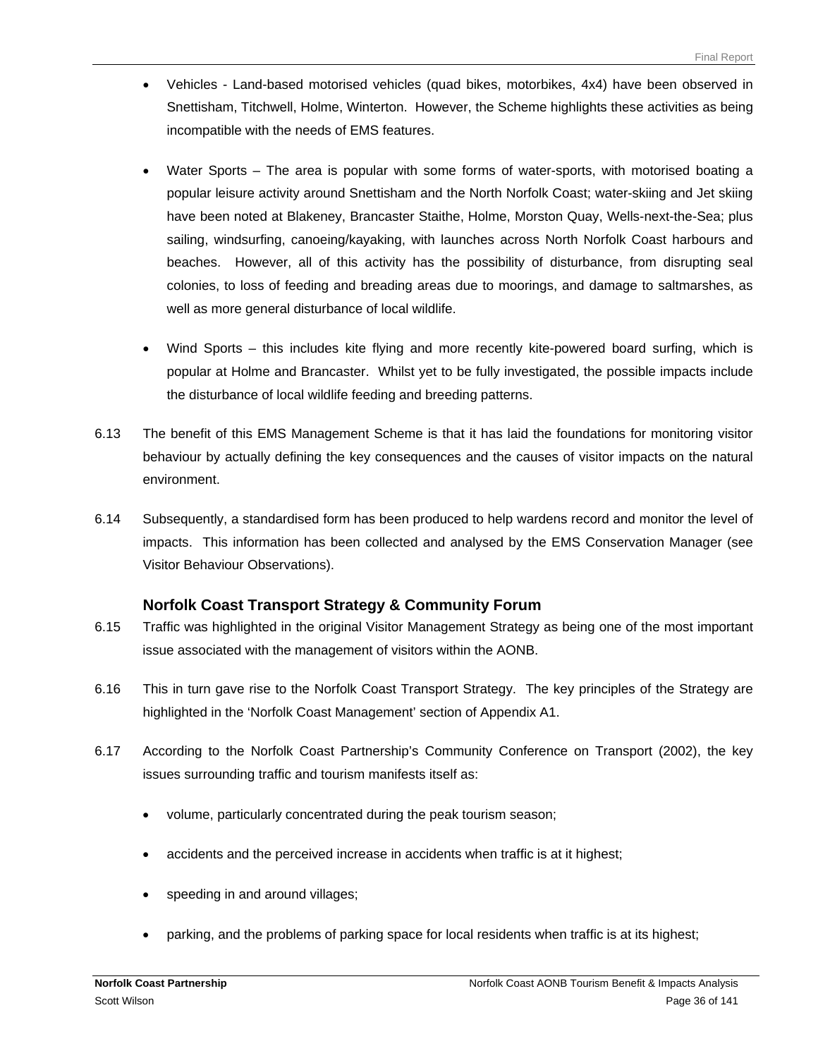- Vehicles - Land-based motorised vehicles (quad bikes, motorbikes, 4x4) have been observed in Snettisham, Titchwell, Holme, Winterton. However, the Scheme highlights these activities as being incompatible with the needs of EMS features.

- Water Sports – The area is popular with some forms of water-sports, with motorised boating a popular leisure activity around Snettisham and the North Norfolk Coast; water-skiing and Jet skiing have been noted at Blakeney, Brancaster Staithe, Holme, Morston Quay, Wells-next-the-Sea; plus sailing, windsurfing, canoeing/kayaking, with launches across North Norfolk Coast harbours and beaches. However, all of this activity has the possibility of disturbance, from disrupting seal colonies, to loss of feeding and breading areas due to moorings, and damage to saltmarshes, as well as more general disturbance of local wildlife.

- Wind Sports – this includes kite flying and more recently kite-powered board surfing, which is popular at Holme and Brancaster. Whilst yet to be fully investigated, the possible impacts include the disturbance of local wildlife feeding and breeding patterns.

6.13 The benefit of this EMS Management Scheme is that it has laid the foundations for monitoring visitor behaviour by actually defining the key consequences and the causes of visitor impacts on the natural environment.

6.14 Subsequently, a standardised form has been produced to help wardens record and monitor the level of impacts. This information has been collected and analysed by the EMS Conservation Manager (see Visitor Behaviour Observations).

### Norfolk Coast Transport Strategy & Community Forum

6.15 Traffic was highlighted in the original Visitor Management Strategy as being one of the most important issue associated with the management of visitors within the AONB.

6.16 This in turn gave rise to the Norfolk Coast Transport Strategy. The key principles of the Strategy are highlighted in the 'Norfolk Coast Management' section of Appendix A1.

6.17 According to the Norfolk Coast Partnership's Community Conference on Transport (2002), the key issues surrounding traffic and tourism manifests itself as:

- volume, particularly concentrated during the peak tourism season;

- accidents and the perceived increase in accidents when traffic is at it highest;

- speeding in and around villages;

- parking, and the problems of parking space for local residents when traffic is at its highest;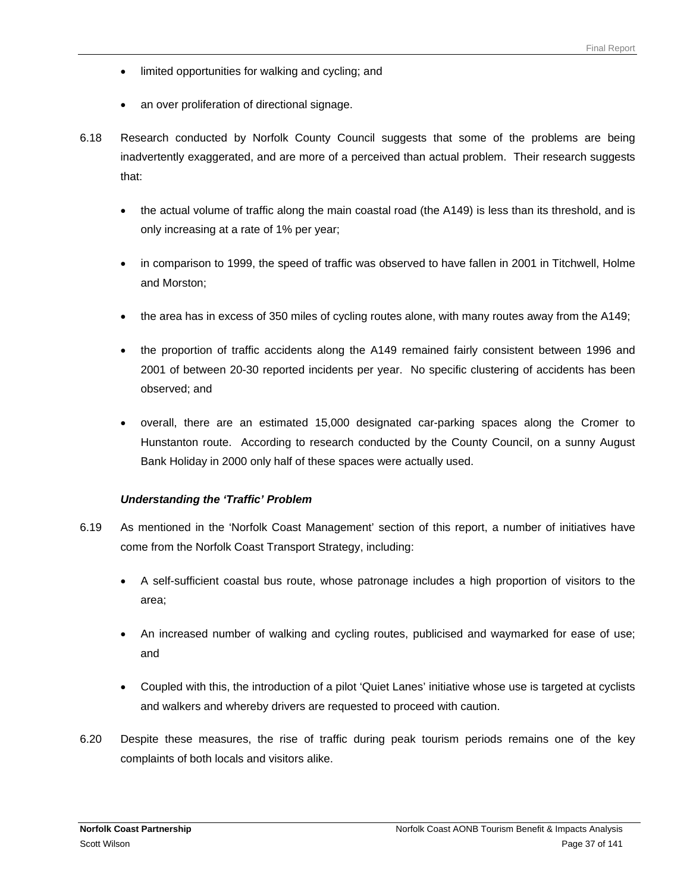- limited opportunities for walking and cycling; and
- an over proliferation of directional signage.

6.18 Research conducted by Norfolk County Council suggests that some of the problems are being inadvertently exaggerated, and are more of a perceived than actual problem. Their research suggests that:

- the actual volume of traffic along the main coastal road (the A149) is less than its threshold, and is only increasing at a rate of 1% per year;
- in comparison to 1999, the speed of traffic was observed to have fallen in 2001 in Titchwell, Holme and Morston;
- the area has in excess of 350 miles of cycling routes alone, with many routes away from the A149;
- the proportion of traffic accidents along the A149 remained fairly consistent between 1996 and 2001 of between 20-30 reported incidents per year. No specific clustering of accidents has been observed; and
- overall, there are an estimated 15,000 designated car-parking spaces along the Cromer to Hunstanton route. According to research conducted by the County Council, on a sunny August Bank Holiday in 2000 only half of these spaces were actually used.

***Understanding the 'Traffic' Problem***

6.19 As mentioned in the 'Norfolk Coast Management' section of this report, a number of initiatives have come from the Norfolk Coast Transport Strategy, including:

- A self-sufficient coastal bus route, whose patronage includes a high proportion of visitors to the area;
- An increased number of walking and cycling routes, publicised and waymarked for ease of use; and
- Coupled with this, the introduction of a pilot 'Quiet Lanes' initiative whose use is targeted at cyclists and walkers and whereby drivers are requested to proceed with caution.

6.20 Despite these measures, the rise of traffic during peak tourism periods remains one of the key complaints of both locals and visitors alike.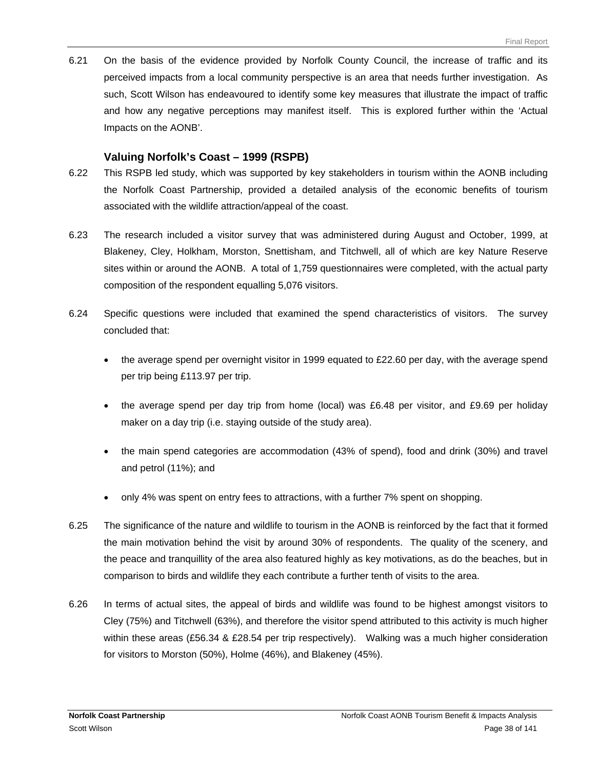6.21 On the basis of the evidence provided by Norfolk County Council, the increase of traffic and its perceived impacts from a local community perspective is an area that needs further investigation. As such, Scott Wilson has endeavoured to identify some key measures that illustrate the impact of traffic and how any negative perceptions may manifest itself. This is explored further within the 'Actual Impacts on the AONB'.

### Valuing Norfolk's Coast – 1999 (RSPB)

6.22 This RSPB led study, which was supported by key stakeholders in tourism within the AONB including the Norfolk Coast Partnership, provided a detailed analysis of the economic benefits of tourism associated with the wildlife attraction/appeal of the coast.

6.23 The research included a visitor survey that was administered during August and October, 1999, at Blakeney, Cley, Holkham, Morston, Snettisham, and Titchwell, all of which are key Nature Reserve sites within or around the AONB. A total of 1,759 questionnaires were completed, with the actual party composition of the respondent equalling 5,076 visitors.

6.24 Specific questions were included that examined the spend characteristics of visitors. The survey concluded that:

- the average spend per overnight visitor in 1999 equated to £22.60 per day, with the average spend per trip being £113.97 per trip.
- the average spend per day trip from home (local) was £6.48 per visitor, and £9.69 per holiday maker on a day trip (i.e. staying outside of the study area).
- the main spend categories are accommodation (43% of spend), food and drink (30%) and travel and petrol (11%); and
- only 4% was spent on entry fees to attractions, with a further 7% spent on shopping.

6.25 The significance of the nature and wildlife to tourism in the AONB is reinforced by the fact that it formed the main motivation behind the visit by around 30% of respondents. The quality of the scenery, and the peace and tranquillity of the area also featured highly as key motivations, as do the beaches, but in comparison to birds and wildlife they each contribute a further tenth of visits to the area.

6.26 In terms of actual sites, the appeal of birds and wildlife was found to be highest amongst visitors to Cley (75%) and Titchwell (63%), and therefore the visitor spend attributed to this activity is much higher within these areas (£56.34 & £28.54 per trip respectively). Walking was a much higher consideration for visitors to Morston (50%), Holme (46%), and Blakeney (45%).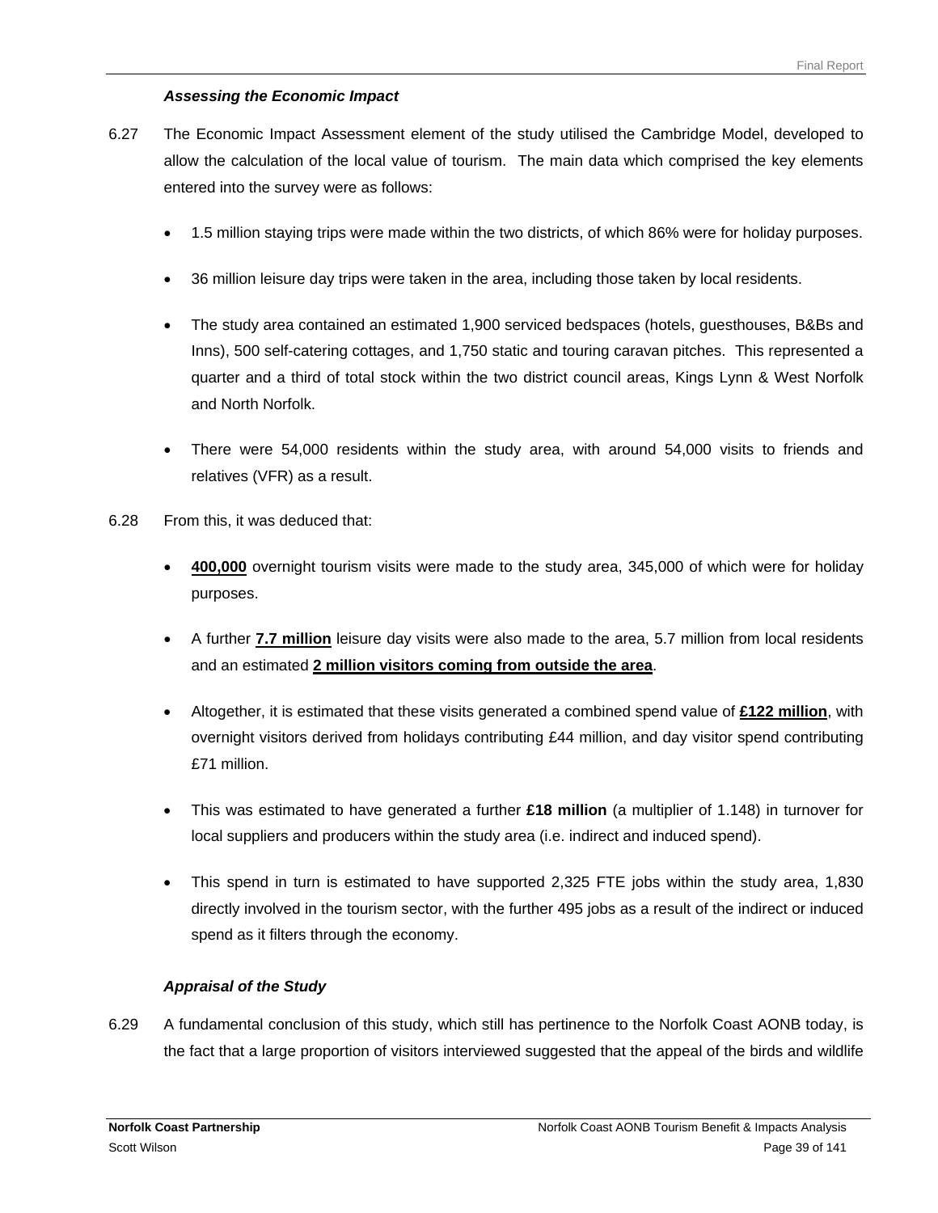### *Assessing the Economic Impact*

6.27 The Economic Impact Assessment element of the study utilised the Cambridge Model, developed to allow the calculation of the local value of tourism. The main data which comprised the key elements entered into the survey were as follows:

- 1.5 million staying trips were made within the two districts, of which 86% were for holiday purposes.
- 36 million leisure day trips were taken in the area, including those taken by local residents.
- The study area contained an estimated 1,900 serviced bedspaces (hotels, guesthouses, B&Bs and Inns), 500 self-catering cottages, and 1,750 static and touring caravan pitches. This represented a quarter and a third of total stock within the two district council areas, Kings Lynn & West Norfolk and North Norfolk.
- There were 54,000 residents within the study area, with around 54,000 visits to friends and relatives (VFR) as a result.

6.28 From this, it was deduced that:

- **400,000** overnight tourism visits were made to the study area, 345,000 of which were for holiday purposes.
- A further **7.7 million** leisure day visits were also made to the area, 5.7 million from local residents and an estimated **2 million visitors coming from outside the area**.
- Altogether, it is estimated that these visits generated a combined spend value of **£122 million**, with overnight visitors derived from holidays contributing £44 million, and day visitor spend contributing £71 million.
- This was estimated to have generated a further **£18 million** (a multiplier of 1.148) in turnover for local suppliers and producers within the study area (i.e. indirect and induced spend).
- This spend in turn is estimated to have supported 2,325 FTE jobs within the study area, 1,830 directly involved in the tourism sector, with the further 495 jobs as a result of the indirect or induced spend as it filters through the economy.

### *Appraisal of the Study*

6.29 A fundamental conclusion of this study, which still has pertinence to the Norfolk Coast AONB today, is the fact that a large proportion of visitors interviewed suggested that the appeal of the birds and wildlife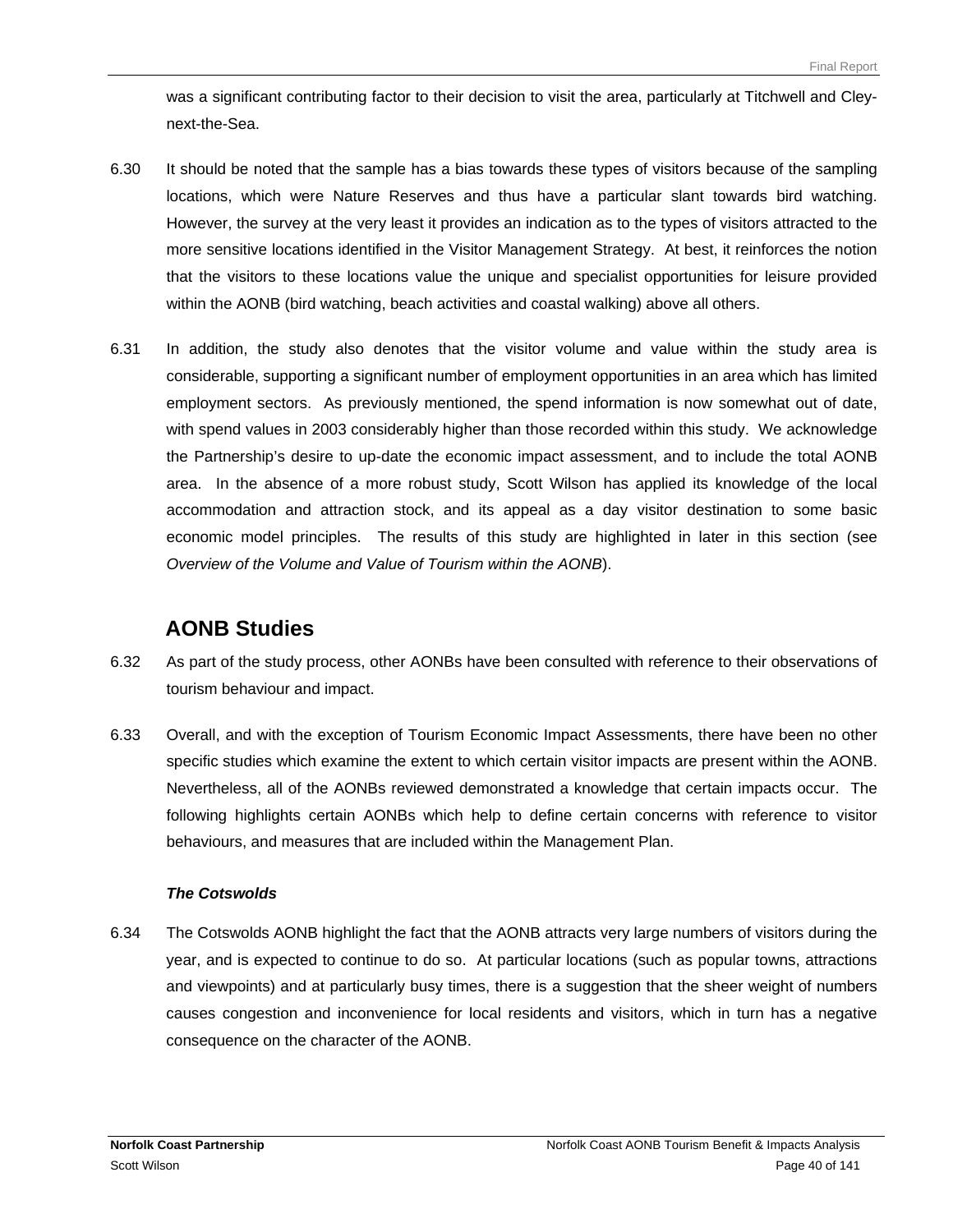was a significant contributing factor to their decision to visit the area, particularly at Titchwell and Cley-next-the-Sea.

6.30 It should be noted that the sample has a bias towards these types of visitors because of the sampling locations, which were Nature Reserves and thus have a particular slant towards bird watching. However, the survey at the very least it provides an indication as to the types of visitors attracted to the more sensitive locations identified in the Visitor Management Strategy. At best, it reinforces the notion that the visitors to these locations value the unique and specialist opportunities for leisure provided within the AONB (bird watching, beach activities and coastal walking) above all others.

6.31 In addition, the study also denotes that the visitor volume and value within the study area is considerable, supporting a significant number of employment opportunities in an area which has limited employment sectors. As previously mentioned, the spend information is now somewhat out of date, with spend values in 2003 considerably higher than those recorded within this study. We acknowledge the Partnership's desire to up-date the economic impact assessment, and to include the total AONB area. In the absence of a more robust study, Scott Wilson has applied its knowledge of the local accommodation and attraction stock, and its appeal as a day visitor destination to some basic economic model principles. The results of this study are highlighted in later in this section (see *Overview of the Volume and Value of Tourism within the AONB*).

## AONB Studies

6.32 As part of the study process, other AONBs have been consulted with reference to their observations of tourism behaviour and impact.

6.33 Overall, and with the exception of Tourism Economic Impact Assessments, there have been no other specific studies which examine the extent to which certain visitor impacts are present within the AONB. Nevertheless, all of the AONBs reviewed demonstrated a knowledge that certain impacts occur. The following highlights certain AONBs which help to define certain concerns with reference to visitor behaviours, and measures that are included within the Management Plan.

***The Cotswolds***

6.34 The Cotswolds AONB highlight the fact that the AONB attracts very large numbers of visitors during the year, and is expected to continue to do so. At particular locations (such as popular towns, attractions and viewpoints) and at particularly busy times, there is a suggestion that the sheer weight of numbers causes congestion and inconvenience for local residents and visitors, which in turn has a negative consequence on the character of the AONB.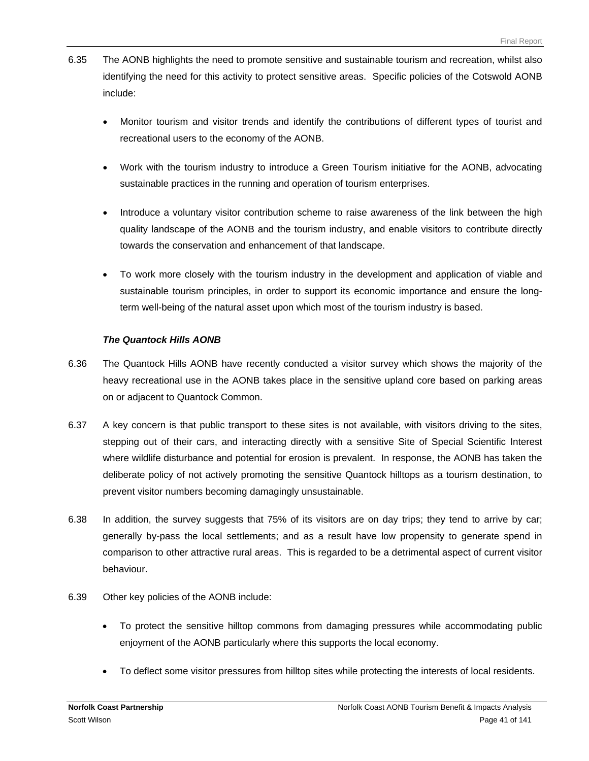6.35 The AONB highlights the need to promote sensitive and sustainable tourism and recreation, whilst also identifying the need for this activity to protect sensitive areas. Specific policies of the Cotswold AONB include:

- Monitor tourism and visitor trends and identify the contributions of different types of tourist and recreational users to the economy of the AONB.
- Work with the tourism industry to introduce a Green Tourism initiative for the AONB, advocating sustainable practices in the running and operation of tourism enterprises.
- Introduce a voluntary visitor contribution scheme to raise awareness of the link between the high quality landscape of the AONB and the tourism industry, and enable visitors to contribute directly towards the conservation and enhancement of that landscape.
- To work more closely with the tourism industry in the development and application of viable and sustainable tourism principles, in order to support its economic importance and ensure the long-term well-being of the natural asset upon which most of the tourism industry is based.

***The Quantock Hills AONB***

6.36 The Quantock Hills AONB have recently conducted a visitor survey which shows the majority of the heavy recreational use in the AONB takes place in the sensitive upland core based on parking areas on or adjacent to Quantock Common.

6.37 A key concern is that public transport to these sites is not available, with visitors driving to the sites, stepping out of their cars, and interacting directly with a sensitive Site of Special Scientific Interest where wildlife disturbance and potential for erosion is prevalent. In response, the AONB has taken the deliberate policy of not actively promoting the sensitive Quantock hilltops as a tourism destination, to prevent visitor numbers becoming damagingly unsustainable.

6.38 In addition, the survey suggests that 75% of its visitors are on day trips; they tend to arrive by car; generally by-pass the local settlements; and as a result have low propensity to generate spend in comparison to other attractive rural areas. This is regarded to be a detrimental aspect of current visitor behaviour.

6.39 Other key policies of the AONB include:

- To protect the sensitive hilltop commons from damaging pressures while accommodating public enjoyment of the AONB particularly where this supports the local economy.
- To deflect some visitor pressures from hilltop sites while protecting the interests of local residents.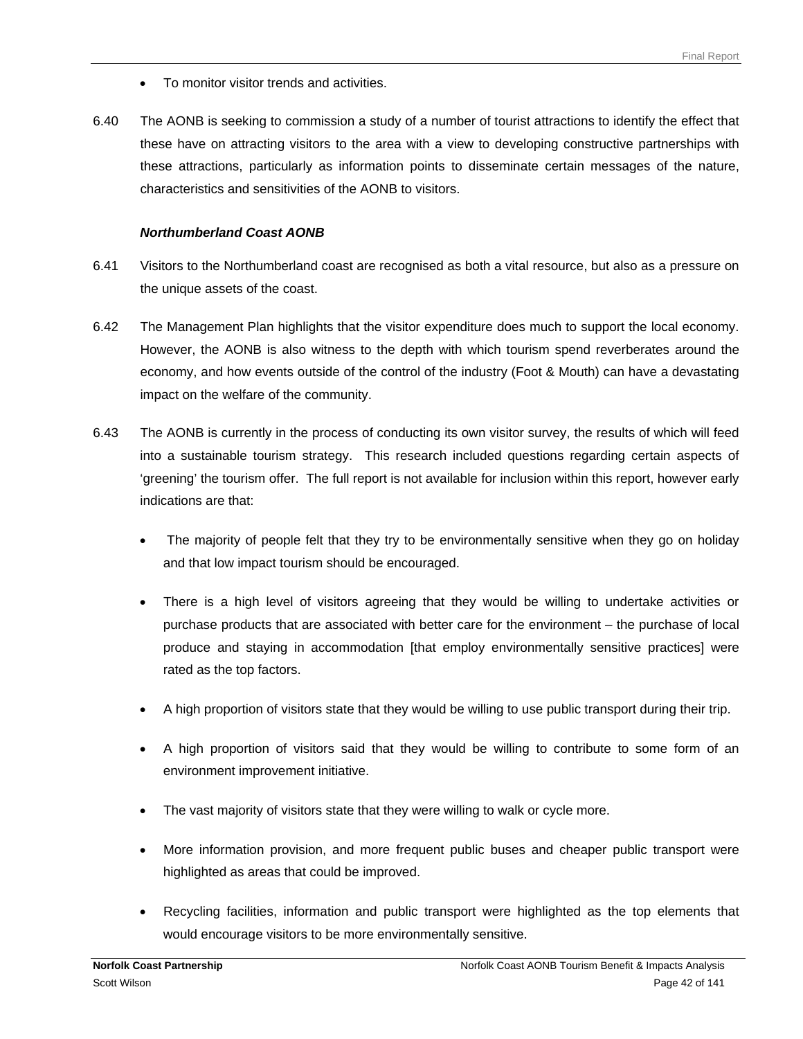- To monitor visitor trends and activities.

6.40 The AONB is seeking to commission a study of a number of tourist attractions to identify the effect that these have on attracting visitors to the area with a view to developing constructive partnerships with these attractions, particularly as information points to disseminate certain messages of the nature, characteristics and sensitivities of the AONB to visitors.

***Northumberland Coast AONB***

6.41 Visitors to the Northumberland coast are recognised as both a vital resource, but also as a pressure on the unique assets of the coast.

6.42 The Management Plan highlights that the visitor expenditure does much to support the local economy. However, the AONB is also witness to the depth with which tourism spend reverberates around the economy, and how events outside of the control of the industry (Foot & Mouth) can have a devastating impact on the welfare of the community.

6.43 The AONB is currently in the process of conducting its own visitor survey, the results of which will feed into a sustainable tourism strategy. This research included questions regarding certain aspects of 'greening' the tourism offer. The full report is not available for inclusion within this report, however early indications are that:

- The majority of people felt that they try to be environmentally sensitive when they go on holiday and that low impact tourism should be encouraged.
- There is a high level of visitors agreeing that they would be willing to undertake activities or purchase products that are associated with better care for the environment – the purchase of local produce and staying in accommodation [that employ environmentally sensitive practices] were rated as the top factors.
- A high proportion of visitors state that they would be willing to use public transport during their trip.
- A high proportion of visitors said that they would be willing to contribute to some form of an environment improvement initiative.
- The vast majority of visitors state that they were willing to walk or cycle more.
- More information provision, and more frequent public buses and cheaper public transport were highlighted as areas that could be improved.
- Recycling facilities, information and public transport were highlighted as the top elements that would encourage visitors to be more environmentally sensitive.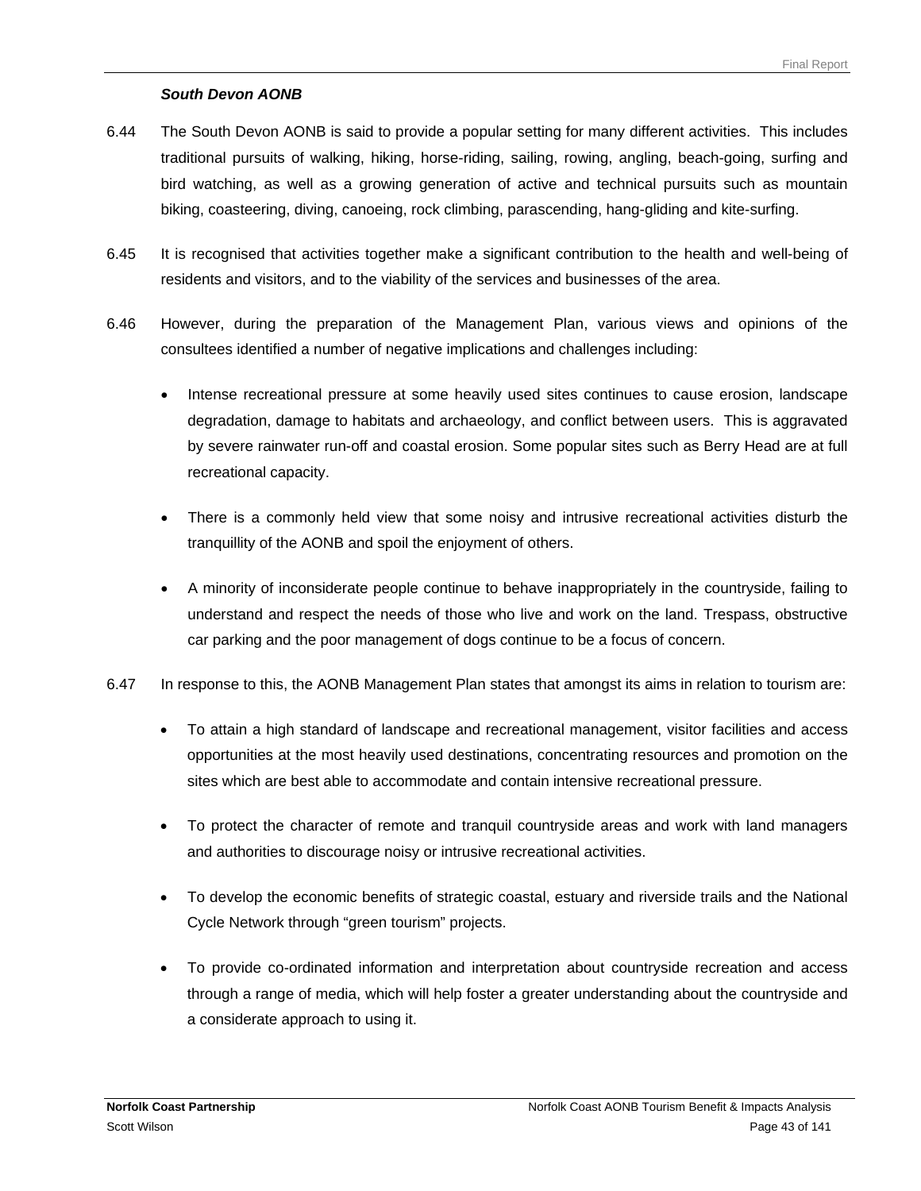***South Devon AONB***

6.44 The South Devon AONB is said to provide a popular setting for many different activities. This includes traditional pursuits of walking, hiking, horse-riding, sailing, rowing, angling, beach-going, surfing and bird watching, as well as a growing generation of active and technical pursuits such as mountain biking, coasteering, diving, canoeing, rock climbing, parascending, hang-gliding and kite-surfing.

6.45 It is recognised that activities together make a significant contribution to the health and well-being of residents and visitors, and to the viability of the services and businesses of the area.

6.46 However, during the preparation of the Management Plan, various views and opinions of the consultees identified a number of negative implications and challenges including:

- Intense recreational pressure at some heavily used sites continues to cause erosion, landscape degradation, damage to habitats and archaeology, and conflict between users. This is aggravated by severe rainwater run-off and coastal erosion. Some popular sites such as Berry Head are at full recreational capacity.

- There is a commonly held view that some noisy and intrusive recreational activities disturb the tranquillity of the AONB and spoil the enjoyment of others.

- A minority of inconsiderate people continue to behave inappropriately in the countryside, failing to understand and respect the needs of those who live and work on the land. Trespass, obstructive car parking and the poor management of dogs continue to be a focus of concern.

6.47 In response to this, the AONB Management Plan states that amongst its aims in relation to tourism are:

- To attain a high standard of landscape and recreational management, visitor facilities and access opportunities at the most heavily used destinations, concentrating resources and promotion on the sites which are best able to accommodate and contain intensive recreational pressure.

- To protect the character of remote and tranquil countryside areas and work with land managers and authorities to discourage noisy or intrusive recreational activities.

- To develop the economic benefits of strategic coastal, estuary and riverside trails and the National Cycle Network through "green tourism" projects.

- To provide co-ordinated information and interpretation about countryside recreation and access through a range of media, which will help foster a greater understanding about the countryside and a considerate approach to using it.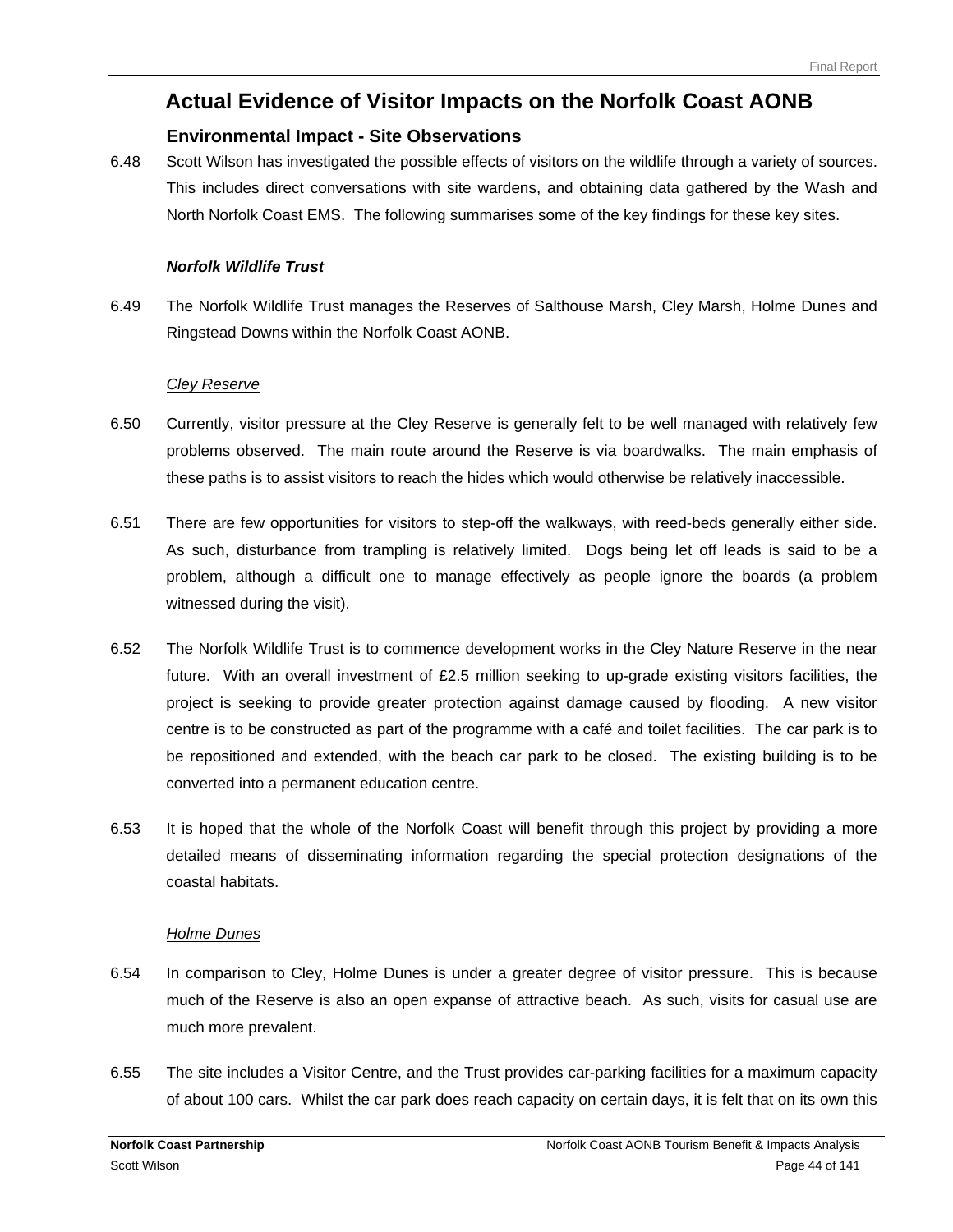## Actual Evidence of Visitor Impacts on the Norfolk Coast AONB

### Environmental Impact - Site Observations

6.48 Scott Wilson has investigated the possible effects of visitors on the wildlife through a variety of sources. This includes direct conversations with site wardens, and obtaining data gathered by the Wash and North Norfolk Coast EMS. The following summarises some of the key findings for these key sites.

***Norfolk Wildlife Trust***

6.49 The Norfolk Wildlife Trust manages the Reserves of Salthouse Marsh, Cley Marsh, Holme Dunes and Ringstead Downs within the Norfolk Coast AONB.

Cley Reserve

6.50 Currently, visitor pressure at the Cley Reserve is generally felt to be well managed with relatively few problems observed. The main route around the Reserve is via boardwalks. The main emphasis of these paths is to assist visitors to reach the hides which would otherwise be relatively inaccessible.

6.51 There are few opportunities for visitors to step-off the walkways, with reed-beds generally either side. As such, disturbance from trampling is relatively limited. Dogs being let off leads is said to be a problem, although a difficult one to manage effectively as people ignore the boards (a problem witnessed during the visit).

6.52 The Norfolk Wildlife Trust is to commence development works in the Cley Nature Reserve in the near future. With an overall investment of £2.5 million seeking to up-grade existing visitors facilities, the project is seeking to provide greater protection against damage caused by flooding. A new visitor centre is to be constructed as part of the programme with a café and toilet facilities. The car park is to be repositioned and extended, with the beach car park to be closed. The existing building is to be converted into a permanent education centre.

6.53 It is hoped that the whole of the Norfolk Coast will benefit through this project by providing a more detailed means of disseminating information regarding the special protection designations of the coastal habitats.

Holme Dunes

6.54 In comparison to Cley, Holme Dunes is under a greater degree of visitor pressure. This is because much of the Reserve is also an open expanse of attractive beach. As such, visits for casual use are much more prevalent.

6.55 The site includes a Visitor Centre, and the Trust provides car-parking facilities for a maximum capacity of about 100 cars. Whilst the car park does reach capacity on certain days, it is felt that on its own this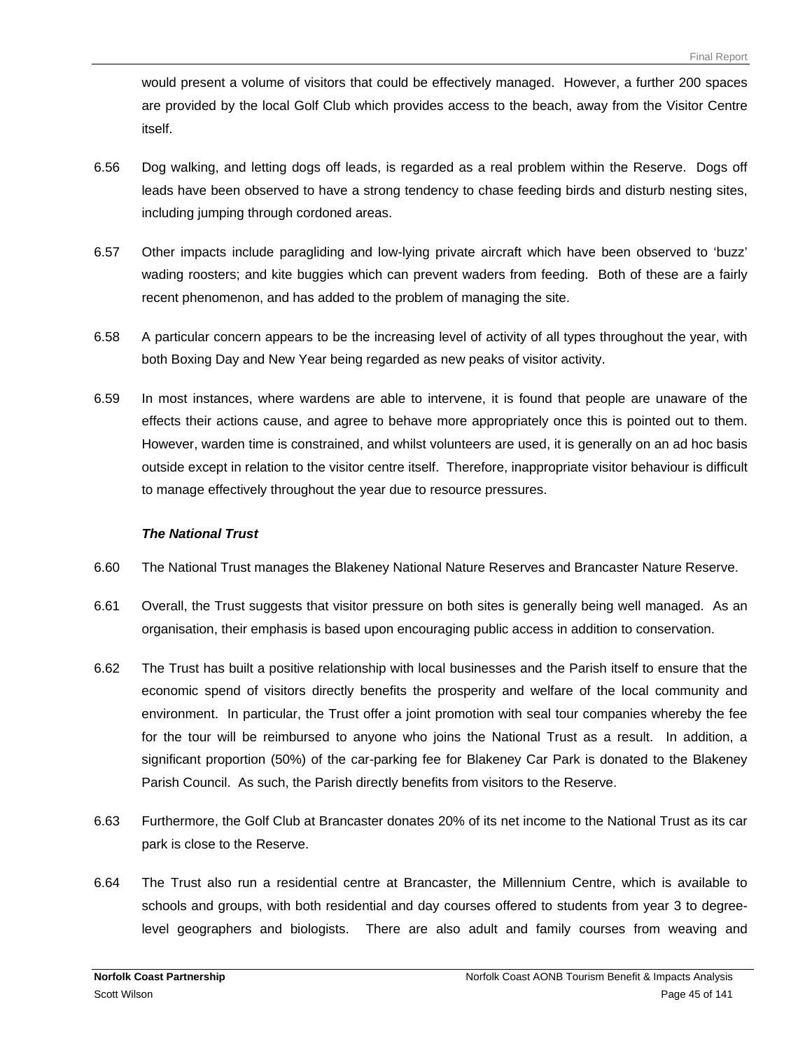would present a volume of visitors that could be effectively managed. However, a further 200 spaces are provided by the local Golf Club which provides access to the beach, away from the Visitor Centre itself.

6.56 Dog walking, and letting dogs off leads, is regarded as a real problem within the Reserve. Dogs off leads have been observed to have a strong tendency to chase feeding birds and disturb nesting sites, including jumping through cordoned areas.

6.57 Other impacts include paragliding and low-lying private aircraft which have been observed to 'buzz' wading roosters; and kite buggies which can prevent waders from feeding. Both of these are a fairly recent phenomenon, and has added to the problem of managing the site.

6.58 A particular concern appears to be the increasing level of activity of all types throughout the year, with both Boxing Day and New Year being regarded as new peaks of visitor activity.

6.59 In most instances, where wardens are able to intervene, it is found that people are unaware of the effects their actions cause, and agree to behave more appropriately once this is pointed out to them. However, warden time is constrained, and whilst volunteers are used, it is generally on an ad hoc basis outside except in relation to the visitor centre itself. Therefore, inappropriate visitor behaviour is difficult to manage effectively throughout the year due to resource pressures.

***The National Trust***

6.60 The National Trust manages the Blakeney National Nature Reserves and Brancaster Nature Reserve.

6.61 Overall, the Trust suggests that visitor pressure on both sites is generally being well managed. As an organisation, their emphasis is based upon encouraging public access in addition to conservation.

6.62 The Trust has built a positive relationship with local businesses and the Parish itself to ensure that the economic spend of visitors directly benefits the prosperity and welfare of the local community and environment. In particular, the Trust offer a joint promotion with seal tour companies whereby the fee for the tour will be reimbursed to anyone who joins the National Trust as a result. In addition, a significant proportion (50%) of the car-parking fee for Blakeney Car Park is donated to the Blakeney Parish Council. As such, the Parish directly benefits from visitors to the Reserve.

6.63 Furthermore, the Golf Club at Brancaster donates 20% of its net income to the National Trust as its car park is close to the Reserve.

6.64 The Trust also run a residential centre at Brancaster, the Millennium Centre, which is available to schools and groups, with both residential and day courses offered to students from year 3 to degree-level geographers and biologists. There are also adult and family courses from weaving and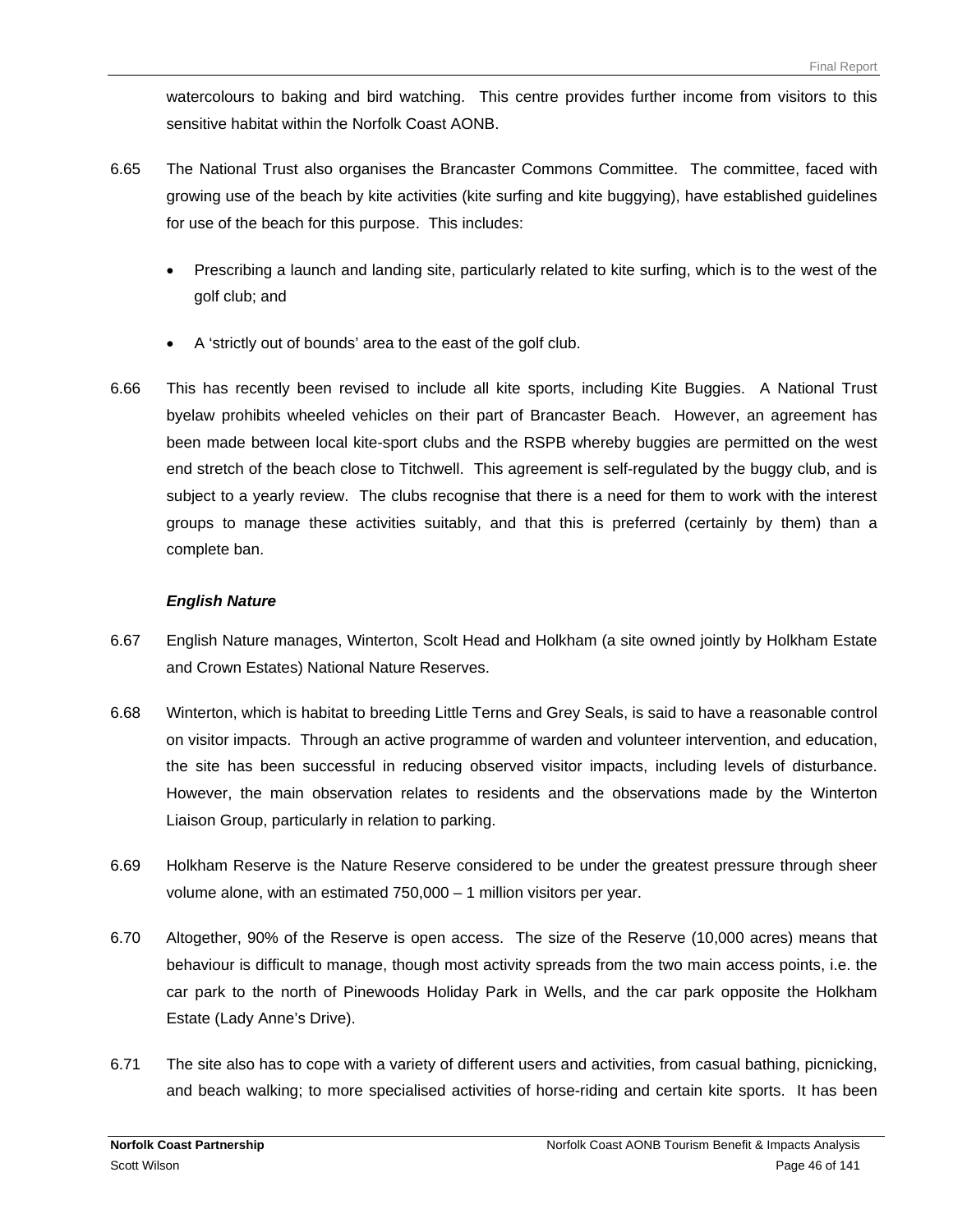watercolours to baking and bird watching. This centre provides further income from visitors to this sensitive habitat within the Norfolk Coast AONB.

6.65 The National Trust also organises the Brancaster Commons Committee. The committee, faced with growing use of the beach by kite activities (kite surfing and kite buggying), have established guidelines for use of the beach for this purpose. This includes:

- Prescribing a launch and landing site, particularly related to kite surfing, which is to the west of the golf club; and
- A 'strictly out of bounds' area to the east of the golf club.

6.66 This has recently been revised to include all kite sports, including Kite Buggies. A National Trust byelaw prohibits wheeled vehicles on their part of Brancaster Beach. However, an agreement has been made between local kite-sport clubs and the RSPB whereby buggies are permitted on the west end stretch of the beach close to Titchwell. This agreement is self-regulated by the buggy club, and is subject to a yearly review. The clubs recognise that there is a need for them to work with the interest groups to manage these activities suitably, and that this is preferred (certainly by them) than a complete ban.

***English Nature***

6.67 English Nature manages, Winterton, Scolt Head and Holkham (a site owned jointly by Holkham Estate and Crown Estates) National Nature Reserves.

6.68 Winterton, which is habitat to breeding Little Terns and Grey Seals, is said to have a reasonable control on visitor impacts. Through an active programme of warden and volunteer intervention, and education, the site has been successful in reducing observed visitor impacts, including levels of disturbance. However, the main observation relates to residents and the observations made by the Winterton Liaison Group, particularly in relation to parking.

6.69 Holkham Reserve is the Nature Reserve considered to be under the greatest pressure through sheer volume alone, with an estimated 750,000 – 1 million visitors per year.

6.70 Altogether, 90% of the Reserve is open access. The size of the Reserve (10,000 acres) means that behaviour is difficult to manage, though most activity spreads from the two main access points, i.e. the car park to the north of Pinewoods Holiday Park in Wells, and the car park opposite the Holkham Estate (Lady Anne's Drive).

6.71 The site also has to cope with a variety of different users and activities, from casual bathing, picnicking, and beach walking; to more specialised activities of horse-riding and certain kite sports. It has been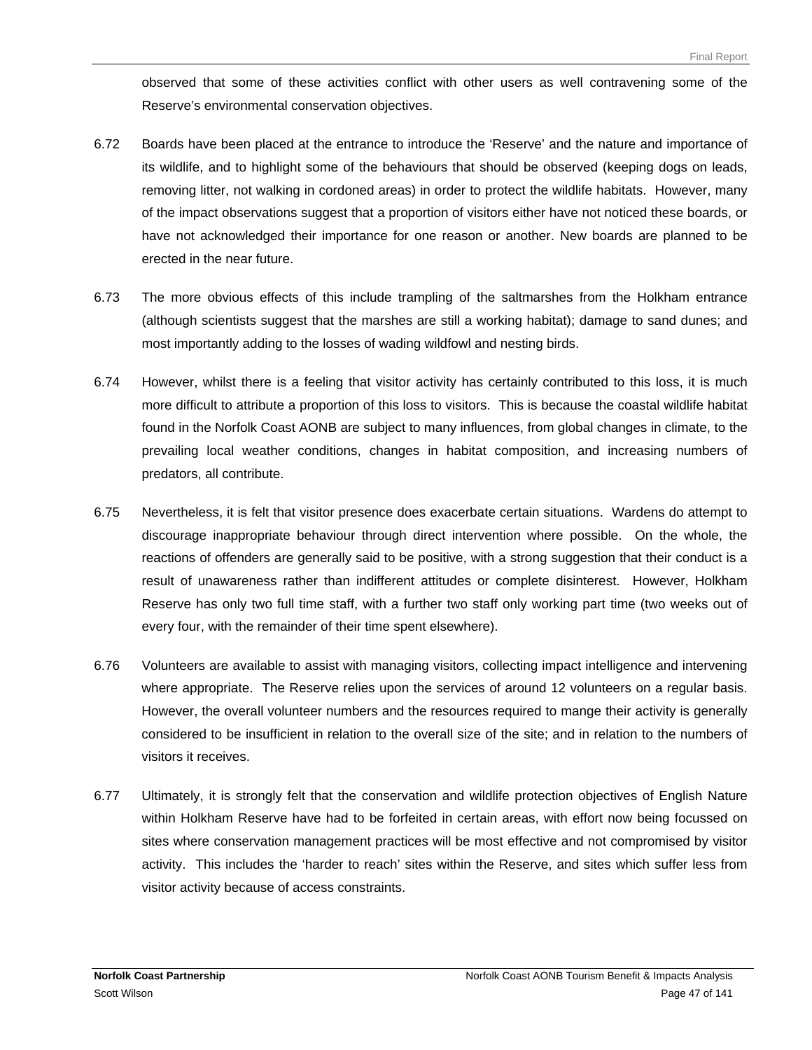observed that some of these activities conflict with other users as well contravening some of the Reserve's environmental conservation objectives.

6.72 Boards have been placed at the entrance to introduce the 'Reserve' and the nature and importance of its wildlife, and to highlight some of the behaviours that should be observed (keeping dogs on leads, removing litter, not walking in cordoned areas) in order to protect the wildlife habitats. However, many of the impact observations suggest that a proportion of visitors either have not noticed these boards, or have not acknowledged their importance for one reason or another. New boards are planned to be erected in the near future.

6.73 The more obvious effects of this include trampling of the saltmarshes from the Holkham entrance (although scientists suggest that the marshes are still a working habitat); damage to sand dunes; and most importantly adding to the losses of wading wildfowl and nesting birds.

6.74 However, whilst there is a feeling that visitor activity has certainly contributed to this loss, it is much more difficult to attribute a proportion of this loss to visitors. This is because the coastal wildlife habitat found in the Norfolk Coast AONB are subject to many influences, from global changes in climate, to the prevailing local weather conditions, changes in habitat composition, and increasing numbers of predators, all contribute.

6.75 Nevertheless, it is felt that visitor presence does exacerbate certain situations. Wardens do attempt to discourage inappropriate behaviour through direct intervention where possible. On the whole, the reactions of offenders are generally said to be positive, with a strong suggestion that their conduct is a result of unawareness rather than indifferent attitudes or complete disinterest. However, Holkham Reserve has only two full time staff, with a further two staff only working part time (two weeks out of every four, with the remainder of their time spent elsewhere).

6.76 Volunteers are available to assist with managing visitors, collecting impact intelligence and intervening where appropriate. The Reserve relies upon the services of around 12 volunteers on a regular basis. However, the overall volunteer numbers and the resources required to mange their activity is generally considered to be insufficient in relation to the overall size of the site; and in relation to the numbers of visitors it receives.

6.77 Ultimately, it is strongly felt that the conservation and wildlife protection objectives of English Nature within Holkham Reserve have had to be forfeited in certain areas, with effort now being focussed on sites where conservation management practices will be most effective and not compromised by visitor activity. This includes the 'harder to reach' sites within the Reserve, and sites which suffer less from visitor activity because of access constraints.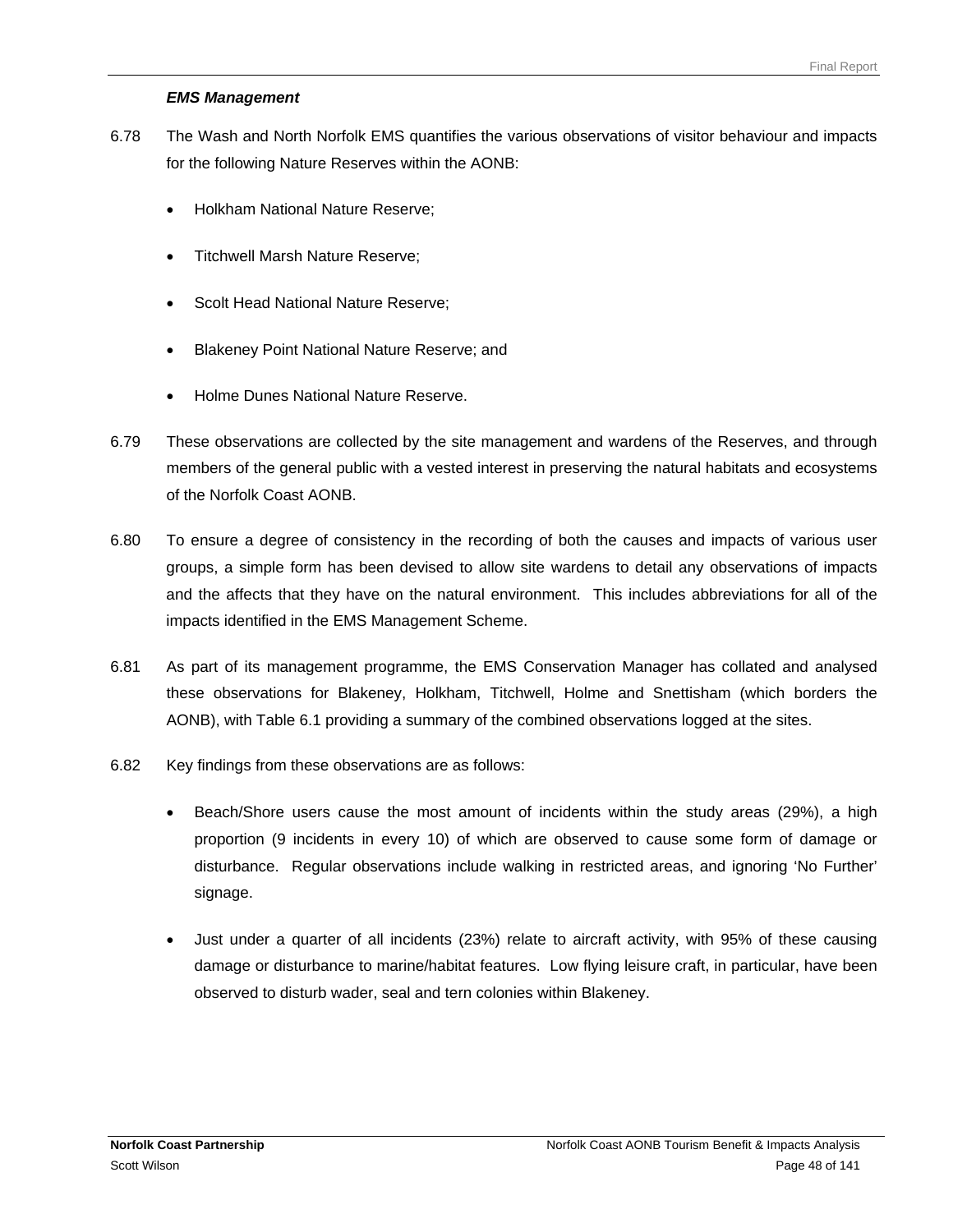### *EMS Management*

6.78 The Wash and North Norfolk EMS quantifies the various observations of visitor behaviour and impacts for the following Nature Reserves within the AONB:

- Holkham National Nature Reserve;
- Titchwell Marsh Nature Reserve;
- Scolt Head National Nature Reserve;
- Blakeney Point National Nature Reserve; and
- Holme Dunes National Nature Reserve.

6.79 These observations are collected by the site management and wardens of the Reserves, and through members of the general public with a vested interest in preserving the natural habitats and ecosystems of the Norfolk Coast AONB.

6.80 To ensure a degree of consistency in the recording of both the causes and impacts of various user groups, a simple form has been devised to allow site wardens to detail any observations of impacts and the affects that they have on the natural environment. This includes abbreviations for all of the impacts identified in the EMS Management Scheme.

6.81 As part of its management programme, the EMS Conservation Manager has collated and analysed these observations for Blakeney, Holkham, Titchwell, Holme and Snettisham (which borders the AONB), with Table 6.1 providing a summary of the combined observations logged at the sites.

6.82 Key findings from these observations are as follows:

- Beach/Shore users cause the most amount of incidents within the study areas (29%), a high proportion (9 incidents in every 10) of which are observed to cause some form of damage or disturbance. Regular observations include walking in restricted areas, and ignoring 'No Further' signage.
- Just under a quarter of all incidents (23%) relate to aircraft activity, with 95% of these causing damage or disturbance to marine/habitat features. Low flying leisure craft, in particular, have been observed to disturb wader, seal and tern colonies within Blakeney.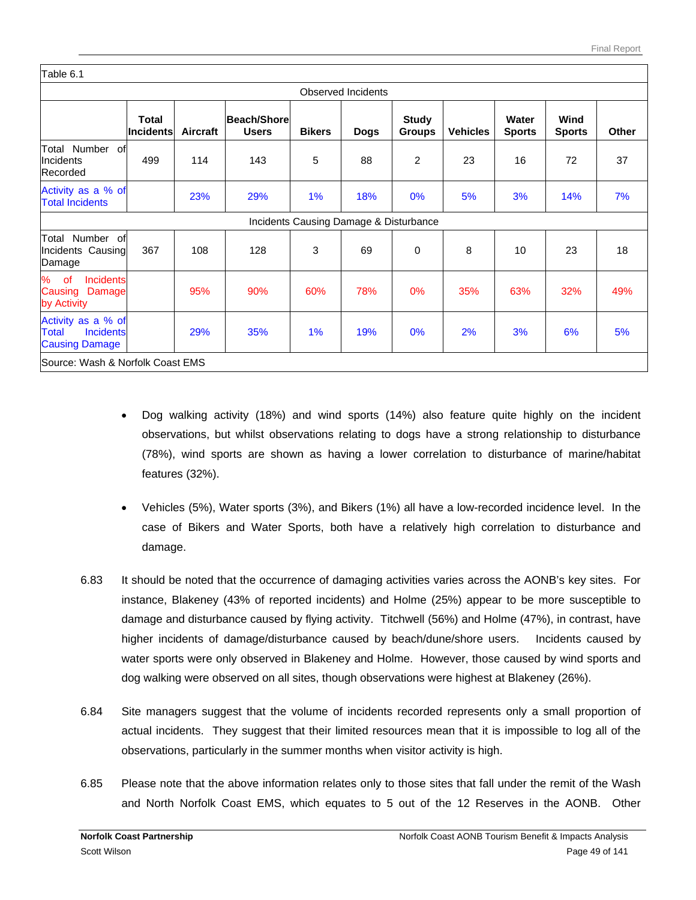Table 6.1

| Observed Incidents | | | | | | | | | | |
|---|---|---|---|---|---|---|---|---|---|---|
| | **Total Incidents** | **Aircraft** | **Beach/Shore Users** | **Bikers** | **Dogs** | **Study Groups** | **Vehicles** | **Water Sports** | **Wind Sports** | **Other** |
| Total Number of Incidents Recorded | 499 | 114 | 143 | 5 | 88 | 2 | 23 | 16 | 72 | 37 |
| Activity as a % of Total Incidents | | 23% | 29% | 1% | 18% | 0% | 5% | 3% | 14% | 7% |
| Incidents Causing Damage & Disturbance | | | | | | | | | | |
| Total Number of Incidents Causing Damage | 367 | 108 | 128 | 3 | 69 | 0 | 8 | 10 | 23 | 18 |
| % of Incidents Causing Damage by Activity | | 95% | 90% | 60% | 78% | 0% | 35% | 63% | 32% | 49% |
| Activity as a % of Total Incidents Causing Damage | | 29% | 35% | 1% | 19% | 0% | 2% | 3% | 6% | 5% |

Source: Wash & Norfolk Coast EMS

- Dog walking activity (18%) and wind sports (14%) also feature quite highly on the incident observations, but whilst observations relating to dogs have a strong relationship to disturbance (78%), wind sports are shown as having a lower correlation to disturbance of marine/habitat features (32%).

- Vehicles (5%), Water sports (3%), and Bikers (1%) all have a low-recorded incidence level. In the case of Bikers and Water Sports, both have a relatively high correlation to disturbance and damage.

6.83 It should be noted that the occurrence of damaging activities varies across the AONB's key sites. For instance, Blakeney (43% of reported incidents) and Holme (25%) appear to be more susceptible to damage and disturbance caused by flying activity. Titchwell (56%) and Holme (47%), in contrast, have higher incidents of damage/disturbance caused by beach/dune/shore users. Incidents caused by water sports were only observed in Blakeney and Holme. However, those caused by wind sports and dog walking were observed on all sites, though observations were highest at Blakeney (26%).

6.84 Site managers suggest that the volume of incidents recorded represents only a small proportion of actual incidents. They suggest that their limited resources mean that it is impossible to log all of the observations, particularly in the summer months when visitor activity is high.

6.85 Please note that the above information relates only to those sites that fall under the remit of the Wash and North Norfolk Coast EMS, which equates to 5 out of the 12 Reserves in the AONB. Other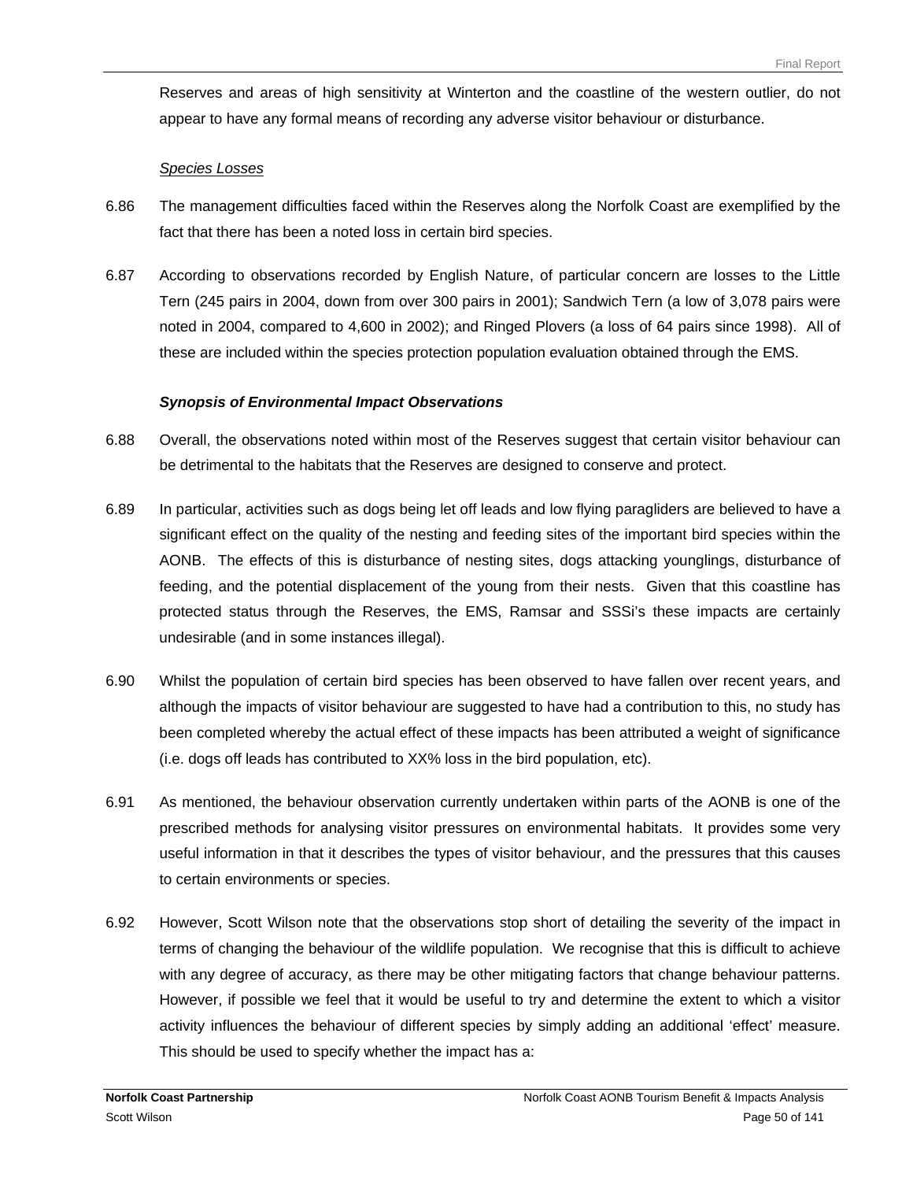Reserves and areas of high sensitivity at Winterton and the coastline of the western outlier, do not appear to have any formal means of recording any adverse visitor behaviour or disturbance.

*Species Losses*

6.86 The management difficulties faced within the Reserves along the Norfolk Coast are exemplified by the fact that there has been a noted loss in certain bird species.

6.87 According to observations recorded by English Nature, of particular concern are losses to the Little Tern (245 pairs in 2004, down from over 300 pairs in 2001); Sandwich Tern (a low of 3,078 pairs were noted in 2004, compared to 4,600 in 2002); and Ringed Plovers (a loss of 64 pairs since 1998). All of these are included within the species protection population evaluation obtained through the EMS.

***Synopsis of Environmental Impact Observations***

6.88 Overall, the observations noted within most of the Reserves suggest that certain visitor behaviour can be detrimental to the habitats that the Reserves are designed to conserve and protect.

6.89 In particular, activities such as dogs being let off leads and low flying paragliders are believed to have a significant effect on the quality of the nesting and feeding sites of the important bird species within the AONB. The effects of this is disturbance of nesting sites, dogs attacking younglings, disturbance of feeding, and the potential displacement of the young from their nests. Given that this coastline has protected status through the Reserves, the EMS, Ramsar and SSSi's these impacts are certainly undesirable (and in some instances illegal).

6.90 Whilst the population of certain bird species has been observed to have fallen over recent years, and although the impacts of visitor behaviour are suggested to have had a contribution to this, no study has been completed whereby the actual effect of these impacts has been attributed a weight of significance (i.e. dogs off leads has contributed to XX% loss in the bird population, etc).

6.91 As mentioned, the behaviour observation currently undertaken within parts of the AONB is one of the prescribed methods for analysing visitor pressures on environmental habitats. It provides some very useful information in that it describes the types of visitor behaviour, and the pressures that this causes to certain environments or species.

6.92 However, Scott Wilson note that the observations stop short of detailing the severity of the impact in terms of changing the behaviour of the wildlife population. We recognise that this is difficult to achieve with any degree of accuracy, as there may be other mitigating factors that change behaviour patterns. However, if possible we feel that it would be useful to try and determine the extent to which a visitor activity influences the behaviour of different species by simply adding an additional 'effect' measure. This should be used to specify whether the impact has a: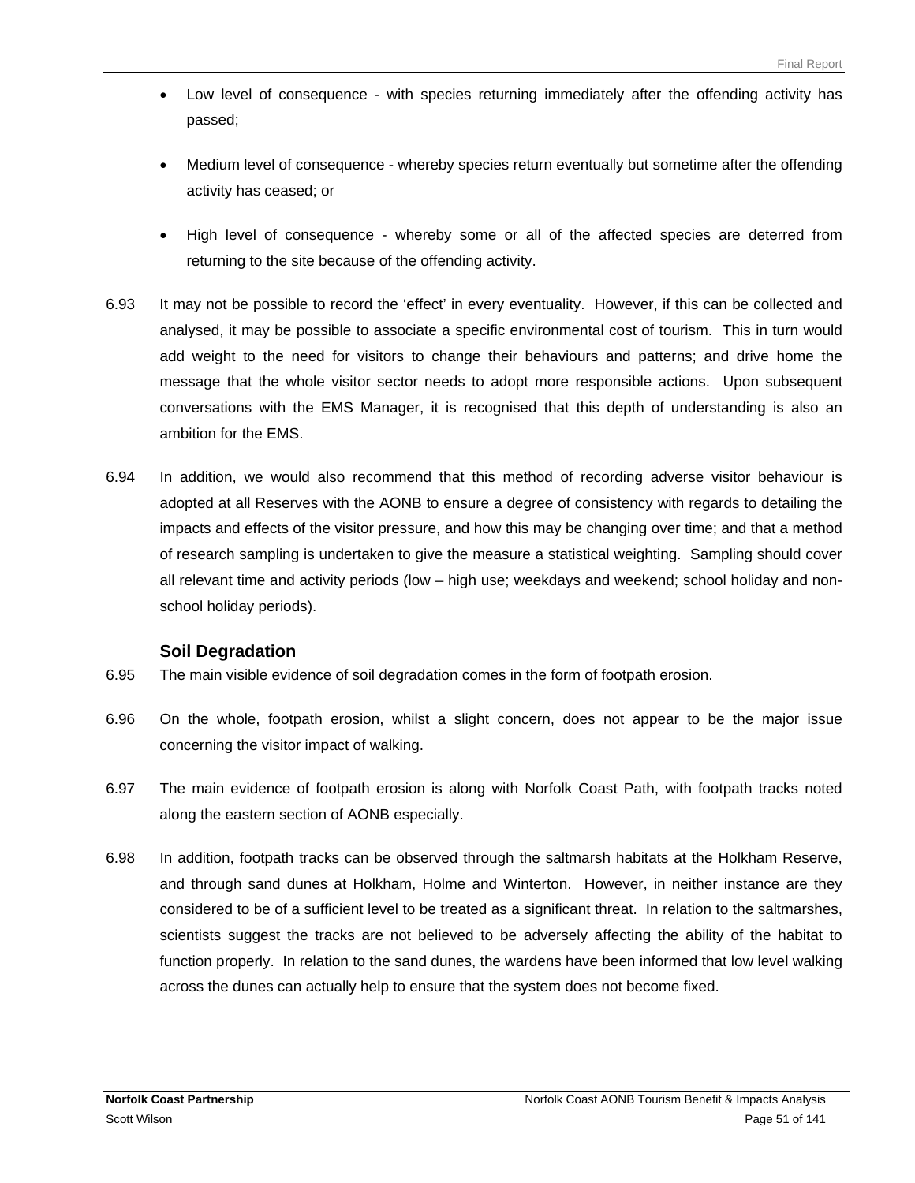- Low level of consequence - with species returning immediately after the offending activity has passed;

- Medium level of consequence - whereby species return eventually but sometime after the offending activity has ceased; or

- High level of consequence - whereby some or all of the affected species are deterred from returning to the site because of the offending activity.

6.93 It may not be possible to record the 'effect' in every eventuality. However, if this can be collected and analysed, it may be possible to associate a specific environmental cost of tourism. This in turn would add weight to the need for visitors to change their behaviours and patterns; and drive home the message that the whole visitor sector needs to adopt more responsible actions. Upon subsequent conversations with the EMS Manager, it is recognised that this depth of understanding is also an ambition for the EMS.

6.94 In addition, we would also recommend that this method of recording adverse visitor behaviour is adopted at all Reserves with the AONB to ensure a degree of consistency with regards to detailing the impacts and effects of the visitor pressure, and how this may be changing over time; and that a method of research sampling is undertaken to give the measure a statistical weighting. Sampling should cover all relevant time and activity periods (low – high use; weekdays and weekend; school holiday and non-school holiday periods).

### Soil Degradation

6.95 The main visible evidence of soil degradation comes in the form of footpath erosion.

6.96 On the whole, footpath erosion, whilst a slight concern, does not appear to be the major issue concerning the visitor impact of walking.

6.97 The main evidence of footpath erosion is along with Norfolk Coast Path, with footpath tracks noted along the eastern section of AONB especially.

6.98 In addition, footpath tracks can be observed through the saltmarsh habitats at the Holkham Reserve, and through sand dunes at Holkham, Holme and Winterton. However, in neither instance are they considered to be of a sufficient level to be treated as a significant threat. In relation to the saltmarshes, scientists suggest the tracks are not believed to be adversely affecting the ability of the habitat to function properly. In relation to the sand dunes, the wardens have been informed that low level walking across the dunes can actually help to ensure that the system does not become fixed.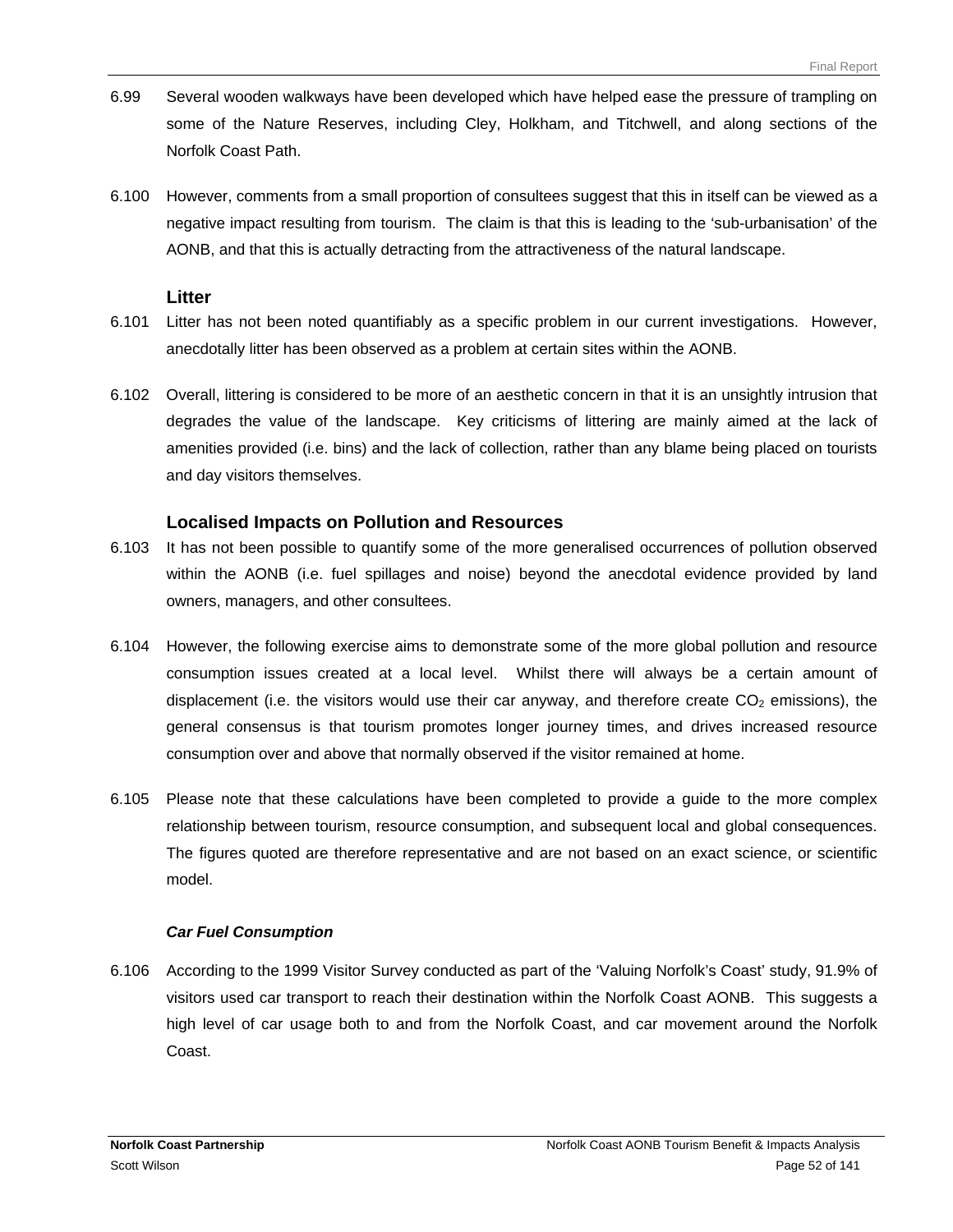6.99 Several wooden walkways have been developed which have helped ease the pressure of trampling on some of the Nature Reserves, including Cley, Holkham, and Titchwell, and along sections of the Norfolk Coast Path.

6.100 However, comments from a small proportion of consultees suggest that this in itself can be viewed as a negative impact resulting from tourism. The claim is that this is leading to the 'sub-urbanisation' of the AONB, and that this is actually detracting from the attractiveness of the natural landscape.

### Litter

6.101 Litter has not been noted quantifiably as a specific problem in our current investigations. However, anecdotally litter has been observed as a problem at certain sites within the AONB.

6.102 Overall, littering is considered to be more of an aesthetic concern in that it is an unsightly intrusion that degrades the value of the landscape. Key criticisms of littering are mainly aimed at the lack of amenities provided (i.e. bins) and the lack of collection, rather than any blame being placed on tourists and day visitors themselves.

### Localised Impacts on Pollution and Resources

6.103 It has not been possible to quantify some of the more generalised occurrences of pollution observed within the AONB (i.e. fuel spillages and noise) beyond the anecdotal evidence provided by land owners, managers, and other consultees.

6.104 However, the following exercise aims to demonstrate some of the more global pollution and resource consumption issues created at a local level. Whilst there will always be a certain amount of displacement (i.e. the visitors would use their car anyway, and therefore create $CO_2$ emissions), the general consensus is that tourism promotes longer journey times, and drives increased resource consumption over and above that normally observed if the visitor remained at home.

6.105 Please note that these calculations have been completed to provide a guide to the more complex relationship between tourism, resource consumption, and subsequent local and global consequences. The figures quoted are therefore representative and are not based on an exact science, or scientific model.

#### *Car Fuel Consumption*

6.106 According to the 1999 Visitor Survey conducted as part of the 'Valuing Norfolk's Coast' study, 91.9% of visitors used car transport to reach their destination within the Norfolk Coast AONB. This suggests a high level of car usage both to and from the Norfolk Coast, and car movement around the Norfolk Coast.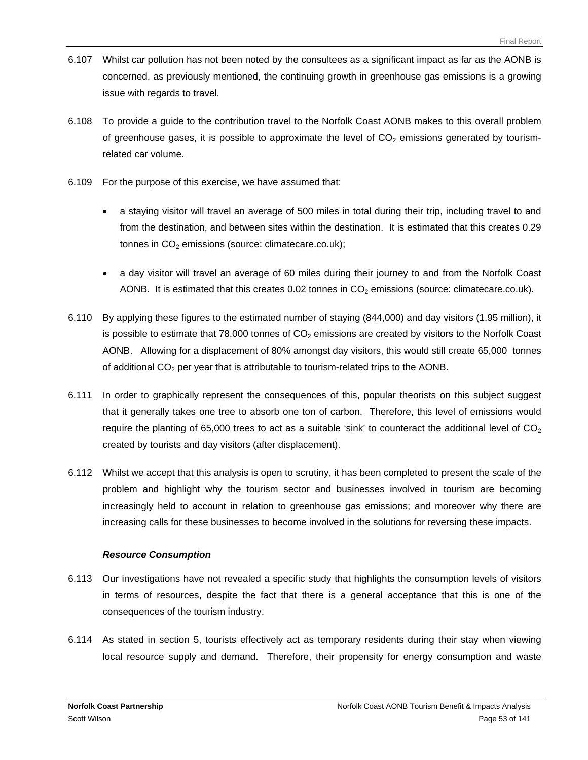6.107 Whilst car pollution has not been noted by the consultees as a significant impact as far as the AONB is concerned, as previously mentioned, the continuing growth in greenhouse gas emissions is a growing issue with regards to travel.

6.108 To provide a guide to the contribution travel to the Norfolk Coast AONB makes to this overall problem of greenhouse gases, it is possible to approximate the level of $CO_2$ emissions generated by tourism-related car volume.

6.109 For the purpose of this exercise, we have assumed that:

- a staying visitor will travel an average of 500 miles in total during their trip, including travel to and from the destination, and between sites within the destination. It is estimated that this creates 0.29 tonnes in $CO_2$ emissions (source: climatecare.co.uk);

- a day visitor will travel an average of 60 miles during their journey to and from the Norfolk Coast AONB. It is estimated that this creates 0.02 tonnes in $CO_2$ emissions (source: climatecare.co.uk).

6.110 By applying these figures to the estimated number of staying (844,000) and day visitors (1.95 million), it is possible to estimate that 78,000 tonnes of $CO_2$ emissions are created by visitors to the Norfolk Coast AONB. Allowing for a displacement of 80% amongst day visitors, this would still create 65,000 tonnes of additional $CO_2$ per year that is attributable to tourism-related trips to the AONB.

6.111 In order to graphically represent the consequences of this, popular theorists on this subject suggest that it generally takes one tree to absorb one ton of carbon. Therefore, this level of emissions would require the planting of 65,000 trees to act as a suitable 'sink' to counteract the additional level of $CO_2$ created by tourists and day visitors (after displacement).

6.112 Whilst we accept that this analysis is open to scrutiny, it has been completed to present the scale of the problem and highlight why the tourism sector and businesses involved in tourism are becoming increasingly held to account in relation to greenhouse gas emissions; and moreover why there are increasing calls for these businesses to become involved in the solutions for reversing these impacts.

***Resource Consumption***

6.113 Our investigations have not revealed a specific study that highlights the consumption levels of visitors in terms of resources, despite the fact that there is a general acceptance that this is one of the consequences of the tourism industry.

6.114 As stated in section 5, tourists effectively act as temporary residents during their stay when viewing local resource supply and demand. Therefore, their propensity for energy consumption and waste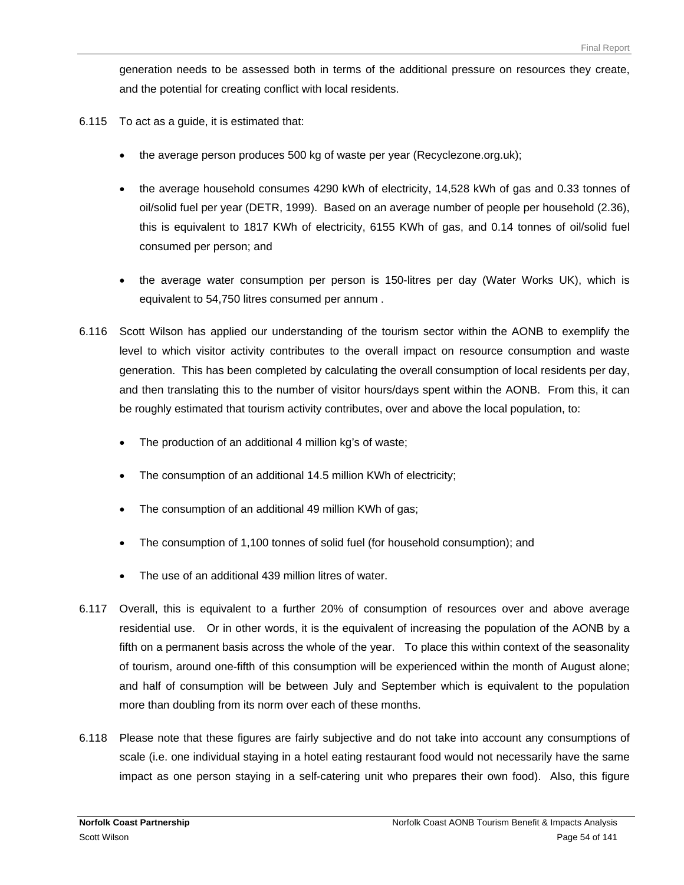generation needs to be assessed both in terms of the additional pressure on resources they create, and the potential for creating conflict with local residents.

6.115 To act as a guide, it is estimated that:

- the average person produces 500 kg of waste per year (Recyclezone.org.uk);
- the average household consumes 4290 kWh of electricity, 14,528 kWh of gas and 0.33 tonnes of oil/solid fuel per year (DETR, 1999). Based on an average number of people per household (2.36), this is equivalent to 1817 KWh of electricity, 6155 KWh of gas, and 0.14 tonnes of oil/solid fuel consumed per person; and
- the average water consumption per person is 150-litres per day (Water Works UK), which is equivalent to 54,750 litres consumed per annum .

6.116 Scott Wilson has applied our understanding of the tourism sector within the AONB to exemplify the level to which visitor activity contributes to the overall impact on resource consumption and waste generation. This has been completed by calculating the overall consumption of local residents per day, and then translating this to the number of visitor hours/days spent within the AONB. From this, it can be roughly estimated that tourism activity contributes, over and above the local population, to:

- The production of an additional 4 million kg's of waste;
- The consumption of an additional 14.5 million KWh of electricity;
- The consumption of an additional 49 million KWh of gas;
- The consumption of 1,100 tonnes of solid fuel (for household consumption); and
- The use of an additional 439 million litres of water.

6.117 Overall, this is equivalent to a further 20% of consumption of resources over and above average residential use. Or in other words, it is the equivalent of increasing the population of the AONB by a fifth on a permanent basis across the whole of the year. To place this within context of the seasonality of tourism, around one-fifth of this consumption will be experienced within the month of August alone; and half of consumption will be between July and September which is equivalent to the population more than doubling from its norm over each of these months.

6.118 Please note that these figures are fairly subjective and do not take into account any consumptions of scale (i.e. one individual staying in a hotel eating restaurant food would not necessarily have the same impact as one person staying in a self-catering unit who prepares their own food). Also, this figure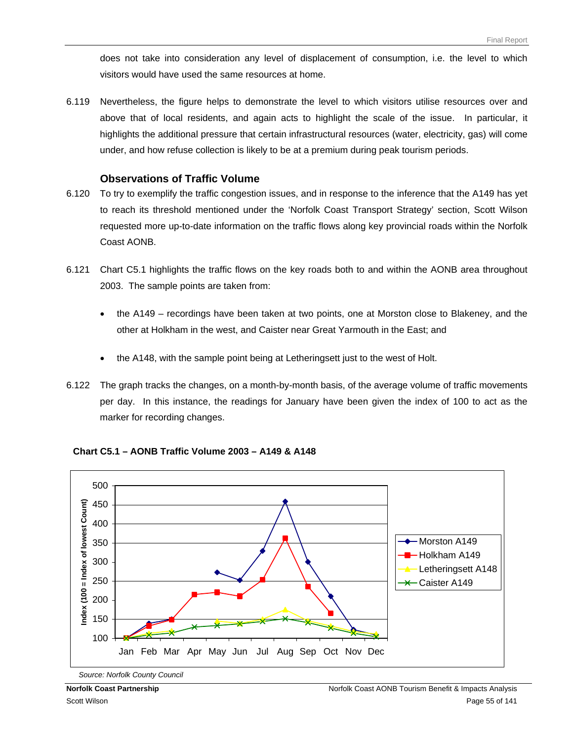does not take into consideration any level of displacement of consumption, i.e. the level to which visitors would have used the same resources at home.

6.119 Nevertheless, the figure helps to demonstrate the level to which visitors utilise resources over and above that of local residents, and again acts to highlight the scale of the issue. In particular, it highlights the additional pressure that certain infrastructural resources (water, electricity, gas) will come under, and how refuse collection is likely to be at a premium during peak tourism periods.

### Observations of Traffic Volume

6.120 To try to exemplify the traffic congestion issues, and in response to the inference that the A149 has yet to reach its threshold mentioned under the 'Norfolk Coast Transport Strategy' section, Scott Wilson requested more up-to-date information on the traffic flows along key provincial roads within the Norfolk Coast AONB.

6.121 Chart C5.1 highlights the traffic flows on the key roads both to and within the AONB area throughout 2003. The sample points are taken from:

- the A149 – recordings have been taken at two points, one at Morston close to Blakeney, and the other at Holkham in the west, and Caister near Great Yarmouth in the East; and
- the A148, with the sample point being at Letheringsett just to the west of Holt.

6.122 The graph tracks the changes, on a month-by-month basis, of the average volume of traffic movements per day. In this instance, the readings for January have been given the index of 100 to act as the marker for recording changes.

**Chart C5.1 – AONB Traffic Volume 2003 – A149 & A148**

*Source: Norfolk County Council*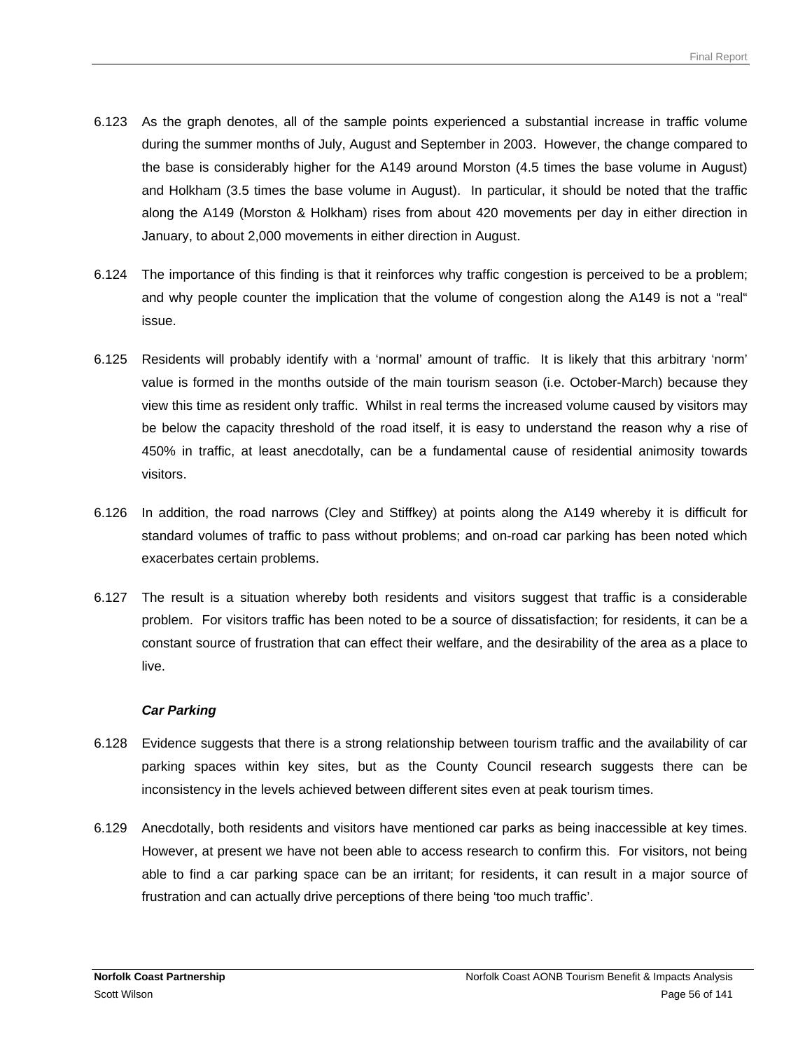6.123 As the graph denotes, all of the sample points experienced a substantial increase in traffic volume during the summer months of July, August and September in 2003. However, the change compared to the base is considerably higher for the A149 around Morston (4.5 times the base volume in August) and Holkham (3.5 times the base volume in August). In particular, it should be noted that the traffic along the A149 (Morston & Holkham) rises from about 420 movements per day in either direction in January, to about 2,000 movements in either direction in August.

6.124 The importance of this finding is that it reinforces why traffic congestion is perceived to be a problem; and why people counter the implication that the volume of congestion along the A149 is not a "real" issue.

6.125 Residents will probably identify with a 'normal' amount of traffic. It is likely that this arbitrary 'norm' value is formed in the months outside of the main tourism season (i.e. October-March) because they view this time as resident only traffic. Whilst in real terms the increased volume caused by visitors may be below the capacity threshold of the road itself, it is easy to understand the reason why a rise of 450% in traffic, at least anecdotally, can be a fundamental cause of residential animosity towards visitors.

6.126 In addition, the road narrows (Cley and Stiffkey) at points along the A149 whereby it is difficult for standard volumes of traffic to pass without problems; and on-road car parking has been noted which exacerbates certain problems.

6.127 The result is a situation whereby both residents and visitors suggest that traffic is a considerable problem. For visitors traffic has been noted to be a source of dissatisfaction; for residents, it can be a constant source of frustration that can effect their welfare, and the desirability of the area as a place to live.

***Car Parking***

6.128 Evidence suggests that there is a strong relationship between tourism traffic and the availability of car parking spaces within key sites, but as the County Council research suggests there can be inconsistency in the levels achieved between different sites even at peak tourism times.

6.129 Anecdotally, both residents and visitors have mentioned car parks as being inaccessible at key times. However, at present we have not been able to access research to confirm this. For visitors, not being able to find a car parking space can be an irritant; for residents, it can result in a major source of frustration and can actually drive perceptions of there being 'too much traffic'.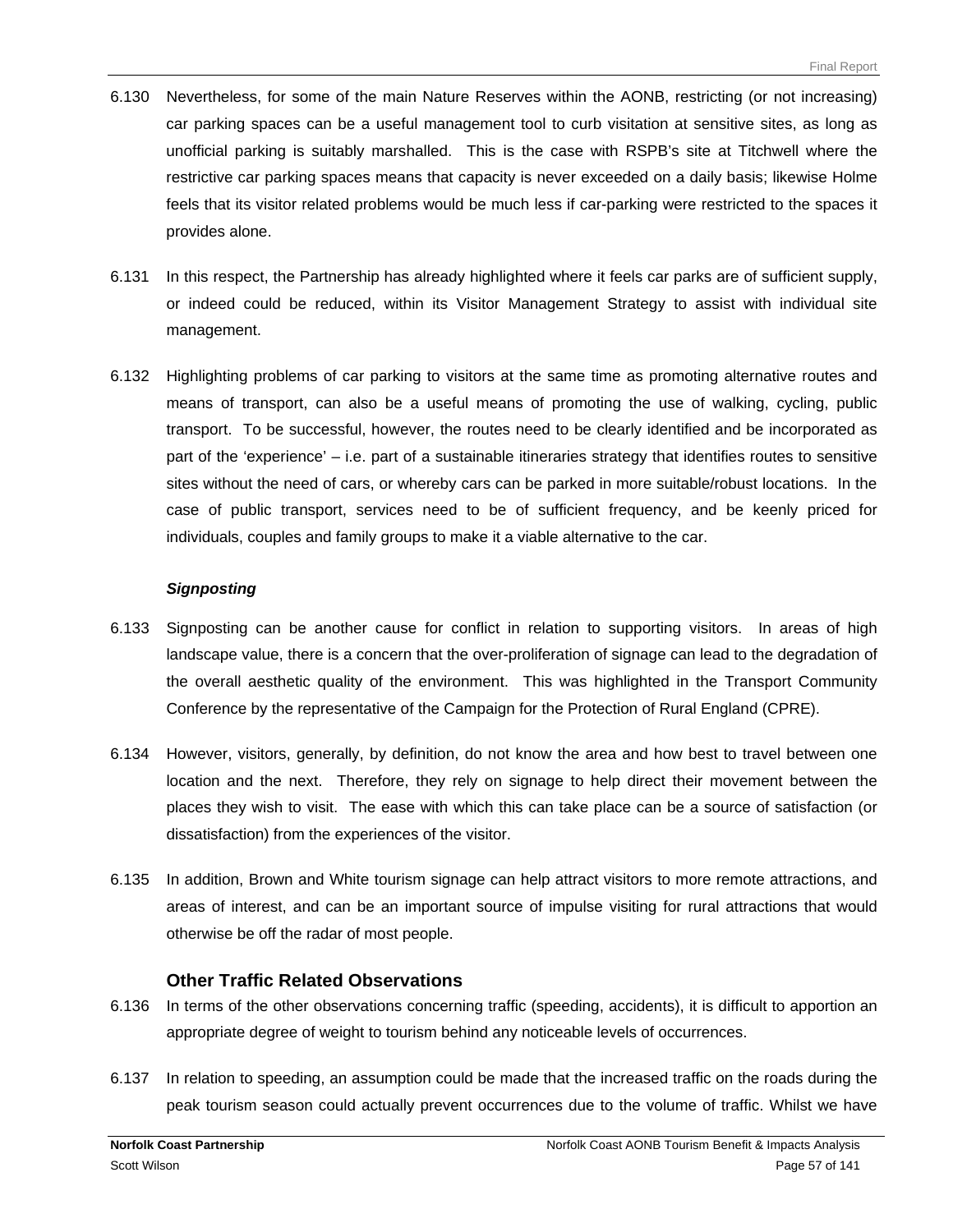6.130 Nevertheless, for some of the main Nature Reserves within the AONB, restricting (or not increasing) car parking spaces can be a useful management tool to curb visitation at sensitive sites, as long as unofficial parking is suitably marshalled. This is the case with RSPB's site at Titchwell where the restrictive car parking spaces means that capacity is never exceeded on a daily basis; likewise Holme feels that its visitor related problems would be much less if car-parking were restricted to the spaces it provides alone.

6.131 In this respect, the Partnership has already highlighted where it feels car parks are of sufficient supply, or indeed could be reduced, within its Visitor Management Strategy to assist with individual site management.

6.132 Highlighting problems of car parking to visitors at the same time as promoting alternative routes and means of transport, can also be a useful means of promoting the use of walking, cycling, public transport. To be successful, however, the routes need to be clearly identified and be incorporated as part of the 'experience' – i.e. part of a sustainable itineraries strategy that identifies routes to sensitive sites without the need of cars, or whereby cars can be parked in more suitable/robust locations. In the case of public transport, services need to be of sufficient frequency, and be keenly priced for individuals, couples and family groups to make it a viable alternative to the car.

***Signposting***

6.133 Signposting can be another cause for conflict in relation to supporting visitors. In areas of high landscape value, there is a concern that the over-proliferation of signage can lead to the degradation of the overall aesthetic quality of the environment. This was highlighted in the Transport Community Conference by the representative of the Campaign for the Protection of Rural England (CPRE).

6.134 However, visitors, generally, by definition, do not know the area and how best to travel between one location and the next. Therefore, they rely on signage to help direct their movement between the places they wish to visit. The ease with which this can take place can be a source of satisfaction (or dissatisfaction) from the experiences of the visitor.

6.135 In addition, Brown and White tourism signage can help attract visitors to more remote attractions, and areas of interest, and can be an important source of impulse visiting for rural attractions that would otherwise be off the radar of most people.

### Other Traffic Related Observations

6.136 In terms of the other observations concerning traffic (speeding, accidents), it is difficult to apportion an appropriate degree of weight to tourism behind any noticeable levels of occurrences.

6.137 In relation to speeding, an assumption could be made that the increased traffic on the roads during the peak tourism season could actually prevent occurrences due to the volume of traffic. Whilst we have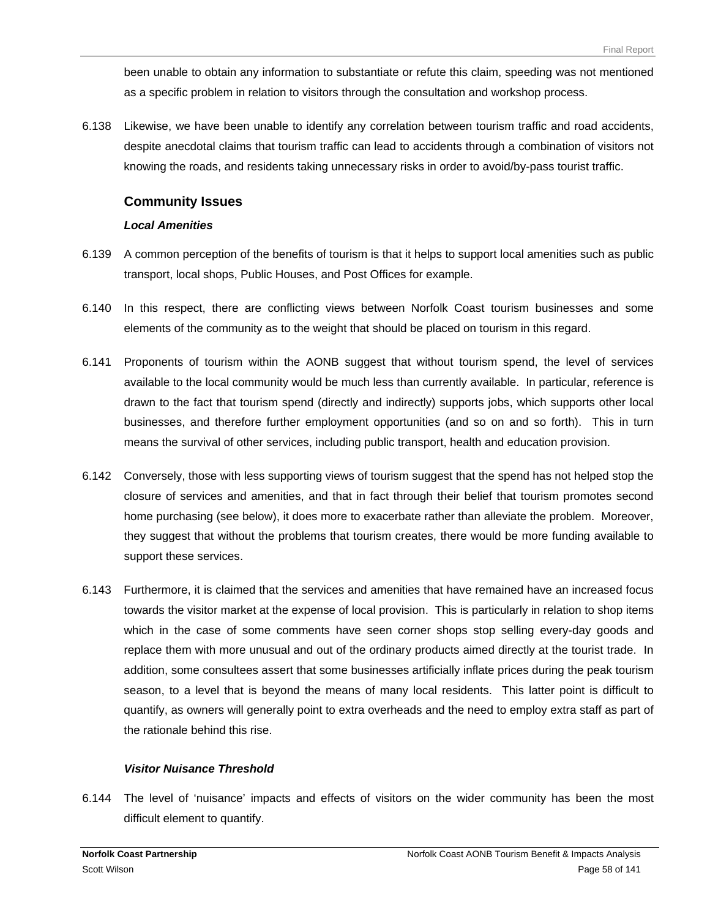been unable to obtain any information to substantiate or refute this claim, speeding was not mentioned as a specific problem in relation to visitors through the consultation and workshop process.

6.138 Likewise, we have been unable to identify any correlation between tourism traffic and road accidents, despite anecdotal claims that tourism traffic can lead to accidents through a combination of visitors not knowing the roads, and residents taking unnecessary risks in order to avoid/by-pass tourist traffic.

### Community Issues

#### *Local Amenities*

6.139 A common perception of the benefits of tourism is that it helps to support local amenities such as public transport, local shops, Public Houses, and Post Offices for example.

6.140 In this respect, there are conflicting views between Norfolk Coast tourism businesses and some elements of the community as to the weight that should be placed on tourism in this regard.

6.141 Proponents of tourism within the AONB suggest that without tourism spend, the level of services available to the local community would be much less than currently available. In particular, reference is drawn to the fact that tourism spend (directly and indirectly) supports jobs, which supports other local businesses, and therefore further employment opportunities (and so on and so forth). This in turn means the survival of other services, including public transport, health and education provision.

6.142 Conversely, those with less supporting views of tourism suggest that the spend has not helped stop the closure of services and amenities, and that in fact through their belief that tourism promotes second home purchasing (see below), it does more to exacerbate rather than alleviate the problem. Moreover, they suggest that without the problems that tourism creates, there would be more funding available to support these services.

6.143 Furthermore, it is claimed that the services and amenities that have remained have an increased focus towards the visitor market at the expense of local provision. This is particularly in relation to shop items which in the case of some comments have seen corner shops stop selling every-day goods and replace them with more unusual and out of the ordinary products aimed directly at the tourist trade. In addition, some consultees assert that some businesses artificially inflate prices during the peak tourism season, to a level that is beyond the means of many local residents. This latter point is difficult to quantify, as owners will generally point to extra overheads and the need to employ extra staff as part of the rationale behind this rise.

#### *Visitor Nuisance Threshold*

6.144 The level of 'nuisance' impacts and effects of visitors on the wider community has been the most difficult element to quantify.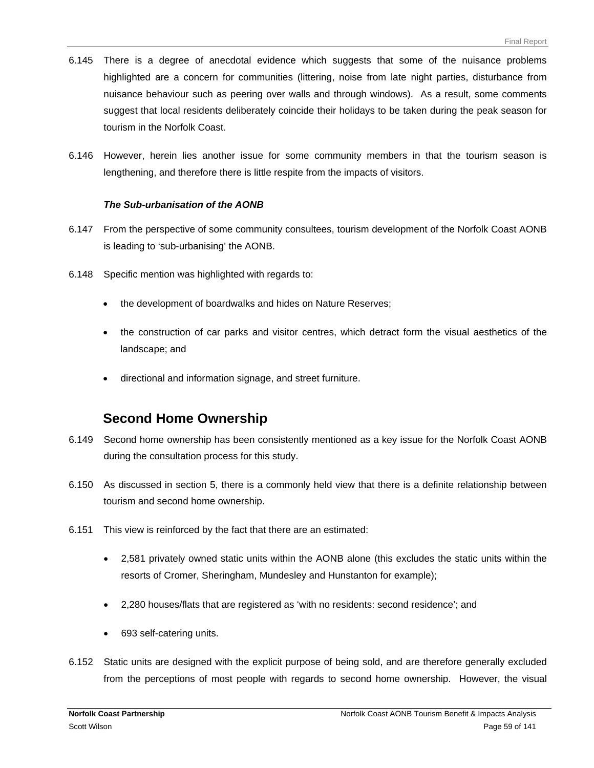6.145 There is a degree of anecdotal evidence which suggests that some of the nuisance problems highlighted are a concern for communities (littering, noise from late night parties, disturbance from nuisance behaviour such as peering over walls and through windows). As a result, some comments suggest that local residents deliberately coincide their holidays to be taken during the peak season for tourism in the Norfolk Coast.

6.146 However, herein lies another issue for some community members in that the tourism season is lengthening, and therefore there is little respite from the impacts of visitors.

***The Sub-urbanisation of the AONB***

6.147 From the perspective of some community consultees, tourism development of the Norfolk Coast AONB is leading to 'sub-urbanising' the AONB.

6.148 Specific mention was highlighted with regards to:

- the development of boardwalks and hides on Nature Reserves;
- the construction of car parks and visitor centres, which detract form the visual aesthetics of the landscape; and
- directional and information signage, and street furniture.

## Second Home Ownership

6.149 Second home ownership has been consistently mentioned as a key issue for the Norfolk Coast AONB during the consultation process for this study.

6.150 As discussed in section 5, there is a commonly held view that there is a definite relationship between tourism and second home ownership.

6.151 This view is reinforced by the fact that there are an estimated:

- 2,581 privately owned static units within the AONB alone (this excludes the static units within the resorts of Cromer, Sheringham, Mundesley and Hunstanton for example);
- 2,280 houses/flats that are registered as 'with no residents: second residence'; and
- 693 self-catering units.

6.152 Static units are designed with the explicit purpose of being sold, and are therefore generally excluded from the perceptions of most people with regards to second home ownership. However, the visual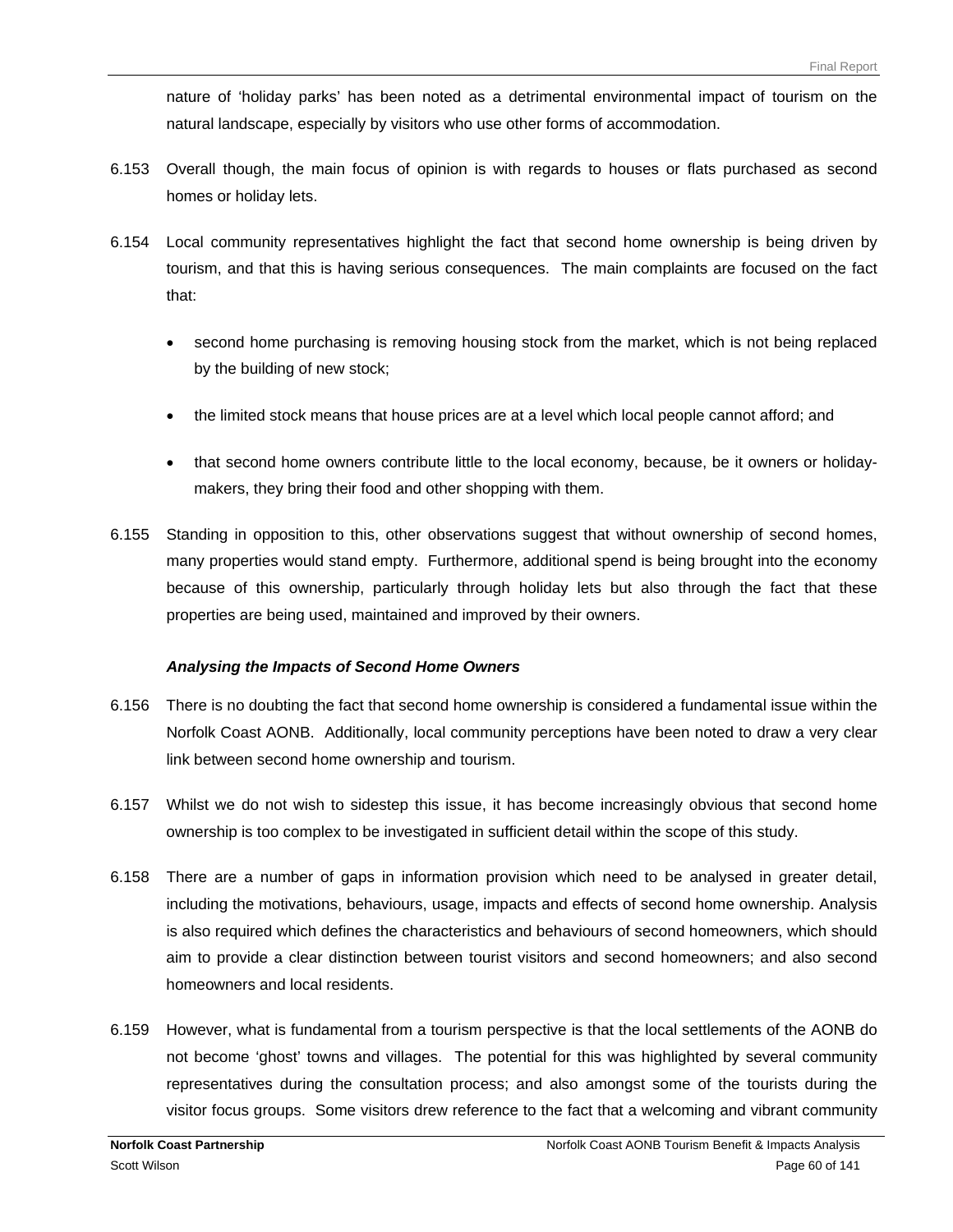nature of 'holiday parks' has been noted as a detrimental environmental impact of tourism on the natural landscape, especially by visitors who use other forms of accommodation.

6.153 Overall though, the main focus of opinion is with regards to houses or flats purchased as second homes or holiday lets.

6.154 Local community representatives highlight the fact that second home ownership is being driven by tourism, and that this is having serious consequences. The main complaints are focused on the fact that:

- second home purchasing is removing housing stock from the market, which is not being replaced by the building of new stock;
- the limited stock means that house prices are at a level which local people cannot afford; and
- that second home owners contribute little to the local economy, because, be it owners or holiday-makers, they bring their food and other shopping with them.

6.155 Standing in opposition to this, other observations suggest that without ownership of second homes, many properties would stand empty. Furthermore, additional spend is being brought into the economy because of this ownership, particularly through holiday lets but also through the fact that these properties are being used, maintained and improved by their owners.

***Analysing the Impacts of Second Home Owners***

6.156 There is no doubting the fact that second home ownership is considered a fundamental issue within the Norfolk Coast AONB. Additionally, local community perceptions have been noted to draw a very clear link between second home ownership and tourism.

6.157 Whilst we do not wish to sidestep this issue, it has become increasingly obvious that second home ownership is too complex to be investigated in sufficient detail within the scope of this study.

6.158 There are a number of gaps in information provision which need to be analysed in greater detail, including the motivations, behaviours, usage, impacts and effects of second home ownership. Analysis is also required which defines the characteristics and behaviours of second homeowners, which should aim to provide a clear distinction between tourist visitors and second homeowners; and also second homeowners and local residents.

6.159 However, what is fundamental from a tourism perspective is that the local settlements of the AONB do not become 'ghost' towns and villages. The potential for this was highlighted by several community representatives during the consultation process; and also amongst some of the tourists during the visitor focus groups. Some visitors drew reference to the fact that a welcoming and vibrant community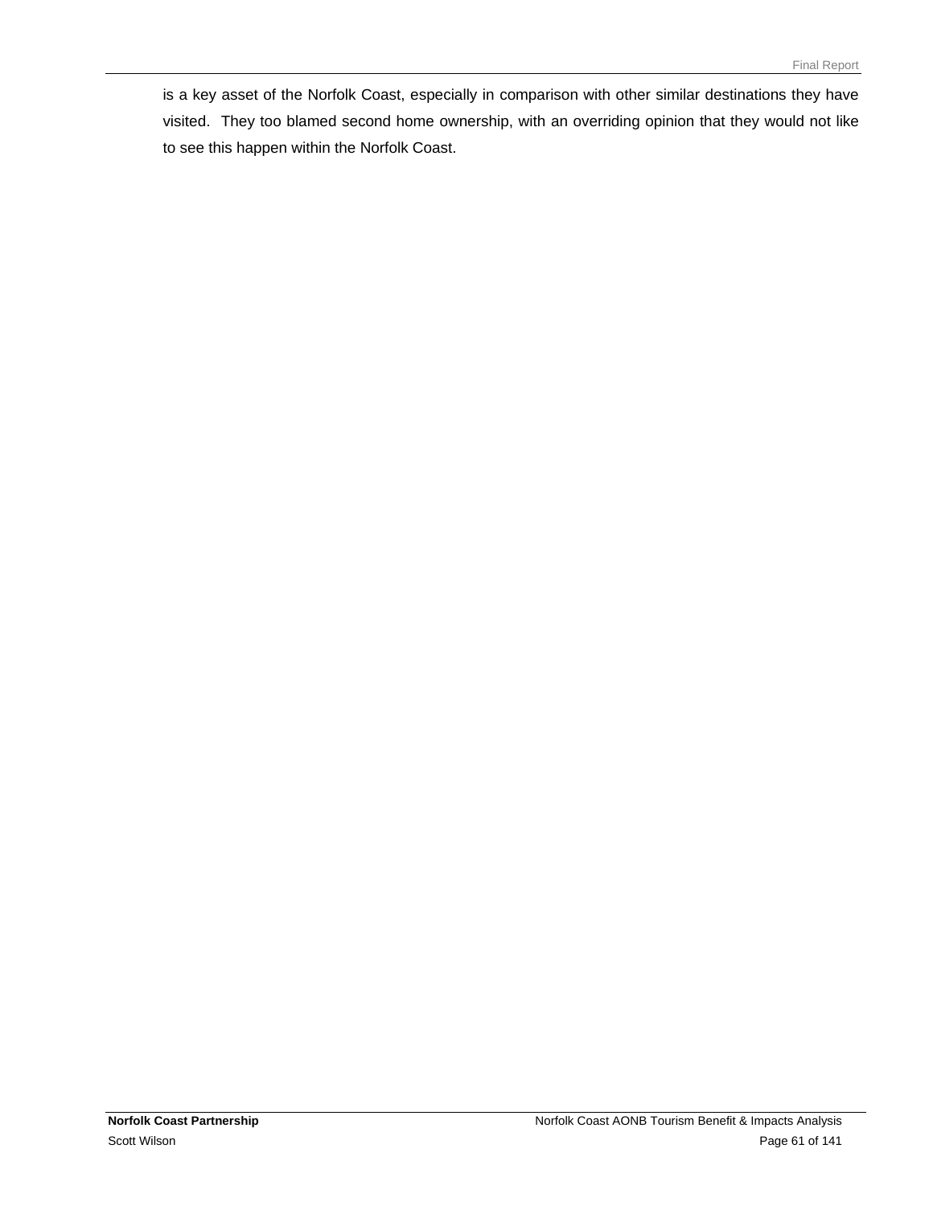is a key asset of the Norfolk Coast, especially in comparison with other similar destinations they have visited. They too blamed second home ownership, with an overriding opinion that they would not like to see this happen within the Norfolk Coast.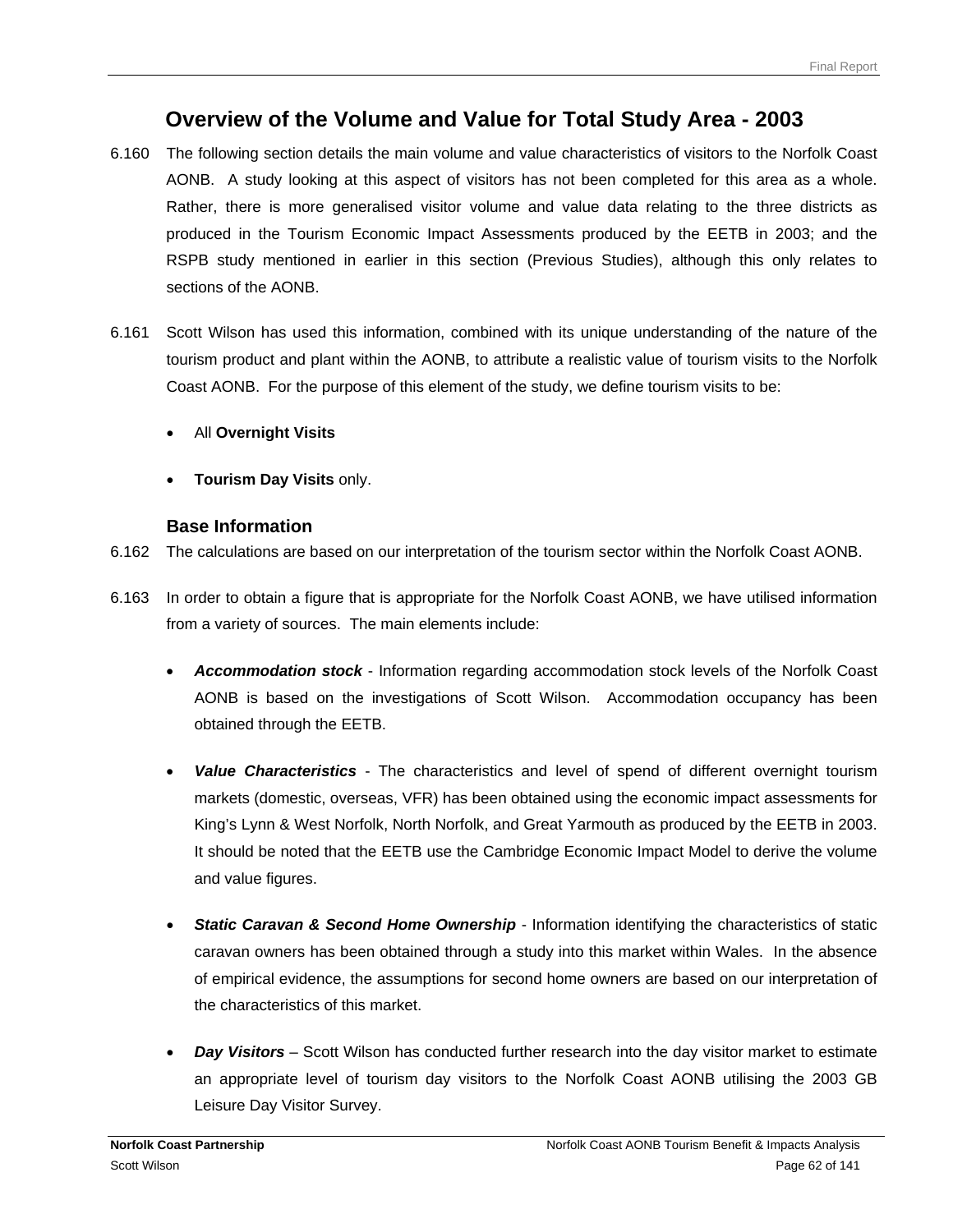## Overview of the Volume and Value for Total Study Area - 2003

6.160 The following section details the main volume and value characteristics of visitors to the Norfolk Coast AONB. A study looking at this aspect of visitors has not been completed for this area as a whole. Rather, there is more generalised visitor volume and value data relating to the three districts as produced in the Tourism Economic Impact Assessments produced by the EETB in 2003; and the RSPB study mentioned in earlier in this section (Previous Studies), although this only relates to sections of the AONB.

6.161 Scott Wilson has used this information, combined with its unique understanding of the nature of the tourism product and plant within the AONB, to attribute a realistic value of tourism visits to the Norfolk Coast AONB. For the purpose of this element of the study, we define tourism visits to be:

- All **Overnight Visits**
- **Tourism Day Visits** only.

### Base Information

6.162 The calculations are based on our interpretation of the tourism sector within the Norfolk Coast AONB.

6.163 In order to obtain a figure that is appropriate for the Norfolk Coast AONB, we have utilised information from a variety of sources. The main elements include:

- ***Accommodation stock*** - Information regarding accommodation stock levels of the Norfolk Coast AONB is based on the investigations of Scott Wilson. Accommodation occupancy has been obtained through the EETB.
- ***Value Characteristics*** - The characteristics and level of spend of different overnight tourism markets (domestic, overseas, VFR) has been obtained using the economic impact assessments for King's Lynn & West Norfolk, North Norfolk, and Great Yarmouth as produced by the EETB in 2003. It should be noted that the EETB use the Cambridge Economic Impact Model to derive the volume and value figures.
- ***Static Caravan & Second Home Ownership*** - Information identifying the characteristics of static caravan owners has been obtained through a study into this market within Wales. In the absence of empirical evidence, the assumptions for second home owners are based on our interpretation of the characteristics of this market.
- ***Day Visitors*** – Scott Wilson has conducted further research into the day visitor market to estimate an appropriate level of tourism day visitors to the Norfolk Coast AONB utilising the 2003 GB Leisure Day Visitor Survey.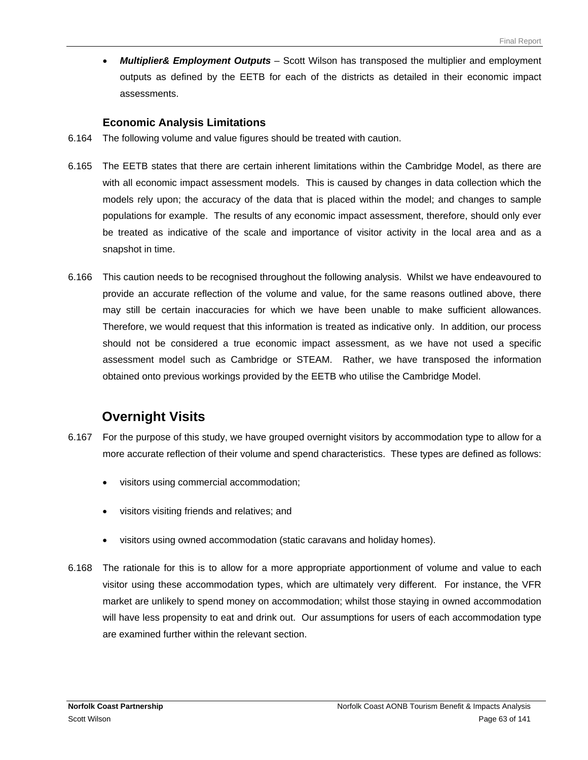- ***Multiplier& Employment Outputs*** – Scott Wilson has transposed the multiplier and employment outputs as defined by the EETB for each of the districts as detailed in their economic impact assessments.

### Economic Analysis Limitations

6.164 The following volume and value figures should be treated with caution.

6.165 The EETB states that there are certain inherent limitations within the Cambridge Model, as there are with all economic impact assessment models. This is caused by changes in data collection which the models rely upon; the accuracy of the data that is placed within the model; and changes to sample populations for example. The results of any economic impact assessment, therefore, should only ever be treated as indicative of the scale and importance of visitor activity in the local area and as a snapshot in time.

6.166 This caution needs to be recognised throughout the following analysis. Whilst we have endeavoured to provide an accurate reflection of the volume and value, for the same reasons outlined above, there may still be certain inaccuracies for which we have been unable to make sufficient allowances. Therefore, we would request that this information is treated as indicative only. In addition, our process should not be considered a true economic impact assessment, as we have not used a specific assessment model such as Cambridge or STEAM. Rather, we have transposed the information obtained onto previous workings provided by the EETB who utilise the Cambridge Model.

## Overnight Visits

6.167 For the purpose of this study, we have grouped overnight visitors by accommodation type to allow for a more accurate reflection of their volume and spend characteristics. These types are defined as follows:

- visitors using commercial accommodation;
- visitors visiting friends and relatives; and
- visitors using owned accommodation (static caravans and holiday homes).

6.168 The rationale for this is to allow for a more appropriate apportionment of volume and value to each visitor using these accommodation types, which are ultimately very different. For instance, the VFR market are unlikely to spend money on accommodation; whilst those staying in owned accommodation will have less propensity to eat and drink out. Our assumptions for users of each accommodation type are examined further within the relevant section.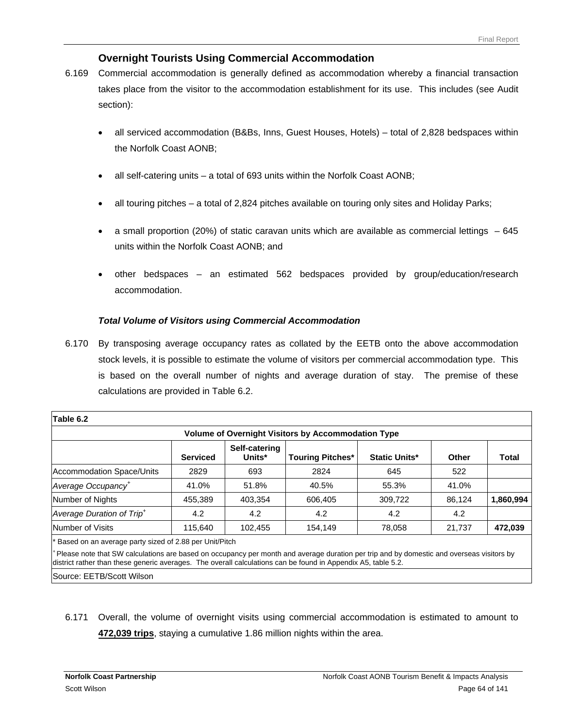### Overnight Tourists Using Commercial Accommodation

6.169 Commercial accommodation is generally defined as accommodation whereby a financial transaction takes place from the visitor to the accommodation establishment for its use. This includes (see Audit section):

- all serviced accommodation (B&Bs, Inns, Guest Houses, Hotels) – total of 2,828 bedspaces within the Norfolk Coast AONB;
- all self-catering units – a total of 693 units within the Norfolk Coast AONB;
- all touring pitches – a total of 2,824 pitches available on touring only sites and Holiday Parks;
- a small proportion (20%) of static caravan units which are available as commercial lettings – 645 units within the Norfolk Coast AONB; and
- other bedspaces – an estimated 562 bedspaces provided by group/education/research accommodation.

#### *Total Volume of Visitors using Commercial Accommodation*

6.170 By transposing average occupancy rates as collated by the EETB onto the above accommodation stock levels, it is possible to estimate the volume of visitors per commercial accommodation type. This is based on the overall number of nights and average duration of stay. The premise of these calculations are provided in Table 6.2.

**Table 6.2**

**Volume of Overnight Visitors by Accommodation Type**

| | Serviced | Self-catering Units* | Touring Pitches* | Static Units* | Other | Total |
|---|---|---|---|---|---|---|
| Accommodation Space/Units | 2829 | 693 | 2824 | 645 | 522 | |
| *Average Occupancy*[+] | 41.0% | 51.8% | 40.5% | 55.3% | 41.0% | |
| Number of Nights | 455,389 | 403,354 | 606,405 | 309,722 | 86,124 | **1,860,994** |
| *Average Duration of Trip*[+] | 4.2 | 4.2 | 4.2 | 4.2 | 4.2 | |
| Number of Visits | 115,640 | 102,455 | 154,149 | 78,058 | 21,737 | **472,039** |

\* Based on an average party sized of 2.88 per Unit/Pitch

[+] Please note that SW calculations are based on occupancy per month and average duration per trip and by domestic and overseas visitors by district rather than these generic averages. The overall calculations can be found in Appendix A5, table 5.2.

Source: EETB/Scott Wilson

6.171 Overall, the volume of overnight visits using commercial accommodation is estimated to amount to **472,039 trips**, staying a cumulative 1.86 million nights within the area.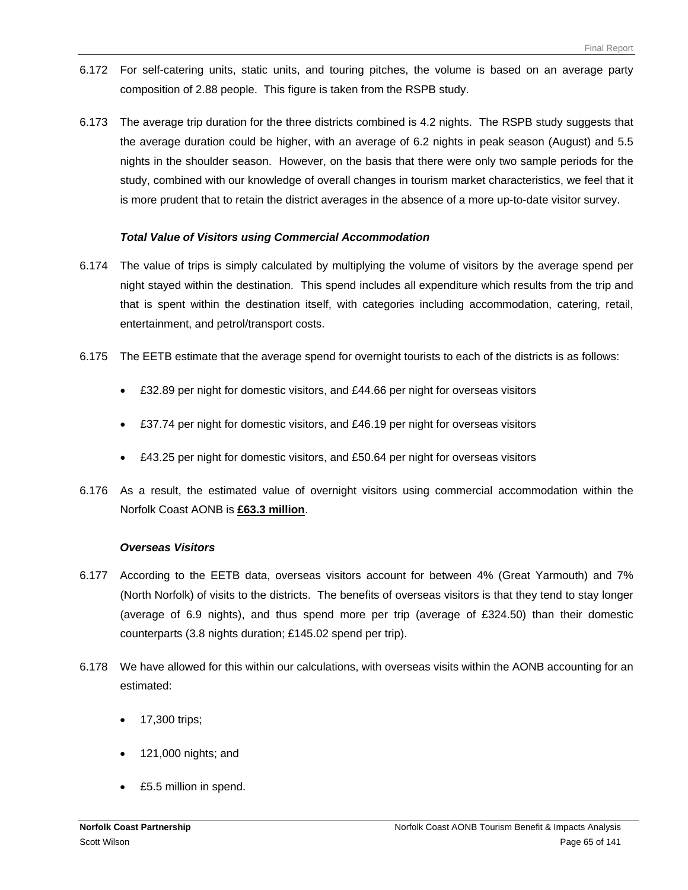6.172 For self-catering units, static units, and touring pitches, the volume is based on an average party composition of 2.88 people. This figure is taken from the RSPB study.

6.173 The average trip duration for the three districts combined is 4.2 nights. The RSPB study suggests that the average duration could be higher, with an average of 6.2 nights in peak season (August) and 5.5 nights in the shoulder season. However, on the basis that there were only two sample periods for the study, combined with our knowledge of overall changes in tourism market characteristics, we feel that it is more prudent that to retain the district averages in the absence of a more up-to-date visitor survey.

### *Total Value of Visitors using Commercial Accommodation*

6.174 The value of trips is simply calculated by multiplying the volume of visitors by the average spend per night stayed within the destination. This spend includes all expenditure which results from the trip and that is spent within the destination itself, with categories including accommodation, catering, retail, entertainment, and petrol/transport costs.

6.175 The EETB estimate that the average spend for overnight tourists to each of the districts is as follows:

- £32.89 per night for domestic visitors, and £44.66 per night for overseas visitors
- £37.74 per night for domestic visitors, and £46.19 per night for overseas visitors
- £43.25 per night for domestic visitors, and £50.64 per night for overseas visitors

6.176 As a result, the estimated value of overnight visitors using commercial accommodation within the Norfolk Coast AONB is **£63.3 million**.

### *Overseas Visitors*

6.177 According to the EETB data, overseas visitors account for between 4% (Great Yarmouth) and 7% (North Norfolk) of visits to the districts. The benefits of overseas visitors is that they tend to stay longer (average of 6.9 nights), and thus spend more per trip (average of £324.50) than their domestic counterparts (3.8 nights duration; £145.02 spend per trip).

6.178 We have allowed for this within our calculations, with overseas visits within the AONB accounting for an estimated:

- 17,300 trips;
- 121,000 nights; and
- £5.5 million in spend.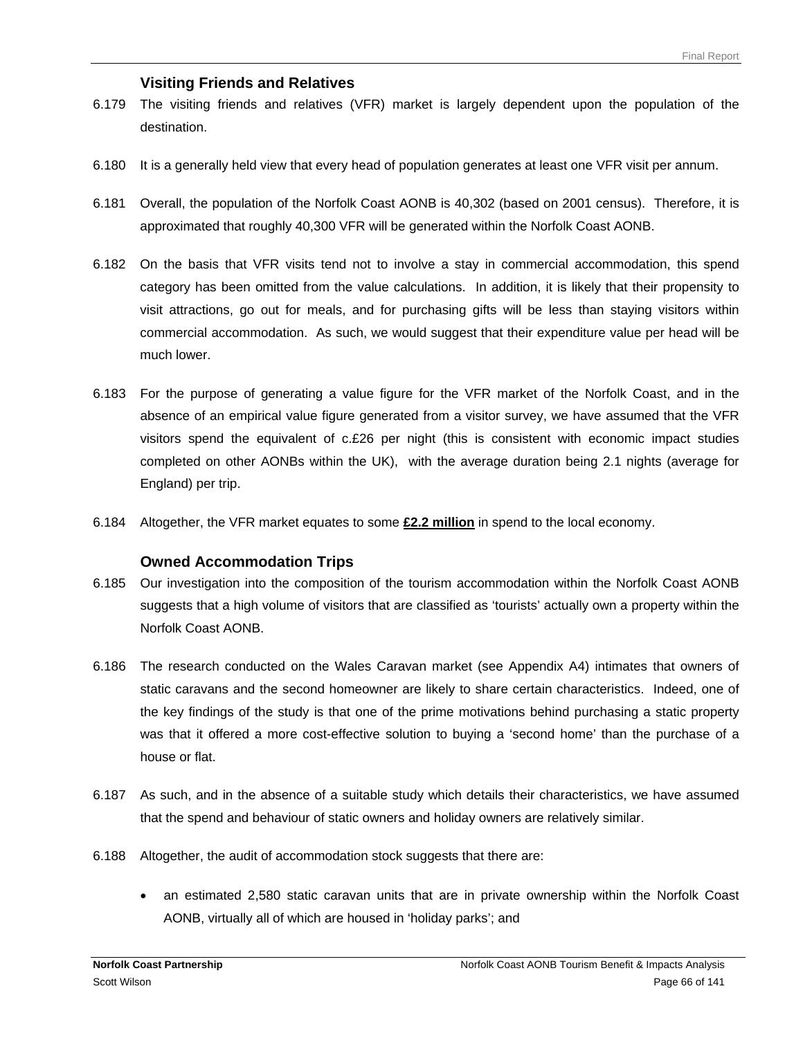### Visiting Friends and Relatives

6.179 The visiting friends and relatives (VFR) market is largely dependent upon the population of the destination.

6.180 It is a generally held view that every head of population generates at least one VFR visit per annum.

6.181 Overall, the population of the Norfolk Coast AONB is 40,302 (based on 2001 census). Therefore, it is approximated that roughly 40,300 VFR will be generated within the Norfolk Coast AONB.

6.182 On the basis that VFR visits tend not to involve a stay in commercial accommodation, this spend category has been omitted from the value calculations. In addition, it is likely that their propensity to visit attractions, go out for meals, and for purchasing gifts will be less than staying visitors within commercial accommodation. As such, we would suggest that their expenditure value per head will be much lower.

6.183 For the purpose of generating a value figure for the VFR market of the Norfolk Coast, and in the absence of an empirical value figure generated from a visitor survey, we have assumed that the VFR visitors spend the equivalent of c.£26 per night (this is consistent with economic impact studies completed on other AONBs within the UK), with the average duration being 2.1 nights (average for England) per trip.

6.184 Altogether, the VFR market equates to some **£2.2 million** in spend to the local economy.

### Owned Accommodation Trips

6.185 Our investigation into the composition of the tourism accommodation within the Norfolk Coast AONB suggests that a high volume of visitors that are classified as 'tourists' actually own a property within the Norfolk Coast AONB.

6.186 The research conducted on the Wales Caravan market (see Appendix A4) intimates that owners of static caravans and the second homeowner are likely to share certain characteristics. Indeed, one of the key findings of the study is that one of the prime motivations behind purchasing a static property was that it offered a more cost-effective solution to buying a 'second home' than the purchase of a house or flat.

6.187 As such, and in the absence of a suitable study which details their characteristics, we have assumed that the spend and behaviour of static owners and holiday owners are relatively similar.

6.188 Altogether, the audit of accommodation stock suggests that there are:

- an estimated 2,580 static caravan units that are in private ownership within the Norfolk Coast AONB, virtually all of which are housed in 'holiday parks'; and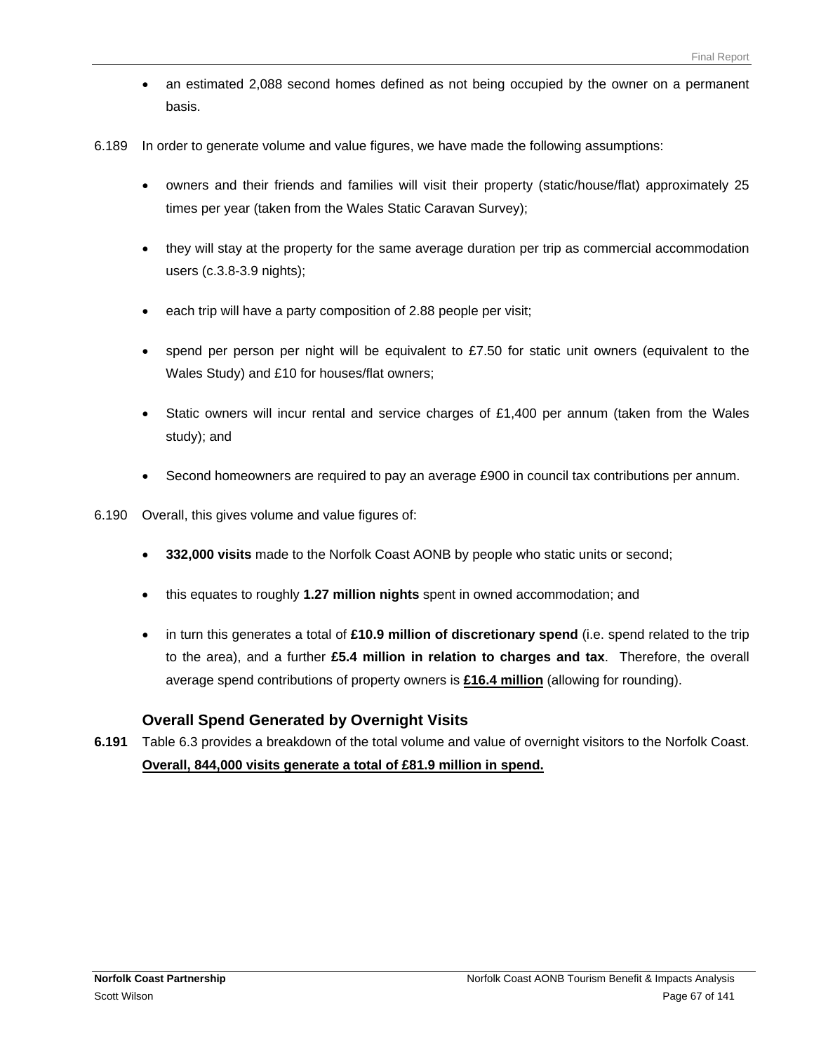- an estimated 2,088 second homes defined as not being occupied by the owner on a permanent basis.

6.189 In order to generate volume and value figures, we have made the following assumptions:

- owners and their friends and families will visit their property (static/house/flat) approximately 25 times per year (taken from the Wales Static Caravan Survey);
- they will stay at the property for the same average duration per trip as commercial accommodation users (c.3.8-3.9 nights);
- each trip will have a party composition of 2.88 people per visit;
- spend per person per night will be equivalent to £7.50 for static unit owners (equivalent to the Wales Study) and £10 for houses/flat owners;
- Static owners will incur rental and service charges of £1,400 per annum (taken from the Wales study); and
- Second homeowners are required to pay an average £900 in council tax contributions per annum.

6.190 Overall, this gives volume and value figures of:

- **332,000 visits** made to the Norfolk Coast AONB by people who static units or second;
- this equates to roughly **1.27 million nights** spent in owned accommodation; and
- in turn this generates a total of **£10.9 million of discretionary spend** (i.e. spend related to the trip to the area), and a further **£5.4 million in relation to charges and tax**. Therefore, the overall average spend contributions of property owners is **£16.4 million** (allowing for rounding).

### Overall Spend Generated by Overnight Visits

**6.191** Table 6.3 provides a breakdown of the total volume and value of overnight visitors to the Norfolk Coast. **Overall, 844,000 visits generate a total of £81.9 million in spend.**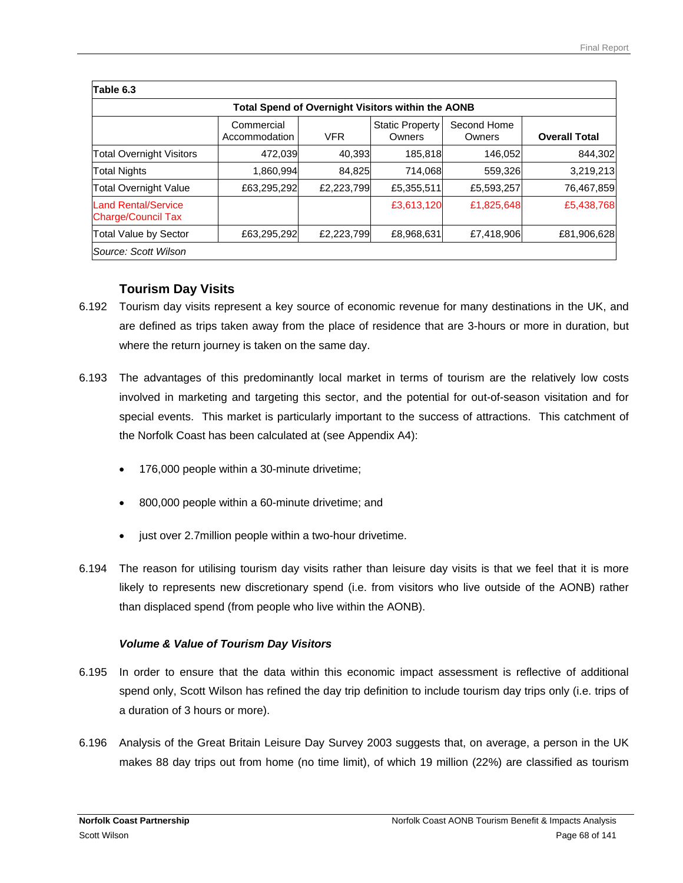| Table 6.3 | | | | | |
|---|---|---|---|---|---|
| **Total Spend of Overnight Visitors within the AONB** | | | | | |
| | Commercial Accommodation | VFR | Static Property Owners | Second Home Owners | **Overall Total** |
| Total Overnight Visitors | 472,039 | 40,393 | 185,818 | 146,052 | 844,302 |
| Total Nights | 1,860,994 | 84,825 | 714,068 | 559,326 | 3,219,213 |
| Total Overnight Value | £63,295,292 | £2,223,799 | £5,355,511 | £5,593,257 | 76,467,859 |
| Land Rental/Service Charge/Council Tax | | | £3,613,120 | £1,825,648 | £5,438,768 |
| Total Value by Sector | £63,295,292 | £2,223,799 | £8,968,631 | £7,418,906 | £81,906,628 |
| *Source: Scott Wilson* | | | | | |

## Tourism Day Visits

6.192 Tourism day visits represent a key source of economic revenue for many destinations in the UK, and are defined as trips taken away from the place of residence that are 3-hours or more in duration, but where the return journey is taken on the same day.

6.193 The advantages of this predominantly local market in terms of tourism are the relatively low costs involved in marketing and targeting this sector, and the potential for out-of-season visitation and for special events. This market is particularly important to the success of attractions. This catchment of the Norfolk Coast has been calculated at (see Appendix A4):

- 176,000 people within a 30-minute drivetime;
- 800,000 people within a 60-minute drivetime; and
- just over 2.7million people within a two-hour drivetime.

6.194 The reason for utilising tourism day visits rather than leisure day visits is that we feel that it is more likely to represents new discretionary spend (i.e. from visitors who live outside of the AONB) rather than displaced spend (from people who live within the AONB).

### *Volume & Value of Tourism Day Visitors*

6.195 In order to ensure that the data within this economic impact assessment is reflective of additional spend only, Scott Wilson has refined the day trip definition to include tourism day trips only (i.e. trips of a duration of 3 hours or more).

6.196 Analysis of the Great Britain Leisure Day Survey 2003 suggests that, on average, a person in the UK makes 88 day trips out from home (no time limit), of which 19 million (22%) are classified as tourism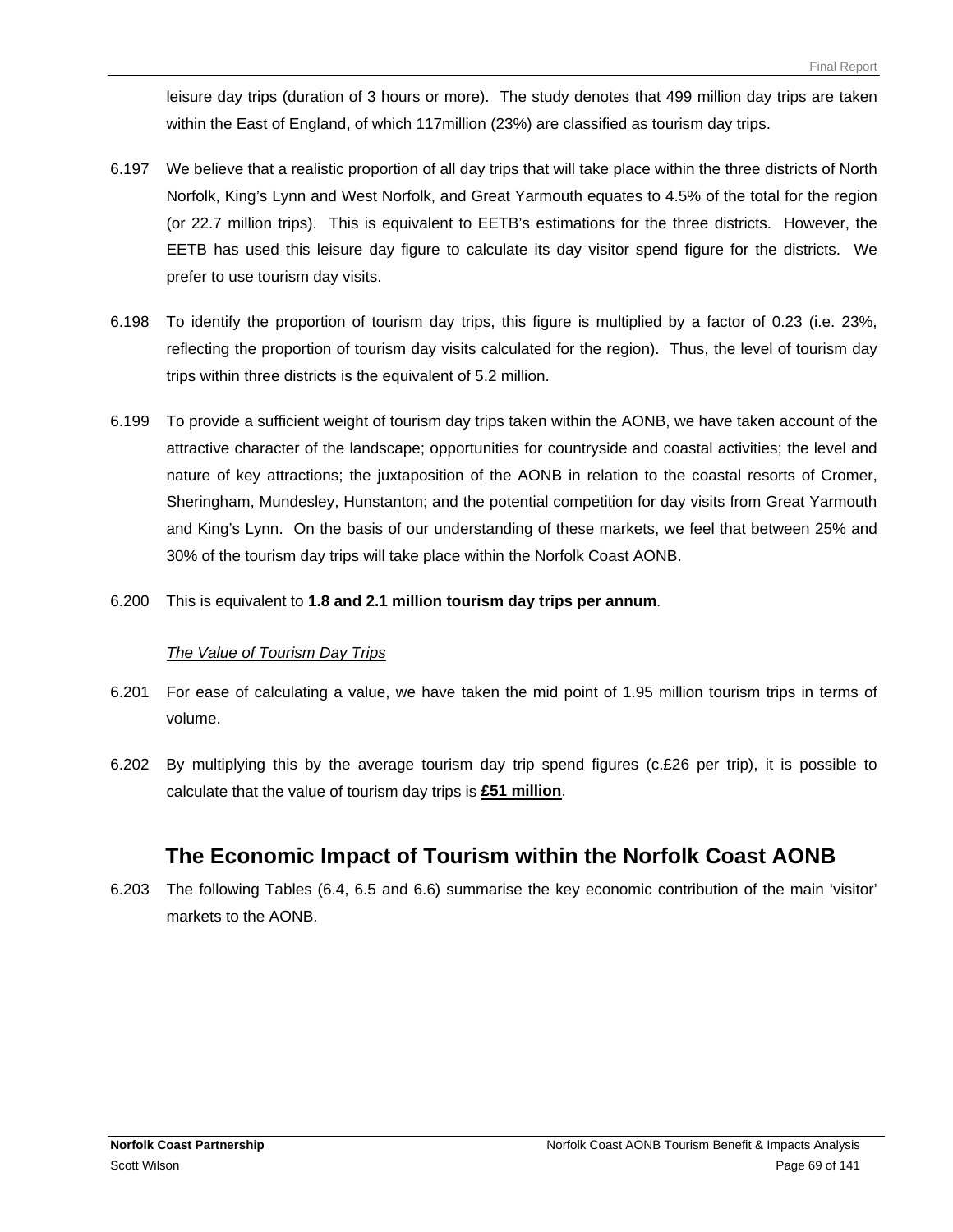leisure day trips (duration of 3 hours or more). The study denotes that 499 million day trips are taken within the East of England, of which 117million (23%) are classified as tourism day trips.

6.197 We believe that a realistic proportion of all day trips that will take place within the three districts of North Norfolk, King's Lynn and West Norfolk, and Great Yarmouth equates to 4.5% of the total for the region (or 22.7 million trips). This is equivalent to EETB's estimations for the three districts. However, the EETB has used this leisure day figure to calculate its day visitor spend figure for the districts. We prefer to use tourism day visits.

6.198 To identify the proportion of tourism day trips, this figure is multiplied by a factor of 0.23 (i.e. 23%, reflecting the proportion of tourism day visits calculated for the region). Thus, the level of tourism day trips within three districts is the equivalent of 5.2 million.

6.199 To provide a sufficient weight of tourism day trips taken within the AONB, we have taken account of the attractive character of the landscape; opportunities for countryside and coastal activities; the level and nature of key attractions; the juxtaposition of the AONB in relation to the coastal resorts of Cromer, Sheringham, Mundesley, Hunstanton; and the potential competition for day visits from Great Yarmouth and King's Lynn. On the basis of our understanding of these markets, we feel that between 25% and 30% of the tourism day trips will take place within the Norfolk Coast AONB.

6.200 This is equivalent to **1.8 and 2.1 million tourism day trips per annum**.

*The Value of Tourism Day Trips*

6.201 For ease of calculating a value, we have taken the mid point of 1.95 million tourism trips in terms of volume.

6.202 By multiplying this by the average tourism day trip spend figures (c.£26 per trip), it is possible to calculate that the value of tourism day trips is **£51 million**.

## The Economic Impact of Tourism within the Norfolk Coast AONB

6.203 The following Tables (6.4, 6.5 and 6.6) summarise the key economic contribution of the main 'visitor' markets to the AONB.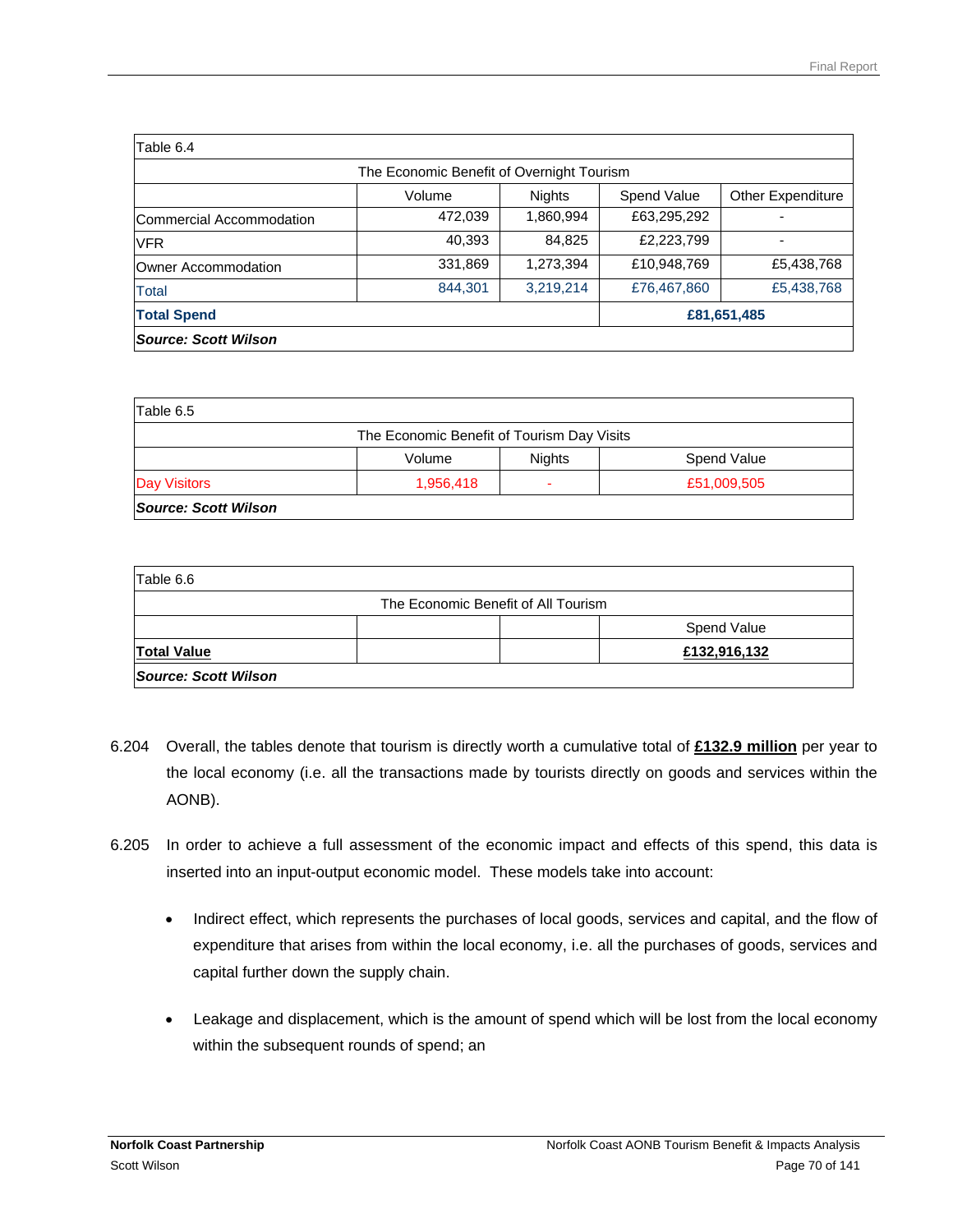Table 6.4

| The Economic Benefit of Overnight Tourism | | | | |
|---|---|---|---|---|
| | Volume | Nights | Spend Value | Other Expenditure |
| Commercial Accommodation | 472,039 | 1,860,994 | £63,295,292 | - |
| VFR | 40,393 | 84,825 | £2,223,799 | - |
| Owner Accommodation | 331,869 | 1,273,394 | £10,948,769 | £5,438,768 |
| Total | 844,301 | 3,219,214 | £76,467,860 | £5,438,768 |
| **Total Spend** | | | **£81,651,485** | |

***Source: Scott Wilson***

Table 6.5

| The Economic Benefit of Tourism Day Visits | | | |
|---|---|---|---|
| | Volume | Nights | Spend Value |
| Day Visitors | 1,956,418 | - | £51,009,505 |

***Source: Scott Wilson***

Table 6.6

| The Economic Benefit of All Tourism | | | |
|---|---|---|---|
| | | | Spend Value |
| **Total Value** | | | **£132,916,132** |

***Source: Scott Wilson***

6.204 Overall, the tables denote that tourism is directly worth a cumulative total of **£132.9 million** per year to the local economy (i.e. all the transactions made by tourists directly on goods and services within the AONB).

6.205 In order to achieve a full assessment of the economic impact and effects of this spend, this data is inserted into an input-output economic model. These models take into account:

- Indirect effect, which represents the purchases of local goods, services and capital, and the flow of expenditure that arises from within the local economy, i.e. all the purchases of goods, services and capital further down the supply chain.

- Leakage and displacement, which is the amount of spend which will be lost from the local economy within the subsequent rounds of spend; an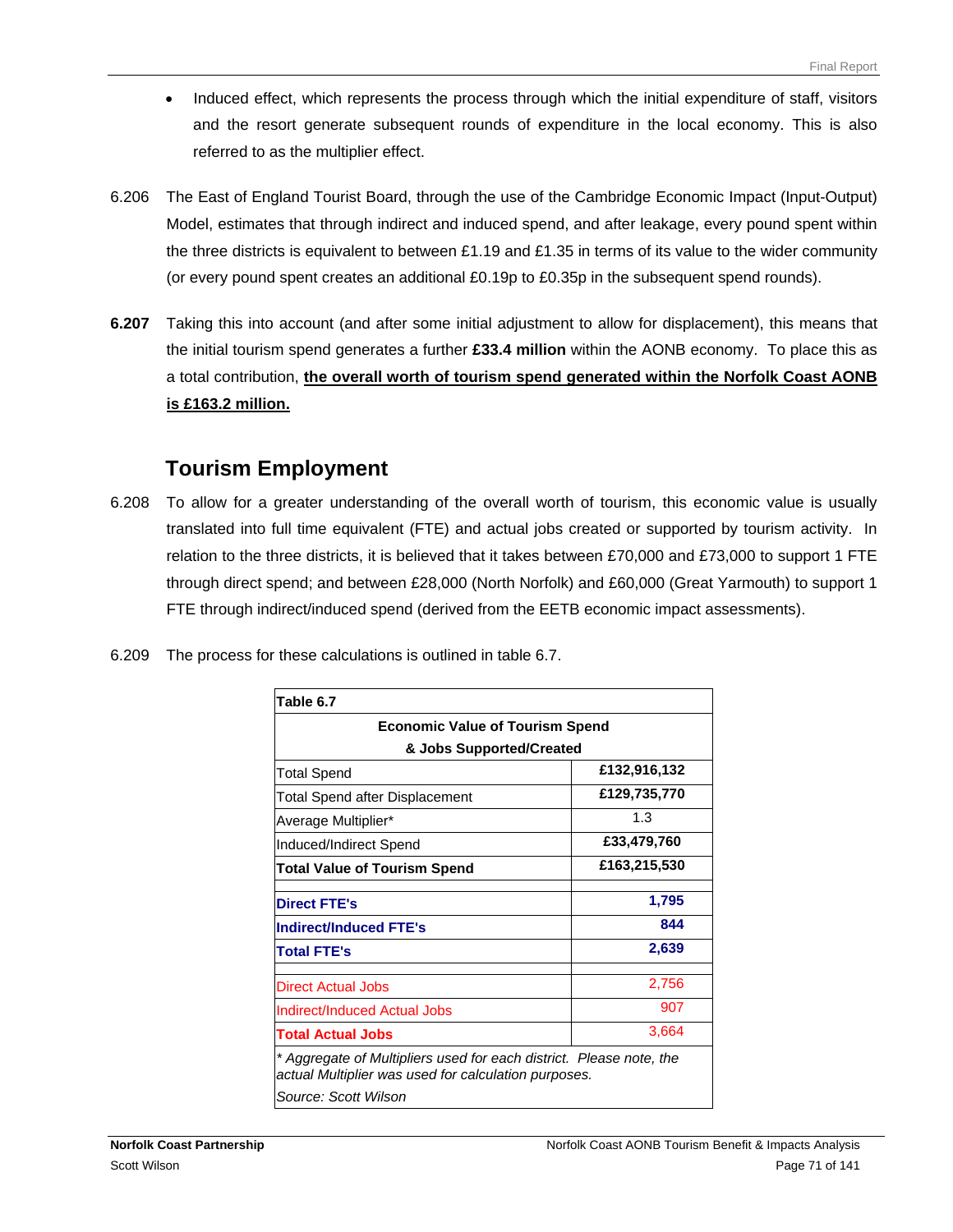- Induced effect, which represents the process through which the initial expenditure of staff, visitors and the resort generate subsequent rounds of expenditure in the local economy. This is also referred to as the multiplier effect.

6.206 The East of England Tourist Board, through the use of the Cambridge Economic Impact (Input-Output) Model, estimates that through indirect and induced spend, and after leakage, every pound spent within the three districts is equivalent to between £1.19 and £1.35 in terms of its value to the wider community (or every pound spent creates an additional £0.19p to £0.35p in the subsequent spend rounds).

**6.207** Taking this into account (and after some initial adjustment to allow for displacement), this means that the initial tourism spend generates a further **£33.4 million** within the AONB economy. To place this as a total contribution, **the overall worth of tourism spend generated within the Norfolk Coast AONB is £163.2 million.**

## Tourism Employment

6.208 To allow for a greater understanding of the overall worth of tourism, this economic value is usually translated into full time equivalent (FTE) and actual jobs created or supported by tourism activity. In relation to the three districts, it is believed that it takes between £70,000 and £73,000 to support 1 FTE through direct spend; and between £28,000 (North Norfolk) and £60,000 (Great Yarmouth) to support 1 FTE through indirect/induced spend (derived from the EETB economic impact assessments).

6.209 The process for these calculations is outlined in table 6.7.

**Table 6.7**

**Economic Value of Tourism Spend & Jobs Supported/Created**

| | |
|---|---|
| Total Spend | **£132,916,132** |
| Total Spend after Displacement | **£129,735,770** |
| Average Multiplier* | 1.3 |
| Induced/Indirect Spend | **£33,479,760** |
| **Total Value of Tourism Spend** | **£163,215,530** |
| | |
| **Direct FTE's** | **1,795** |
| **Indirect/Induced FTE's** | **844** |
| **Total FTE's** | **2,639** |
| | |
| Direct Actual Jobs | 2,756 |
| Indirect/Induced Actual Jobs | 907 |
| **Total Actual Jobs** | 3,664 |

*\* Aggregate of Multipliers used for each district. Please note, the actual Multiplier was used for calculation purposes.*

*Source: Scott Wilson*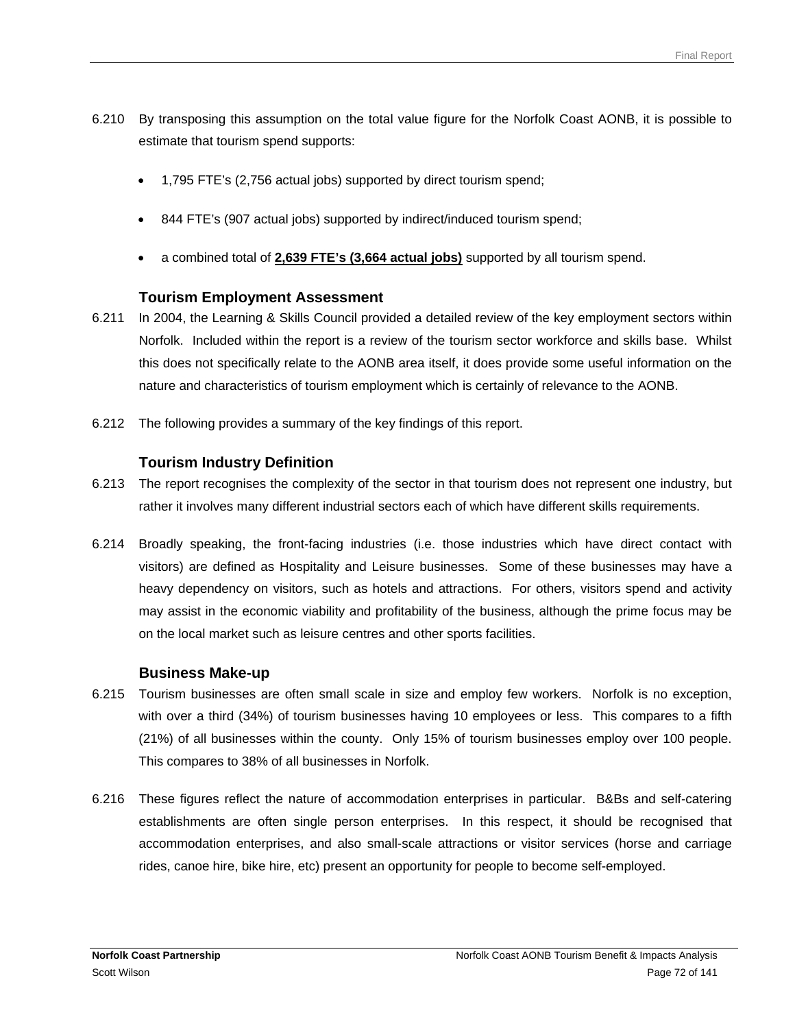6.210 By transposing this assumption on the total value figure for the Norfolk Coast AONB, it is possible to estimate that tourism spend supports:

- 1,795 FTE's (2,756 actual jobs) supported by direct tourism spend;
- 844 FTE's (907 actual jobs) supported by indirect/induced tourism spend;
- a combined total of **2,639 FTE's (3,664 actual jobs)** supported by all tourism spend.

### Tourism Employment Assessment

6.211 In 2004, the Learning & Skills Council provided a detailed review of the key employment sectors within Norfolk. Included within the report is a review of the tourism sector workforce and skills base. Whilst this does not specifically relate to the AONB area itself, it does provide some useful information on the nature and characteristics of tourism employment which is certainly of relevance to the AONB.

6.212 The following provides a summary of the key findings of this report.

### Tourism Industry Definition

6.213 The report recognises the complexity of the sector in that tourism does not represent one industry, but rather it involves many different industrial sectors each of which have different skills requirements.

6.214 Broadly speaking, the front-facing industries (i.e. those industries which have direct contact with visitors) are defined as Hospitality and Leisure businesses. Some of these businesses may have a heavy dependency on visitors, such as hotels and attractions. For others, visitors spend and activity may assist in the economic viability and profitability of the business, although the prime focus may be on the local market such as leisure centres and other sports facilities.

### Business Make-up

6.215 Tourism businesses are often small scale in size and employ few workers. Norfolk is no exception, with over a third (34%) of tourism businesses having 10 employees or less. This compares to a fifth (21%) of all businesses within the county. Only 15% of tourism businesses employ over 100 people. This compares to 38% of all businesses in Norfolk.

6.216 These figures reflect the nature of accommodation enterprises in particular. B&Bs and self-catering establishments are often single person enterprises. In this respect, it should be recognised that accommodation enterprises, and also small-scale attractions or visitor services (horse and carriage rides, canoe hire, bike hire, etc) present an opportunity for people to become self-employed.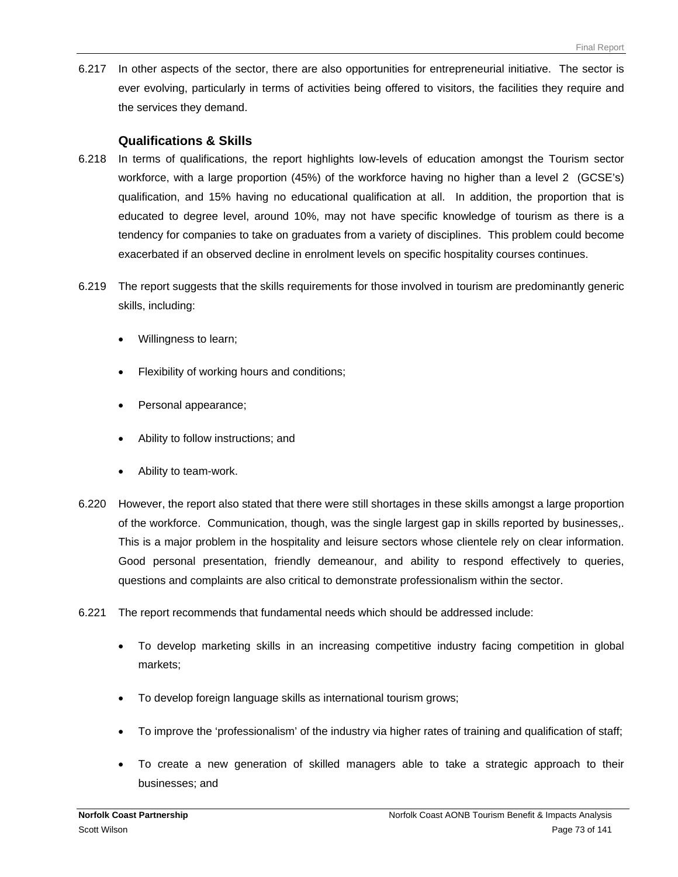6.217 In other aspects of the sector, there are also opportunities for entrepreneurial initiative. The sector is ever evolving, particularly in terms of activities being offered to visitors, the facilities they require and the services they demand.

### Qualifications & Skills

6.218 In terms of qualifications, the report highlights low-levels of education amongst the Tourism sector workforce, with a large proportion (45%) of the workforce having no higher than a level 2 (GCSE's) qualification, and 15% having no educational qualification at all. In addition, the proportion that is educated to degree level, around 10%, may not have specific knowledge of tourism as there is a tendency for companies to take on graduates from a variety of disciplines. This problem could become exacerbated if an observed decline in enrolment levels on specific hospitality courses continues.

6.219 The report suggests that the skills requirements for those involved in tourism are predominantly generic skills, including:

- Willingness to learn;
- Flexibility of working hours and conditions;
- Personal appearance;
- Ability to follow instructions; and
- Ability to team-work.

6.220 However, the report also stated that there were still shortages in these skills amongst a large proportion of the workforce. Communication, though, was the single largest gap in skills reported by businesses,. This is a major problem in the hospitality and leisure sectors whose clientele rely on clear information. Good personal presentation, friendly demeanour, and ability to respond effectively to queries, questions and complaints are also critical to demonstrate professionalism within the sector.

6.221 The report recommends that fundamental needs which should be addressed include:

- To develop marketing skills in an increasing competitive industry facing competition in global markets;
- To develop foreign language skills as international tourism grows;
- To improve the 'professionalism' of the industry via higher rates of training and qualification of staff;
- To create a new generation of skilled managers able to take a strategic approach to their businesses; and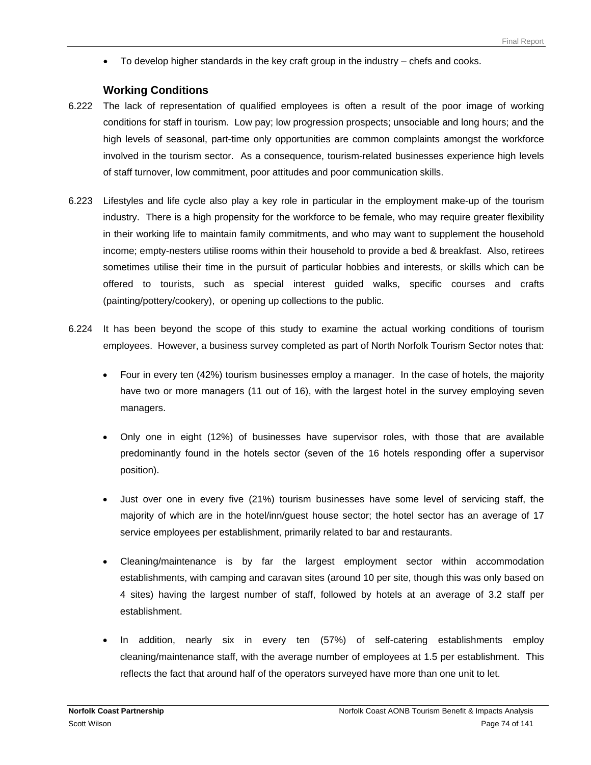- To develop higher standards in the key craft group in the industry – chefs and cooks.

### Working Conditions

6.222 The lack of representation of qualified employees is often a result of the poor image of working conditions for staff in tourism. Low pay; low progression prospects; unsociable and long hours; and the high levels of seasonal, part-time only opportunities are common complaints amongst the workforce involved in the tourism sector. As a consequence, tourism-related businesses experience high levels of staff turnover, low commitment, poor attitudes and poor communication skills.

6.223 Lifestyles and life cycle also play a key role in particular in the employment make-up of the tourism industry. There is a high propensity for the workforce to be female, who may require greater flexibility in their working life to maintain family commitments, and who may want to supplement the household income; empty-nesters utilise rooms within their household to provide a bed & breakfast. Also, retirees sometimes utilise their time in the pursuit of particular hobbies and interests, or skills which can be offered to tourists, such as special interest guided walks, specific courses and crafts (painting/pottery/cookery), or opening up collections to the public.

6.224 It has been beyond the scope of this study to examine the actual working conditions of tourism employees. However, a business survey completed as part of North Norfolk Tourism Sector notes that:

- Four in every ten (42%) tourism businesses employ a manager. In the case of hotels, the majority have two or more managers (11 out of 16), with the largest hotel in the survey employing seven managers.

- Only one in eight (12%) of businesses have supervisor roles, with those that are available predominantly found in the hotels sector (seven of the 16 hotels responding offer a supervisor position).

- Just over one in every five (21%) tourism businesses have some level of servicing staff, the majority of which are in the hotel/inn/guest house sector; the hotel sector has an average of 17 service employees per establishment, primarily related to bar and restaurants.

- Cleaning/maintenance is by far the largest employment sector within accommodation establishments, with camping and caravan sites (around 10 per site, though this was only based on 4 sites) having the largest number of staff, followed by hotels at an average of 3.2 staff per establishment.

- In addition, nearly six in every ten (57%) of self-catering establishments employ cleaning/maintenance staff, with the average number of employees at 1.5 per establishment. This reflects the fact that around half of the operators surveyed have more than one unit to let.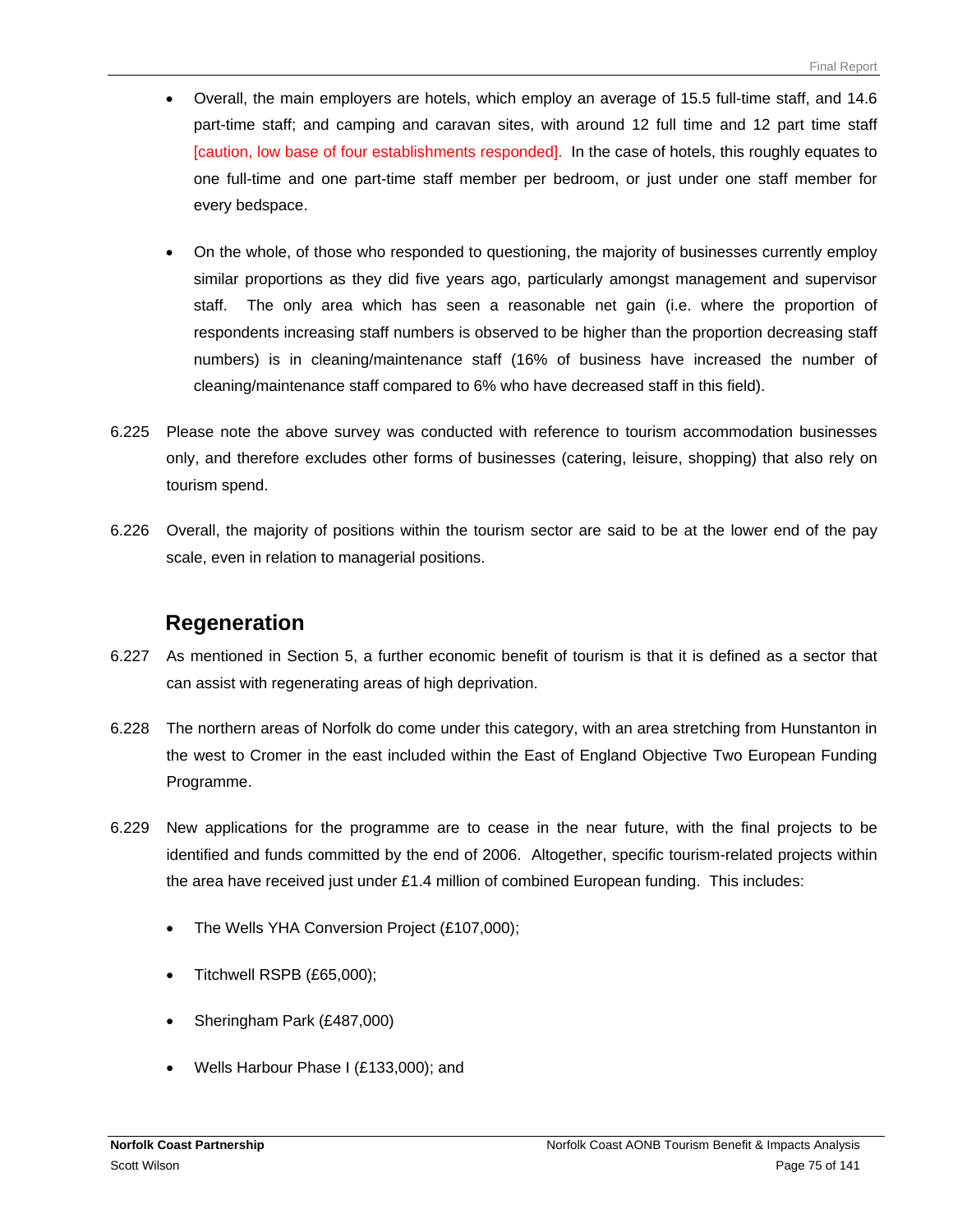- Overall, the main employers are hotels, which employ an average of 15.5 full-time staff, and 14.6 part-time staff; and camping and caravan sites, with around 12 full time and 12 part time staff [caution, low base of four establishments responded]. In the case of hotels, this roughly equates to one full-time and one part-time staff member per bedroom, or just under one staff member for every bedspace.

- On the whole, of those who responded to questioning, the majority of businesses currently employ similar proportions as they did five years ago, particularly amongst management and supervisor staff. The only area which has seen a reasonable net gain (i.e. where the proportion of respondents increasing staff numbers is observed to be higher than the proportion decreasing staff numbers) is in cleaning/maintenance staff (16% of business have increased the number of cleaning/maintenance staff compared to 6% who have decreased staff in this field).

6.225 Please note the above survey was conducted with reference to tourism accommodation businesses only, and therefore excludes other forms of businesses (catering, leisure, shopping) that also rely on tourism spend.

6.226 Overall, the majority of positions within the tourism sector are said to be at the lower end of the pay scale, even in relation to managerial positions.

## Regeneration

6.227 As mentioned in Section 5, a further economic benefit of tourism is that it is defined as a sector that can assist with regenerating areas of high deprivation.

6.228 The northern areas of Norfolk do come under this category, with an area stretching from Hunstanton in the west to Cromer in the east included within the East of England Objective Two European Funding Programme.

6.229 New applications for the programme are to cease in the near future, with the final projects to be identified and funds committed by the end of 2006. Altogether, specific tourism-related projects within the area have received just under £1.4 million of combined European funding. This includes:

- The Wells YHA Conversion Project (£107,000);

- Titchwell RSPB (£65,000);

- Sheringham Park (£487,000)

- Wells Harbour Phase I (£133,000); and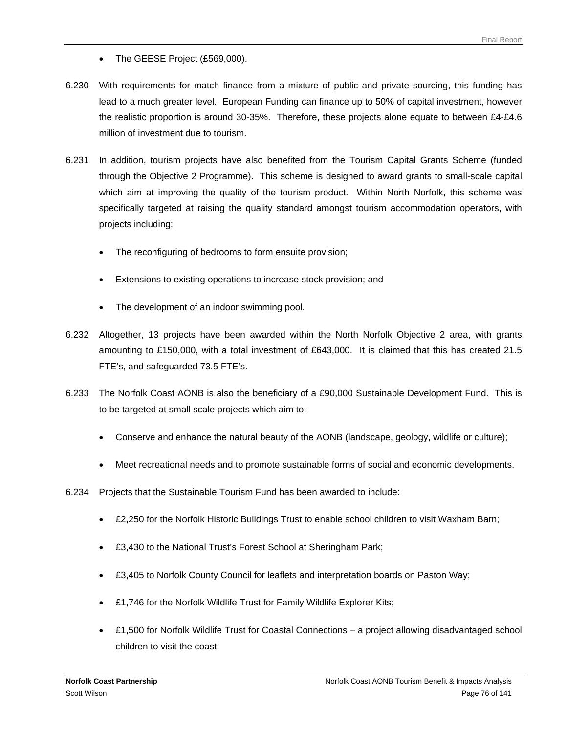- The GEESE Project (£569,000).

6.230 With requirements for match finance from a mixture of public and private sourcing, this funding has lead to a much greater level. European Funding can finance up to 50% of capital investment, however the realistic proportion is around 30-35%. Therefore, these projects alone equate to between £4-£4.6 million of investment due to tourism.

6.231 In addition, tourism projects have also benefited from the Tourism Capital Grants Scheme (funded through the Objective 2 Programme). This scheme is designed to award grants to small-scale capital which aim at improving the quality of the tourism product. Within North Norfolk, this scheme was specifically targeted at raising the quality standard amongst tourism accommodation operators, with projects including:

- The reconfiguring of bedrooms to form ensuite provision;
- Extensions to existing operations to increase stock provision; and
- The development of an indoor swimming pool.

6.232 Altogether, 13 projects have been awarded within the North Norfolk Objective 2 area, with grants amounting to £150,000, with a total investment of £643,000. It is claimed that this has created 21.5 FTE's, and safeguarded 73.5 FTE's.

6.233 The Norfolk Coast AONB is also the beneficiary of a £90,000 Sustainable Development Fund. This is to be targeted at small scale projects which aim to:

- Conserve and enhance the natural beauty of the AONB (landscape, geology, wildlife or culture);
- Meet recreational needs and to promote sustainable forms of social and economic developments.

6.234 Projects that the Sustainable Tourism Fund has been awarded to include:

- £2,250 for the Norfolk Historic Buildings Trust to enable school children to visit Waxham Barn;
- £3,430 to the National Trust's Forest School at Sheringham Park;
- £3,405 to Norfolk County Council for leaflets and interpretation boards on Paston Way;
- £1,746 for the Norfolk Wildlife Trust for Family Wildlife Explorer Kits;
- £1,500 for Norfolk Wildlife Trust for Coastal Connections – a project allowing disadvantaged school children to visit the coast.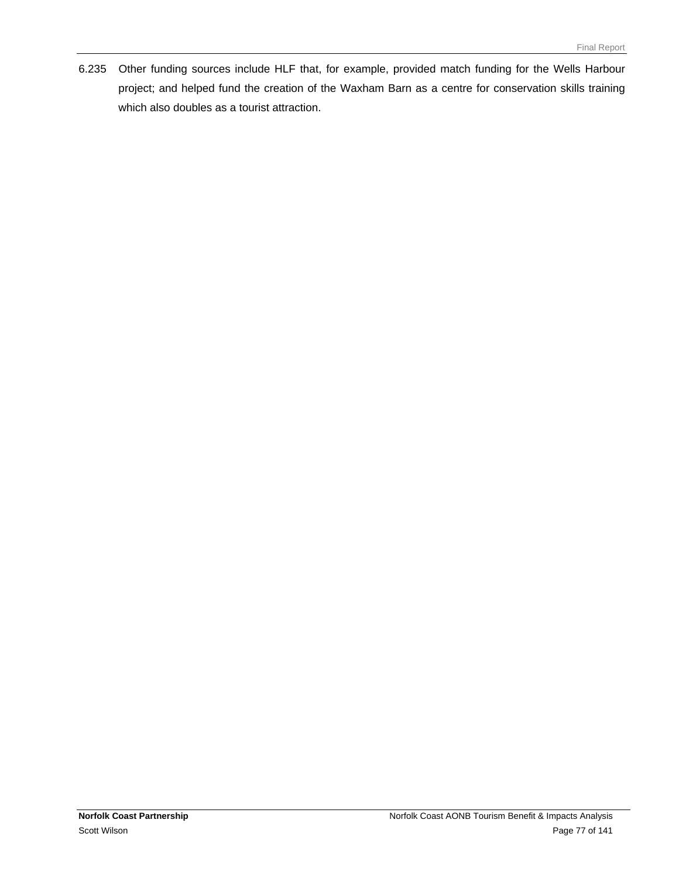6.235 Other funding sources include HLF that, for example, provided match funding for the Wells Harbour project; and helped fund the creation of the Waxham Barn as a centre for conservation skills training which also doubles as a tourist attraction.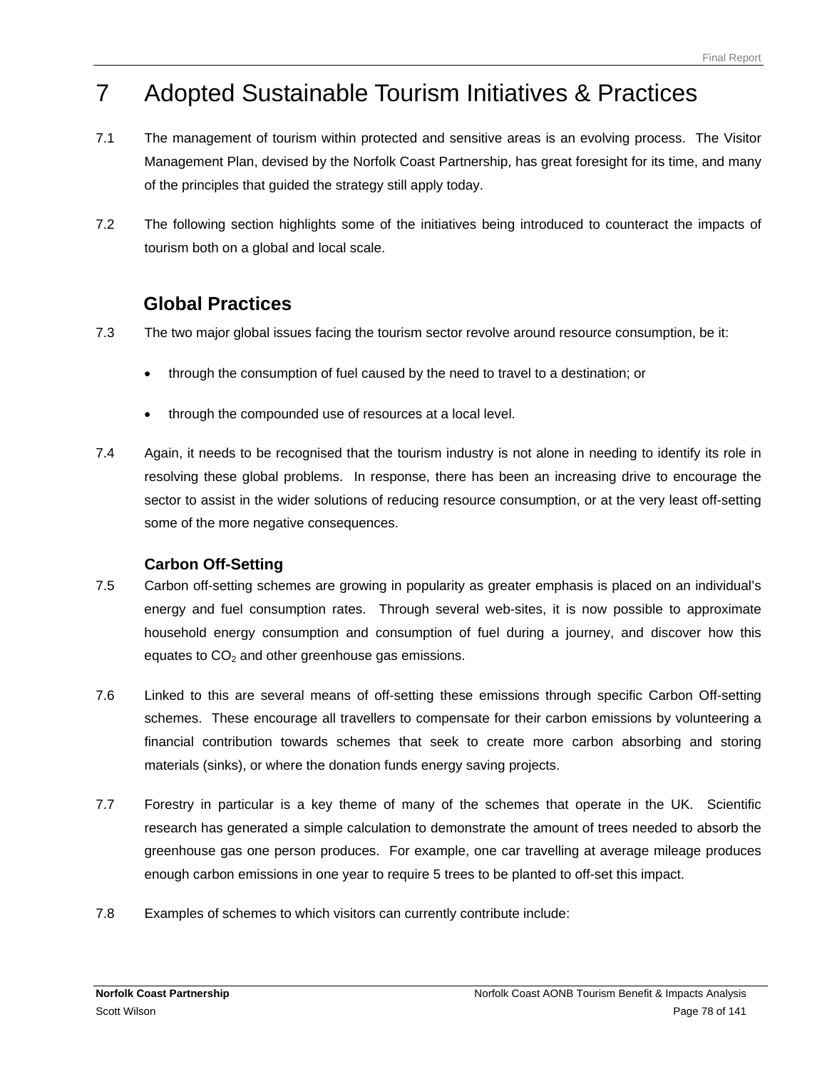# 7 Adopted Sustainable Tourism Initiatives & Practices

7.1 The management of tourism within protected and sensitive areas is an evolving process. The Visitor Management Plan, devised by the Norfolk Coast Partnership, has great foresight for its time, and many of the principles that guided the strategy still apply today.

7.2 The following section highlights some of the initiatives being introduced to counteract the impacts of tourism both on a global and local scale.

## Global Practices

7.3 The two major global issues facing the tourism sector revolve around resource consumption, be it:

- through the consumption of fuel caused by the need to travel to a destination; or
- through the compounded use of resources at a local level.

7.4 Again, it needs to be recognised that the tourism industry is not alone in needing to identify its role in resolving these global problems. In response, there has been an increasing drive to encourage the sector to assist in the wider solutions of reducing resource consumption, or at the very least off-setting some of the more negative consequences.

### Carbon Off-Setting

7.5 Carbon off-setting schemes are growing in popularity as greater emphasis is placed on an individual's energy and fuel consumption rates. Through several web-sites, it is now possible to approximate household energy consumption and consumption of fuel during a journey, and discover how this equates to $CO_2$ and other greenhouse gas emissions.

7.6 Linked to this are several means of off-setting these emissions through specific Carbon Off-setting schemes. These encourage all travellers to compensate for their carbon emissions by volunteering a financial contribution towards schemes that seek to create more carbon absorbing and storing materials (sinks), or where the donation funds energy saving projects.

7.7 Forestry in particular is a key theme of many of the schemes that operate in the UK. Scientific research has generated a simple calculation to demonstrate the amount of trees needed to absorb the greenhouse gas one person produces. For example, one car travelling at average mileage produces enough carbon emissions in one year to require 5 trees to be planted to off-set this impact.

7.8 Examples of schemes to which visitors can currently contribute include: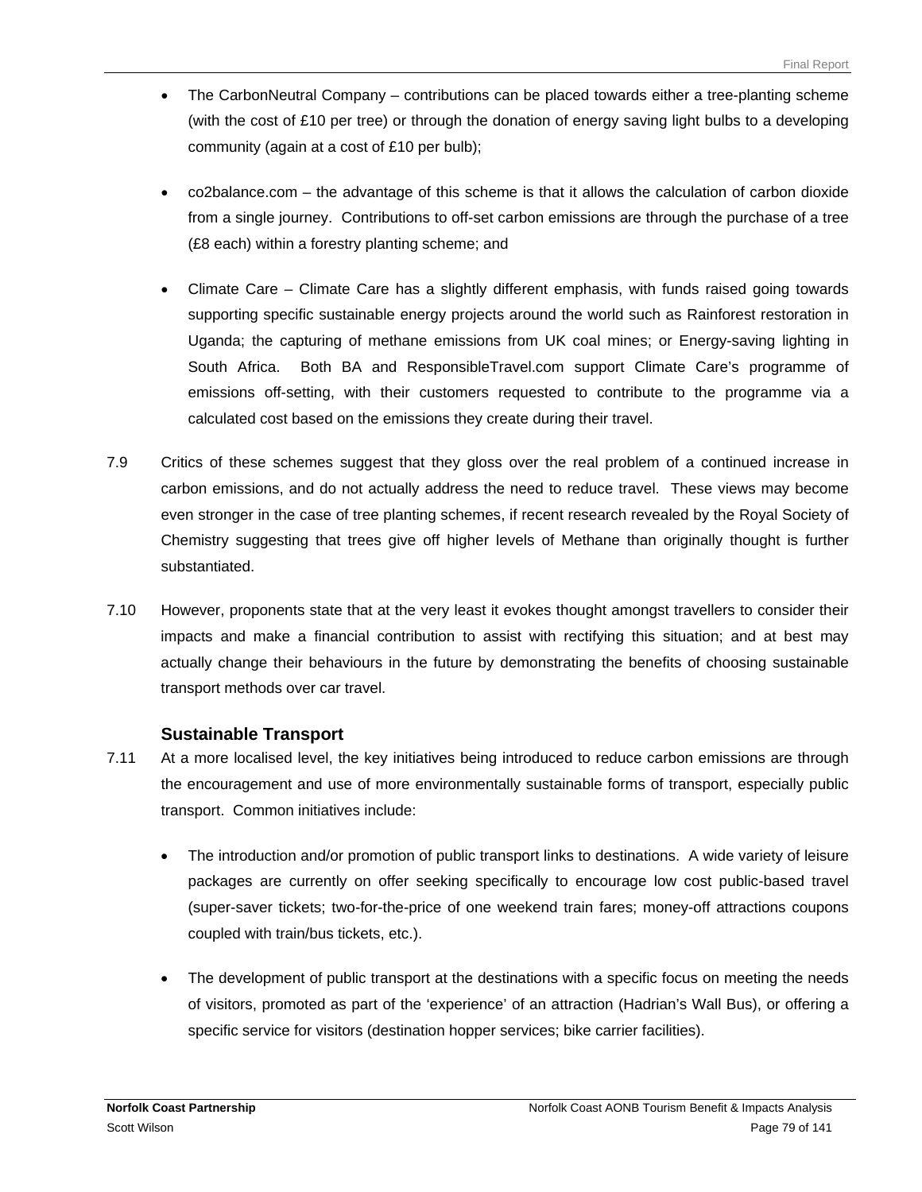- The CarbonNeutral Company – contributions can be placed towards either a tree-planting scheme (with the cost of £10 per tree) or through the donation of energy saving light bulbs to a developing community (again at a cost of £10 per bulb);

- co2balance.com – the advantage of this scheme is that it allows the calculation of carbon dioxide from a single journey. Contributions to off-set carbon emissions are through the purchase of a tree (£8 each) within a forestry planting scheme; and

- Climate Care – Climate Care has a slightly different emphasis, with funds raised going towards supporting specific sustainable energy projects around the world such as Rainforest restoration in Uganda; the capturing of methane emissions from UK coal mines; or Energy-saving lighting in South Africa. Both BA and ResponsibleTravel.com support Climate Care's programme of emissions off-setting, with their customers requested to contribute to the programme via a calculated cost based on the emissions they create during their travel.

7.9 Critics of these schemes suggest that they gloss over the real problem of a continued increase in carbon emissions, and do not actually address the need to reduce travel. These views may become even stronger in the case of tree planting schemes, if recent research revealed by the Royal Society of Chemistry suggesting that trees give off higher levels of Methane than originally thought is further substantiated.

7.10 However, proponents state that at the very least it evokes thought amongst travellers to consider their impacts and make a financial contribution to assist with rectifying this situation; and at best may actually change their behaviours in the future by demonstrating the benefits of choosing sustainable transport methods over car travel.

### Sustainable Transport

7.11 At a more localised level, the key initiatives being introduced to reduce carbon emissions are through the encouragement and use of more environmentally sustainable forms of transport, especially public transport. Common initiatives include:

- The introduction and/or promotion of public transport links to destinations. A wide variety of leisure packages are currently on offer seeking specifically to encourage low cost public-based travel (super-saver tickets; two-for-the-price of one weekend train fares; money-off attractions coupons coupled with train/bus tickets, etc.).

- The development of public transport at the destinations with a specific focus on meeting the needs of visitors, promoted as part of the 'experience' of an attraction (Hadrian's Wall Bus), or offering a specific service for visitors (destination hopper services; bike carrier facilities).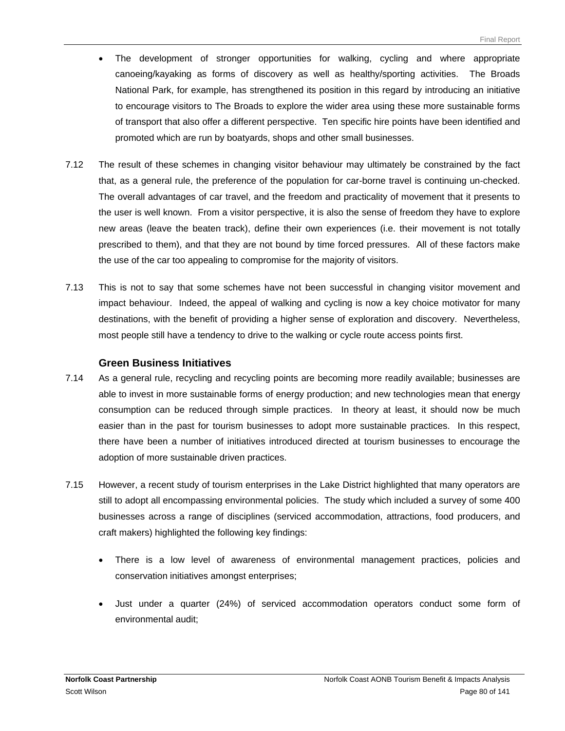- The development of stronger opportunities for walking, cycling and where appropriate canoeing/kayaking as forms of discovery as well as healthy/sporting activities. The Broads National Park, for example, has strengthened its position in this regard by introducing an initiative to encourage visitors to The Broads to explore the wider area using these more sustainable forms of transport that also offer a different perspective. Ten specific hire points have been identified and promoted which are run by boatyards, shops and other small businesses.

7.12 The result of these schemes in changing visitor behaviour may ultimately be constrained by the fact that, as a general rule, the preference of the population for car-borne travel is continuing un-checked. The overall advantages of car travel, and the freedom and practicality of movement that it presents to the user is well known. From a visitor perspective, it is also the sense of freedom they have to explore new areas (leave the beaten track), define their own experiences (i.e. their movement is not totally prescribed to them), and that they are not bound by time forced pressures. All of these factors make the use of the car too appealing to compromise for the majority of visitors.

7.13 This is not to say that some schemes have not been successful in changing visitor movement and impact behaviour. Indeed, the appeal of walking and cycling is now a key choice motivator for many destinations, with the benefit of providing a higher sense of exploration and discovery. Nevertheless, most people still have a tendency to drive to the walking or cycle route access points first.

### Green Business Initiatives

7.14 As a general rule, recycling and recycling points are becoming more readily available; businesses are able to invest in more sustainable forms of energy production; and new technologies mean that energy consumption can be reduced through simple practices. In theory at least, it should now be much easier than in the past for tourism businesses to adopt more sustainable practices. In this respect, there have been a number of initiatives introduced directed at tourism businesses to encourage the adoption of more sustainable driven practices.

7.15 However, a recent study of tourism enterprises in the Lake District highlighted that many operators are still to adopt all encompassing environmental policies. The study which included a survey of some 400 businesses across a range of disciplines (serviced accommodation, attractions, food producers, and craft makers) highlighted the following key findings:

- There is a low level of awareness of environmental management practices, policies and conservation initiatives amongst enterprises;

- Just under a quarter (24%) of serviced accommodation operators conduct some form of environmental audit;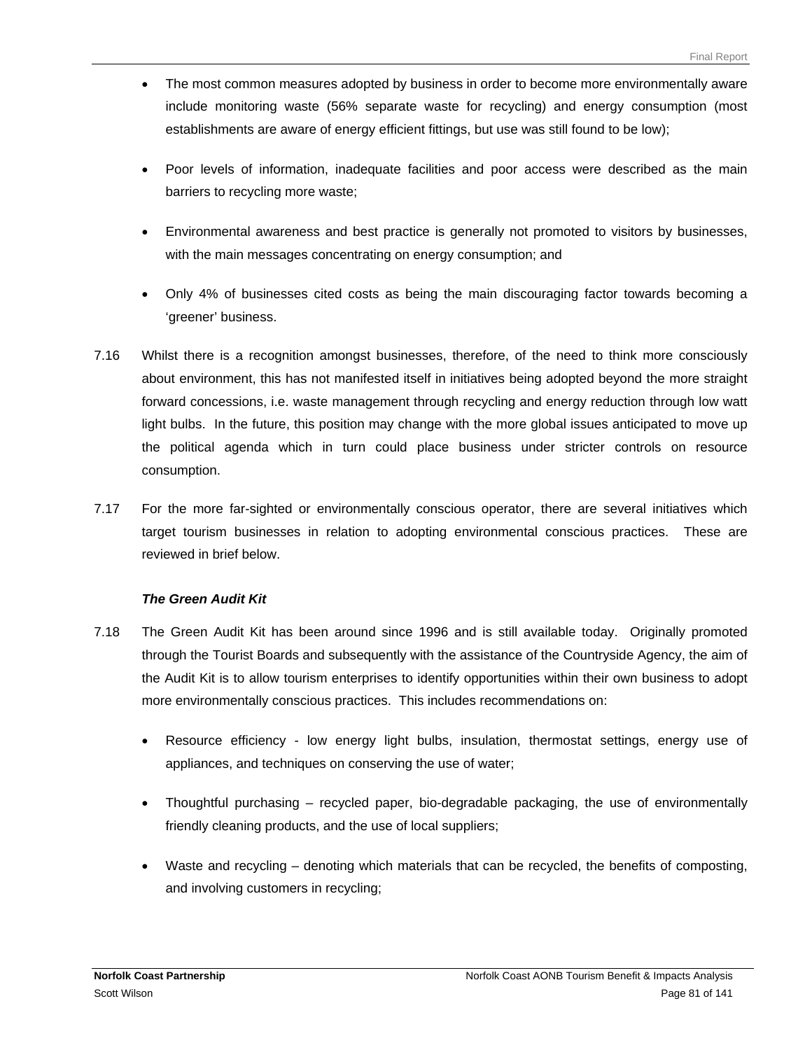- The most common measures adopted by business in order to become more environmentally aware include monitoring waste (56% separate waste for recycling) and energy consumption (most establishments are aware of energy efficient fittings, but use was still found to be low);

- Poor levels of information, inadequate facilities and poor access were described as the main barriers to recycling more waste;

- Environmental awareness and best practice is generally not promoted to visitors by businesses, with the main messages concentrating on energy consumption; and

- Only 4% of businesses cited costs as being the main discouraging factor towards becoming a 'greener' business.

7.16 Whilst there is a recognition amongst businesses, therefore, of the need to think more consciously about environment, this has not manifested itself in initiatives being adopted beyond the more straight forward concessions, i.e. waste management through recycling and energy reduction through low watt light bulbs. In the future, this position may change with the more global issues anticipated to move up the political agenda which in turn could place business under stricter controls on resource consumption.

7.17 For the more far-sighted or environmentally conscious operator, there are several initiatives which target tourism businesses in relation to adopting environmental conscious practices. These are reviewed in brief below.

***The Green Audit Kit***

7.18 The Green Audit Kit has been around since 1996 and is still available today. Originally promoted through the Tourist Boards and subsequently with the assistance of the Countryside Agency, the aim of the Audit Kit is to allow tourism enterprises to identify opportunities within their own business to adopt more environmentally conscious practices. This includes recommendations on:

- Resource efficiency - low energy light bulbs, insulation, thermostat settings, energy use of appliances, and techniques on conserving the use of water;

- Thoughtful purchasing – recycled paper, bio-degradable packaging, the use of environmentally friendly cleaning products, and the use of local suppliers;

- Waste and recycling – denoting which materials that can be recycled, the benefits of composting, and involving customers in recycling;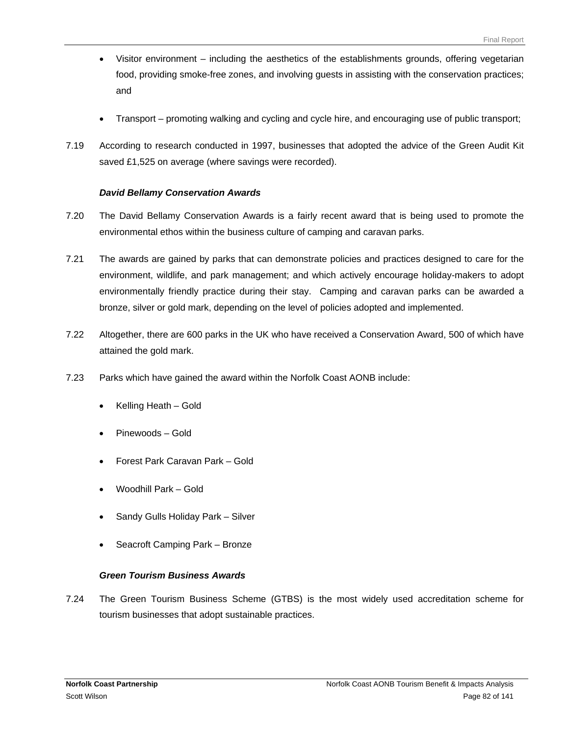- Visitor environment – including the aesthetics of the establishments grounds, offering vegetarian food, providing smoke-free zones, and involving guests in assisting with the conservation practices; and

- Transport – promoting walking and cycling and cycle hire, and encouraging use of public transport;

7.19 According to research conducted in 1997, businesses that adopted the advice of the Green Audit Kit saved £1,525 on average (where savings were recorded).

***David Bellamy Conservation Awards***

7.20 The David Bellamy Conservation Awards is a fairly recent award that is being used to promote the environmental ethos within the business culture of camping and caravan parks.

7.21 The awards are gained by parks that can demonstrate policies and practices designed to care for the environment, wildlife, and park management; and which actively encourage holiday-makers to adopt environmentally friendly practice during their stay. Camping and caravan parks can be awarded a bronze, silver or gold mark, depending on the level of policies adopted and implemented.

7.22 Altogether, there are 600 parks in the UK who have received a Conservation Award, 500 of which have attained the gold mark.

7.23 Parks which have gained the award within the Norfolk Coast AONB include:

- Kelling Heath – Gold
- Pinewoods – Gold
- Forest Park Caravan Park – Gold
- Woodhill Park – Gold
- Sandy Gulls Holiday Park – Silver
- Seacroft Camping Park – Bronze

***Green Tourism Business Awards***

7.24 The Green Tourism Business Scheme (GTBS) is the most widely used accreditation scheme for tourism businesses that adopt sustainable practices.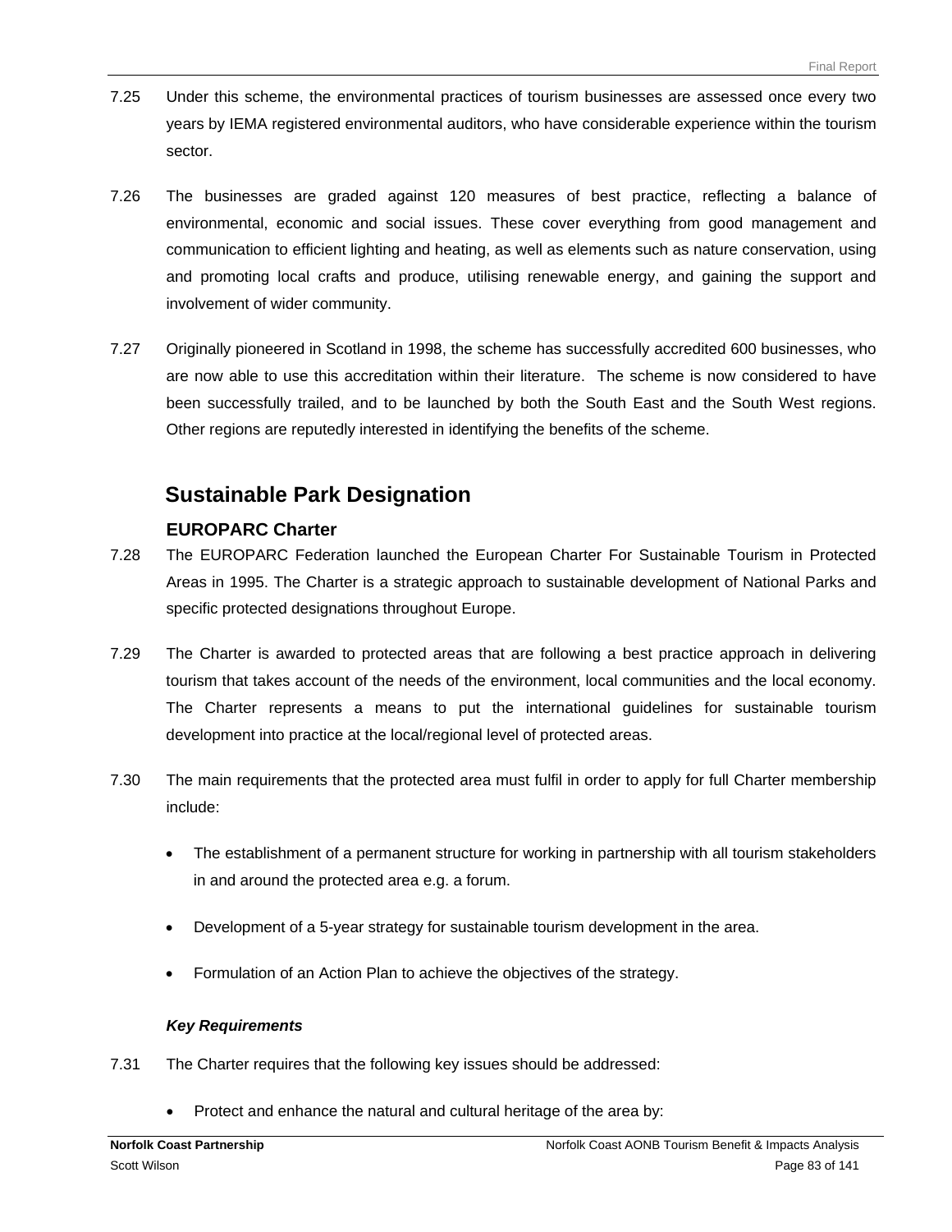7.25 Under this scheme, the environmental practices of tourism businesses are assessed once every two years by IEMA registered environmental auditors, who have considerable experience within the tourism sector.

7.26 The businesses are graded against 120 measures of best practice, reflecting a balance of environmental, economic and social issues. These cover everything from good management and communication to efficient lighting and heating, as well as elements such as nature conservation, using and promoting local crafts and produce, utilising renewable energy, and gaining the support and involvement of wider community.

7.27 Originally pioneered in Scotland in 1998, the scheme has successfully accredited 600 businesses, who are now able to use this accreditation within their literature. The scheme is now considered to have been successfully trailed, and to be launched by both the South East and the South West regions. Other regions are reputedly interested in identifying the benefits of the scheme.

## Sustainable Park Designation

### EUROPARC Charter

7.28 The EUROPARC Federation launched the European Charter For Sustainable Tourism in Protected Areas in 1995. The Charter is a strategic approach to sustainable development of National Parks and specific protected designations throughout Europe.

7.29 The Charter is awarded to protected areas that are following a best practice approach in delivering tourism that takes account of the needs of the environment, local communities and the local economy. The Charter represents a means to put the international guidelines for sustainable tourism development into practice at the local/regional level of protected areas.

7.30 The main requirements that the protected area must fulfil in order to apply for full Charter membership include:

- The establishment of a permanent structure for working in partnership with all tourism stakeholders in and around the protected area e.g. a forum.
- Development of a 5-year strategy for sustainable tourism development in the area.
- Formulation of an Action Plan to achieve the objectives of the strategy.

***Key Requirements***

7.31 The Charter requires that the following key issues should be addressed:

- Protect and enhance the natural and cultural heritage of the area by: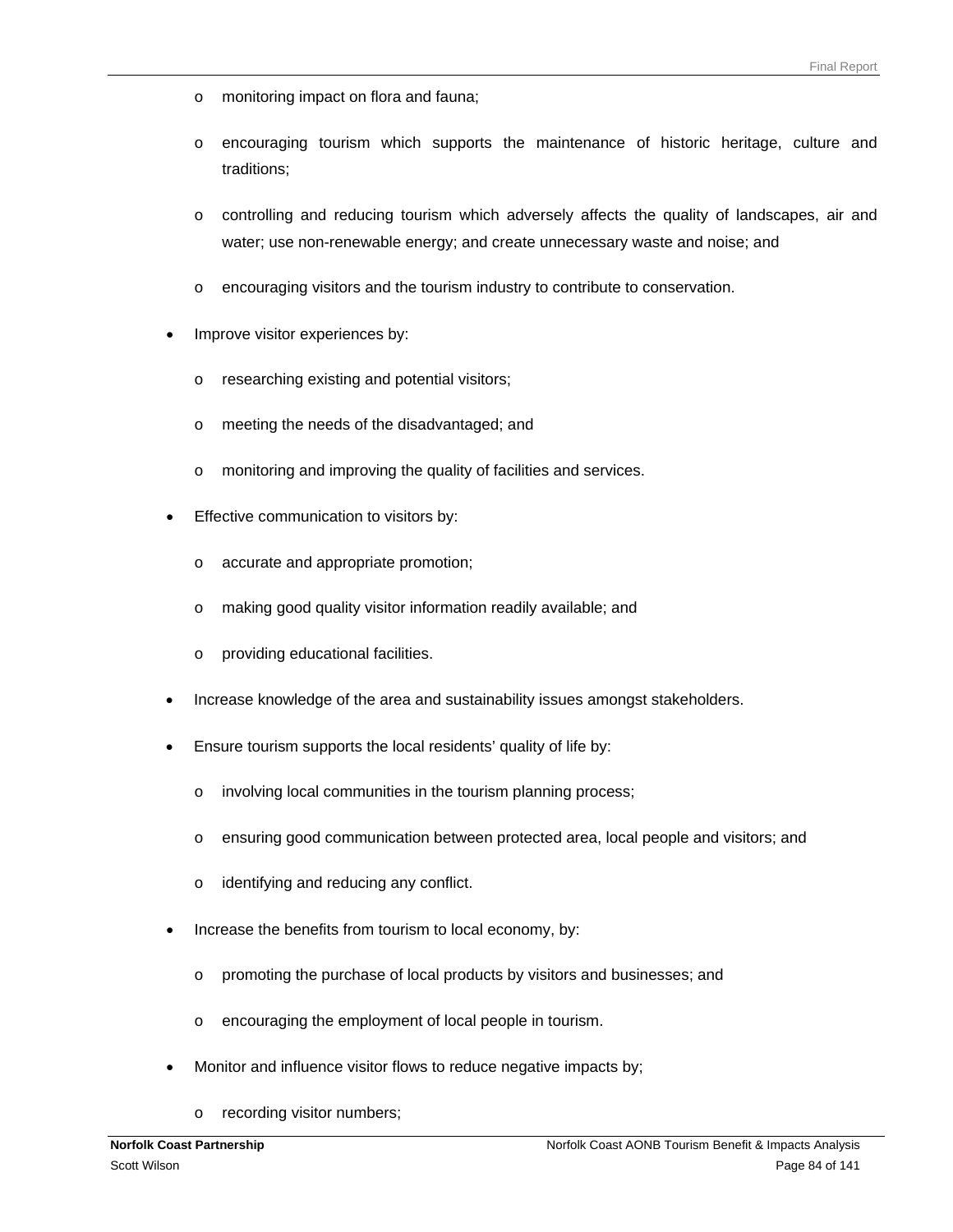- monitoring impact on flora and fauna;
  - encouraging tourism which supports the maintenance of historic heritage, culture and traditions;
  - controlling and reducing tourism which adversely affects the quality of landscapes, air and water; use non-renewable energy; and create unnecessary waste and noise; and
  - encouraging visitors and the tourism industry to contribute to conservation.
- Improve visitor experiences by:
  - researching existing and potential visitors;
  - meeting the needs of the disadvantaged; and
  - monitoring and improving the quality of facilities and services.
- Effective communication to visitors by:
  - accurate and appropriate promotion;
  - making good quality visitor information readily available; and
  - providing educational facilities.
- Increase knowledge of the area and sustainability issues amongst stakeholders.
- Ensure tourism supports the local residents' quality of life by:
  - involving local communities in the tourism planning process;
  - ensuring good communication between protected area, local people and visitors; and
  - identifying and reducing any conflict.
- Increase the benefits from tourism to local economy, by:
  - promoting the purchase of local products by visitors and businesses; and
  - encouraging the employment of local people in tourism.
- Monitor and influence visitor flows to reduce negative impacts by;
  - recording visitor numbers;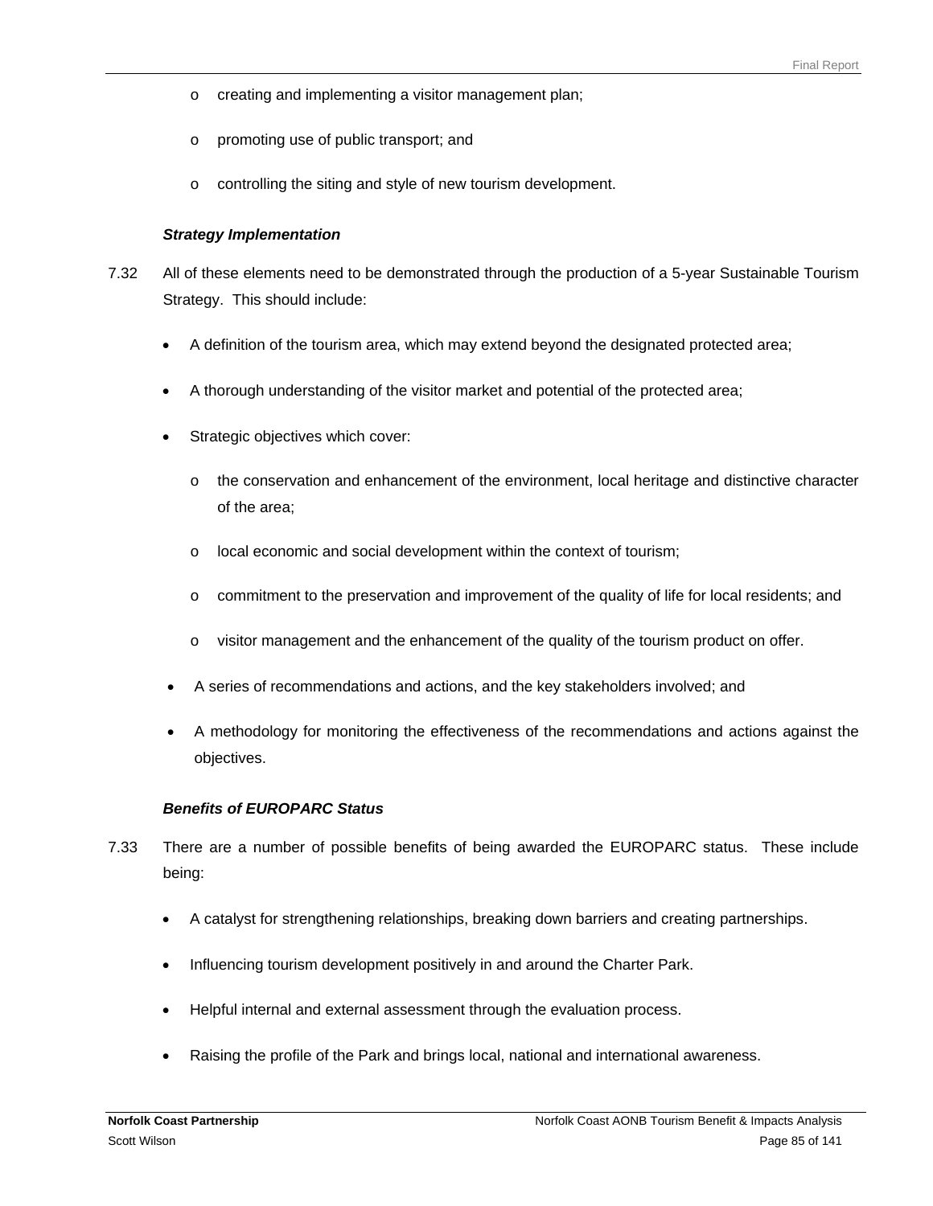- creating and implementing a visitor management plan;
  - promoting use of public transport; and
  - controlling the siting and style of new tourism development.

***Strategy Implementation***

7.32 All of these elements need to be demonstrated through the production of a 5-year Sustainable Tourism Strategy. This should include:

- A definition of the tourism area, which may extend beyond the designated protected area;
- A thorough understanding of the visitor market and potential of the protected area;
- Strategic objectives which cover:
  - the conservation and enhancement of the environment, local heritage and distinctive character of the area;
  - local economic and social development within the context of tourism;
  - commitment to the preservation and improvement of the quality of life for local residents; and
  - visitor management and the enhancement of the quality of the tourism product on offer.
- A series of recommendations and actions, and the key stakeholders involved; and
- A methodology for monitoring the effectiveness of the recommendations and actions against the objectives.

***Benefits of EUROPARC Status***

7.33 There are a number of possible benefits of being awarded the EUROPARC status. These include being:

- A catalyst for strengthening relationships, breaking down barriers and creating partnerships.
- Influencing tourism development positively in and around the Charter Park.
- Helpful internal and external assessment through the evaluation process.
- Raising the profile of the Park and brings local, national and international awareness.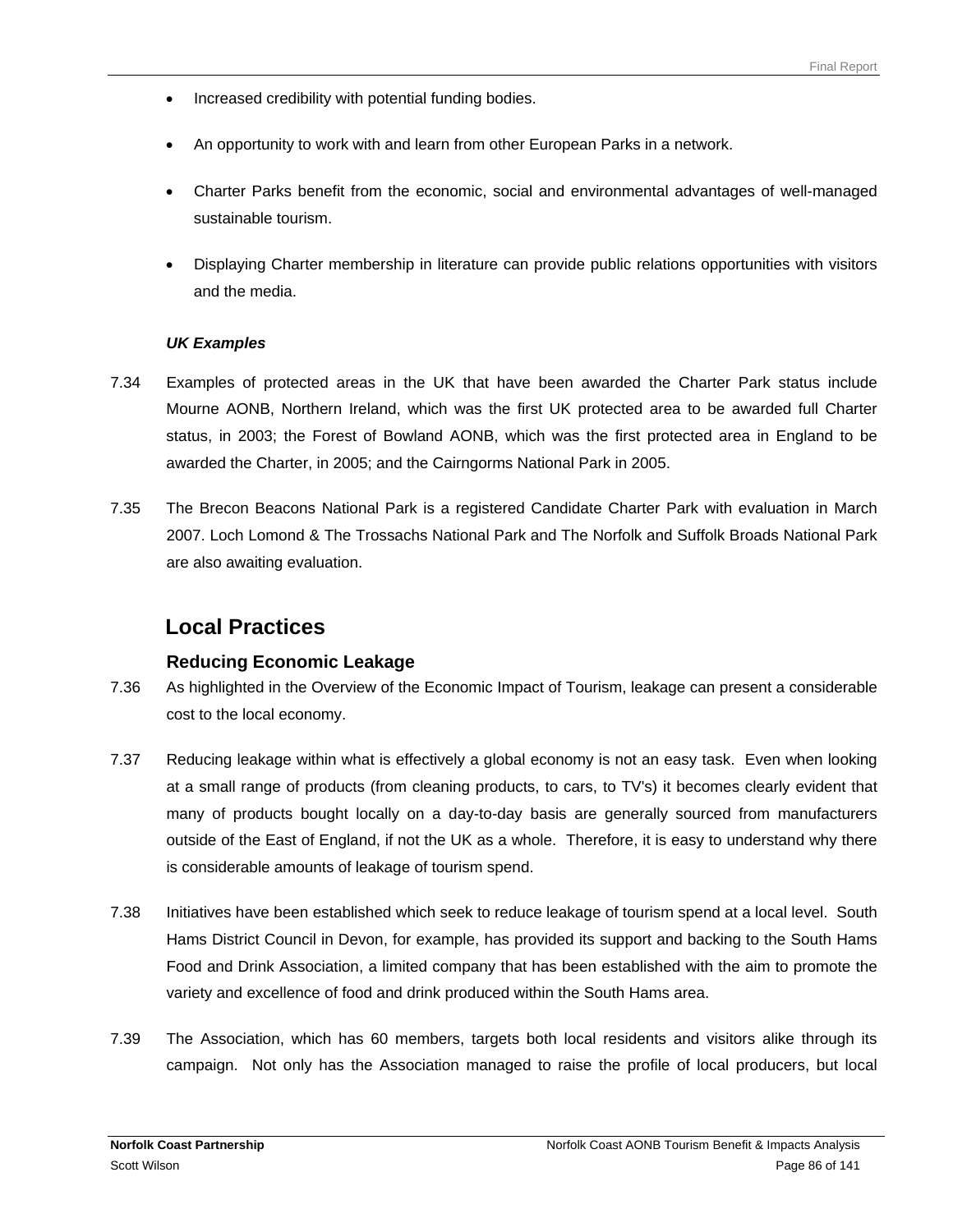- Increased credibility with potential funding bodies.
- An opportunity to work with and learn from other European Parks in a network.
- Charter Parks benefit from the economic, social and environmental advantages of well-managed sustainable tourism.
- Displaying Charter membership in literature can provide public relations opportunities with visitors and the media.

***UK Examples***

7.34 Examples of protected areas in the UK that have been awarded the Charter Park status include Mourne AONB, Northern Ireland, which was the first UK protected area to be awarded full Charter status, in 2003; the Forest of Bowland AONB, which was the first protected area in England to be awarded the Charter, in 2005; and the Cairngorms National Park in 2005.

7.35 The Brecon Beacons National Park is a registered Candidate Charter Park with evaluation in March 2007. Loch Lomond & The Trossachs National Park and The Norfolk and Suffolk Broads National Park are also awaiting evaluation.

## Local Practices

### Reducing Economic Leakage

7.36 As highlighted in the Overview of the Economic Impact of Tourism, leakage can present a considerable cost to the local economy.

7.37 Reducing leakage within what is effectively a global economy is not an easy task. Even when looking at a small range of products (from cleaning products, to cars, to TV's) it becomes clearly evident that many of products bought locally on a day-to-day basis are generally sourced from manufacturers outside of the East of England, if not the UK as a whole. Therefore, it is easy to understand why there is considerable amounts of leakage of tourism spend.

7.38 Initiatives have been established which seek to reduce leakage of tourism spend at a local level. South Hams District Council in Devon, for example, has provided its support and backing to the South Hams Food and Drink Association, a limited company that has been established with the aim to promote the variety and excellence of food and drink produced within the South Hams area.

7.39 The Association, which has 60 members, targets both local residents and visitors alike through its campaign. Not only has the Association managed to raise the profile of local producers, but local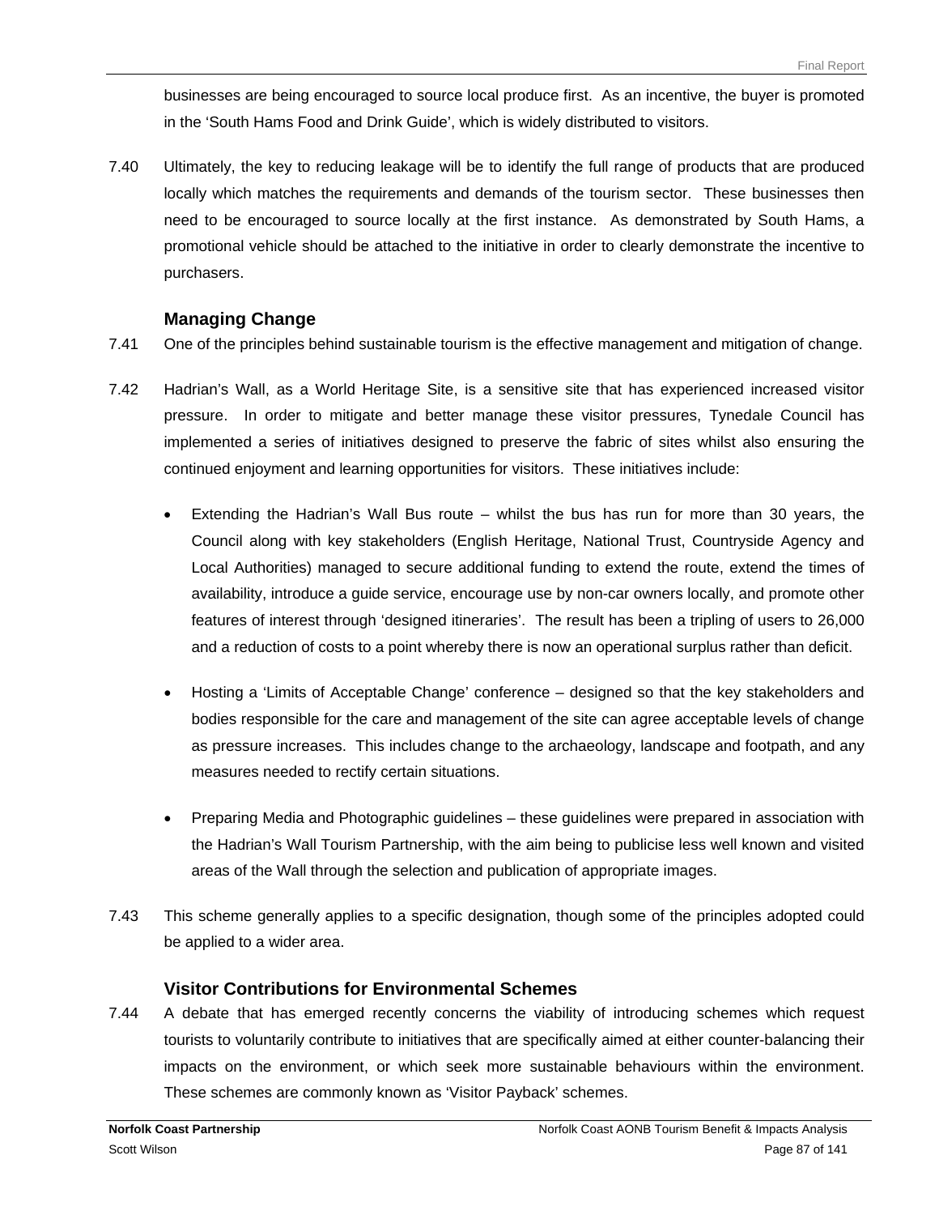businesses are being encouraged to source local produce first. As an incentive, the buyer is promoted in the 'South Hams Food and Drink Guide', which is widely distributed to visitors.

7.40 Ultimately, the key to reducing leakage will be to identify the full range of products that are produced locally which matches the requirements and demands of the tourism sector. These businesses then need to be encouraged to source locally at the first instance. As demonstrated by South Hams, a promotional vehicle should be attached to the initiative in order to clearly demonstrate the incentive to purchasers.

### Managing Change

7.41 One of the principles behind sustainable tourism is the effective management and mitigation of change.

7.42 Hadrian's Wall, as a World Heritage Site, is a sensitive site that has experienced increased visitor pressure. In order to mitigate and better manage these visitor pressures, Tynedale Council has implemented a series of initiatives designed to preserve the fabric of sites whilst also ensuring the continued enjoyment and learning opportunities for visitors. These initiatives include:

- Extending the Hadrian's Wall Bus route – whilst the bus has run for more than 30 years, the Council along with key stakeholders (English Heritage, National Trust, Countryside Agency and Local Authorities) managed to secure additional funding to extend the route, extend the times of availability, introduce a guide service, encourage use by non-car owners locally, and promote other features of interest through 'designed itineraries'. The result has been a tripling of users to 26,000 and a reduction of costs to a point whereby there is now an operational surplus rather than deficit.

- Hosting a 'Limits of Acceptable Change' conference – designed so that the key stakeholders and bodies responsible for the care and management of the site can agree acceptable levels of change as pressure increases. This includes change to the archaeology, landscape and footpath, and any measures needed to rectify certain situations.

- Preparing Media and Photographic guidelines – these guidelines were prepared in association with the Hadrian's Wall Tourism Partnership, with the aim being to publicise less well known and visited areas of the Wall through the selection and publication of appropriate images.

7.43 This scheme generally applies to a specific designation, though some of the principles adopted could be applied to a wider area.

### Visitor Contributions for Environmental Schemes

7.44 A debate that has emerged recently concerns the viability of introducing schemes which request tourists to voluntarily contribute to initiatives that are specifically aimed at either counter-balancing their impacts on the environment, or which seek more sustainable behaviours within the environment. These schemes are commonly known as 'Visitor Payback' schemes.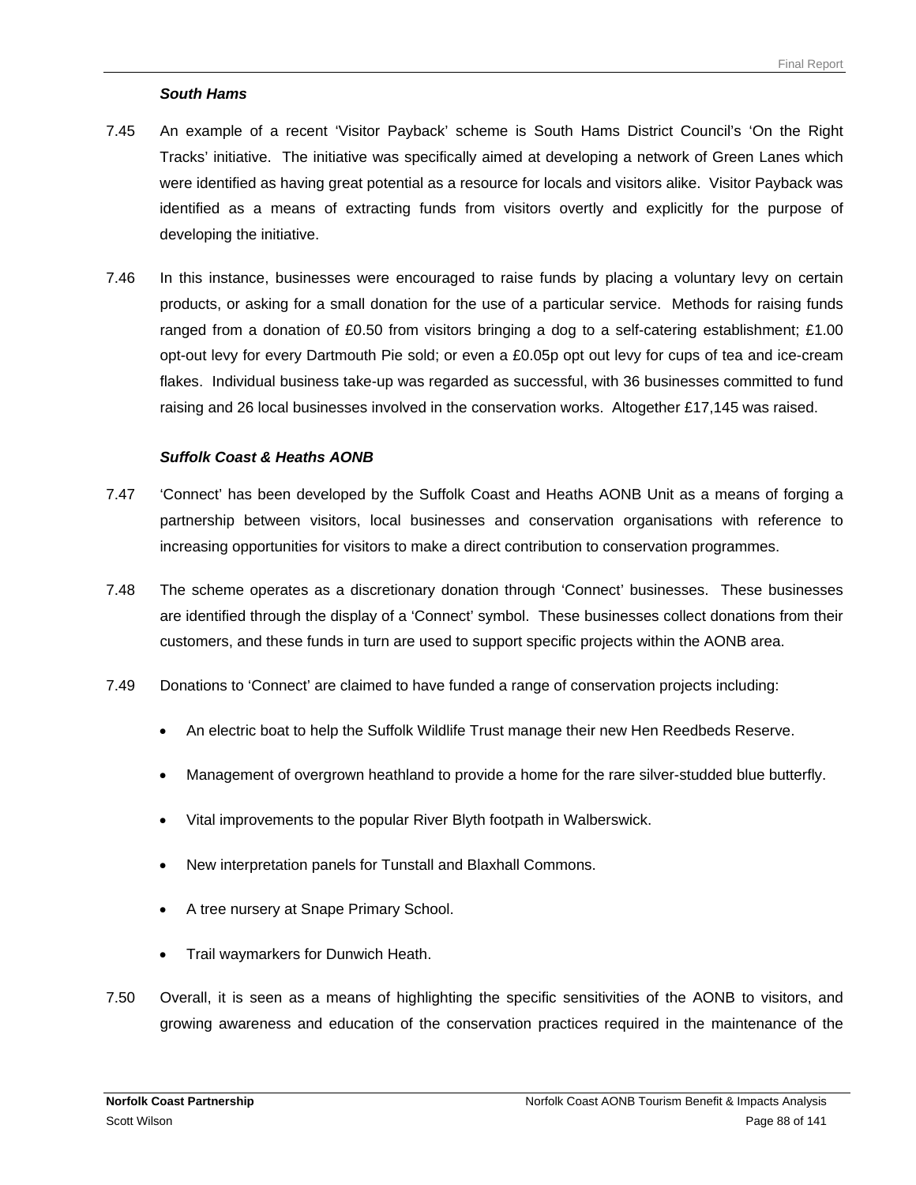### *South Hams*

7.45 An example of a recent 'Visitor Payback' scheme is South Hams District Council's 'On the Right Tracks' initiative. The initiative was specifically aimed at developing a network of Green Lanes which were identified as having great potential as a resource for locals and visitors alike. Visitor Payback was identified as a means of extracting funds from visitors overtly and explicitly for the purpose of developing the initiative.

7.46 In this instance, businesses were encouraged to raise funds by placing a voluntary levy on certain products, or asking for a small donation for the use of a particular service. Methods for raising funds ranged from a donation of £0.50 from visitors bringing a dog to a self-catering establishment; £1.00 opt-out levy for every Dartmouth Pie sold; or even a £0.05p opt out levy for cups of tea and ice-cream flakes. Individual business take-up was regarded as successful, with 36 businesses committed to fund raising and 26 local businesses involved in the conservation works. Altogether £17,145 was raised.

### *Suffolk Coast & Heaths AONB*

7.47 'Connect' has been developed by the Suffolk Coast and Heaths AONB Unit as a means of forging a partnership between visitors, local businesses and conservation organisations with reference to increasing opportunities for visitors to make a direct contribution to conservation programmes.

7.48 The scheme operates as a discretionary donation through 'Connect' businesses. These businesses are identified through the display of a 'Connect' symbol. These businesses collect donations from their customers, and these funds in turn are used to support specific projects within the AONB area.

7.49 Donations to 'Connect' are claimed to have funded a range of conservation projects including:

- An electric boat to help the Suffolk Wildlife Trust manage their new Hen Reedbeds Reserve.
- Management of overgrown heathland to provide a home for the rare silver-studded blue butterfly.
- Vital improvements to the popular River Blyth footpath in Walberswick.
- New interpretation panels for Tunstall and Blaxhall Commons.
- A tree nursery at Snape Primary School.
- Trail waymarkers for Dunwich Heath.

7.50 Overall, it is seen as a means of highlighting the specific sensitivities of the AONB to visitors, and growing awareness and education of the conservation practices required in the maintenance of the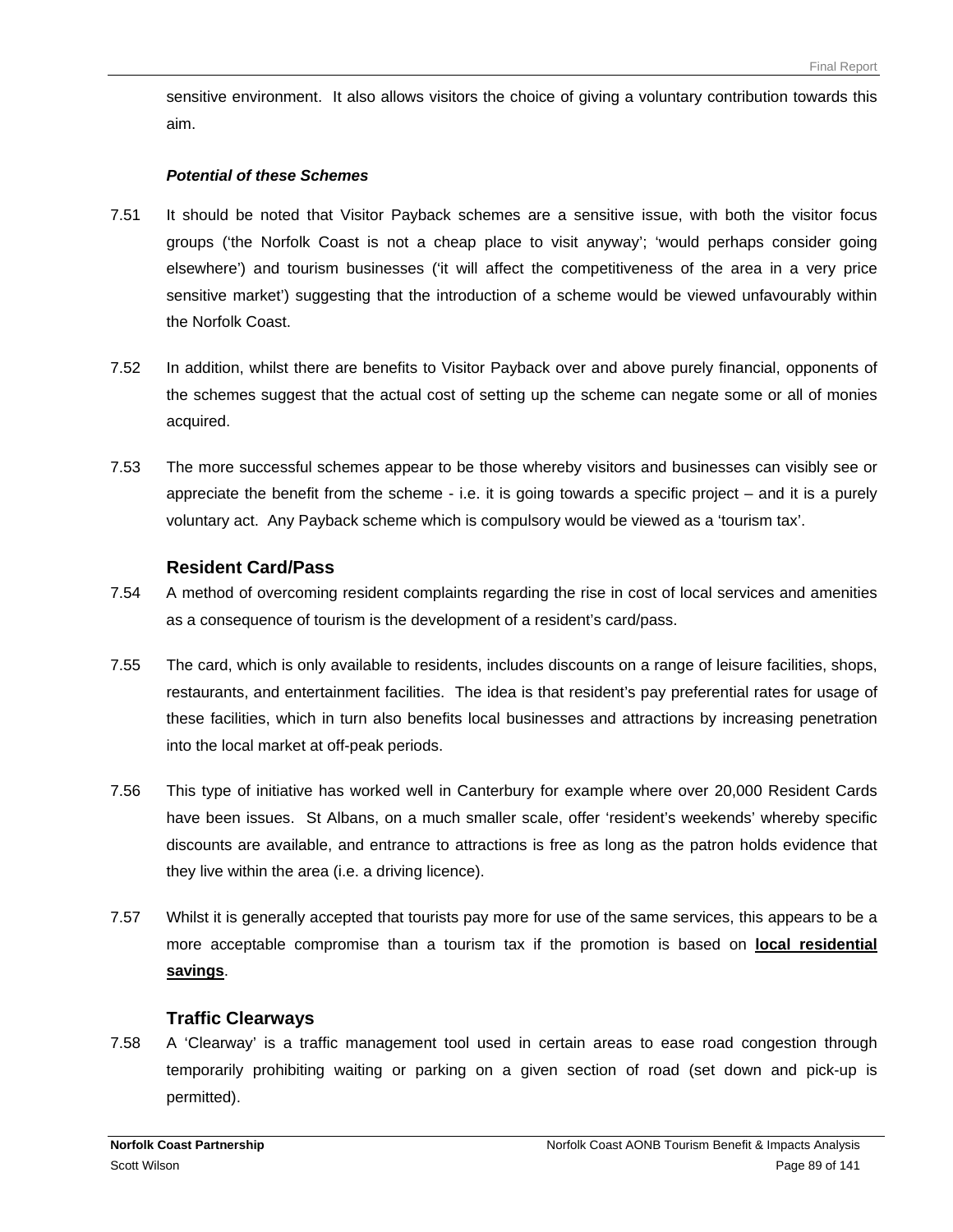sensitive environment. It also allows visitors the choice of giving a voluntary contribution towards this aim.

***Potential of these Schemes***

7.51 It should be noted that Visitor Payback schemes are a sensitive issue, with both the visitor focus groups ('the Norfolk Coast is not a cheap place to visit anyway'; 'would perhaps consider going elsewhere') and tourism businesses ('it will affect the competitiveness of the area in a very price sensitive market') suggesting that the introduction of a scheme would be viewed unfavourably within the Norfolk Coast.

7.52 In addition, whilst there are benefits to Visitor Payback over and above purely financial, opponents of the schemes suggest that the actual cost of setting up the scheme can negate some or all of monies acquired.

7.53 The more successful schemes appear to be those whereby visitors and businesses can visibly see or appreciate the benefit from the scheme - i.e. it is going towards a specific project – and it is a purely voluntary act. Any Payback scheme which is compulsory would be viewed as a 'tourism tax'.

### Resident Card/Pass

7.54 A method of overcoming resident complaints regarding the rise in cost of local services and amenities as a consequence of tourism is the development of a resident's card/pass.

7.55 The card, which is only available to residents, includes discounts on a range of leisure facilities, shops, restaurants, and entertainment facilities. The idea is that resident's pay preferential rates for usage of these facilities, which in turn also benefits local businesses and attractions by increasing penetration into the local market at off-peak periods.

7.56 This type of initiative has worked well in Canterbury for example where over 20,000 Resident Cards have been issues. St Albans, on a much smaller scale, offer 'resident's weekends' whereby specific discounts are available, and entrance to attractions is free as long as the patron holds evidence that they live within the area (i.e. a driving licence).

7.57 Whilst it is generally accepted that tourists pay more for use of the same services, this appears to be a more acceptable compromise than a tourism tax if the promotion is based on **local residential savings**.

### Traffic Clearways

7.58 A 'Clearway' is a traffic management tool used in certain areas to ease road congestion through temporarily prohibiting waiting or parking on a given section of road (set down and pick-up is permitted).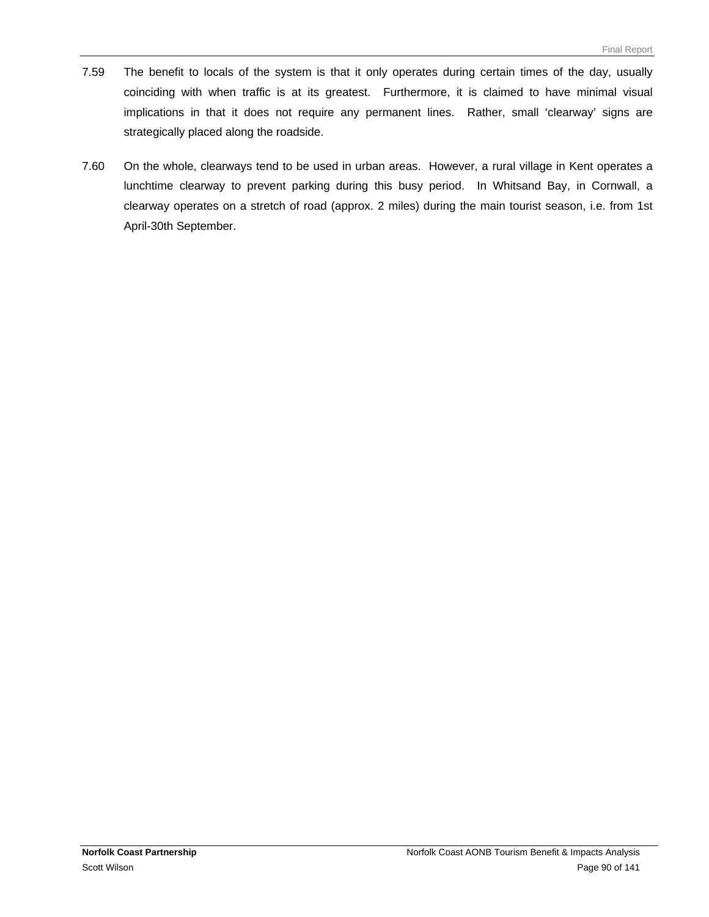7.59 The benefit to locals of the system is that it only operates during certain times of the day, usually coinciding with when traffic is at its greatest. Furthermore, it is claimed to have minimal visual implications in that it does not require any permanent lines. Rather, small 'clearway' signs are strategically placed along the roadside.

7.60 On the whole, clearways tend to be used in urban areas. However, a rural village in Kent operates a lunchtime clearway to prevent parking during this busy period. In Whitsand Bay, in Cornwall, a clearway operates on a stretch of road (approx. 2 miles) during the main tourist season, i.e. from 1st April-30th September.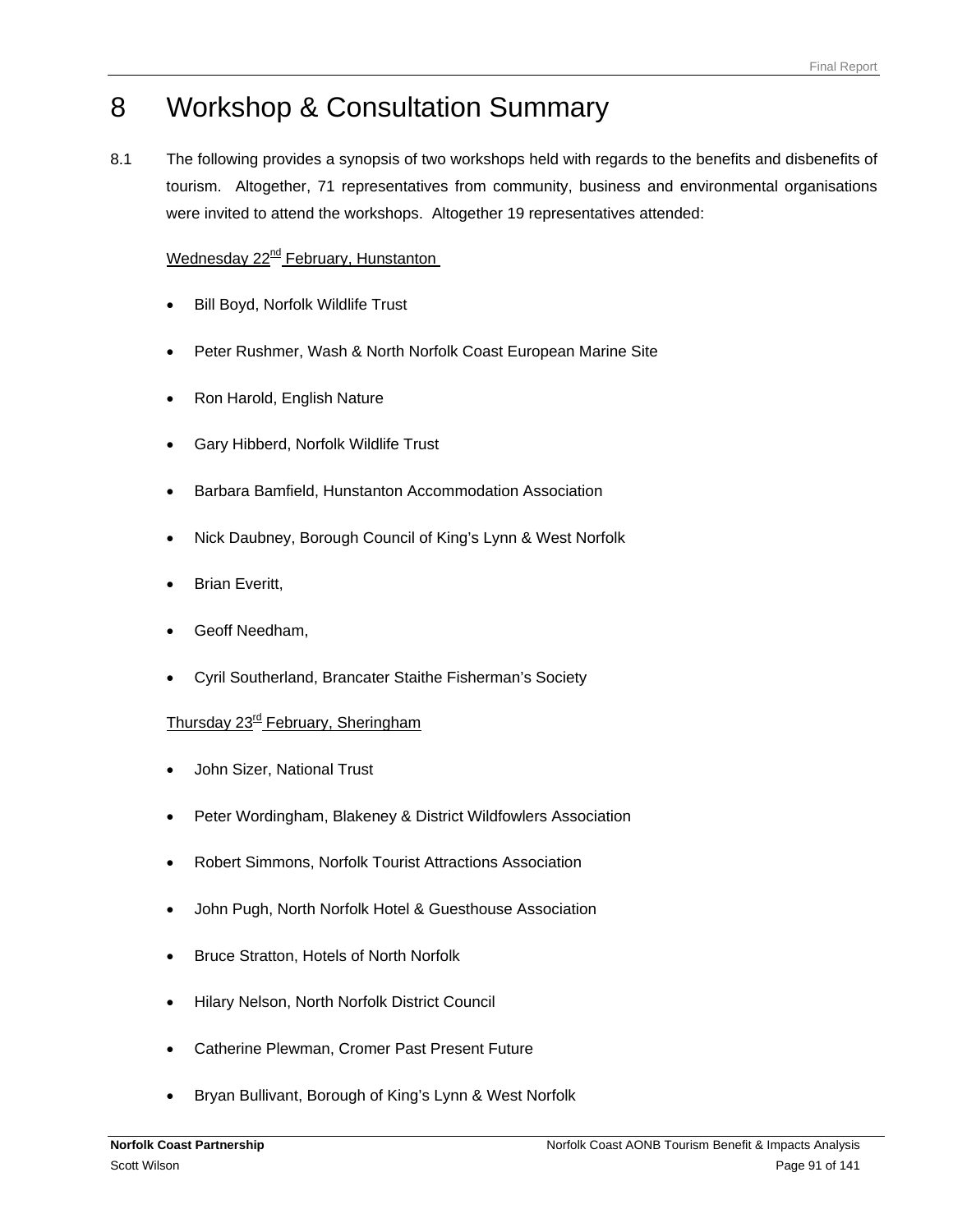# 8 Workshop & Consultation Summary

8.1 The following provides a synopsis of two workshops held with regards to the benefits and disbenefits of tourism. Altogether, 71 representatives from community, business and environmental organisations were invited to attend the workshops. Altogether 19 representatives attended:

Wednesday 22nd February, Hunstanton

- Bill Boyd, Norfolk Wildlife Trust
- Peter Rushmer, Wash & North Norfolk Coast European Marine Site
- Ron Harold, English Nature
- Gary Hibberd, Norfolk Wildlife Trust
- Barbara Bamfield, Hunstanton Accommodation Association
- Nick Daubney, Borough Council of King's Lynn & West Norfolk
- Brian Everitt,
- Geoff Needham,
- Cyril Southerland, Brancater Staithe Fisherman's Society

Thursday 23rd February, Sheringham

- John Sizer, National Trust
- Peter Wordingham, Blakeney & District Wildfowlers Association
- Robert Simmons, Norfolk Tourist Attractions Association
- John Pugh, North Norfolk Hotel & Guesthouse Association
- Bruce Stratton, Hotels of North Norfolk
- Hilary Nelson, North Norfolk District Council
- Catherine Plewman, Cromer Past Present Future
- Bryan Bullivant, Borough of King's Lynn & West Norfolk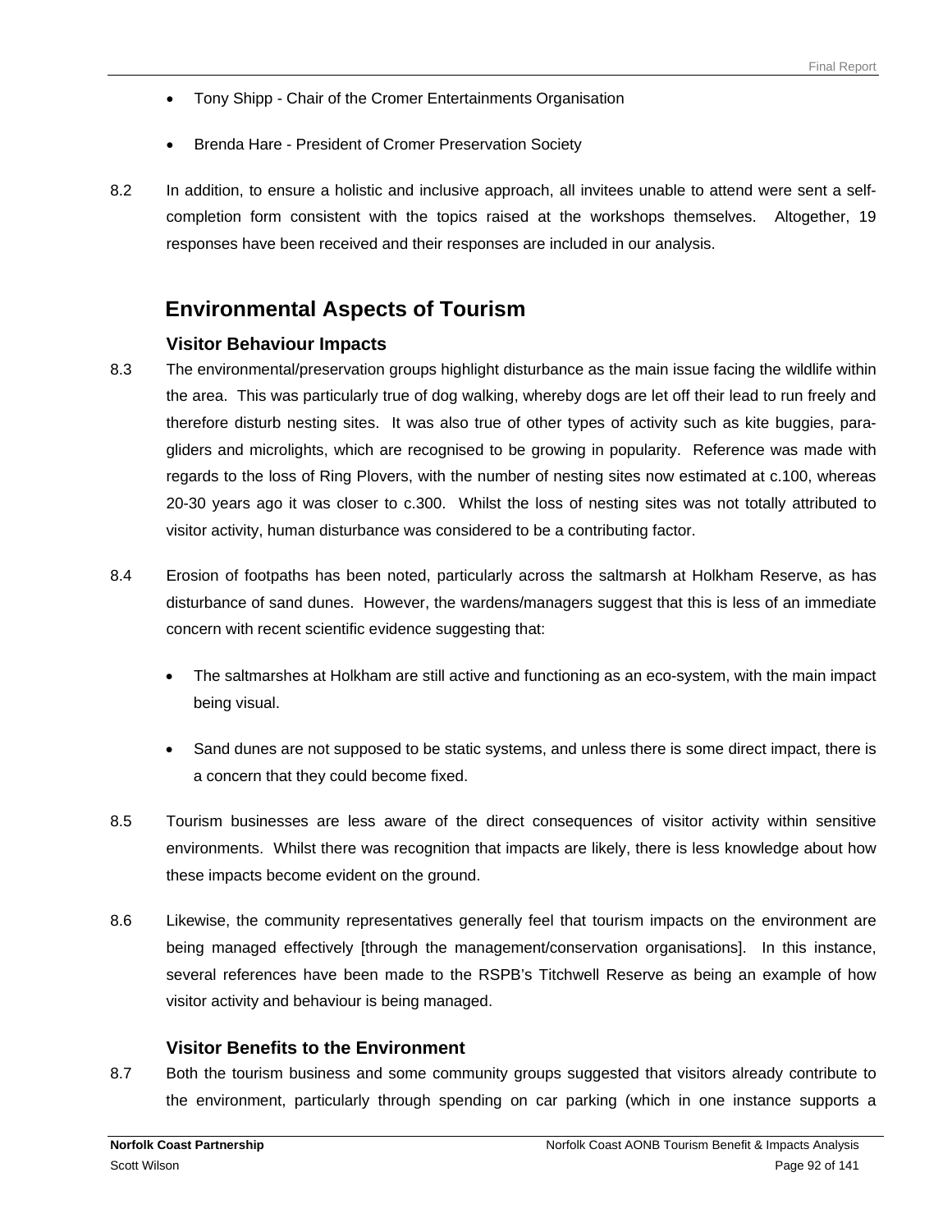- Tony Shipp - Chair of the Cromer Entertainments Organisation
- Brenda Hare - President of Cromer Preservation Society

8.2 In addition, to ensure a holistic and inclusive approach, all invitees unable to attend were sent a self-completion form consistent with the topics raised at the workshops themselves. Altogether, 19 responses have been received and their responses are included in our analysis.

## Environmental Aspects of Tourism

### Visitor Behaviour Impacts

8.3 The environmental/preservation groups highlight disturbance as the main issue facing the wildlife within the area. This was particularly true of dog walking, whereby dogs are let off their lead to run freely and therefore disturb nesting sites. It was also true of other types of activity such as kite buggies, para-gliders and microlights, which are recognised to be growing in popularity. Reference was made with regards to the loss of Ring Plovers, with the number of nesting sites now estimated at c.100, whereas 20-30 years ago it was closer to c.300. Whilst the loss of nesting sites was not totally attributed to visitor activity, human disturbance was considered to be a contributing factor.

8.4 Erosion of footpaths has been noted, particularly across the saltmarsh at Holkham Reserve, as has disturbance of sand dunes. However, the wardens/managers suggest that this is less of an immediate concern with recent scientific evidence suggesting that:

- The saltmarshes at Holkham are still active and functioning as an eco-system, with the main impact being visual.
- Sand dunes are not supposed to be static systems, and unless there is some direct impact, there is a concern that they could become fixed.

8.5 Tourism businesses are less aware of the direct consequences of visitor activity within sensitive environments. Whilst there was recognition that impacts are likely, there is less knowledge about how these impacts become evident on the ground.

8.6 Likewise, the community representatives generally feel that tourism impacts on the environment are being managed effectively [through the management/conservation organisations]. In this instance, several references have been made to the RSPB's Titchwell Reserve as being an example of how visitor activity and behaviour is being managed.

### Visitor Benefits to the Environment

8.7 Both the tourism business and some community groups suggested that visitors already contribute to the environment, particularly through spending on car parking (which in one instance supports a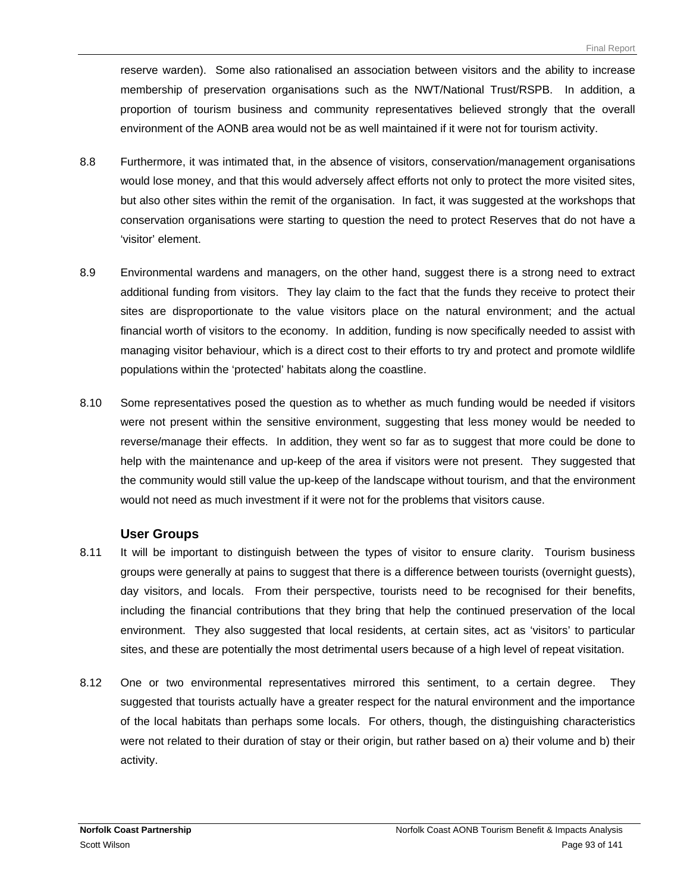reserve warden). Some also rationalised an association between visitors and the ability to increase membership of preservation organisations such as the NWT/National Trust/RSPB. In addition, a proportion of tourism business and community representatives believed strongly that the overall environment of the AONB area would not be as well maintained if it were not for tourism activity.

8.8 Furthermore, it was intimated that, in the absence of visitors, conservation/management organisations would lose money, and that this would adversely affect efforts not only to protect the more visited sites, but also other sites within the remit of the organisation. In fact, it was suggested at the workshops that conservation organisations were starting to question the need to protect Reserves that do not have a 'visitor' element.

8.9 Environmental wardens and managers, on the other hand, suggest there is a strong need to extract additional funding from visitors. They lay claim to the fact that the funds they receive to protect their sites are disproportionate to the value visitors place on the natural environment; and the actual financial worth of visitors to the economy. In addition, funding is now specifically needed to assist with managing visitor behaviour, which is a direct cost to their efforts to try and protect and promote wildlife populations within the 'protected' habitats along the coastline.

8.10 Some representatives posed the question as to whether as much funding would be needed if visitors were not present within the sensitive environment, suggesting that less money would be needed to reverse/manage their effects. In addition, they went so far as to suggest that more could be done to help with the maintenance and up-keep of the area if visitors were not present. They suggested that the community would still value the up-keep of the landscape without tourism, and that the environment would not need as much investment if it were not for the problems that visitors cause.

### User Groups

8.11 It will be important to distinguish between the types of visitor to ensure clarity. Tourism business groups were generally at pains to suggest that there is a difference between tourists (overnight guests), day visitors, and locals. From their perspective, tourists need to be recognised for their benefits, including the financial contributions that they bring that help the continued preservation of the local environment. They also suggested that local residents, at certain sites, act as 'visitors' to particular sites, and these are potentially the most detrimental users because of a high level of repeat visitation.

8.12 One or two environmental representatives mirrored this sentiment, to a certain degree. They suggested that tourists actually have a greater respect for the natural environment and the importance of the local habitats than perhaps some locals. For others, though, the distinguishing characteristics were not related to their duration of stay or their origin, but rather based on a) their volume and b) their activity.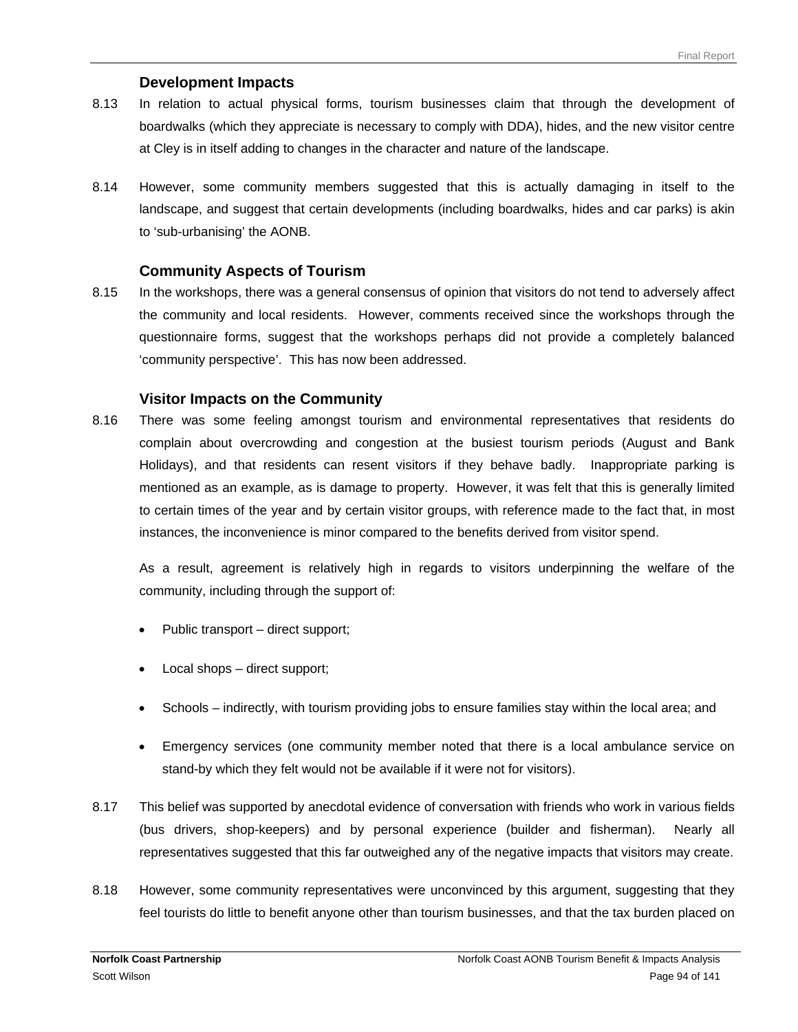### Development Impacts

8.13 In relation to actual physical forms, tourism businesses claim that through the development of boardwalks (which they appreciate is necessary to comply with DDA), hides, and the new visitor centre at Cley is in itself adding to changes in the character and nature of the landscape.

8.14 However, some community members suggested that this is actually damaging in itself to the landscape, and suggest that certain developments (including boardwalks, hides and car parks) is akin to 'sub-urbanising' the AONB.

### Community Aspects of Tourism

8.15 In the workshops, there was a general consensus of opinion that visitors do not tend to adversely affect the community and local residents. However, comments received since the workshops through the questionnaire forms, suggest that the workshops perhaps did not provide a completely balanced 'community perspective'. This has now been addressed.

### Visitor Impacts on the Community

8.16 There was some feeling amongst tourism and environmental representatives that residents do complain about overcrowding and congestion at the busiest tourism periods (August and Bank Holidays), and that residents can resent visitors if they behave badly. Inappropriate parking is mentioned as an example, as is damage to property. However, it was felt that this is generally limited to certain times of the year and by certain visitor groups, with reference made to the fact that, in most instances, the inconvenience is minor compared to the benefits derived from visitor spend.

As a result, agreement is relatively high in regards to visitors underpinning the welfare of the community, including through the support of:

- Public transport – direct support;
- Local shops – direct support;
- Schools – indirectly, with tourism providing jobs to ensure families stay within the local area; and
- Emergency services (one community member noted that there is a local ambulance service on stand-by which they felt would not be available if it were not for visitors).

8.17 This belief was supported by anecdotal evidence of conversation with friends who work in various fields (bus drivers, shop-keepers) and by personal experience (builder and fisherman). Nearly all representatives suggested that this far outweighed any of the negative impacts that visitors may create.

8.18 However, some community representatives were unconvinced by this argument, suggesting that they feel tourists do little to benefit anyone other than tourism businesses, and that the tax burden placed on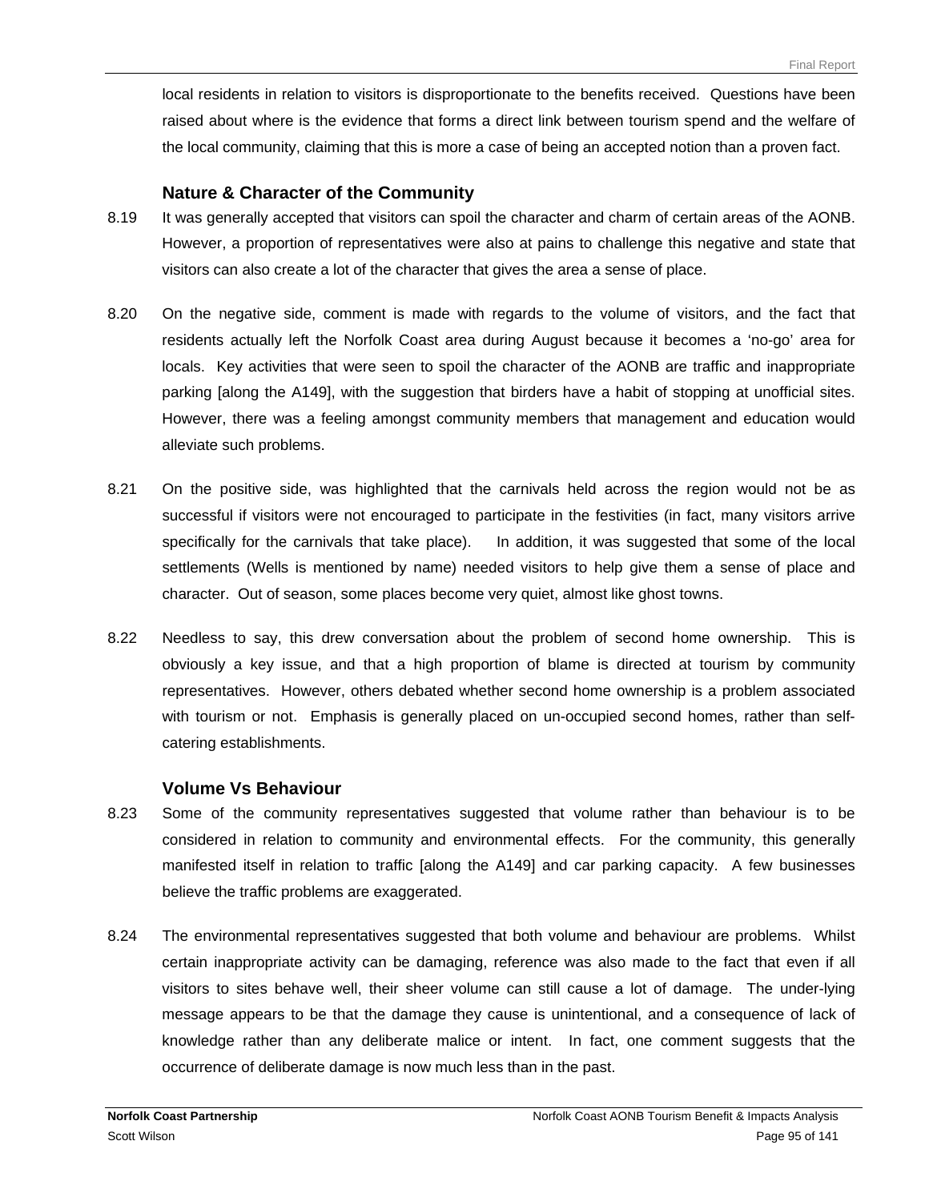local residents in relation to visitors is disproportionate to the benefits received. Questions have been raised about where is the evidence that forms a direct link between tourism spend and the welfare of the local community, claiming that this is more a case of being an accepted notion than a proven fact.

### Nature & Character of the Community

8.19 It was generally accepted that visitors can spoil the character and charm of certain areas of the AONB. However, a proportion of representatives were also at pains to challenge this negative and state that visitors can also create a lot of the character that gives the area a sense of place.

8.20 On the negative side, comment is made with regards to the volume of visitors, and the fact that residents actually left the Norfolk Coast area during August because it becomes a 'no-go' area for locals. Key activities that were seen to spoil the character of the AONB are traffic and inappropriate parking [along the A149], with the suggestion that birders have a habit of stopping at unofficial sites. However, there was a feeling amongst community members that management and education would alleviate such problems.

8.21 On the positive side, was highlighted that the carnivals held across the region would not be as successful if visitors were not encouraged to participate in the festivities (in fact, many visitors arrive specifically for the carnivals that take place). In addition, it was suggested that some of the local settlements (Wells is mentioned by name) needed visitors to help give them a sense of place and character. Out of season, some places become very quiet, almost like ghost towns.

8.22 Needless to say, this drew conversation about the problem of second home ownership. This is obviously a key issue, and that a high proportion of blame is directed at tourism by community representatives. However, others debated whether second home ownership is a problem associated with tourism or not. Emphasis is generally placed on un-occupied second homes, rather than self-catering establishments.

### Volume Vs Behaviour

8.23 Some of the community representatives suggested that volume rather than behaviour is to be considered in relation to community and environmental effects. For the community, this generally manifested itself in relation to traffic [along the A149] and car parking capacity. A few businesses believe the traffic problems are exaggerated.

8.24 The environmental representatives suggested that both volume and behaviour are problems. Whilst certain inappropriate activity can be damaging, reference was also made to the fact that even if all visitors to sites behave well, their sheer volume can still cause a lot of damage. The under-lying message appears to be that the damage they cause is unintentional, and a consequence of lack of knowledge rather than any deliberate malice or intent. In fact, one comment suggests that the occurrence of deliberate damage is now much less than in the past.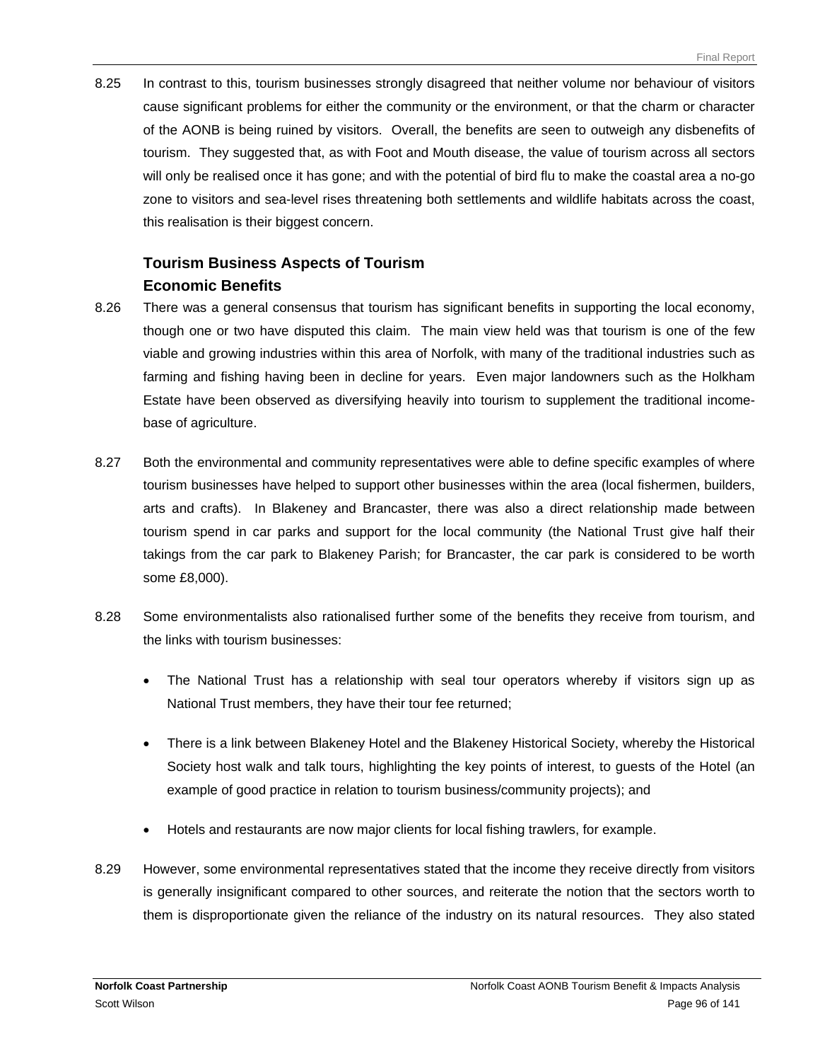8.25 In contrast to this, tourism businesses strongly disagreed that neither volume nor behaviour of visitors cause significant problems for either the community or the environment, or that the charm or character of the AONB is being ruined by visitors. Overall, the benefits are seen to outweigh any disbenefits of tourism. They suggested that, as with Foot and Mouth disease, the value of tourism across all sectors will only be realised once it has gone; and with the potential of bird flu to make the coastal area a no-go zone to visitors and sea-level rises threatening both settlements and wildlife habitats across the coast, this realisation is their biggest concern.

### Tourism Business Aspects of Tourism

### Economic Benefits

8.26 There was a general consensus that tourism has significant benefits in supporting the local economy, though one or two have disputed this claim. The main view held was that tourism is one of the few viable and growing industries within this area of Norfolk, with many of the traditional industries such as farming and fishing having been in decline for years. Even major landowners such as the Holkham Estate have been observed as diversifying heavily into tourism to supplement the traditional income-base of agriculture.

8.27 Both the environmental and community representatives were able to define specific examples of where tourism businesses have helped to support other businesses within the area (local fishermen, builders, arts and crafts). In Blakeney and Brancaster, there was also a direct relationship made between tourism spend in car parks and support for the local community (the National Trust give half their takings from the car park to Blakeney Parish; for Brancaster, the car park is considered to be worth some £8,000).

8.28 Some environmentalists also rationalised further some of the benefits they receive from tourism, and the links with tourism businesses:

- The National Trust has a relationship with seal tour operators whereby if visitors sign up as National Trust members, they have their tour fee returned;
- There is a link between Blakeney Hotel and the Blakeney Historical Society, whereby the Historical Society host walk and talk tours, highlighting the key points of interest, to guests of the Hotel (an example of good practice in relation to tourism business/community projects); and
- Hotels and restaurants are now major clients for local fishing trawlers, for example.

8.29 However, some environmental representatives stated that the income they receive directly from visitors is generally insignificant compared to other sources, and reiterate the notion that the sectors worth to them is disproportionate given the reliance of the industry on its natural resources. They also stated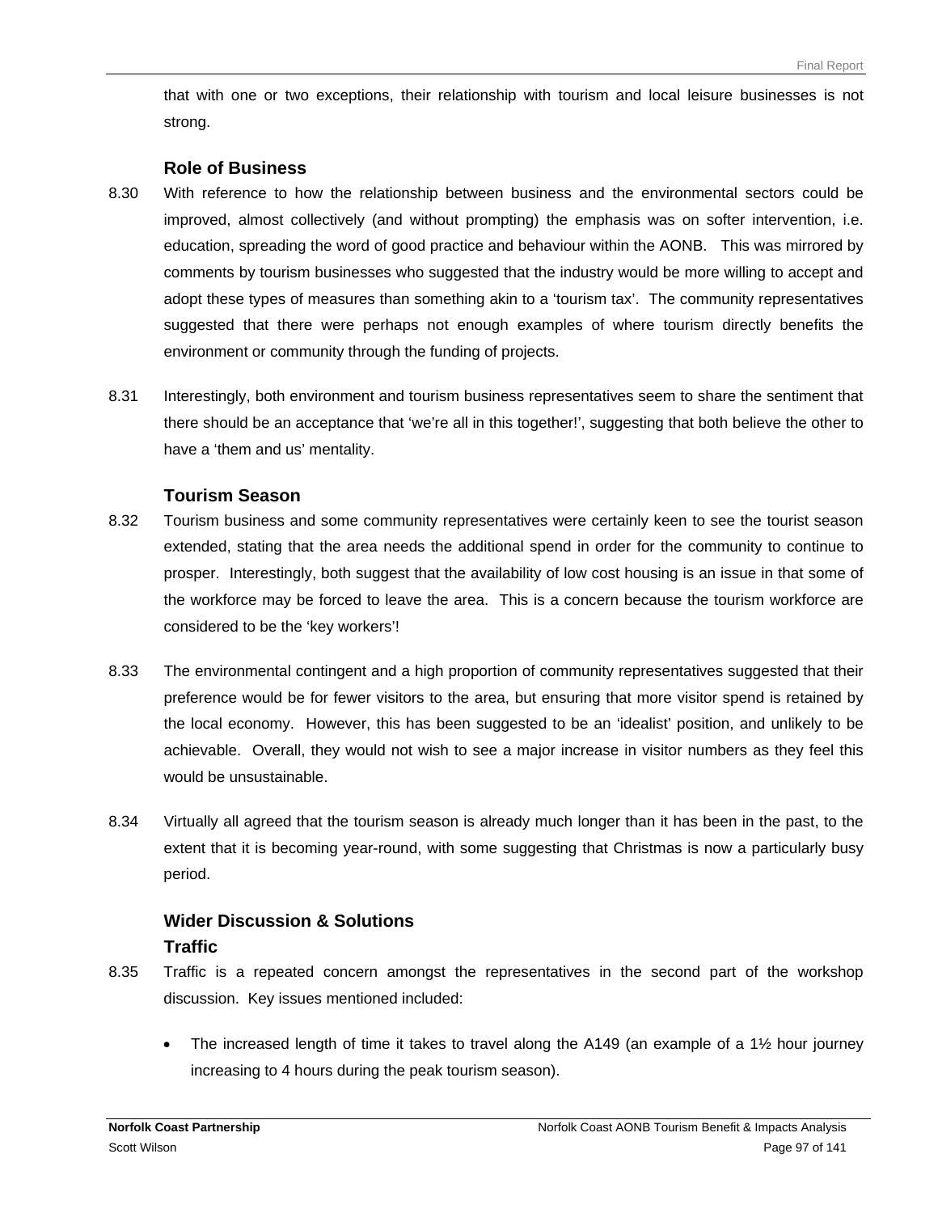that with one or two exceptions, their relationship with tourism and local leisure businesses is not strong.

### Role of Business

8.30 With reference to how the relationship between business and the environmental sectors could be improved, almost collectively (and without prompting) the emphasis was on softer intervention, i.e. education, spreading the word of good practice and behaviour within the AONB. This was mirrored by comments by tourism businesses who suggested that the industry would be more willing to accept and adopt these types of measures than something akin to a 'tourism tax'. The community representatives suggested that there were perhaps not enough examples of where tourism directly benefits the environment or community through the funding of projects.

8.31 Interestingly, both environment and tourism business representatives seem to share the sentiment that there should be an acceptance that 'we're all in this together!', suggesting that both believe the other to have a 'them and us' mentality.

### Tourism Season

8.32 Tourism business and some community representatives were certainly keen to see the tourist season extended, stating that the area needs the additional spend in order for the community to continue to prosper. Interestingly, both suggest that the availability of low cost housing is an issue in that some of the workforce may be forced to leave the area. This is a concern because the tourism workforce are considered to be the 'key workers'!

8.33 The environmental contingent and a high proportion of community representatives suggested that their preference would be for fewer visitors to the area, but ensuring that more visitor spend is retained by the local economy. However, this has been suggested to be an 'idealist' position, and unlikely to be achievable. Overall, they would not wish to see a major increase in visitor numbers as they feel this would be unsustainable.

8.34 Virtually all agreed that the tourism season is already much longer than it has been in the past, to the extent that it is becoming year-round, with some suggesting that Christmas is now a particularly busy period.

### Wider Discussion & Solutions

### Traffic

8.35 Traffic is a repeated concern amongst the representatives in the second part of the workshop discussion. Key issues mentioned included:

- The increased length of time it takes to travel along the A149 (an example of a 1½ hour journey increasing to 4 hours during the peak tourism season).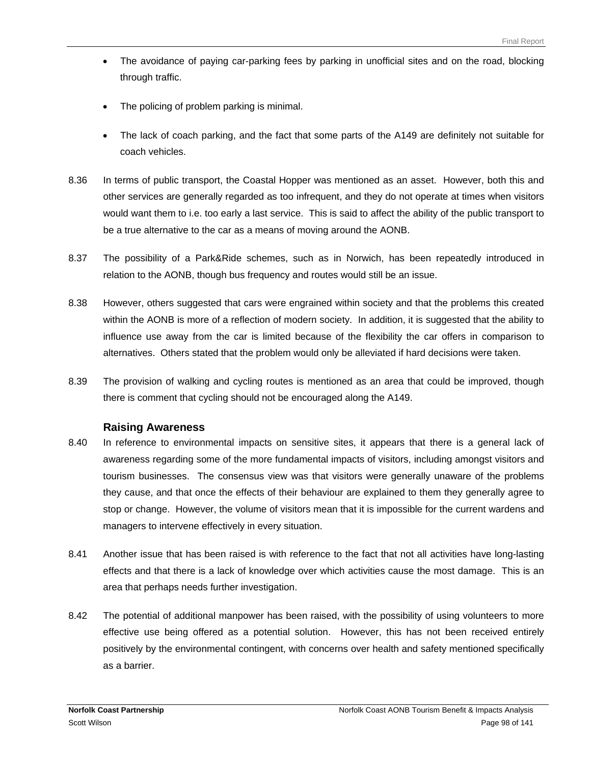- The avoidance of paying car-parking fees by parking in unofficial sites and on the road, blocking through traffic.

- The policing of problem parking is minimal.

- The lack of coach parking, and the fact that some parts of the A149 are definitely not suitable for coach vehicles.

8.36 In terms of public transport, the Coastal Hopper was mentioned as an asset. However, both this and other services are generally regarded as too infrequent, and they do not operate at times when visitors would want them to i.e. too early a last service. This is said to affect the ability of the public transport to be a true alternative to the car as a means of moving around the AONB.

8.37 The possibility of a Park&Ride schemes, such as in Norwich, has been repeatedly introduced in relation to the AONB, though bus frequency and routes would still be an issue.

8.38 However, others suggested that cars were engrained within society and that the problems this created within the AONB is more of a reflection of modern society. In addition, it is suggested that the ability to influence use away from the car is limited because of the flexibility the car offers in comparison to alternatives. Others stated that the problem would only be alleviated if hard decisions were taken.

8.39 The provision of walking and cycling routes is mentioned as an area that could be improved, though there is comment that cycling should not be encouraged along the A149.

### Raising Awareness

8.40 In reference to environmental impacts on sensitive sites, it appears that there is a general lack of awareness regarding some of the more fundamental impacts of visitors, including amongst visitors and tourism businesses. The consensus view was that visitors were generally unaware of the problems they cause, and that once the effects of their behaviour are explained to them they generally agree to stop or change. However, the volume of visitors mean that it is impossible for the current wardens and managers to intervene effectively in every situation.

8.41 Another issue that has been raised is with reference to the fact that not all activities have long-lasting effects and that there is a lack of knowledge over which activities cause the most damage. This is an area that perhaps needs further investigation.

8.42 The potential of additional manpower has been raised, with the possibility of using volunteers to more effective use being offered as a potential solution. However, this has not been received entirely positively by the environmental contingent, with concerns over health and safety mentioned specifically as a barrier.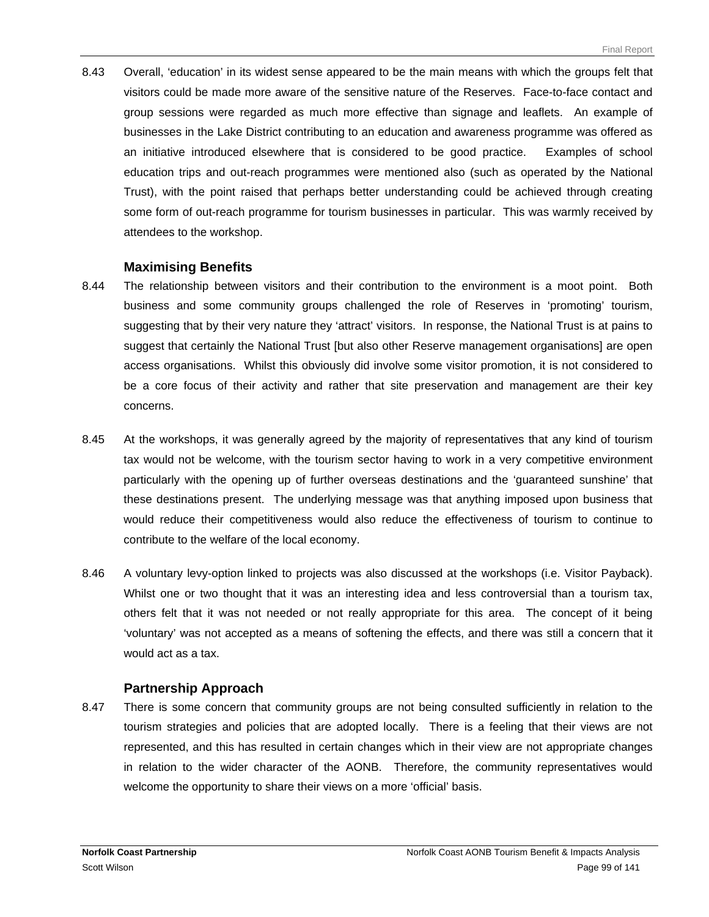8.43 Overall, 'education' in its widest sense appeared to be the main means with which the groups felt that visitors could be made more aware of the sensitive nature of the Reserves. Face-to-face contact and group sessions were regarded as much more effective than signage and leaflets. An example of businesses in the Lake District contributing to an education and awareness programme was offered as an initiative introduced elsewhere that is considered to be good practice. Examples of school education trips and out-reach programmes were mentioned also (such as operated by the National Trust), with the point raised that perhaps better understanding could be achieved through creating some form of out-reach programme for tourism businesses in particular. This was warmly received by attendees to the workshop.

### Maximising Benefits

8.44 The relationship between visitors and their contribution to the environment is a moot point. Both business and some community groups challenged the role of Reserves in 'promoting' tourism, suggesting that by their very nature they 'attract' visitors. In response, the National Trust is at pains to suggest that certainly the National Trust [but also other Reserve management organisations] are open access organisations. Whilst this obviously did involve some visitor promotion, it is not considered to be a core focus of their activity and rather that site preservation and management are their key concerns.

8.45 At the workshops, it was generally agreed by the majority of representatives that any kind of tourism tax would not be welcome, with the tourism sector having to work in a very competitive environment particularly with the opening up of further overseas destinations and the 'guaranteed sunshine' that these destinations present. The underlying message was that anything imposed upon business that would reduce their competitiveness would also reduce the effectiveness of tourism to continue to contribute to the welfare of the local economy.

8.46 A voluntary levy-option linked to projects was also discussed at the workshops (i.e. Visitor Payback). Whilst one or two thought that it was an interesting idea and less controversial than a tourism tax, others felt that it was not needed or not really appropriate for this area. The concept of it being 'voluntary' was not accepted as a means of softening the effects, and there was still a concern that it would act as a tax.

### Partnership Approach

8.47 There is some concern that community groups are not being consulted sufficiently in relation to the tourism strategies and policies that are adopted locally. There is a feeling that their views are not represented, and this has resulted in certain changes which in their view are not appropriate changes in relation to the wider character of the AONB. Therefore, the community representatives would welcome the opportunity to share their views on a more 'official' basis.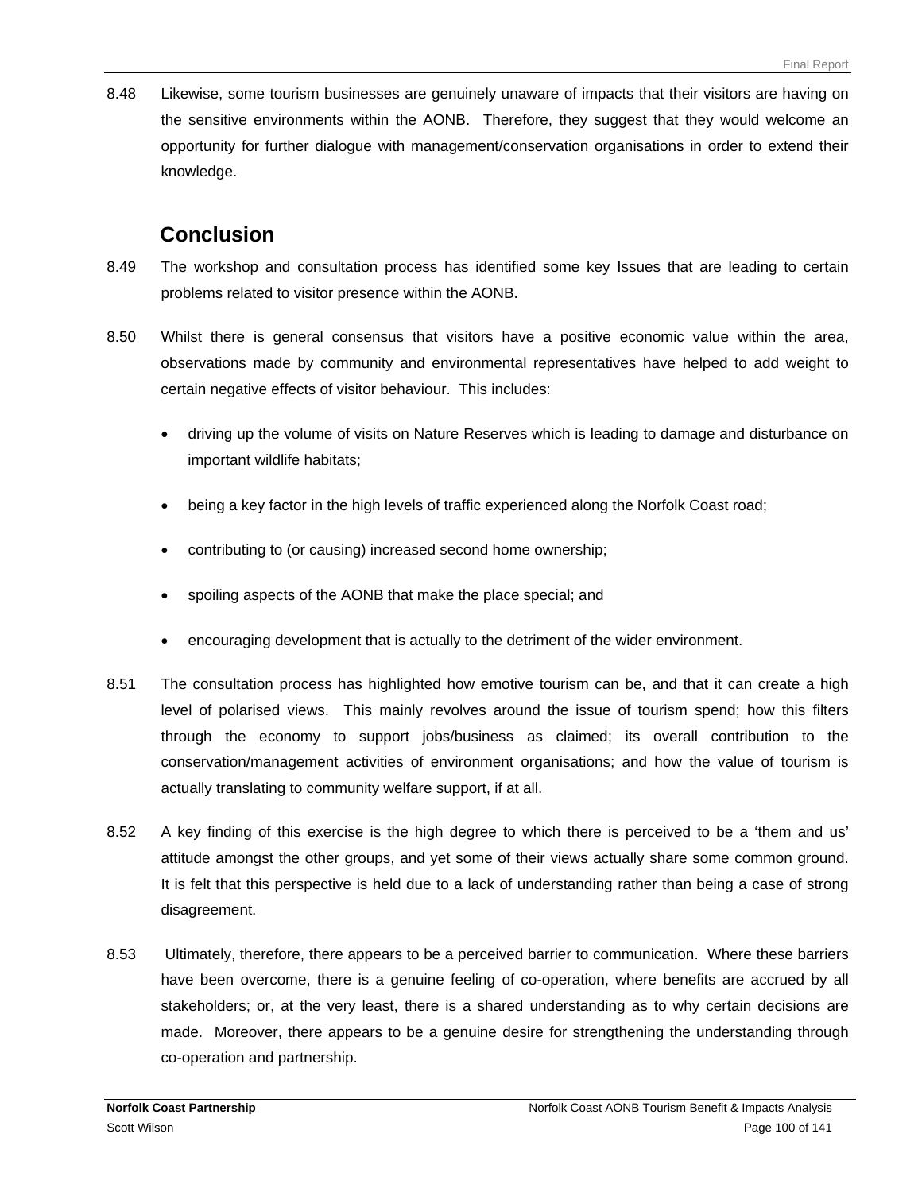8.48 Likewise, some tourism businesses are genuinely unaware of impacts that their visitors are having on the sensitive environments within the AONB. Therefore, they suggest that they would welcome an opportunity for further dialogue with management/conservation organisations in order to extend their knowledge.

## Conclusion

8.49 The workshop and consultation process has identified some key Issues that are leading to certain problems related to visitor presence within the AONB.

8.50 Whilst there is general consensus that visitors have a positive economic value within the area, observations made by community and environmental representatives have helped to add weight to certain negative effects of visitor behaviour. This includes:

- driving up the volume of visits on Nature Reserves which is leading to damage and disturbance on important wildlife habitats;
- being a key factor in the high levels of traffic experienced along the Norfolk Coast road;
- contributing to (or causing) increased second home ownership;
- spoiling aspects of the AONB that make the place special; and
- encouraging development that is actually to the detriment of the wider environment.

8.51 The consultation process has highlighted how emotive tourism can be, and that it can create a high level of polarised views. This mainly revolves around the issue of tourism spend; how this filters through the economy to support jobs/business as claimed; its overall contribution to the conservation/management activities of environment organisations; and how the value of tourism is actually translating to community welfare support, if at all.

8.52 A key finding of this exercise is the high degree to which there is perceived to be a 'them and us' attitude amongst the other groups, and yet some of their views actually share some common ground. It is felt that this perspective is held due to a lack of understanding rather than being a case of strong disagreement.

8.53 Ultimately, therefore, there appears to be a perceived barrier to communication. Where these barriers have been overcome, there is a genuine feeling of co-operation, where benefits are accrued by all stakeholders; or, at the very least, there is a shared understanding as to why certain decisions are made. Moreover, there appears to be a genuine desire for strengthening the understanding through co-operation and partnership.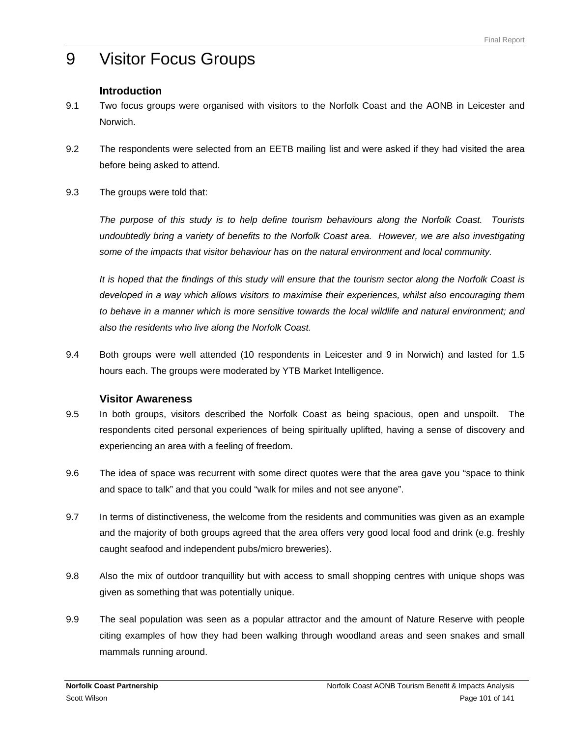# 9 Visitor Focus Groups

### Introduction

9.1 Two focus groups were organised with visitors to the Norfolk Coast and the AONB in Leicester and Norwich.

9.2 The respondents were selected from an EETB mailing list and were asked if they had visited the area before being asked to attend.

9.3 The groups were told that:

*The purpose of this study is to help define tourism behaviours along the Norfolk Coast. Tourists undoubtedly bring a variety of benefits to the Norfolk Coast area. However, we are also investigating some of the impacts that visitor behaviour has on the natural environment and local community.*

*It is hoped that the findings of this study will ensure that the tourism sector along the Norfolk Coast is developed in a way which allows visitors to maximise their experiences, whilst also encouraging them to behave in a manner which is more sensitive towards the local wildlife and natural environment; and also the residents who live along the Norfolk Coast.*

9.4 Both groups were well attended (10 respondents in Leicester and 9 in Norwich) and lasted for 1.5 hours each. The groups were moderated by YTB Market Intelligence.

### Visitor Awareness

9.5 In both groups, visitors described the Norfolk Coast as being spacious, open and unspoilt. The respondents cited personal experiences of being spiritually uplifted, having a sense of discovery and experiencing an area with a feeling of freedom.

9.6 The idea of space was recurrent with some direct quotes were that the area gave you "space to think and space to talk" and that you could "walk for miles and not see anyone".

9.7 In terms of distinctiveness, the welcome from the residents and communities was given as an example and the majority of both groups agreed that the area offers very good local food and drink (e.g. freshly caught seafood and independent pubs/micro breweries).

9.8 Also the mix of outdoor tranquillity but with access to small shopping centres with unique shops was given as something that was potentially unique.

9.9 The seal population was seen as a popular attractor and the amount of Nature Reserve with people citing examples of how they had been walking through woodland areas and seen snakes and small mammals running around.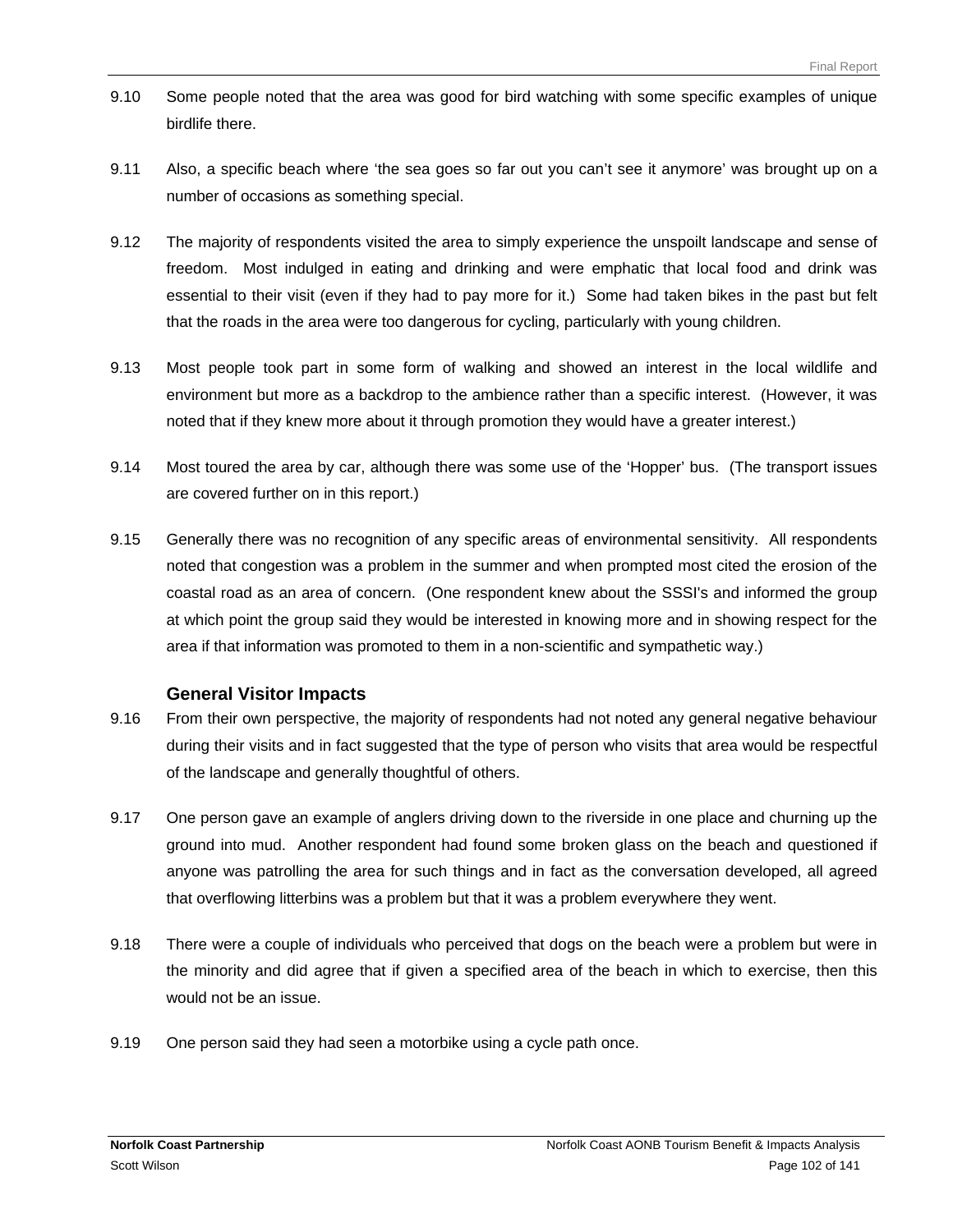9.10 Some people noted that the area was good for bird watching with some specific examples of unique birdlife there.

9.11 Also, a specific beach where 'the sea goes so far out you can't see it anymore' was brought up on a number of occasions as something special.

9.12 The majority of respondents visited the area to simply experience the unspoilt landscape and sense of freedom. Most indulged in eating and drinking and were emphatic that local food and drink was essential to their visit (even if they had to pay more for it.) Some had taken bikes in the past but felt that the roads in the area were too dangerous for cycling, particularly with young children.

9.13 Most people took part in some form of walking and showed an interest in the local wildlife and environment but more as a backdrop to the ambience rather than a specific interest. (However, it was noted that if they knew more about it through promotion they would have a greater interest.)

9.14 Most toured the area by car, although there was some use of the 'Hopper' bus. (The transport issues are covered further on in this report.)

9.15 Generally there was no recognition of any specific areas of environmental sensitivity. All respondents noted that congestion was a problem in the summer and when prompted most cited the erosion of the coastal road as an area of concern. (One respondent knew about the SSSI's and informed the group at which point the group said they would be interested in knowing more and in showing respect for the area if that information was promoted to them in a non-scientific and sympathetic way.)

### General Visitor Impacts

9.16 From their own perspective, the majority of respondents had not noted any general negative behaviour during their visits and in fact suggested that the type of person who visits that area would be respectful of the landscape and generally thoughtful of others.

9.17 One person gave an example of anglers driving down to the riverside in one place and churning up the ground into mud. Another respondent had found some broken glass on the beach and questioned if anyone was patrolling the area for such things and in fact as the conversation developed, all agreed that overflowing litterbins was a problem but that it was a problem everywhere they went.

9.18 There were a couple of individuals who perceived that dogs on the beach were a problem but were in the minority and did agree that if given a specified area of the beach in which to exercise, then this would not be an issue.

9.19 One person said they had seen a motorbike using a cycle path once.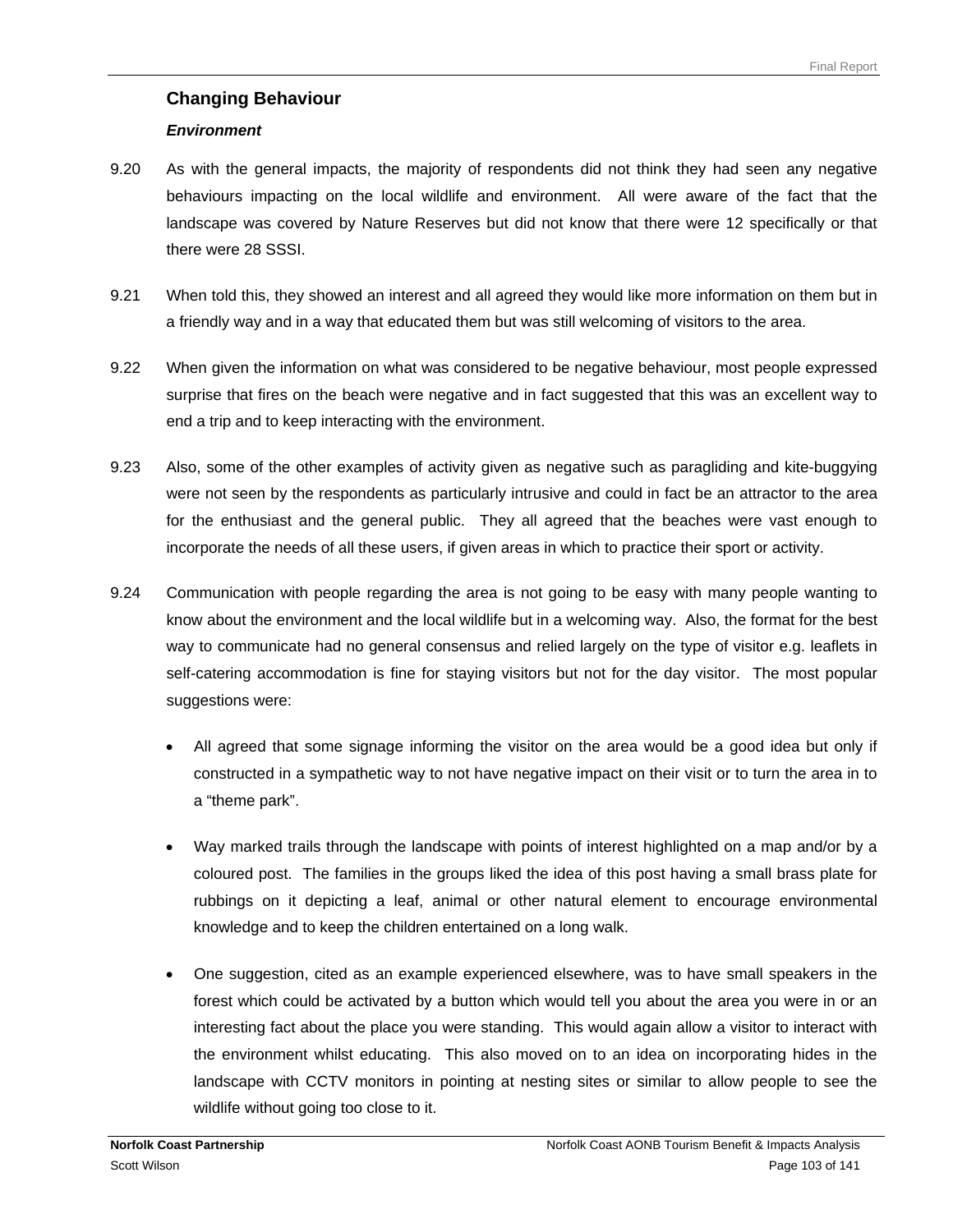### Changing Behaviour

#### *Environment*

9.20 As with the general impacts, the majority of respondents did not think they had seen any negative behaviours impacting on the local wildlife and environment. All were aware of the fact that the landscape was covered by Nature Reserves but did not know that there were 12 specifically or that there were 28 SSSI.

9.21 When told this, they showed an interest and all agreed they would like more information on them but in a friendly way and in a way that educated them but was still welcoming of visitors to the area.

9.22 When given the information on what was considered to be negative behaviour, most people expressed surprise that fires on the beach were negative and in fact suggested that this was an excellent way to end a trip and to keep interacting with the environment.

9.23 Also, some of the other examples of activity given as negative such as paragliding and kite-buggying were not seen by the respondents as particularly intrusive and could in fact be an attractor to the area for the enthusiast and the general public. They all agreed that the beaches were vast enough to incorporate the needs of all these users, if given areas in which to practice their sport or activity.

9.24 Communication with people regarding the area is not going to be easy with many people wanting to know about the environment and the local wildlife but in a welcoming way. Also, the format for the best way to communicate had no general consensus and relied largely on the type of visitor e.g. leaflets in self-catering accommodation is fine for staying visitors but not for the day visitor. The most popular suggestions were:

- All agreed that some signage informing the visitor on the area would be a good idea but only if constructed in a sympathetic way to not have negative impact on their visit or to turn the area in to a "theme park".

- Way marked trails through the landscape with points of interest highlighted on a map and/or by a coloured post. The families in the groups liked the idea of this post having a small brass plate for rubbings on it depicting a leaf, animal or other natural element to encourage environmental knowledge and to keep the children entertained on a long walk.

- One suggestion, cited as an example experienced elsewhere, was to have small speakers in the forest which could be activated by a button which would tell you about the area you were in or an interesting fact about the place you were standing. This would again allow a visitor to interact with the environment whilst educating. This also moved on to an idea on incorporating hides in the landscape with CCTV monitors in pointing at nesting sites or similar to allow people to see the wildlife without going too close to it.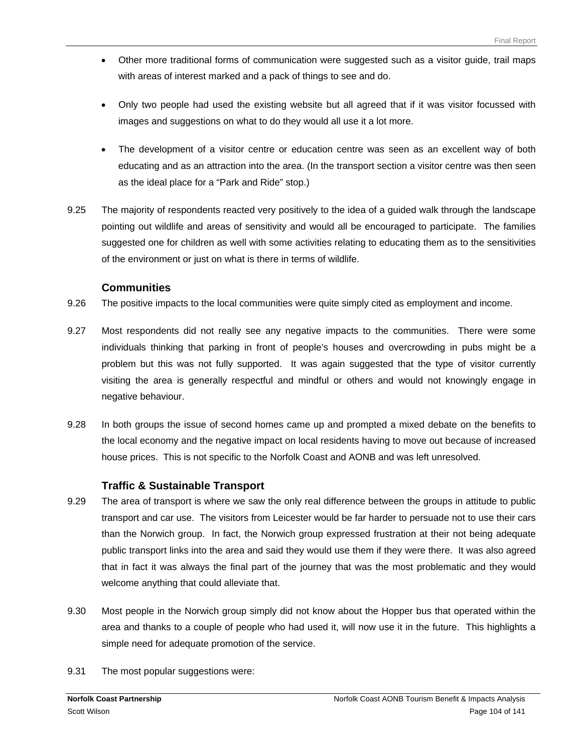- Other more traditional forms of communication were suggested such as a visitor guide, trail maps with areas of interest marked and a pack of things to see and do.

- Only two people had used the existing website but all agreed that if it was visitor focussed with images and suggestions on what to do they would all use it a lot more.

- The development of a visitor centre or education centre was seen as an excellent way of both educating and as an attraction into the area. (In the transport section a visitor centre was then seen as the ideal place for a "Park and Ride" stop.)

9.25 The majority of respondents reacted very positively to the idea of a guided walk through the landscape pointing out wildlife and areas of sensitivity and would all be encouraged to participate. The families suggested one for children as well with some activities relating to educating them as to the sensitivities of the environment or just on what is there in terms of wildlife.

### Communities

9.26 The positive impacts to the local communities were quite simply cited as employment and income.

9.27 Most respondents did not really see any negative impacts to the communities. There were some individuals thinking that parking in front of people's houses and overcrowding in pubs might be a problem but this was not fully supported. It was again suggested that the type of visitor currently visiting the area is generally respectful and mindful or others and would not knowingly engage in negative behaviour.

9.28 In both groups the issue of second homes came up and prompted a mixed debate on the benefits to the local economy and the negative impact on local residents having to move out because of increased house prices. This is not specific to the Norfolk Coast and AONB and was left unresolved.

### Traffic & Sustainable Transport

9.29 The area of transport is where we saw the only real difference between the groups in attitude to public transport and car use. The visitors from Leicester would be far harder to persuade not to use their cars than the Norwich group. In fact, the Norwich group expressed frustration at their not being adequate public transport links into the area and said they would use them if they were there. It was also agreed that in fact it was always the final part of the journey that was the most problematic and they would welcome anything that could alleviate that.

9.30 Most people in the Norwich group simply did not know about the Hopper bus that operated within the area and thanks to a couple of people who had used it, will now use it in the future. This highlights a simple need for adequate promotion of the service.

9.31 The most popular suggestions were: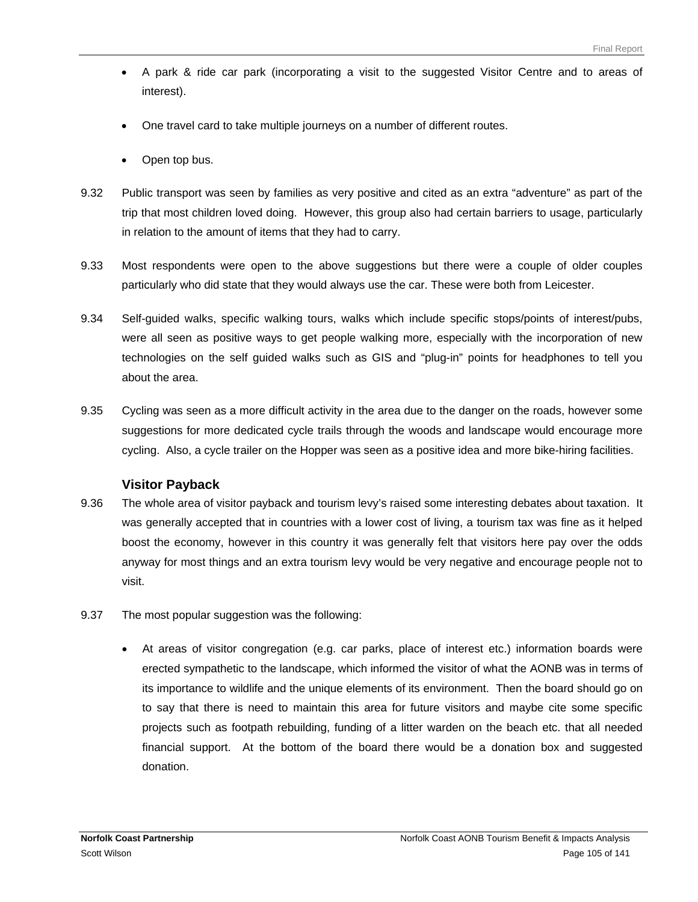- A park & ride car park (incorporating a visit to the suggested Visitor Centre and to areas of interest).

- One travel card to take multiple journeys on a number of different routes.

- Open top bus.

9.32 Public transport was seen by families as very positive and cited as an extra "adventure" as part of the trip that most children loved doing. However, this group also had certain barriers to usage, particularly in relation to the amount of items that they had to carry.

9.33 Most respondents were open to the above suggestions but there were a couple of older couples particularly who did state that they would always use the car. These were both from Leicester.

9.34 Self-guided walks, specific walking tours, walks which include specific stops/points of interest/pubs, were all seen as positive ways to get people walking more, especially with the incorporation of new technologies on the self guided walks such as GIS and "plug-in" points for headphones to tell you about the area.

9.35 Cycling was seen as a more difficult activity in the area due to the danger on the roads, however some suggestions for more dedicated cycle trails through the woods and landscape would encourage more cycling. Also, a cycle trailer on the Hopper was seen as a positive idea and more bike-hiring facilities.

### Visitor Payback

9.36 The whole area of visitor payback and tourism levy's raised some interesting debates about taxation. It was generally accepted that in countries with a lower cost of living, a tourism tax was fine as it helped boost the economy, however in this country it was generally felt that visitors here pay over the odds anyway for most things and an extra tourism levy would be very negative and encourage people not to visit.

9.37 The most popular suggestion was the following:

- At areas of visitor congregation (e.g. car parks, place of interest etc.) information boards were erected sympathetic to the landscape, which informed the visitor of what the AONB was in terms of its importance to wildlife and the unique elements of its environment. Then the board should go on to say that there is need to maintain this area for future visitors and maybe cite some specific projects such as footpath rebuilding, funding of a litter warden on the beach etc. that all needed financial support. At the bottom of the board there would be a donation box and suggested donation.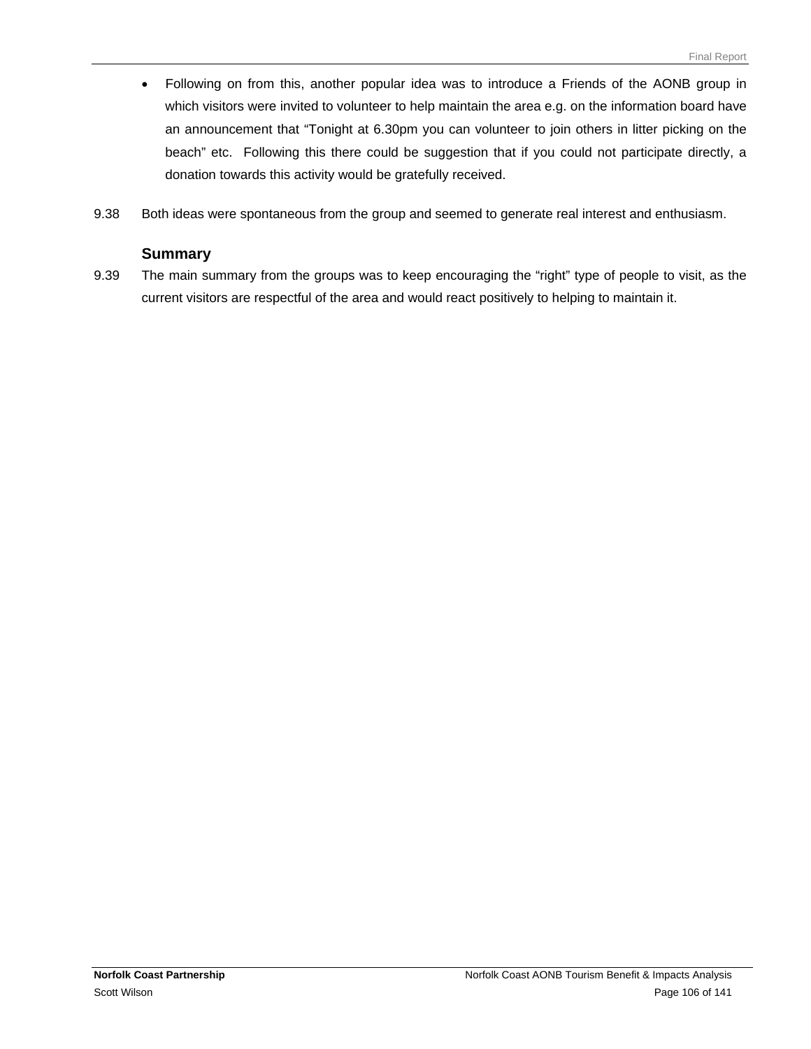- Following on from this, another popular idea was to introduce a Friends of the AONB group in which visitors were invited to volunteer to help maintain the area e.g. on the information board have an announcement that "Tonight at 6.30pm you can volunteer to join others in litter picking on the beach" etc. Following this there could be suggestion that if you could not participate directly, a donation towards this activity would be gratefully received.

9.38 Both ideas were spontaneous from the group and seemed to generate real interest and enthusiasm.

### Summary

9.39 The main summary from the groups was to keep encouraging the "right" type of people to visit, as the current visitors are respectful of the area and would react positively to helping to maintain it.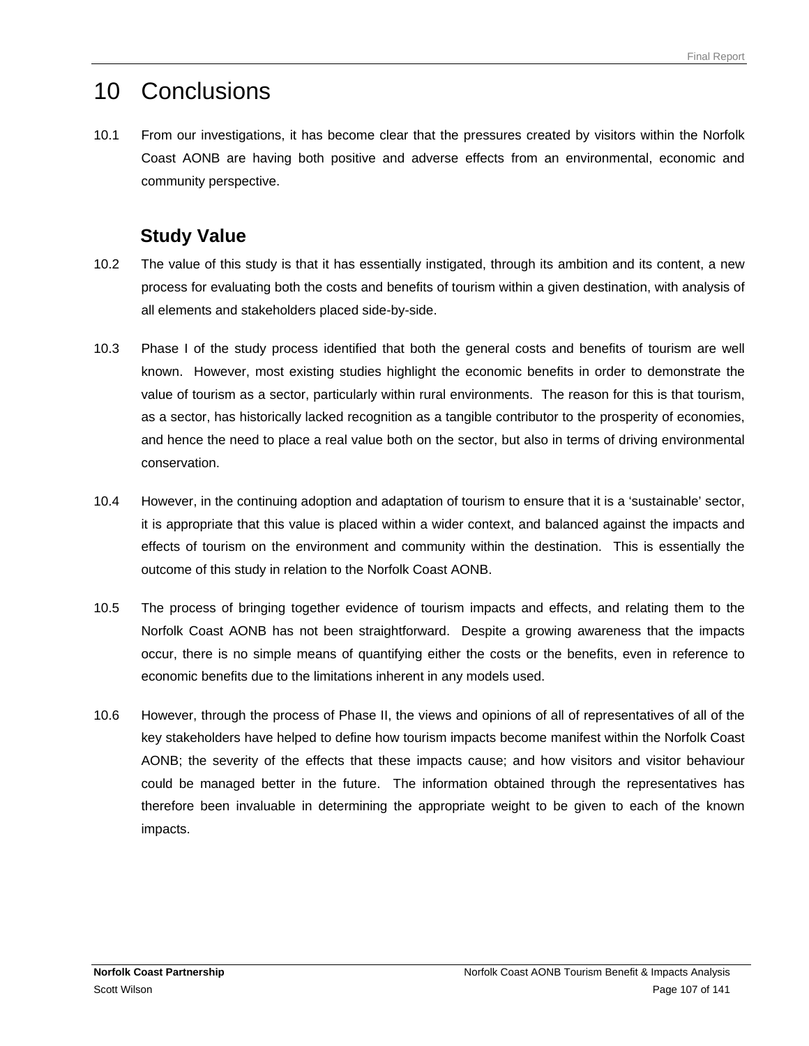# 10 Conclusions

10.1 From our investigations, it has become clear that the pressures created by visitors within the Norfolk Coast AONB are having both positive and adverse effects from an environmental, economic and community perspective.

## Study Value

10.2 The value of this study is that it has essentially instigated, through its ambition and its content, a new process for evaluating both the costs and benefits of tourism within a given destination, with analysis of all elements and stakeholders placed side-by-side.

10.3 Phase I of the study process identified that both the general costs and benefits of tourism are well known. However, most existing studies highlight the economic benefits in order to demonstrate the value of tourism as a sector, particularly within rural environments. The reason for this is that tourism, as a sector, has historically lacked recognition as a tangible contributor to the prosperity of economies, and hence the need to place a real value both on the sector, but also in terms of driving environmental conservation.

10.4 However, in the continuing adoption and adaptation of tourism to ensure that it is a 'sustainable' sector, it is appropriate that this value is placed within a wider context, and balanced against the impacts and effects of tourism on the environment and community within the destination. This is essentially the outcome of this study in relation to the Norfolk Coast AONB.

10.5 The process of bringing together evidence of tourism impacts and effects, and relating them to the Norfolk Coast AONB has not been straightforward. Despite a growing awareness that the impacts occur, there is no simple means of quantifying either the costs or the benefits, even in reference to economic benefits due to the limitations inherent in any models used.

10.6 However, through the process of Phase II, the views and opinions of all of representatives of all of the key stakeholders have helped to define how tourism impacts become manifest within the Norfolk Coast AONB; the severity of the effects that these impacts cause; and how visitors and visitor behaviour could be managed better in the future. The information obtained through the representatives has therefore been invaluable in determining the appropriate weight to be given to each of the known impacts.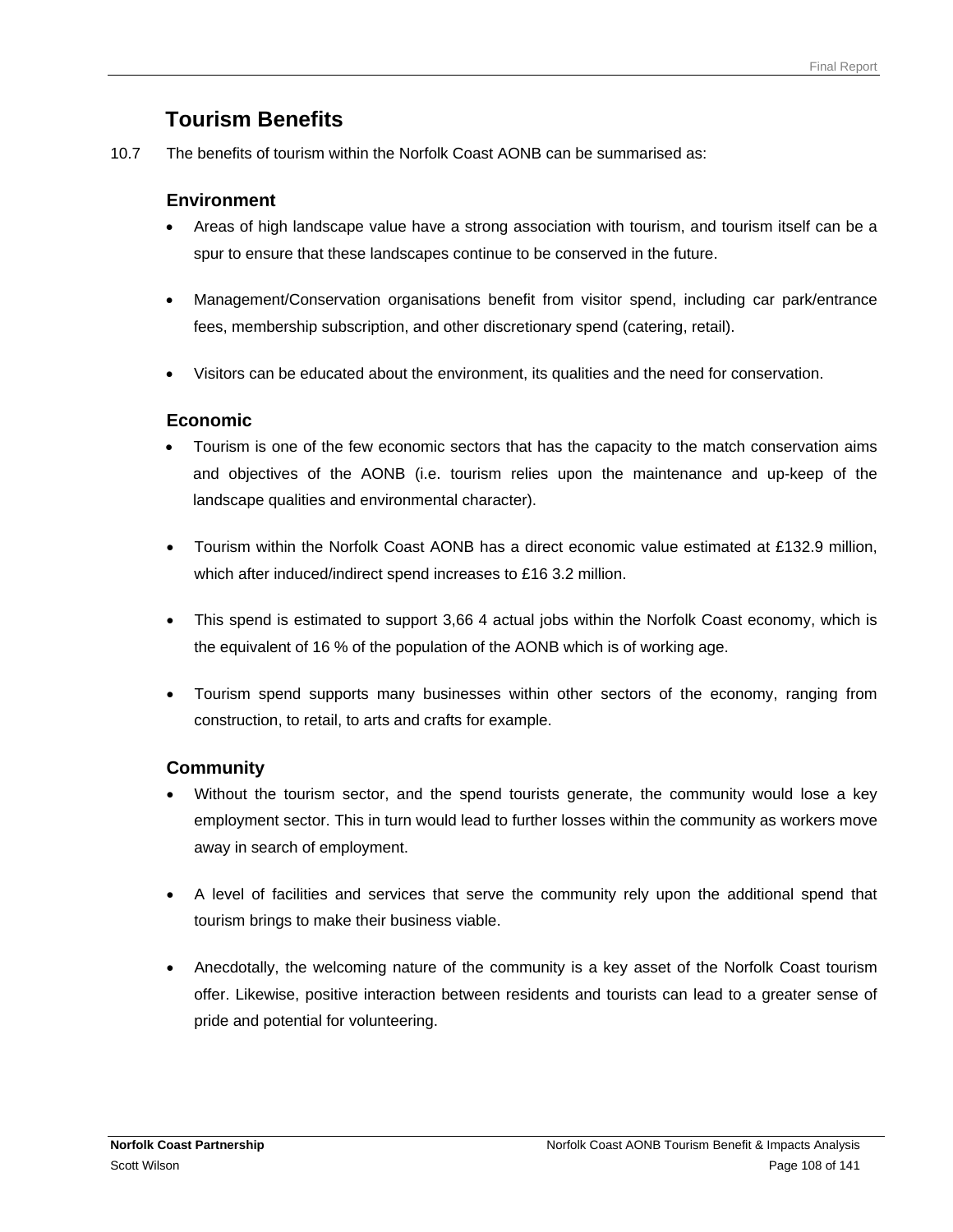## Tourism Benefits

10.7 The benefits of tourism within the Norfolk Coast AONB can be summarised as:

### Environment

- Areas of high landscape value have a strong association with tourism, and tourism itself can be a spur to ensure that these landscapes continue to be conserved in the future.
- Management/Conservation organisations benefit from visitor spend, including car park/entrance fees, membership subscription, and other discretionary spend (catering, retail).
- Visitors can be educated about the environment, its qualities and the need for conservation.

### Economic

- Tourism is one of the few economic sectors that has the capacity to the match conservation aims and objectives of the AONB (i.e. tourism relies upon the maintenance and up-keep of the landscape qualities and environmental character).
- Tourism within the Norfolk Coast AONB has a direct economic value estimated at £132.9 million, which after induced/indirect spend increases to £16 3.2 million.
- This spend is estimated to support 3,66 4 actual jobs within the Norfolk Coast economy, which is the equivalent of 16 % of the population of the AONB which is of working age.
- Tourism spend supports many businesses within other sectors of the economy, ranging from construction, to retail, to arts and crafts for example.

### Community

- Without the tourism sector, and the spend tourists generate, the community would lose a key employment sector. This in turn would lead to further losses within the community as workers move away in search of employment.
- A level of facilities and services that serve the community rely upon the additional spend that tourism brings to make their business viable.
- Anecdotally, the welcoming nature of the community is a key asset of the Norfolk Coast tourism offer. Likewise, positive interaction between residents and tourists can lead to a greater sense of pride and potential for volunteering.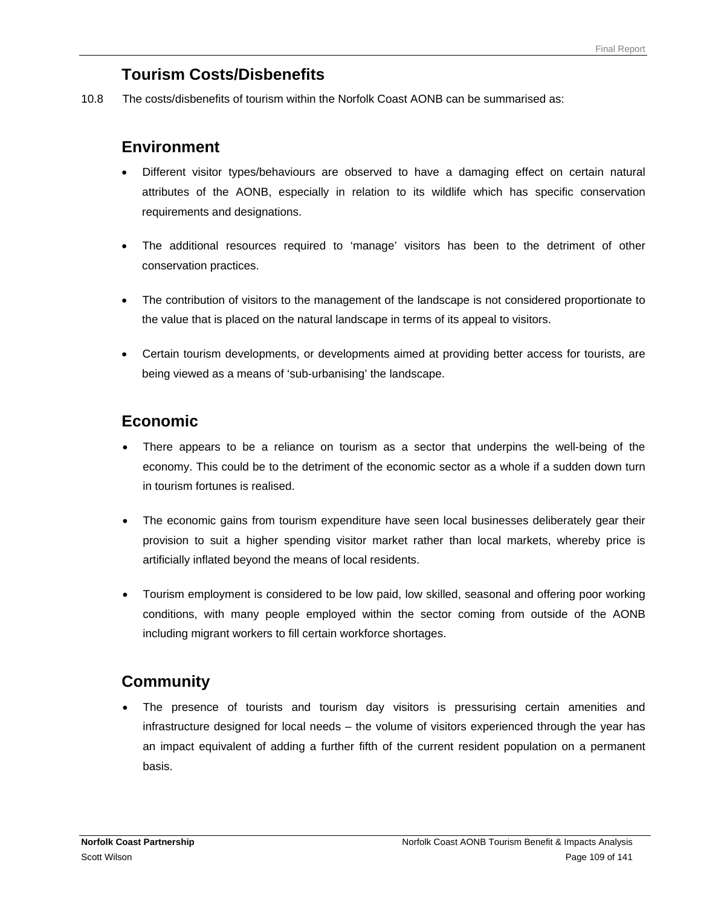## Tourism Costs/Disbenefits

10.8 The costs/disbenefits of tourism within the Norfolk Coast AONB can be summarised as:

### Environment

- Different visitor types/behaviours are observed to have a damaging effect on certain natural attributes of the AONB, especially in relation to its wildlife which has specific conservation requirements and designations.
- The additional resources required to 'manage' visitors has been to the detriment of other conservation practices.
- The contribution of visitors to the management of the landscape is not considered proportionate to the value that is placed on the natural landscape in terms of its appeal to visitors.
- Certain tourism developments, or developments aimed at providing better access for tourists, are being viewed as a means of 'sub-urbanising' the landscape.

### Economic

- There appears to be a reliance on tourism as a sector that underpins the well-being of the economy. This could be to the detriment of the economic sector as a whole if a sudden down turn in tourism fortunes is realised.
- The economic gains from tourism expenditure have seen local businesses deliberately gear their provision to suit a higher spending visitor market rather than local markets, whereby price is artificially inflated beyond the means of local residents.
- Tourism employment is considered to be low paid, low skilled, seasonal and offering poor working conditions, with many people employed within the sector coming from outside of the AONB including migrant workers to fill certain workforce shortages.

### Community

- The presence of tourists and tourism day visitors is pressurising certain amenities and infrastructure designed for local needs – the volume of visitors experienced through the year has an impact equivalent of adding a further fifth of the current resident population on a permanent basis.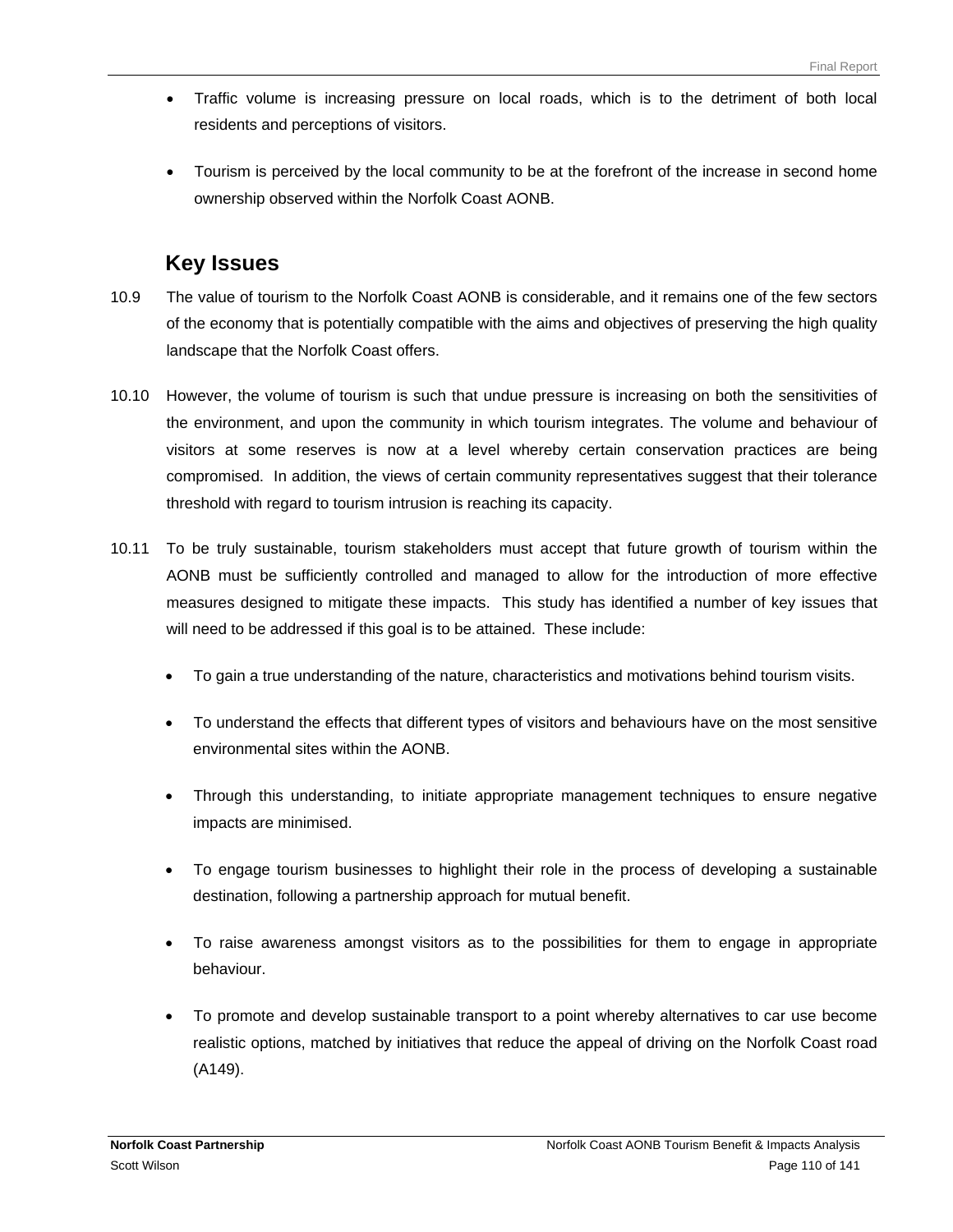- Traffic volume is increasing pressure on local roads, which is to the detriment of both local residents and perceptions of visitors.

- Tourism is perceived by the local community to be at the forefront of the increase in second home ownership observed within the Norfolk Coast AONB.

## Key Issues

10.9 The value of tourism to the Norfolk Coast AONB is considerable, and it remains one of the few sectors of the economy that is potentially compatible with the aims and objectives of preserving the high quality landscape that the Norfolk Coast offers.

10.10 However, the volume of tourism is such that undue pressure is increasing on both the sensitivities of the environment, and upon the community in which tourism integrates. The volume and behaviour of visitors at some reserves is now at a level whereby certain conservation practices are being compromised. In addition, the views of certain community representatives suggest that their tolerance threshold with regard to tourism intrusion is reaching its capacity.

10.11 To be truly sustainable, tourism stakeholders must accept that future growth of tourism within the AONB must be sufficiently controlled and managed to allow for the introduction of more effective measures designed to mitigate these impacts. This study has identified a number of key issues that will need to be addressed if this goal is to be attained. These include:

- To gain a true understanding of the nature, characteristics and motivations behind tourism visits.

- To understand the effects that different types of visitors and behaviours have on the most sensitive environmental sites within the AONB.

- Through this understanding, to initiate appropriate management techniques to ensure negative impacts are minimised.

- To engage tourism businesses to highlight their role in the process of developing a sustainable destination, following a partnership approach for mutual benefit.

- To raise awareness amongst visitors as to the possibilities for them to engage in appropriate behaviour.

- To promote and develop sustainable transport to a point whereby alternatives to car use become realistic options, matched by initiatives that reduce the appeal of driving on the Norfolk Coast road (A149).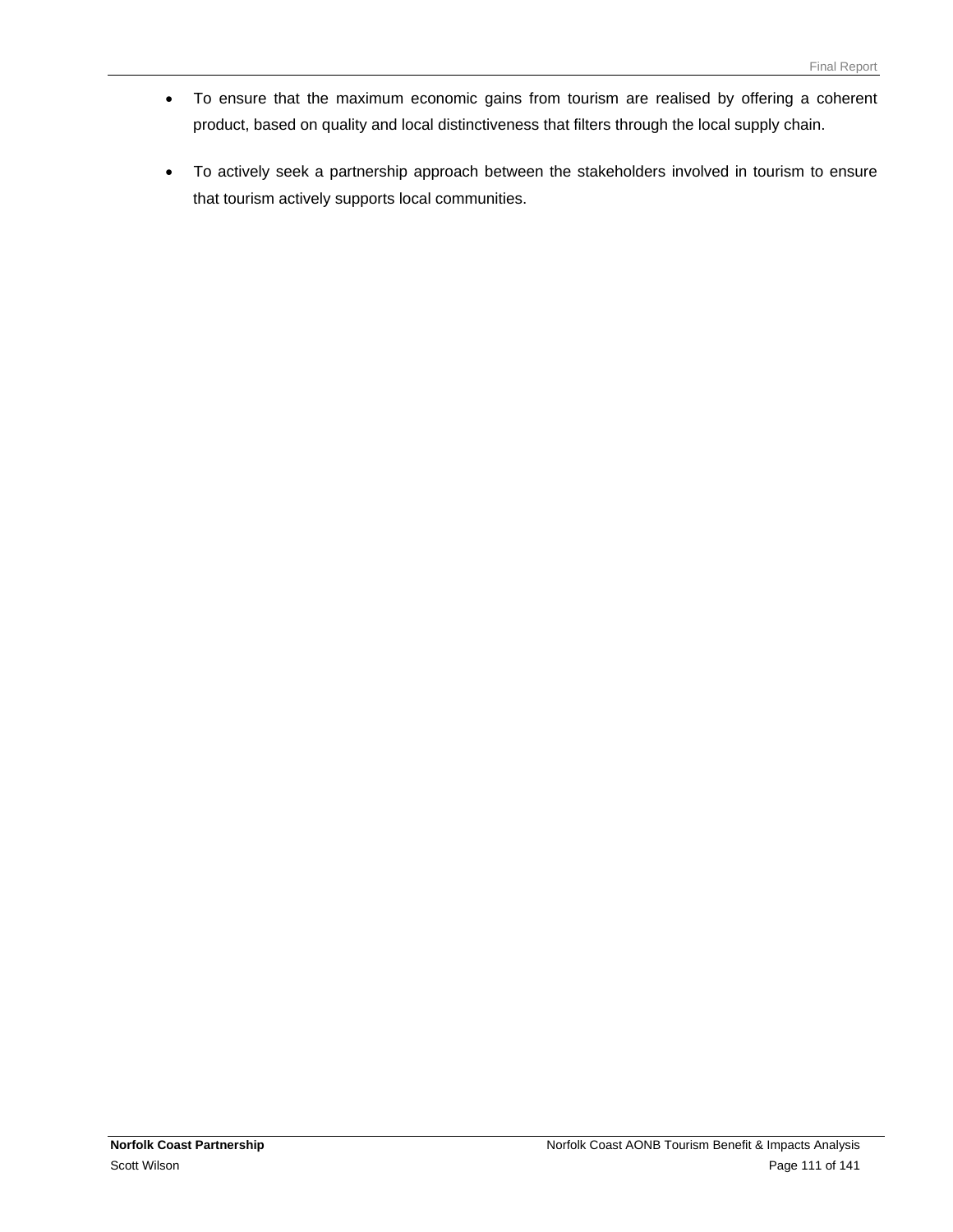- To ensure that the maximum economic gains from tourism are realised by offering a coherent product, based on quality and local distinctiveness that filters through the local supply chain.

- To actively seek a partnership approach between the stakeholders involved in tourism to ensure that tourism actively supports local communities.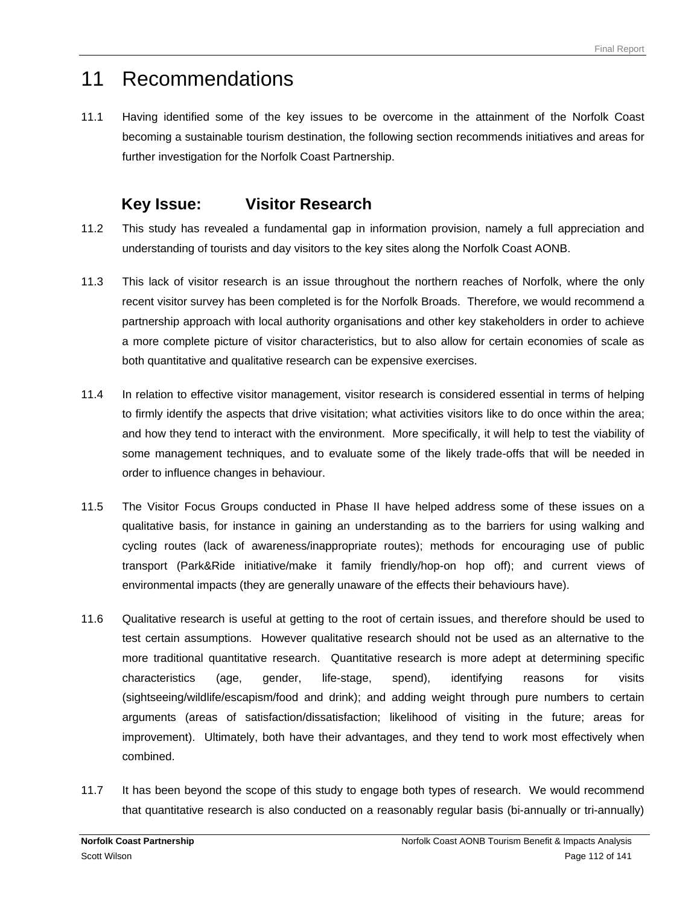# 11 Recommendations

11.1 Having identified some of the key issues to be overcome in the attainment of the Norfolk Coast becoming a sustainable tourism destination, the following section recommends initiatives and areas for further investigation for the Norfolk Coast Partnership.

## Key Issue: Visitor Research

11.2 This study has revealed a fundamental gap in information provision, namely a full appreciation and understanding of tourists and day visitors to the key sites along the Norfolk Coast AONB.

11.3 This lack of visitor research is an issue throughout the northern reaches of Norfolk, where the only recent visitor survey has been completed is for the Norfolk Broads. Therefore, we would recommend a partnership approach with local authority organisations and other key stakeholders in order to achieve a more complete picture of visitor characteristics, but to also allow for certain economies of scale as both quantitative and qualitative research can be expensive exercises.

11.4 In relation to effective visitor management, visitor research is considered essential in terms of helping to firmly identify the aspects that drive visitation; what activities visitors like to do once within the area; and how they tend to interact with the environment. More specifically, it will help to test the viability of some management techniques, and to evaluate some of the likely trade-offs that will be needed in order to influence changes in behaviour.

11.5 The Visitor Focus Groups conducted in Phase II have helped address some of these issues on a qualitative basis, for instance in gaining an understanding as to the barriers for using walking and cycling routes (lack of awareness/inappropriate routes); methods for encouraging use of public transport (Park&Ride initiative/make it family friendly/hop-on hop off); and current views of environmental impacts (they are generally unaware of the effects their behaviours have).

11.6 Qualitative research is useful at getting to the root of certain issues, and therefore should be used to test certain assumptions. However qualitative research should not be used as an alternative to the more traditional quantitative research. Quantitative research is more adept at determining specific characteristics (age, gender, life-stage, spend), identifying reasons for visits (sightseeing/wildlife/escapism/food and drink); and adding weight through pure numbers to certain arguments (areas of satisfaction/dissatisfaction; likelihood of visiting in the future; areas for improvement). Ultimately, both have their advantages, and they tend to work most effectively when combined.

11.7 It has been beyond the scope of this study to engage both types of research. We would recommend that quantitative research is also conducted on a reasonably regular basis (bi-annually or tri-annually)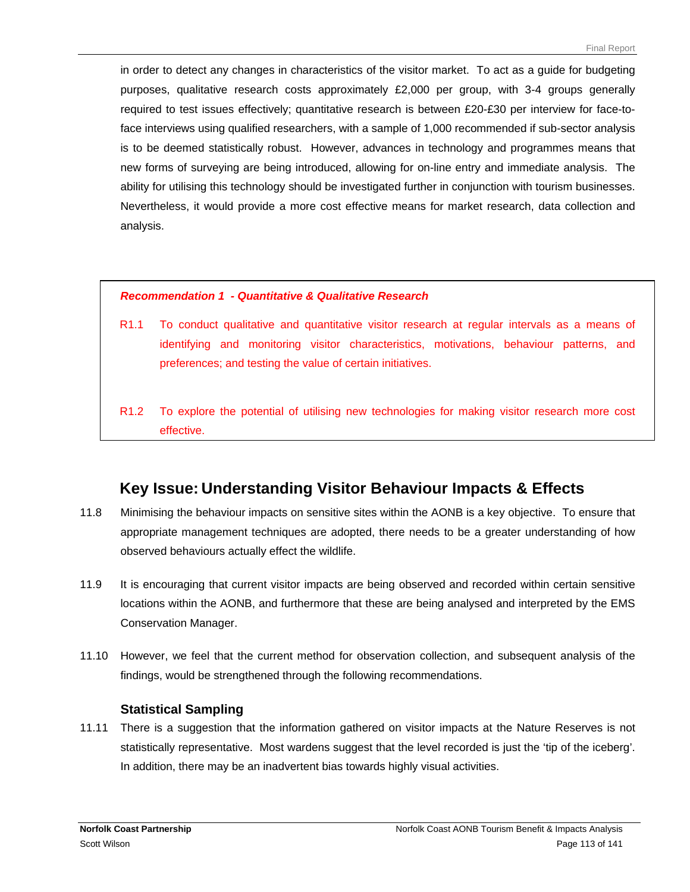in order to detect any changes in characteristics of the visitor market. To act as a guide for budgeting purposes, qualitative research costs approximately £2,000 per group, with 3-4 groups generally required to test issues effectively; quantitative research is between £20-£30 per interview for face-to-face interviews using qualified researchers, with a sample of 1,000 recommended if sub-sector analysis is to be deemed statistically robust. However, advances in technology and programmes means that new forms of surveying are being introduced, allowing for on-line entry and immediate analysis. The ability for utilising this technology should be investigated further in conjunction with tourism businesses. Nevertheless, it would provide a more cost effective means for market research, data collection and analysis.

> ***Recommendation 1 - Quantitative & Qualitative Research***
>
> R1.1 To conduct qualitative and quantitative visitor research at regular intervals as a means of identifying and monitoring visitor characteristics, motivations, behaviour patterns, and preferences; and testing the value of certain initiatives.
>
> R1.2 To explore the potential of utilising new technologies for making visitor research more cost effective.

## Key Issue: Understanding Visitor Behaviour Impacts & Effects

11.8 Minimising the behaviour impacts on sensitive sites within the AONB is a key objective. To ensure that appropriate management techniques are adopted, there needs to be a greater understanding of how observed behaviours actually effect the wildlife.

11.9 It is encouraging that current visitor impacts are being observed and recorded within certain sensitive locations within the AONB, and furthermore that these are being analysed and interpreted by the EMS Conservation Manager.

11.10 However, we feel that the current method for observation collection, and subsequent analysis of the findings, would be strengthened through the following recommendations.

### Statistical Sampling

11.11 There is a suggestion that the information gathered on visitor impacts at the Nature Reserves is not statistically representative. Most wardens suggest that the level recorded is just the 'tip of the iceberg'. In addition, there may be an inadvertent bias towards highly visual activities.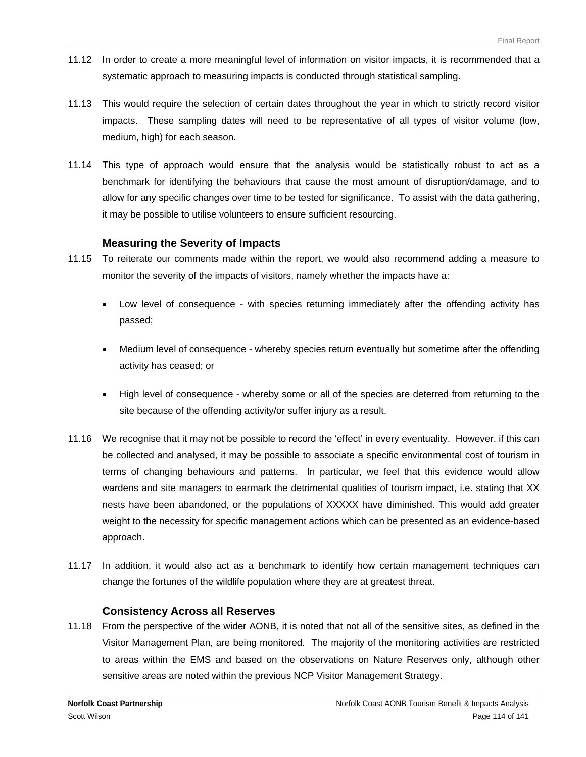11.12 In order to create a more meaningful level of information on visitor impacts, it is recommended that a systematic approach to measuring impacts is conducted through statistical sampling.

11.13 This would require the selection of certain dates throughout the year in which to strictly record visitor impacts. These sampling dates will need to be representative of all types of visitor volume (low, medium, high) for each season.

11.14 This type of approach would ensure that the analysis would be statistically robust to act as a benchmark for identifying the behaviours that cause the most amount of disruption/damage, and to allow for any specific changes over time to be tested for significance. To assist with the data gathering, it may be possible to utilise volunteers to ensure sufficient resourcing.

### Measuring the Severity of Impacts

11.15 To reiterate our comments made within the report, we would also recommend adding a measure to monitor the severity of the impacts of visitors, namely whether the impacts have a:

- Low level of consequence - with species returning immediately after the offending activity has passed;
- Medium level of consequence - whereby species return eventually but sometime after the offending activity has ceased; or
- High level of consequence - whereby some or all of the species are deterred from returning to the site because of the offending activity/or suffer injury as a result.

11.16 We recognise that it may not be possible to record the 'effect' in every eventuality. However, if this can be collected and analysed, it may be possible to associate a specific environmental cost of tourism in terms of changing behaviours and patterns. In particular, we feel that this evidence would allow wardens and site managers to earmark the detrimental qualities of tourism impact, i.e. stating that XX nests have been abandoned, or the populations of XXXXX have diminished. This would add greater weight to the necessity for specific management actions which can be presented as an evidence-based approach.

11.17 In addition, it would also act as a benchmark to identify how certain management techniques can change the fortunes of the wildlife population where they are at greatest threat.

### Consistency Across all Reserves

11.18 From the perspective of the wider AONB, it is noted that not all of the sensitive sites, as defined in the Visitor Management Plan, are being monitored. The majority of the monitoring activities are restricted to areas within the EMS and based on the observations on Nature Reserves only, although other sensitive areas are noted within the previous NCP Visitor Management Strategy.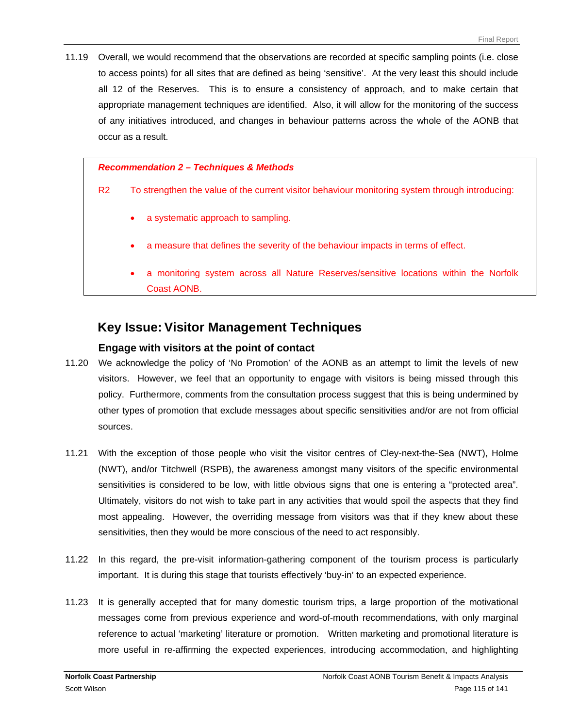11.19 Overall, we would recommend that the observations are recorded at specific sampling points (i.e. close to access points) for all sites that are defined as being 'sensitive'. At the very least this should include all 12 of the Reserves. This is to ensure a consistency of approach, and to make certain that appropriate management techniques are identified. Also, it will allow for the monitoring of the success of any initiatives introduced, and changes in behaviour patterns across the whole of the AONB that occur as a result.

> ***Recommendation 2 – Techniques & Methods***
>
> R2 To strengthen the value of the current visitor behaviour monitoring system through introducing:
>
> - a systematic approach to sampling.
> - a measure that defines the severity of the behaviour impacts in terms of effect.
> - a monitoring system across all Nature Reserves/sensitive locations within the Norfolk Coast AONB.

## Key Issue: Visitor Management Techniques

### Engage with visitors at the point of contact

11.20 We acknowledge the policy of 'No Promotion' of the AONB as an attempt to limit the levels of new visitors. However, we feel that an opportunity to engage with visitors is being missed through this policy. Furthermore, comments from the consultation process suggest that this is being undermined by other types of promotion that exclude messages about specific sensitivities and/or are not from official sources.

11.21 With the exception of those people who visit the visitor centres of Cley-next-the-Sea (NWT), Holme (NWT), and/or Titchwell (RSPB), the awareness amongst many visitors of the specific environmental sensitivities is considered to be low, with little obvious signs that one is entering a "protected area". Ultimately, visitors do not wish to take part in any activities that would spoil the aspects that they find most appealing. However, the overriding message from visitors was that if they knew about these sensitivities, then they would be more conscious of the need to act responsibly.

11.22 In this regard, the pre-visit information-gathering component of the tourism process is particularly important. It is during this stage that tourists effectively 'buy-in' to an expected experience.

11.23 It is generally accepted that for many domestic tourism trips, a large proportion of the motivational messages come from previous experience and word-of-mouth recommendations, with only marginal reference to actual 'marketing' literature or promotion. Written marketing and promotional literature is more useful in re-affirming the expected experiences, introducing accommodation, and highlighting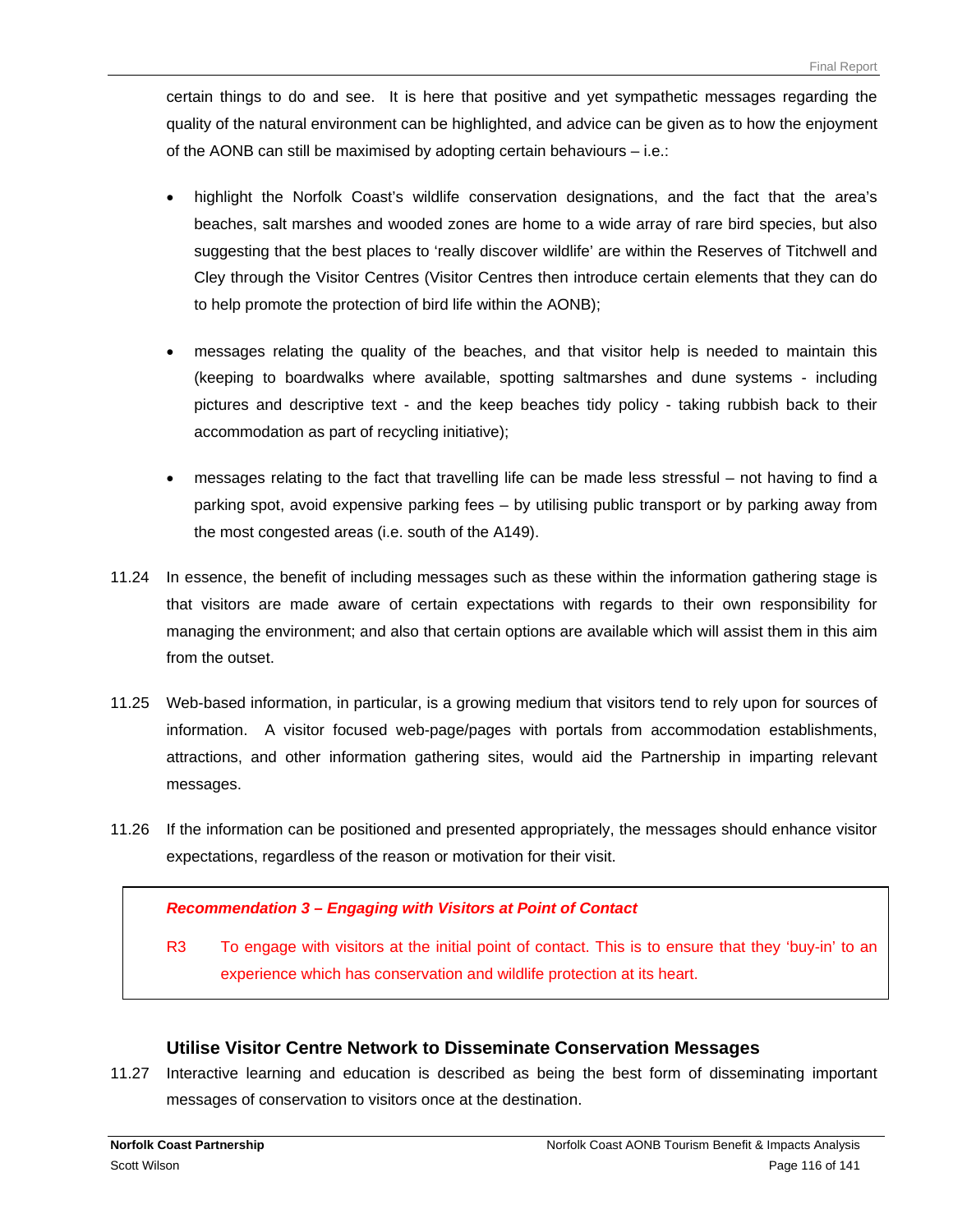certain things to do and see. It is here that positive and yet sympathetic messages regarding the quality of the natural environment can be highlighted, and advice can be given as to how the enjoyment of the AONB can still be maximised by adopting certain behaviours – i.e.:

- highlight the Norfolk Coast's wildlife conservation designations, and the fact that the area's beaches, salt marshes and wooded zones are home to a wide array of rare bird species, but also suggesting that the best places to 'really discover wildlife' are within the Reserves of Titchwell and Cley through the Visitor Centres (Visitor Centres then introduce certain elements that they can do to help promote the protection of bird life within the AONB);

- messages relating the quality of the beaches, and that visitor help is needed to maintain this (keeping to boardwalks where available, spotting saltmarshes and dune systems - including pictures and descriptive text - and the keep beaches tidy policy - taking rubbish back to their accommodation as part of recycling initiative);

- messages relating to the fact that travelling life can be made less stressful – not having to find a parking spot, avoid expensive parking fees – by utilising public transport or by parking away from the most congested areas (i.e. south of the A149).

11.24 In essence, the benefit of including messages such as these within the information gathering stage is that visitors are made aware of certain expectations with regards to their own responsibility for managing the environment; and also that certain options are available which will assist them in this aim from the outset.

11.25 Web-based information, in particular, is a growing medium that visitors tend to rely upon for sources of information. A visitor focused web-page/pages with portals from accommodation establishments, attractions, and other information gathering sites, would aid the Partnership in imparting relevant messages.

11.26 If the information can be positioned and presented appropriately, the messages should enhance visitor expectations, regardless of the reason or motivation for their visit.

> ***Recommendation 3 – Engaging with Visitors at Point of Contact***
>
> R3 To engage with visitors at the initial point of contact. This is to ensure that they 'buy-in' to an experience which has conservation and wildlife protection at its heart.

### Utilise Visitor Centre Network to Disseminate Conservation Messages

11.27 Interactive learning and education is described as being the best form of disseminating important messages of conservation to visitors once at the destination.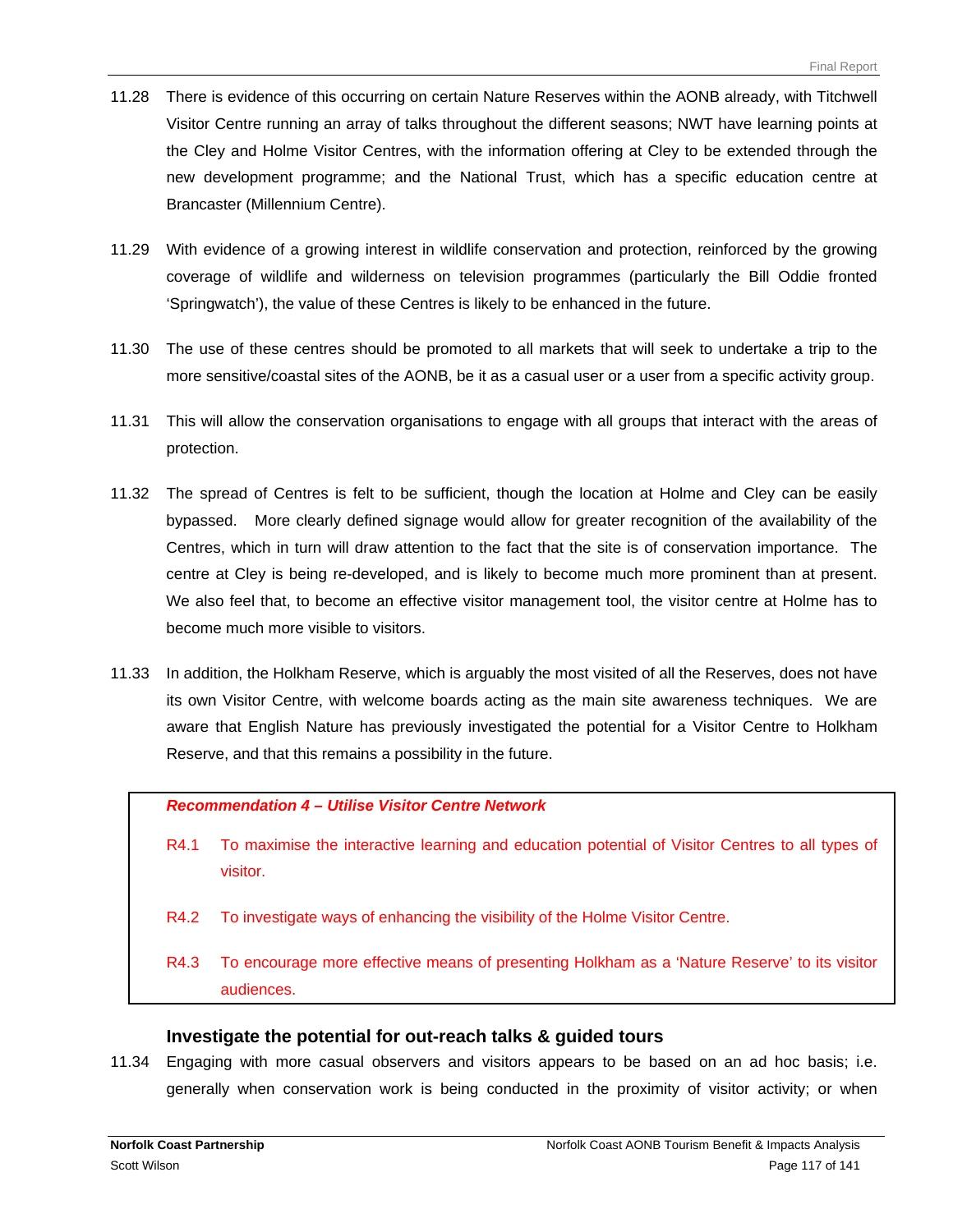11.28 There is evidence of this occurring on certain Nature Reserves within the AONB already, with Titchwell Visitor Centre running an array of talks throughout the different seasons; NWT have learning points at the Cley and Holme Visitor Centres, with the information offering at Cley to be extended through the new development programme; and the National Trust, which has a specific education centre at Brancaster (Millennium Centre).

11.29 With evidence of a growing interest in wildlife conservation and protection, reinforced by the growing coverage of wildlife and wilderness on television programmes (particularly the Bill Oddie fronted 'Springwatch'), the value of these Centres is likely to be enhanced in the future.

11.30 The use of these centres should be promoted to all markets that will seek to undertake a trip to the more sensitive/coastal sites of the AONB, be it as a casual user or a user from a specific activity group.

11.31 This will allow the conservation organisations to engage with all groups that interact with the areas of protection.

11.32 The spread of Centres is felt to be sufficient, though the location at Holme and Cley can be easily bypassed. More clearly defined signage would allow for greater recognition of the availability of the Centres, which in turn will draw attention to the fact that the site is of conservation importance. The centre at Cley is being re-developed, and is likely to become much more prominent than at present. We also feel that, to become an effective visitor management tool, the visitor centre at Holme has to become much more visible to visitors.

11.33 In addition, the Holkham Reserve, which is arguably the most visited of all the Reserves, does not have its own Visitor Centre, with welcome boards acting as the main site awareness techniques. We are aware that English Nature has previously investigated the potential for a Visitor Centre to Holkham Reserve, and that this remains a possibility in the future.

> ***Recommendation 4 – Utilise Visitor Centre Network***
>
> R4.1 To maximise the interactive learning and education potential of Visitor Centres to all types of visitor.
>
> R4.2 To investigate ways of enhancing the visibility of the Holme Visitor Centre.
>
> R4.3 To encourage more effective means of presenting Holkham as a 'Nature Reserve' to its visitor audiences.

### Investigate the potential for out-reach talks & guided tours

11.34 Engaging with more casual observers and visitors appears to be based on an ad hoc basis; i.e. generally when conservation work is being conducted in the proximity of visitor activity; or when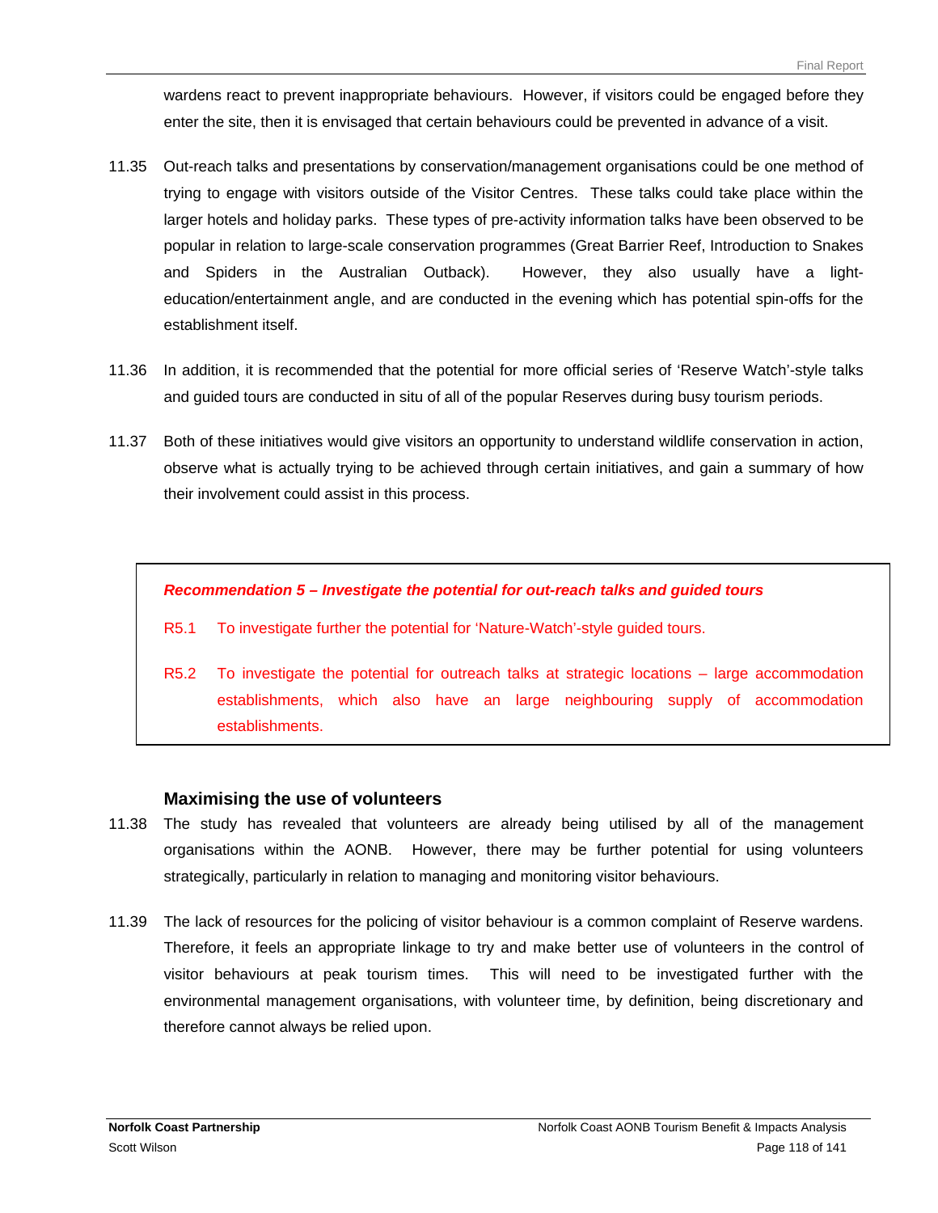wardens react to prevent inappropriate behaviours. However, if visitors could be engaged before they enter the site, then it is envisaged that certain behaviours could be prevented in advance of a visit.

11.35 Out-reach talks and presentations by conservation/management organisations could be one method of trying to engage with visitors outside of the Visitor Centres. These talks could take place within the larger hotels and holiday parks. These types of pre-activity information talks have been observed to be popular in relation to large-scale conservation programmes (Great Barrier Reef, Introduction to Snakes and Spiders in the Australian Outback). However, they also usually have a light-education/entertainment angle, and are conducted in the evening which has potential spin-offs for the establishment itself.

11.36 In addition, it is recommended that the potential for more official series of 'Reserve Watch'-style talks and guided tours are conducted in situ of all of the popular Reserves during busy tourism periods.

11.37 Both of these initiatives would give visitors an opportunity to understand wildlife conservation in action, observe what is actually trying to be achieved through certain initiatives, and gain a summary of how their involvement could assist in this process.

***Recommendation 5 – Investigate the potential for out-reach talks and guided tours***

R5.1 To investigate further the potential for 'Nature-Watch'-style guided tours.

R5.2 To investigate the potential for outreach talks at strategic locations – large accommodation establishments, which also have an large neighbouring supply of accommodation establishments.

### Maximising the use of volunteers

11.38 The study has revealed that volunteers are already being utilised by all of the management organisations within the AONB. However, there may be further potential for using volunteers strategically, particularly in relation to managing and monitoring visitor behaviours.

11.39 The lack of resources for the policing of visitor behaviour is a common complaint of Reserve wardens. Therefore, it feels an appropriate linkage to try and make better use of volunteers in the control of visitor behaviours at peak tourism times. This will need to be investigated further with the environmental management organisations, with volunteer time, by definition, being discretionary and therefore cannot always be relied upon.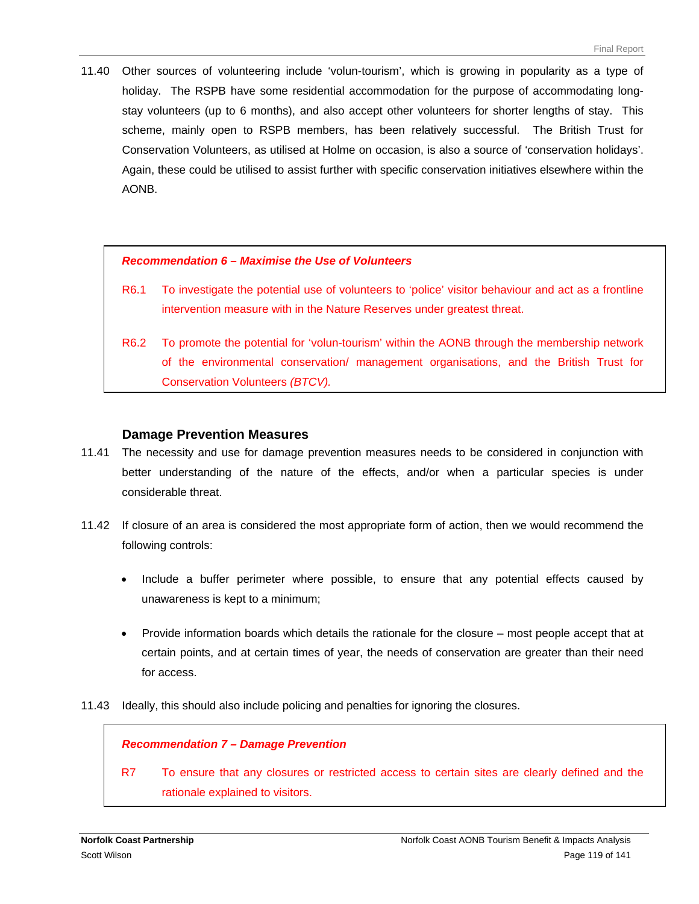11.40 Other sources of volunteering include 'volun-tourism', which is growing in popularity as a type of holiday. The RSPB have some residential accommodation for the purpose of accommodating long-stay volunteers (up to 6 months), and also accept other volunteers for shorter lengths of stay. This scheme, mainly open to RSPB members, has been relatively successful. The British Trust for Conservation Volunteers, as utilised at Holme on occasion, is also a source of 'conservation holidays'. Again, these could be utilised to assist further with specific conservation initiatives elsewhere within the AONB.

***Recommendation 6 – Maximise the Use of Volunteers***

R6.1 To investigate the potential use of volunteers to 'police' visitor behaviour and act as a frontline intervention measure with in the Nature Reserves under greatest threat.

R6.2 To promote the potential for 'volun-tourism' within the AONB through the membership network of the environmental conservation/ management organisations, and the British Trust for Conservation Volunteers *(BTCV).*

### Damage Prevention Measures

11.41 The necessity and use for damage prevention measures needs to be considered in conjunction with better understanding of the nature of the effects, and/or when a particular species is under considerable threat.

11.42 If closure of an area is considered the most appropriate form of action, then we would recommend the following controls:

- Include a buffer perimeter where possible, to ensure that any potential effects caused by unawareness is kept to a minimum;
- Provide information boards which details the rationale for the closure – most people accept that at certain points, and at certain times of year, the needs of conservation are greater than their need for access.

11.43 Ideally, this should also include policing and penalties for ignoring the closures.

***Recommendation 7 – Damage Prevention***

R7 To ensure that any closures or restricted access to certain sites are clearly defined and the rationale explained to visitors.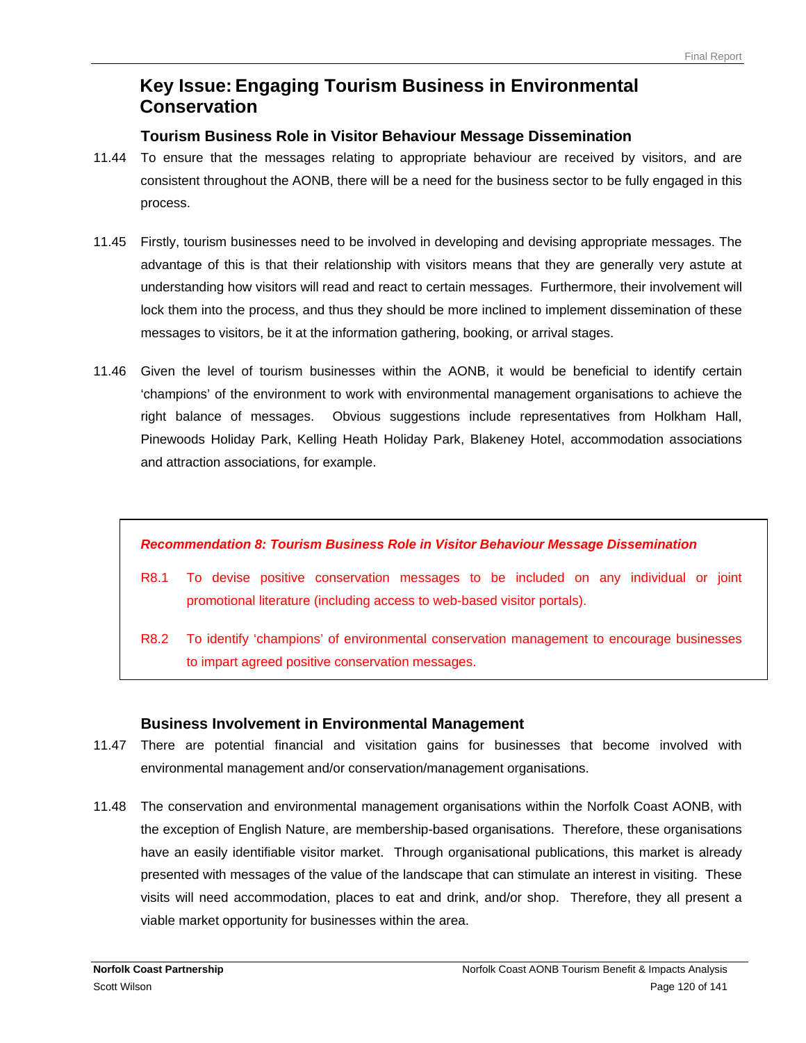## Key Issue: Engaging Tourism Business in Environmental Conservation

### Tourism Business Role in Visitor Behaviour Message Dissemination

11.44 To ensure that the messages relating to appropriate behaviour are received by visitors, and are consistent throughout the AONB, there will be a need for the business sector to be fully engaged in this process.

11.45 Firstly, tourism businesses need to be involved in developing and devising appropriate messages. The advantage of this is that their relationship with visitors means that they are generally very astute at understanding how visitors will read and react to certain messages. Furthermore, their involvement will lock them into the process, and thus they should be more inclined to implement dissemination of these messages to visitors, be it at the information gathering, booking, or arrival stages.

11.46 Given the level of tourism businesses within the AONB, it would be beneficial to identify certain 'champions' of the environment to work with environmental management organisations to achieve the right balance of messages. Obvious suggestions include representatives from Holkham Hall, Pinewoods Holiday Park, Kelling Heath Holiday Park, Blakeney Hotel, accommodation associations and attraction associations, for example.

***Recommendation 8: Tourism Business Role in Visitor Behaviour Message Dissemination***

R8.1 To devise positive conservation messages to be included on any individual or joint promotional literature (including access to web-based visitor portals).

R8.2 To identify 'champions' of environmental conservation management to encourage businesses to impart agreed positive conservation messages.

### Business Involvement in Environmental Management

11.47 There are potential financial and visitation gains for businesses that become involved with environmental management and/or conservation/management organisations.

11.48 The conservation and environmental management organisations within the Norfolk Coast AONB, with the exception of English Nature, are membership-based organisations. Therefore, these organisations have an easily identifiable visitor market. Through organisational publications, this market is already presented with messages of the value of the landscape that can stimulate an interest in visiting. These visits will need accommodation, places to eat and drink, and/or shop. Therefore, they all present a viable market opportunity for businesses within the area.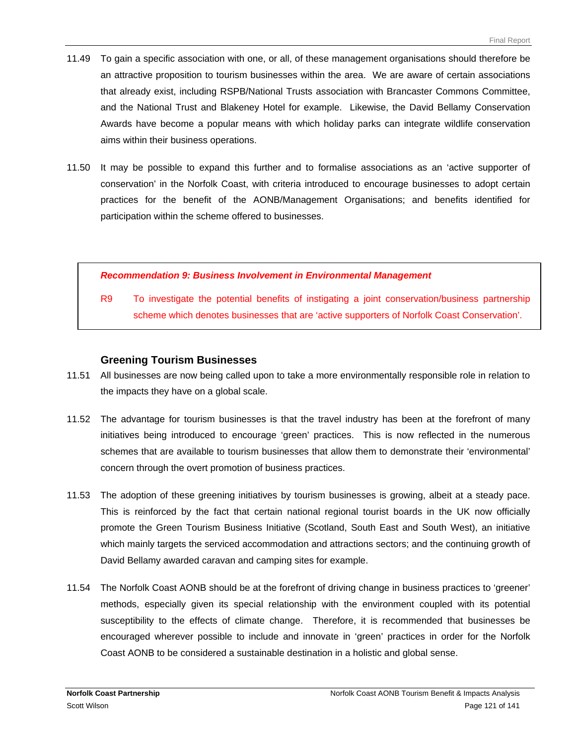11.49 To gain a specific association with one, or all, of these management organisations should therefore be an attractive proposition to tourism businesses within the area. We are aware of certain associations that already exist, including RSPB/National Trusts association with Brancaster Commons Committee, and the National Trust and Blakeney Hotel for example. Likewise, the David Bellamy Conservation Awards have become a popular means with which holiday parks can integrate wildlife conservation aims within their business operations.

11.50 It may be possible to expand this further and to formalise associations as an 'active supporter of conservation' in the Norfolk Coast, with criteria introduced to encourage businesses to adopt certain practices for the benefit of the AONB/Management Organisations; and benefits identified for participation within the scheme offered to businesses.

> ***Recommendation 9: Business Involvement in Environmental Management***
>
> R9 To investigate the potential benefits of instigating a joint conservation/business partnership scheme which denotes businesses that are 'active supporters of Norfolk Coast Conservation'.

### Greening Tourism Businesses

11.51 All businesses are now being called upon to take a more environmentally responsible role in relation to the impacts they have on a global scale.

11.52 The advantage for tourism businesses is that the travel industry has been at the forefront of many initiatives being introduced to encourage 'green' practices. This is now reflected in the numerous schemes that are available to tourism businesses that allow them to demonstrate their 'environmental' concern through the overt promotion of business practices.

11.53 The adoption of these greening initiatives by tourism businesses is growing, albeit at a steady pace. This is reinforced by the fact that certain national regional tourist boards in the UK now officially promote the Green Tourism Business Initiative (Scotland, South East and South West), an initiative which mainly targets the serviced accommodation and attractions sectors; and the continuing growth of David Bellamy awarded caravan and camping sites for example.

11.54 The Norfolk Coast AONB should be at the forefront of driving change in business practices to 'greener' methods, especially given its special relationship with the environment coupled with its potential susceptibility to the effects of climate change. Therefore, it is recommended that businesses be encouraged wherever possible to include and innovate in 'green' practices in order for the Norfolk Coast AONB to be considered a sustainable destination in a holistic and global sense.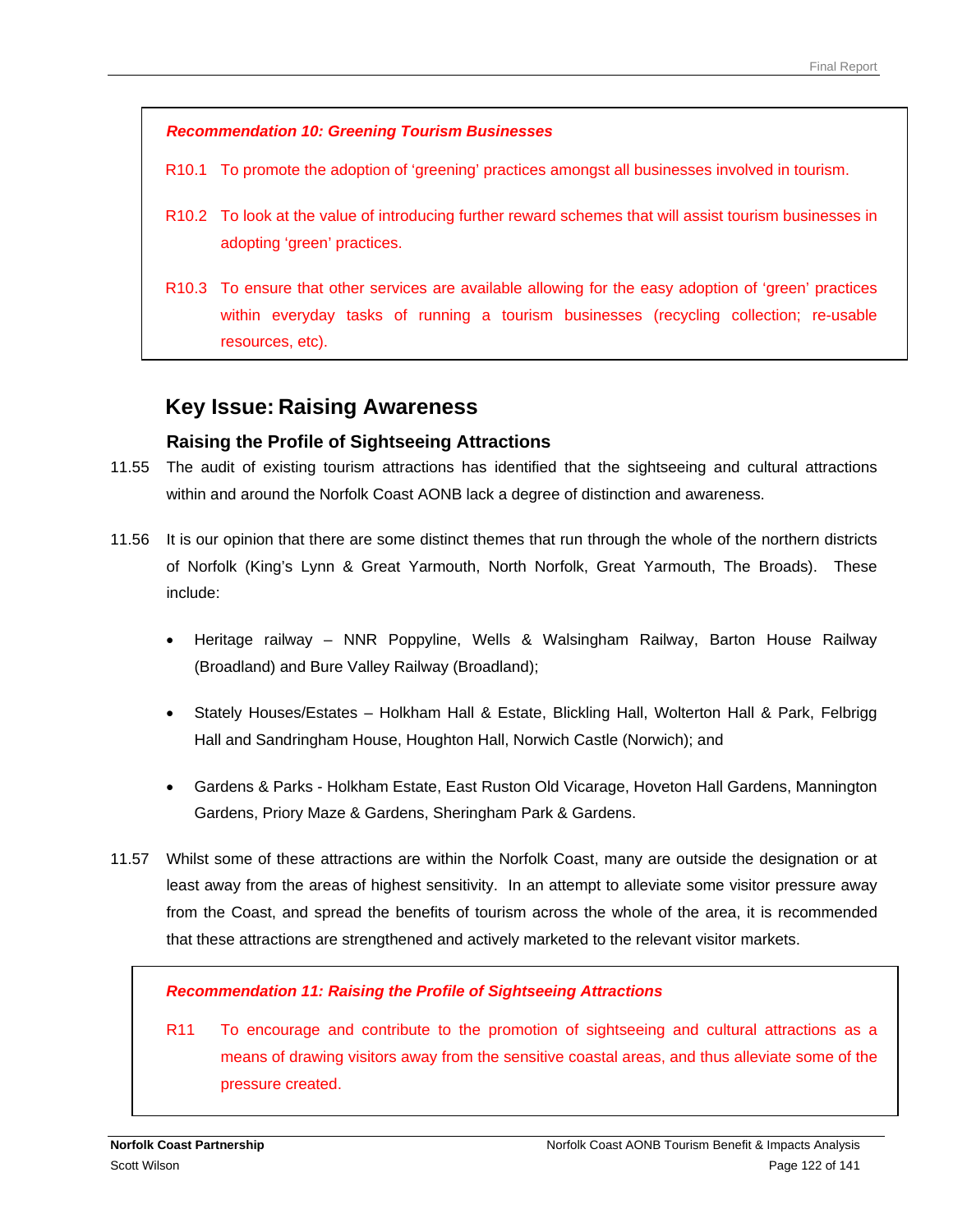**_Recommendation 10: Greening Tourism Businesses_**

R10.1 To promote the adoption of 'greening' practices amongst all businesses involved in tourism.

R10.2 To look at the value of introducing further reward schemes that will assist tourism businesses in adopting 'green' practices.

R10.3 To ensure that other services are available allowing for the easy adoption of 'green' practices within everyday tasks of running a tourism businesses (recycling collection; re-usable resources, etc).

## Key Issue: Raising Awareness

### Raising the Profile of Sightseeing Attractions

11.55 The audit of existing tourism attractions has identified that the sightseeing and cultural attractions within and around the Norfolk Coast AONB lack a degree of distinction and awareness.

11.56 It is our opinion that there are some distinct themes that run through the whole of the northern districts of Norfolk (King's Lynn & Great Yarmouth, North Norfolk, Great Yarmouth, The Broads). These include:

- Heritage railway – NNR Poppyline, Wells & Walsingham Railway, Barton House Railway (Broadland) and Bure Valley Railway (Broadland);
- Stately Houses/Estates – Holkham Hall & Estate, Blickling Hall, Wolterton Hall & Park, Felbrigg Hall and Sandringham House, Houghton Hall, Norwich Castle (Norwich); and
- Gardens & Parks - Holkham Estate, East Ruston Old Vicarage, Hoveton Hall Gardens, Mannington Gardens, Priory Maze & Gardens, Sheringham Park & Gardens.

11.57 Whilst some of these attractions are within the Norfolk Coast, many are outside the designation or at least away from the areas of highest sensitivity. In an attempt to alleviate some visitor pressure away from the Coast, and spread the benefits of tourism across the whole of the area, it is recommended that these attractions are strengthened and actively marketed to the relevant visitor markets.

**_Recommendation 11: Raising the Profile of Sightseeing Attractions_**

R11 To encourage and contribute to the promotion of sightseeing and cultural attractions as a means of drawing visitors away from the sensitive coastal areas, and thus alleviate some of the pressure created.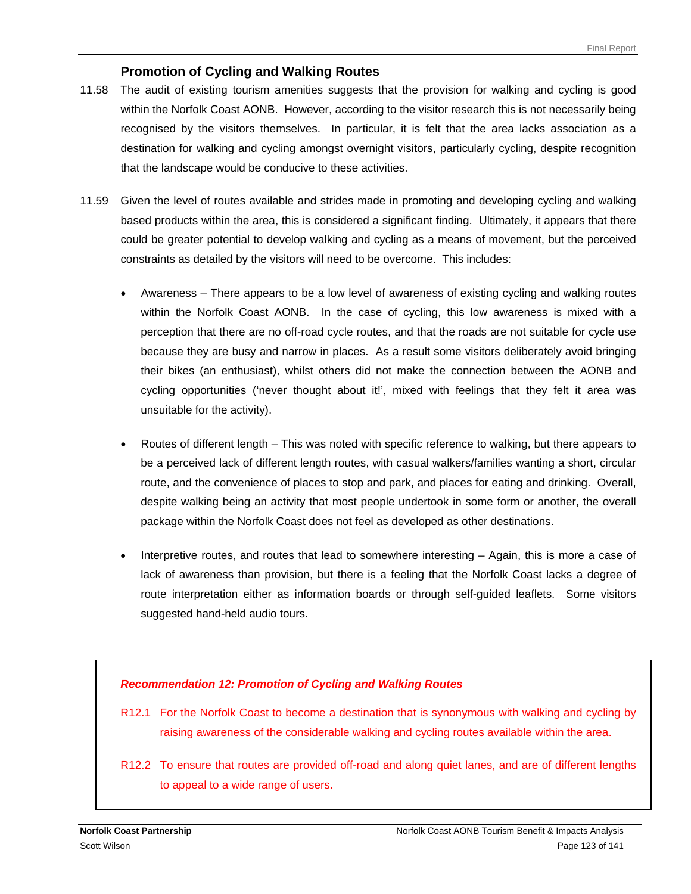### Promotion of Cycling and Walking Routes

11.58 The audit of existing tourism amenities suggests that the provision for walking and cycling is good within the Norfolk Coast AONB. However, according to the visitor research this is not necessarily being recognised by the visitors themselves. In particular, it is felt that the area lacks association as a destination for walking and cycling amongst overnight visitors, particularly cycling, despite recognition that the landscape would be conducive to these activities.

11.59 Given the level of routes available and strides made in promoting and developing cycling and walking based products within the area, this is considered a significant finding. Ultimately, it appears that there could be greater potential to develop walking and cycling as a means of movement, but the perceived constraints as detailed by the visitors will need to be overcome. This includes:

- Awareness – There appears to be a low level of awareness of existing cycling and walking routes within the Norfolk Coast AONB. In the case of cycling, this low awareness is mixed with a perception that there are no off-road cycle routes, and that the roads are not suitable for cycle use because they are busy and narrow in places. As a result some visitors deliberately avoid bringing their bikes (an enthusiast), whilst others did not make the connection between the AONB and cycling opportunities ('never thought about it!', mixed with feelings that they felt it area was unsuitable for the activity).

- Routes of different length – This was noted with specific reference to walking, but there appears to be a perceived lack of different length routes, with casual walkers/families wanting a short, circular route, and the convenience of places to stop and park, and places for eating and drinking. Overall, despite walking being an activity that most people undertook in some form or another, the overall package within the Norfolk Coast does not feel as developed as other destinations.

- Interpretive routes, and routes that lead to somewhere interesting – Again, this is more a case of lack of awareness than provision, but there is a feeling that the Norfolk Coast lacks a degree of route interpretation either as information boards or through self-guided leaflets. Some visitors suggested hand-held audio tours.

***Recommendation 12: Promotion of Cycling and Walking Routes***

R12.1 For the Norfolk Coast to become a destination that is synonymous with walking and cycling by raising awareness of the considerable walking and cycling routes available within the area.

R12.2 To ensure that routes are provided off-road and along quiet lanes, and are of different lengths to appeal to a wide range of users.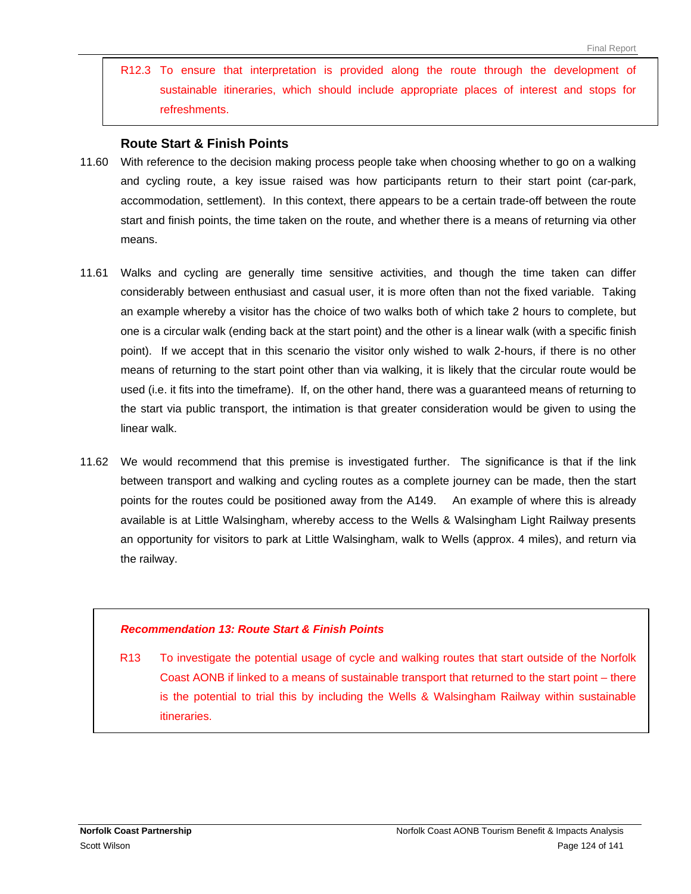R12.3 To ensure that interpretation is provided along the route through the development of sustainable itineraries, which should include appropriate places of interest and stops for refreshments.

### Route Start & Finish Points

11.60 With reference to the decision making process people take when choosing whether to go on a walking and cycling route, a key issue raised was how participants return to their start point (car-park, accommodation, settlement). In this context, there appears to be a certain trade-off between the route start and finish points, the time taken on the route, and whether there is a means of returning via other means.

11.61 Walks and cycling are generally time sensitive activities, and though the time taken can differ considerably between enthusiast and casual user, it is more often than not the fixed variable. Taking an example whereby a visitor has the choice of two walks both of which take 2 hours to complete, but one is a circular walk (ending back at the start point) and the other is a linear walk (with a specific finish point). If we accept that in this scenario the visitor only wished to walk 2-hours, if there is no other means of returning to the start point other than via walking, it is likely that the circular route would be used (i.e. it fits into the timeframe). If, on the other hand, there was a guaranteed means of returning to the start via public transport, the intimation is that greater consideration would be given to using the linear walk.

11.62 We would recommend that this premise is investigated further. The significance is that if the link between transport and walking and cycling routes as a complete journey can be made, then the start points for the routes could be positioned away from the A149. An example of where this is already available is at Little Walsingham, whereby access to the Wells & Walsingham Light Railway presents an opportunity for visitors to park at Little Walsingham, walk to Wells (approx. 4 miles), and return via the railway.

***Recommendation 13: Route Start & Finish Points***

R13 To investigate the potential usage of cycle and walking routes that start outside of the Norfolk Coast AONB if linked to a means of sustainable transport that returned to the start point – there is the potential to trial this by including the Wells & Walsingham Railway within sustainable itineraries.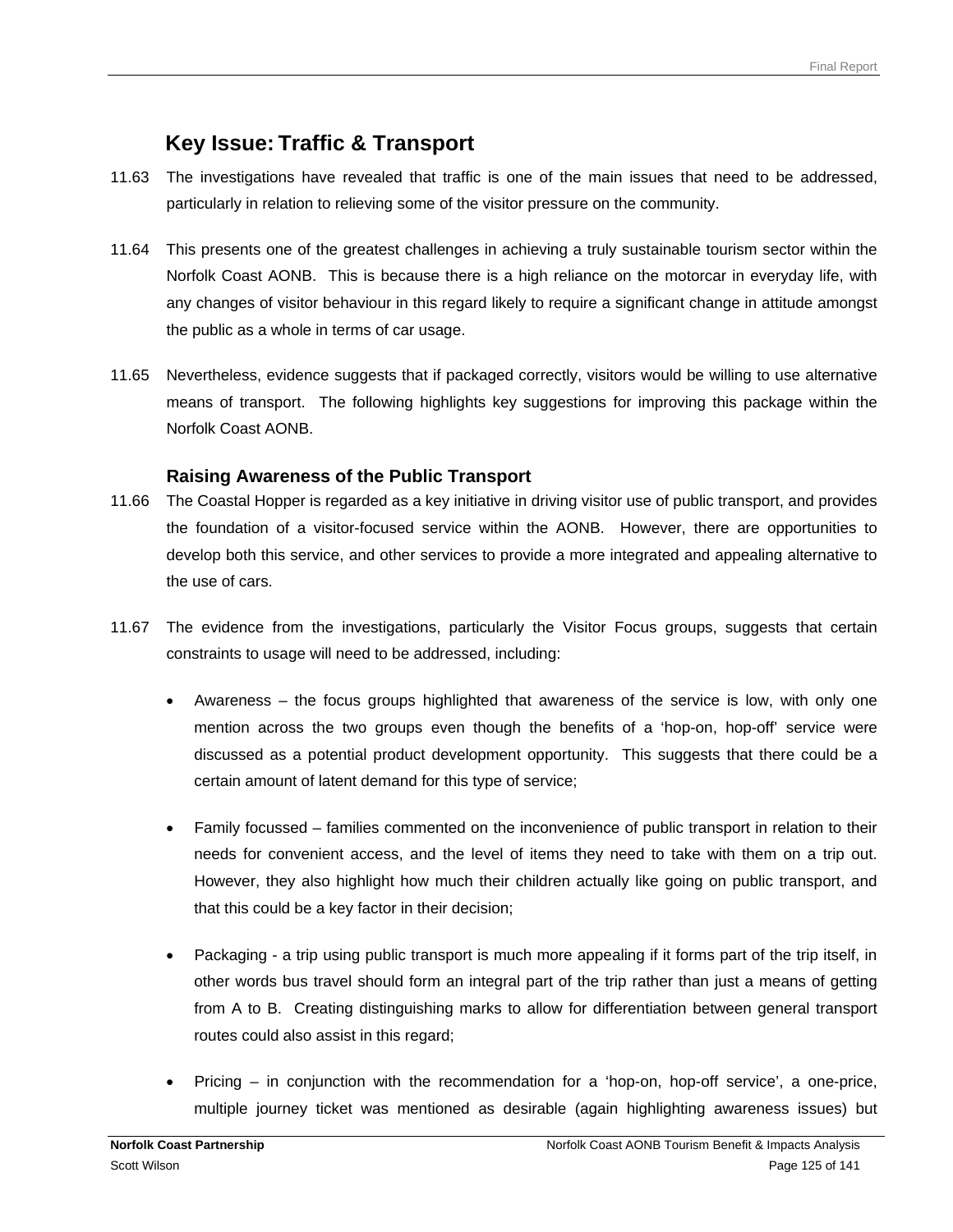## Key Issue: Traffic & Transport

11.63 The investigations have revealed that traffic is one of the main issues that need to be addressed, particularly in relation to relieving some of the visitor pressure on the community.

11.64 This presents one of the greatest challenges in achieving a truly sustainable tourism sector within the Norfolk Coast AONB. This is because there is a high reliance on the motorcar in everyday life, with any changes of visitor behaviour in this regard likely to require a significant change in attitude amongst the public as a whole in terms of car usage.

11.65 Nevertheless, evidence suggests that if packaged correctly, visitors would be willing to use alternative means of transport. The following highlights key suggestions for improving this package within the Norfolk Coast AONB.

### Raising Awareness of the Public Transport

11.66 The Coastal Hopper is regarded as a key initiative in driving visitor use of public transport, and provides the foundation of a visitor-focused service within the AONB. However, there are opportunities to develop both this service, and other services to provide a more integrated and appealing alternative to the use of cars.

11.67 The evidence from the investigations, particularly the Visitor Focus groups, suggests that certain constraints to usage will need to be addressed, including:

- Awareness – the focus groups highlighted that awareness of the service is low, with only one mention across the two groups even though the benefits of a 'hop-on, hop-off' service were discussed as a potential product development opportunity. This suggests that there could be a certain amount of latent demand for this type of service;

- Family focussed – families commented on the inconvenience of public transport in relation to their needs for convenient access, and the level of items they need to take with them on a trip out. However, they also highlight how much their children actually like going on public transport, and that this could be a key factor in their decision;

- Packaging - a trip using public transport is much more appealing if it forms part of the trip itself, in other words bus travel should form an integral part of the trip rather than just a means of getting from A to B. Creating distinguishing marks to allow for differentiation between general transport routes could also assist in this regard;

- Pricing – in conjunction with the recommendation for a 'hop-on, hop-off service', a one-price, multiple journey ticket was mentioned as desirable (again highlighting awareness issues) but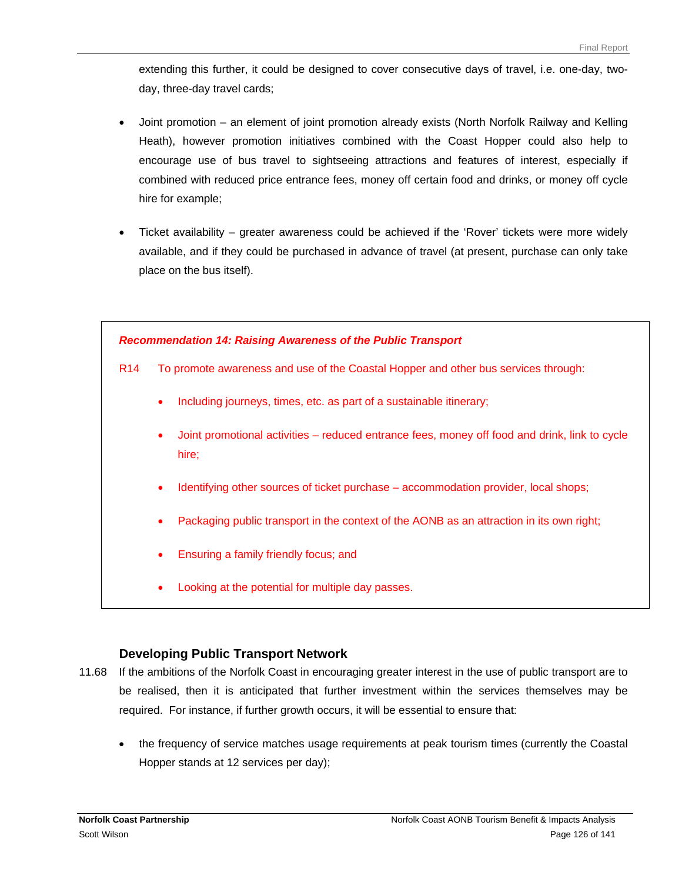extending this further, it could be designed to cover consecutive days of travel, i.e. one-day, two-day, three-day travel cards;

- Joint promotion – an element of joint promotion already exists (North Norfolk Railway and Kelling Heath), however promotion initiatives combined with the Coast Hopper could also help to encourage use of bus travel to sightseeing attractions and features of interest, especially if combined with reduced price entrance fees, money off certain food and drinks, or money off cycle hire for example;

- Ticket availability – greater awareness could be achieved if the 'Rover' tickets were more widely available, and if they could be purchased in advance of travel (at present, purchase can only take place on the bus itself).

***Recommendation 14: Raising Awareness of the Public Transport***

R14 To promote awareness and use of the Coastal Hopper and other bus services through:

- Including journeys, times, etc. as part of a sustainable itinerary;
- Joint promotional activities – reduced entrance fees, money off food and drink, link to cycle hire;
- Identifying other sources of ticket purchase – accommodation provider, local shops;
- Packaging public transport in the context of the AONB as an attraction in its own right;
- Ensuring a family friendly focus; and
- Looking at the potential for multiple day passes.

### Developing Public Transport Network

11.68 If the ambitions of the Norfolk Coast in encouraging greater interest in the use of public transport are to be realised, then it is anticipated that further investment within the services themselves may be required. For instance, if further growth occurs, it will be essential to ensure that:

- the frequency of service matches usage requirements at peak tourism times (currently the Coastal Hopper stands at 12 services per day);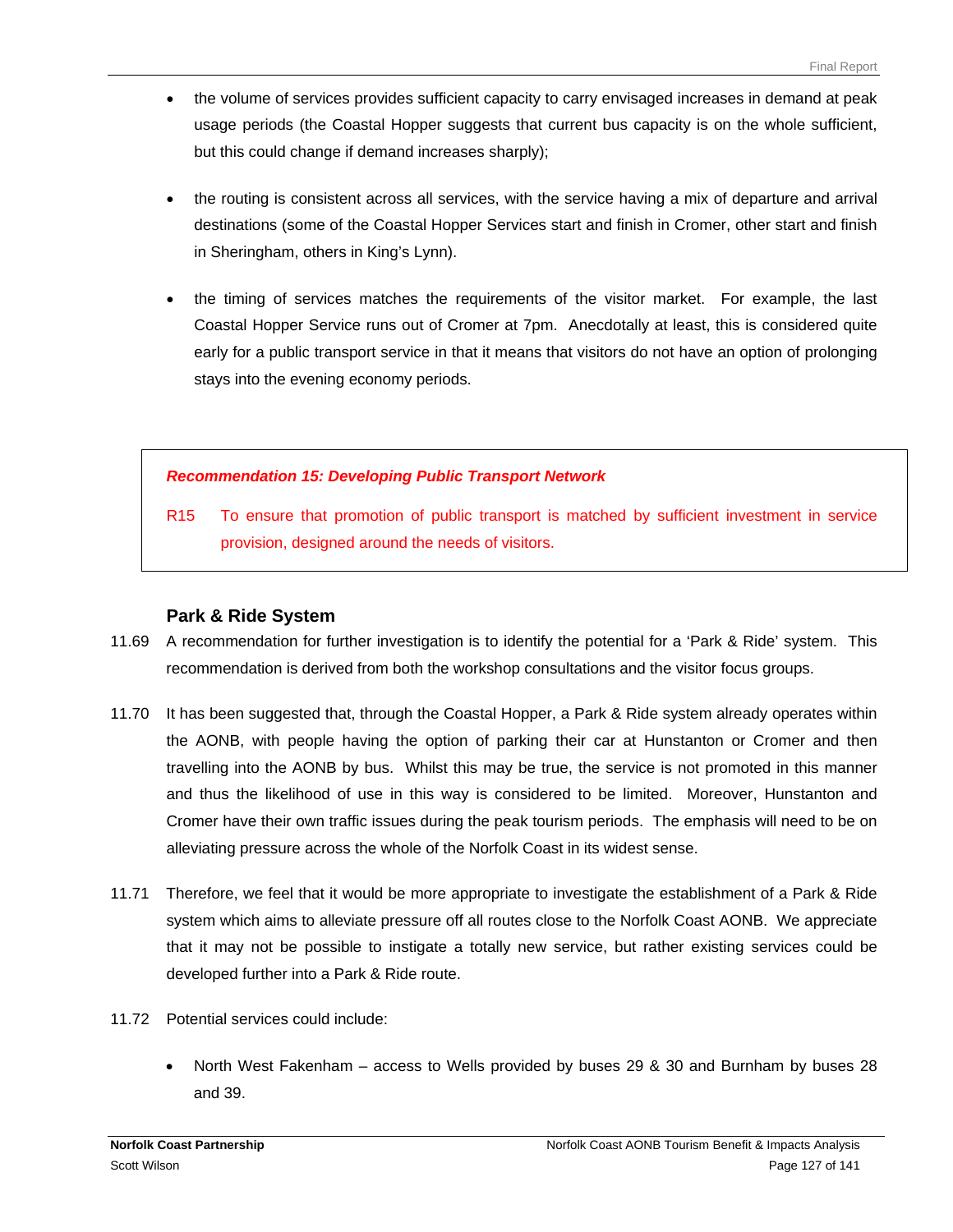- the volume of services provides sufficient capacity to carry envisaged increases in demand at peak usage periods (the Coastal Hopper suggests that current bus capacity is on the whole sufficient, but this could change if demand increases sharply);

- the routing is consistent across all services, with the service having a mix of departure and arrival destinations (some of the Coastal Hopper Services start and finish in Cromer, other start and finish in Sheringham, others in King's Lynn).

- the timing of services matches the requirements of the visitor market. For example, the last Coastal Hopper Service runs out of Cromer at 7pm. Anecdotally at least, this is considered quite early for a public transport service in that it means that visitors do not have an option of prolonging stays into the evening economy periods.

> ***Recommendation 15: Developing Public Transport Network***
>
> R15 To ensure that promotion of public transport is matched by sufficient investment in service provision, designed around the needs of visitors.

### Park & Ride System

11.69 A recommendation for further investigation is to identify the potential for a 'Park & Ride' system. This recommendation is derived from both the workshop consultations and the visitor focus groups.

11.70 It has been suggested that, through the Coastal Hopper, a Park & Ride system already operates within the AONB, with people having the option of parking their car at Hunstanton or Cromer and then travelling into the AONB by bus. Whilst this may be true, the service is not promoted in this manner and thus the likelihood of use in this way is considered to be limited. Moreover, Hunstanton and Cromer have their own traffic issues during the peak tourism periods. The emphasis will need to be on alleviating pressure across the whole of the Norfolk Coast in its widest sense.

11.71 Therefore, we feel that it would be more appropriate to investigate the establishment of a Park & Ride system which aims to alleviate pressure off all routes close to the Norfolk Coast AONB. We appreciate that it may not be possible to instigate a totally new service, but rather existing services could be developed further into a Park & Ride route.

11.72 Potential services could include:

- North West Fakenham – access to Wells provided by buses 29 & 30 and Burnham by buses 28 and 39.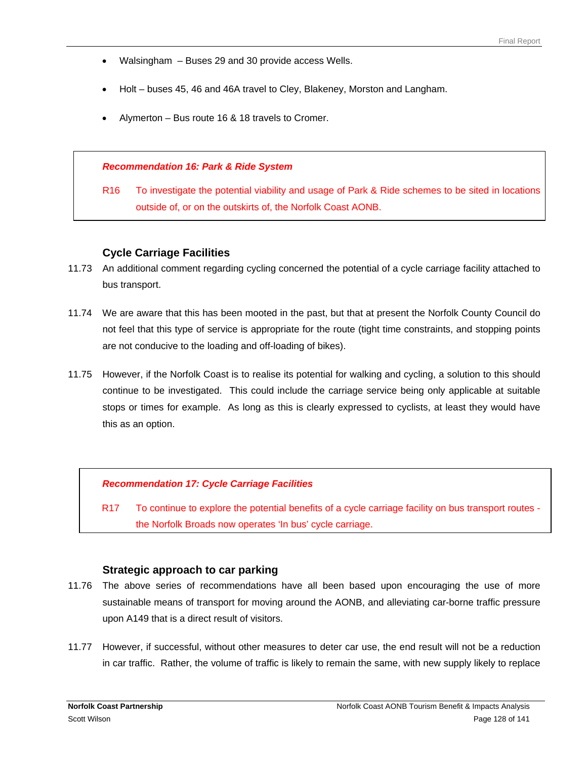- Walsingham – Buses 29 and 30 provide access Wells.
- Holt – buses 45, 46 and 46A travel to Cley, Blakeney, Morston and Langham.
- Alymerton – Bus route 16 & 18 travels to Cromer.

> ***Recommendation 16: Park & Ride System***
>
> R16 To investigate the potential viability and usage of Park & Ride schemes to be sited in locations outside of, or on the outskirts of, the Norfolk Coast AONB.

### Cycle Carriage Facilities

11.73 An additional comment regarding cycling concerned the potential of a cycle carriage facility attached to bus transport.

11.74 We are aware that this has been mooted in the past, but that at present the Norfolk County Council do not feel that this type of service is appropriate for the route (tight time constraints, and stopping points are not conducive to the loading and off-loading of bikes).

11.75 However, if the Norfolk Coast is to realise its potential for walking and cycling, a solution to this should continue to be investigated. This could include the carriage service being only applicable at suitable stops or times for example. As long as this is clearly expressed to cyclists, at least they would have this as an option.

> ***Recommendation 17: Cycle Carriage Facilities***
>
> R17 To continue to explore the potential benefits of a cycle carriage facility on bus transport routes - the Norfolk Broads now operates 'In bus' cycle carriage.

### Strategic approach to car parking

11.76 The above series of recommendations have all been based upon encouraging the use of more sustainable means of transport for moving around the AONB, and alleviating car-borne traffic pressure upon A149 that is a direct result of visitors.

11.77 However, if successful, without other measures to deter car use, the end result will not be a reduction in car traffic. Rather, the volume of traffic is likely to remain the same, with new supply likely to replace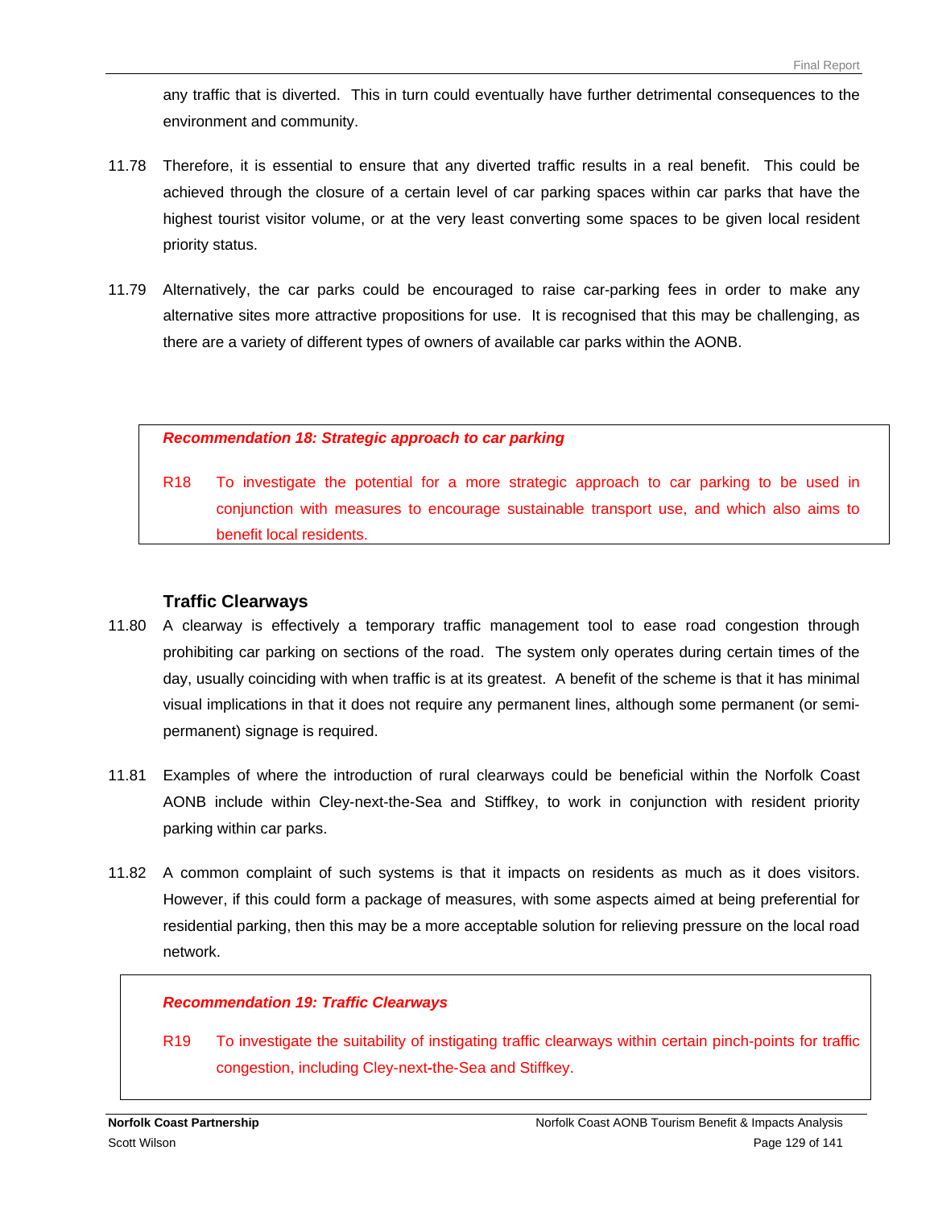any traffic that is diverted. This in turn could eventually have further detrimental consequences to the environment and community.

11.78 Therefore, it is essential to ensure that any diverted traffic results in a real benefit. This could be achieved through the closure of a certain level of car parking spaces within car parks that have the highest tourist visitor volume, or at the very least converting some spaces to be given local resident priority status.

11.79 Alternatively, the car parks could be encouraged to raise car-parking fees in order to make any alternative sites more attractive propositions for use. It is recognised that this may be challenging, as there are a variety of different types of owners of available car parks within the AONB.

> ***Recommendation 18: Strategic approach to car parking***
>
> R18 To investigate the potential for a more strategic approach to car parking to be used in conjunction with measures to encourage sustainable transport use, and which also aims to benefit local residents.

### Traffic Clearways

11.80 A clearway is effectively a temporary traffic management tool to ease road congestion through prohibiting car parking on sections of the road. The system only operates during certain times of the day, usually coinciding with when traffic is at its greatest. A benefit of the scheme is that it has minimal visual implications in that it does not require any permanent lines, although some permanent (or semi-permanent) signage is required.

11.81 Examples of where the introduction of rural clearways could be beneficial within the Norfolk Coast AONB include within Cley-next-the-Sea and Stiffkey, to work in conjunction with resident priority parking within car parks.

11.82 A common complaint of such systems is that it impacts on residents as much as it does visitors. However, if this could form a package of measures, with some aspects aimed at being preferential for residential parking, then this may be a more acceptable solution for relieving pressure on the local road network.

> ***Recommendation 19: Traffic Clearways***
>
> R19 To investigate the suitability of instigating traffic clearways within certain pinch-points for traffic congestion, including Cley-next-the-Sea and Stiffkey.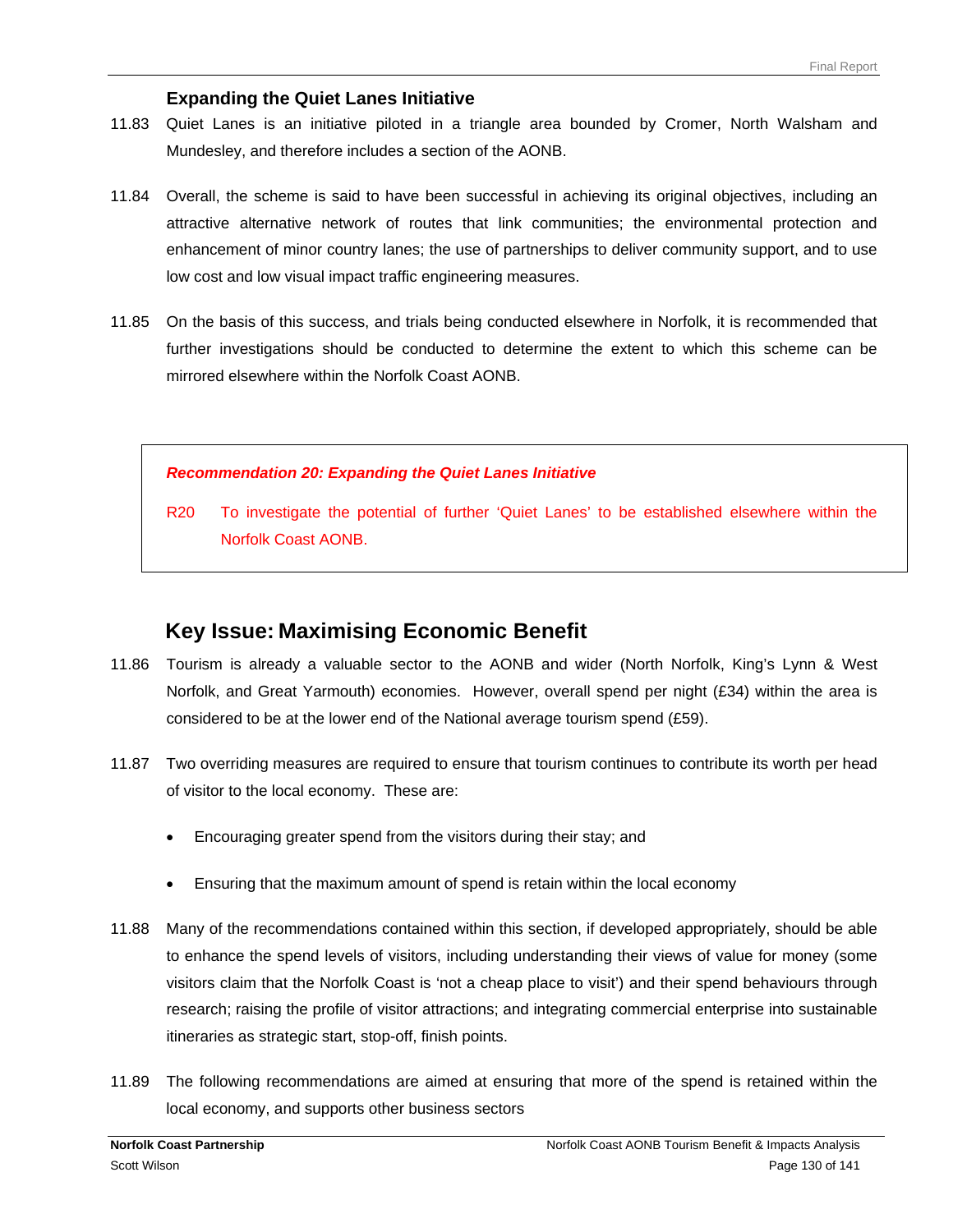### Expanding the Quiet Lanes Initiative

11.83 Quiet Lanes is an initiative piloted in a triangle area bounded by Cromer, North Walsham and Mundesley, and therefore includes a section of the AONB.

11.84 Overall, the scheme is said to have been successful in achieving its original objectives, including an attractive alternative network of routes that link communities; the environmental protection and enhancement of minor country lanes; the use of partnerships to deliver community support, and to use low cost and low visual impact traffic engineering measures.

11.85 On the basis of this success, and trials being conducted elsewhere in Norfolk, it is recommended that further investigations should be conducted to determine the extent to which this scheme can be mirrored elsewhere within the Norfolk Coast AONB.

> ***Recommendation 20: Expanding the Quiet Lanes Initiative***
>
> R20 To investigate the potential of further 'Quiet Lanes' to be established elsewhere within the Norfolk Coast AONB.

## Key Issue: Maximising Economic Benefit

11.86 Tourism is already a valuable sector to the AONB and wider (North Norfolk, King's Lynn & West Norfolk, and Great Yarmouth) economies. However, overall spend per night (£34) within the area is considered to be at the lower end of the National average tourism spend (£59).

11.87 Two overriding measures are required to ensure that tourism continues to contribute its worth per head of visitor to the local economy. These are:

- Encouraging greater spend from the visitors during their stay; and
- Ensuring that the maximum amount of spend is retain within the local economy

11.88 Many of the recommendations contained within this section, if developed appropriately, should be able to enhance the spend levels of visitors, including understanding their views of value for money (some visitors claim that the Norfolk Coast is 'not a cheap place to visit') and their spend behaviours through research; raising the profile of visitor attractions; and integrating commercial enterprise into sustainable itineraries as strategic start, stop-off, finish points.

11.89 The following recommendations are aimed at ensuring that more of the spend is retained within the local economy, and supports other business sectors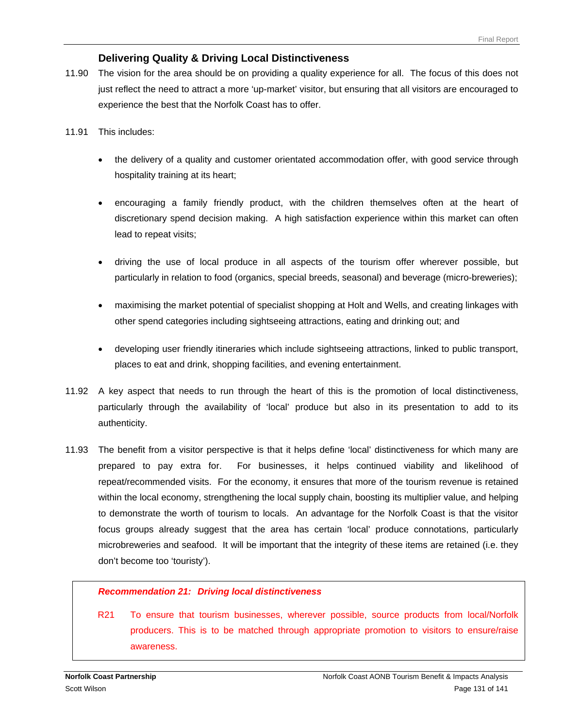### Delivering Quality & Driving Local Distinctiveness

11.90 The vision for the area should be on providing a quality experience for all. The focus of this does not just reflect the need to attract a more 'up-market' visitor, but ensuring that all visitors are encouraged to experience the best that the Norfolk Coast has to offer.

11.91 This includes:

- the delivery of a quality and customer orientated accommodation offer, with good service through hospitality training at its heart;
- encouraging a family friendly product, with the children themselves often at the heart of discretionary spend decision making. A high satisfaction experience within this market can often lead to repeat visits;
- driving the use of local produce in all aspects of the tourism offer wherever possible, but particularly in relation to food (organics, special breeds, seasonal) and beverage (micro-breweries);
- maximising the market potential of specialist shopping at Holt and Wells, and creating linkages with other spend categories including sightseeing attractions, eating and drinking out; and
- developing user friendly itineraries which include sightseeing attractions, linked to public transport, places to eat and drink, shopping facilities, and evening entertainment.

11.92 A key aspect that needs to run through the heart of this is the promotion of local distinctiveness, particularly through the availability of 'local' produce but also in its presentation to add to its authenticity.

11.93 The benefit from a visitor perspective is that it helps define 'local' distinctiveness for which many are prepared to pay extra for. For businesses, it helps continued viability and likelihood of repeat/recommended visits. For the economy, it ensures that more of the tourism revenue is retained within the local economy, strengthening the local supply chain, boosting its multiplier value, and helping to demonstrate the worth of tourism to locals. An advantage for the Norfolk Coast is that the visitor focus groups already suggest that the area has certain 'local' produce connotations, particularly microbreweries and seafood. It will be important that the integrity of these items are retained (i.e. they don't become too 'touristy').

> ***Recommendation 21: Driving local distinctiveness***
>
> R21 To ensure that tourism businesses, wherever possible, source products from local/Norfolk producers. This is to be matched through appropriate promotion to visitors to ensure/raise awareness.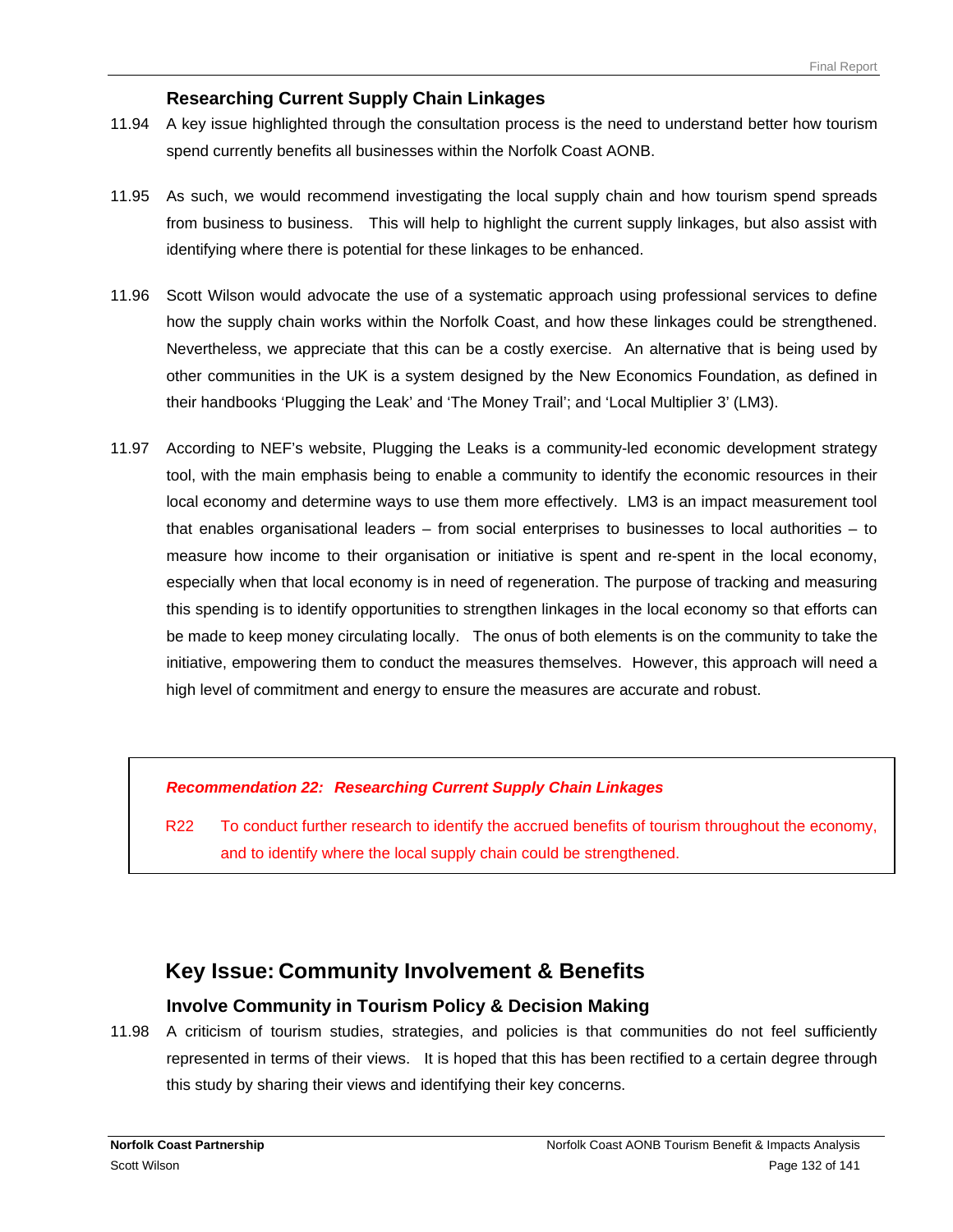### Researching Current Supply Chain Linkages

11.94 A key issue highlighted through the consultation process is the need to understand better how tourism spend currently benefits all businesses within the Norfolk Coast AONB.

11.95 As such, we would recommend investigating the local supply chain and how tourism spend spreads from business to business. This will help to highlight the current supply linkages, but also assist with identifying where there is potential for these linkages to be enhanced.

11.96 Scott Wilson would advocate the use of a systematic approach using professional services to define how the supply chain works within the Norfolk Coast, and how these linkages could be strengthened. Nevertheless, we appreciate that this can be a costly exercise. An alternative that is being used by other communities in the UK is a system designed by the New Economics Foundation, as defined in their handbooks 'Plugging the Leak' and 'The Money Trail'; and 'Local Multiplier 3' (LM3).

11.97 According to NEF's website, Plugging the Leaks is a community-led economic development strategy tool, with the main emphasis being to enable a community to identify the economic resources in their local economy and determine ways to use them more effectively. LM3 is an impact measurement tool that enables organisational leaders – from social enterprises to businesses to local authorities – to measure how income to their organisation or initiative is spent and re-spent in the local economy, especially when that local economy is in need of regeneration. The purpose of tracking and measuring this spending is to identify opportunities to strengthen linkages in the local economy so that efforts can be made to keep money circulating locally. The onus of both elements is on the community to take the initiative, empowering them to conduct the measures themselves. However, this approach will need a high level of commitment and energy to ensure the measures are accurate and robust.

> ***Recommendation 22: Researching Current Supply Chain Linkages***
>
> R22 To conduct further research to identify the accrued benefits of tourism throughout the economy, and to identify where the local supply chain could be strengthened.

## Key Issue: Community Involvement & Benefits

### Involve Community in Tourism Policy & Decision Making

11.98 A criticism of tourism studies, strategies, and policies is that communities do not feel sufficiently represented in terms of their views. It is hoped that this has been rectified to a certain degree through this study by sharing their views and identifying their key concerns.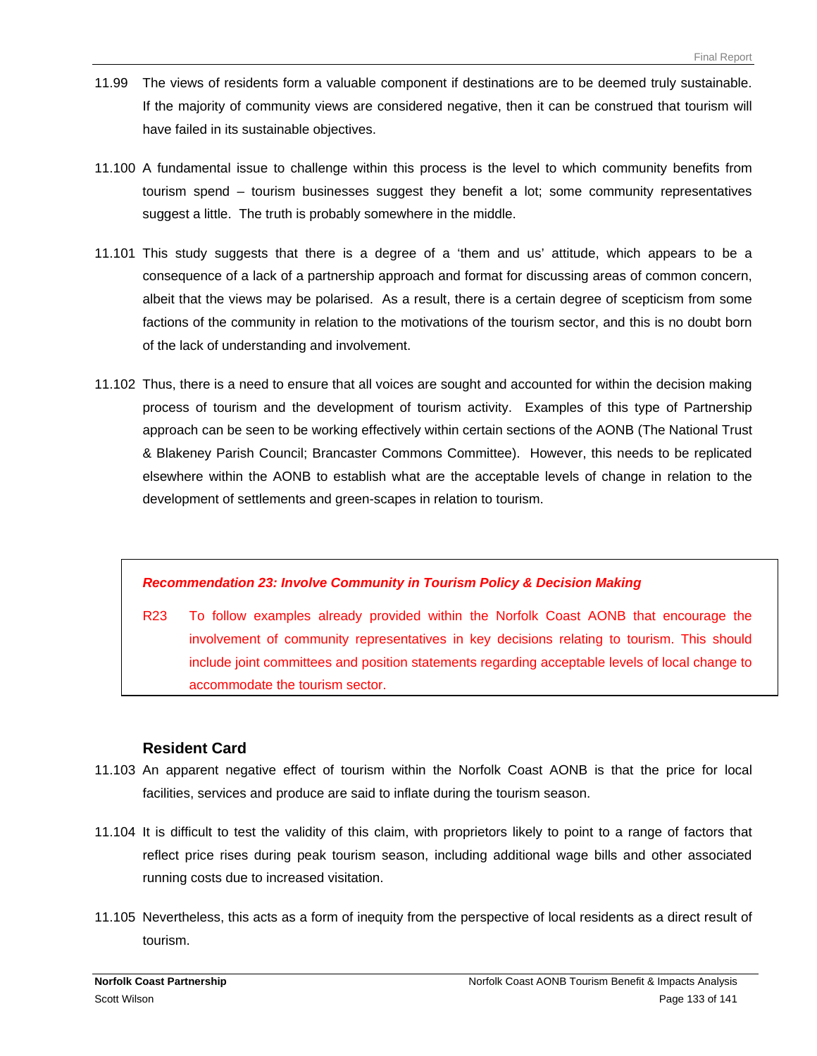11.99 The views of residents form a valuable component if destinations are to be deemed truly sustainable. If the majority of community views are considered negative, then it can be construed that tourism will have failed in its sustainable objectives.

11.100 A fundamental issue to challenge within this process is the level to which community benefits from tourism spend – tourism businesses suggest they benefit a lot; some community representatives suggest a little. The truth is probably somewhere in the middle.

11.101 This study suggests that there is a degree of a 'them and us' attitude, which appears to be a consequence of a lack of a partnership approach and format for discussing areas of common concern, albeit that the views may be polarised. As a result, there is a certain degree of scepticism from some factions of the community in relation to the motivations of the tourism sector, and this is no doubt born of the lack of understanding and involvement.

11.102 Thus, there is a need to ensure that all voices are sought and accounted for within the decision making process of tourism and the development of tourism activity. Examples of this type of Partnership approach can be seen to be working effectively within certain sections of the AONB (The National Trust & Blakeney Parish Council; Brancaster Commons Committee). However, this needs to be replicated elsewhere within the AONB to establish what are the acceptable levels of change in relation to the development of settlements and green-scapes in relation to tourism.

***Recommendation 23: Involve Community in Tourism Policy & Decision Making***

R23 To follow examples already provided within the Norfolk Coast AONB that encourage the involvement of community representatives in key decisions relating to tourism. This should include joint committees and position statements regarding acceptable levels of local change to accommodate the tourism sector.

### Resident Card

11.103 An apparent negative effect of tourism within the Norfolk Coast AONB is that the price for local facilities, services and produce are said to inflate during the tourism season.

11.104 It is difficult to test the validity of this claim, with proprietors likely to point to a range of factors that reflect price rises during peak tourism season, including additional wage bills and other associated running costs due to increased visitation.

11.105 Nevertheless, this acts as a form of inequity from the perspective of local residents as a direct result of tourism.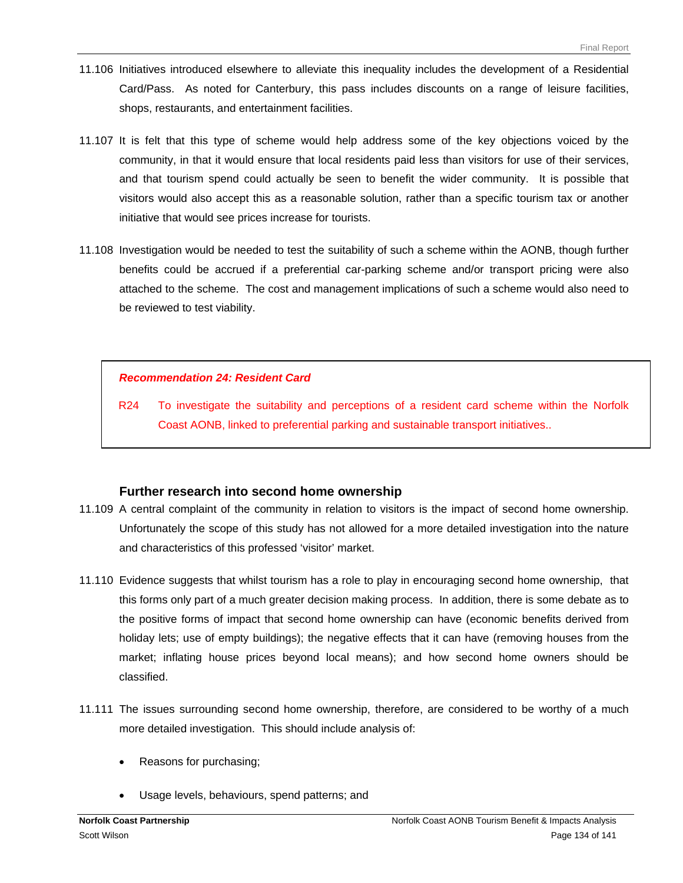11.106 Initiatives introduced elsewhere to alleviate this inequality includes the development of a Residential Card/Pass. As noted for Canterbury, this pass includes discounts on a range of leisure facilities, shops, restaurants, and entertainment facilities.

11.107 It is felt that this type of scheme would help address some of the key objections voiced by the community, in that it would ensure that local residents paid less than visitors for use of their services, and that tourism spend could actually be seen to benefit the wider community. It is possible that visitors would also accept this as a reasonable solution, rather than a specific tourism tax or another initiative that would see prices increase for tourists.

11.108 Investigation would be needed to test the suitability of such a scheme within the AONB, though further benefits could be accrued if a preferential car-parking scheme and/or transport pricing were also attached to the scheme. The cost and management implications of such a scheme would also need to be reviewed to test viability.

> ***Recommendation 24: Resident Card***
>
> R24 To investigate the suitability and perceptions of a resident card scheme within the Norfolk Coast AONB, linked to preferential parking and sustainable transport initiatives..

### Further research into second home ownership

11.109 A central complaint of the community in relation to visitors is the impact of second home ownership. Unfortunately the scope of this study has not allowed for a more detailed investigation into the nature and characteristics of this professed 'visitor' market.

11.110 Evidence suggests that whilst tourism has a role to play in encouraging second home ownership, that this forms only part of a much greater decision making process. In addition, there is some debate as to the positive forms of impact that second home ownership can have (economic benefits derived from holiday lets; use of empty buildings); the negative effects that it can have (removing houses from the market; inflating house prices beyond local means); and how second home owners should be classified.

11.111 The issues surrounding second home ownership, therefore, are considered to be worthy of a much more detailed investigation. This should include analysis of:

- Reasons for purchasing;
- Usage levels, behaviours, spend patterns; and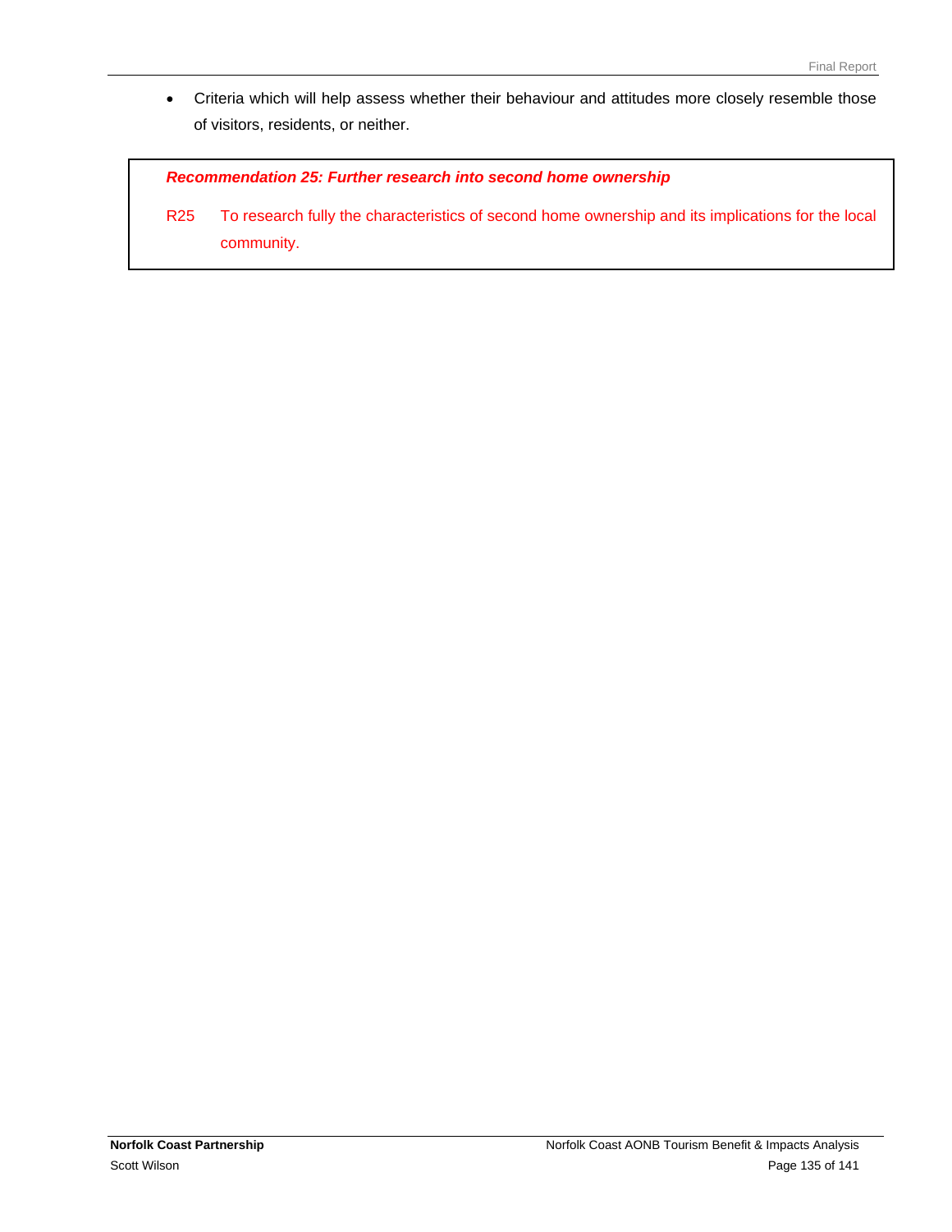- Criteria which will help assess whether their behaviour and attitudes more closely resemble those of visitors, residents, or neither.

***Recommendation 25: Further research into second home ownership***

R25 To research fully the characteristics of second home ownership and its implications for the local community.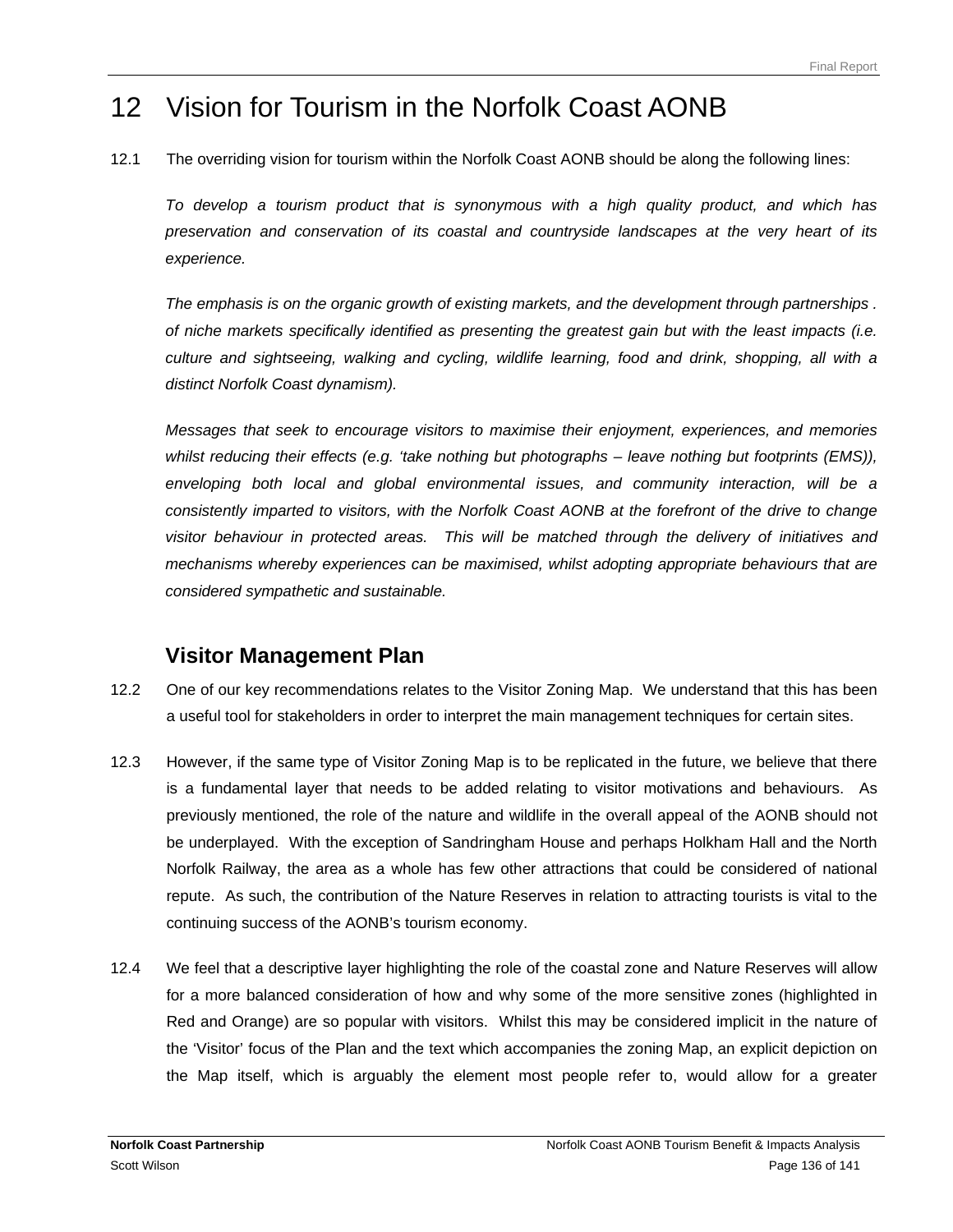# 12 Vision for Tourism in the Norfolk Coast AONB

12.1 The overriding vision for tourism within the Norfolk Coast AONB should be along the following lines:

*To develop a tourism product that is synonymous with a high quality product, and which has preservation and conservation of its coastal and countryside landscapes at the very heart of its experience.*

*The emphasis is on the organic growth of existing markets, and the development through partnerships . of niche markets specifically identified as presenting the greatest gain but with the least impacts (i.e. culture and sightseeing, walking and cycling, wildlife learning, food and drink, shopping, all with a distinct Norfolk Coast dynamism).*

*Messages that seek to encourage visitors to maximise their enjoyment, experiences, and memories whilst reducing their effects (e.g. 'take nothing but photographs – leave nothing but footprints (EMS)), enveloping both local and global environmental issues, and community interaction, will be a consistently imparted to visitors, with the Norfolk Coast AONB at the forefront of the drive to change visitor behaviour in protected areas. This will be matched through the delivery of initiatives and mechanisms whereby experiences can be maximised, whilst adopting appropriate behaviours that are considered sympathetic and sustainable.*

## Visitor Management Plan

12.2 One of our key recommendations relates to the Visitor Zoning Map. We understand that this has been a useful tool for stakeholders in order to interpret the main management techniques for certain sites.

12.3 However, if the same type of Visitor Zoning Map is to be replicated in the future, we believe that there is a fundamental layer that needs to be added relating to visitor motivations and behaviours. As previously mentioned, the role of the nature and wildlife in the overall appeal of the AONB should not be underplayed. With the exception of Sandringham House and perhaps Holkham Hall and the North Norfolk Railway, the area as a whole has few other attractions that could be considered of national repute. As such, the contribution of the Nature Reserves in relation to attracting tourists is vital to the continuing success of the AONB's tourism economy.

12.4 We feel that a descriptive layer highlighting the role of the coastal zone and Nature Reserves will allow for a more balanced consideration of how and why some of the more sensitive zones (highlighted in Red and Orange) are so popular with visitors. Whilst this may be considered implicit in the nature of the 'Visitor' focus of the Plan and the text which accompanies the zoning Map, an explicit depiction on the Map itself, which is arguably the element most people refer to, would allow for a greater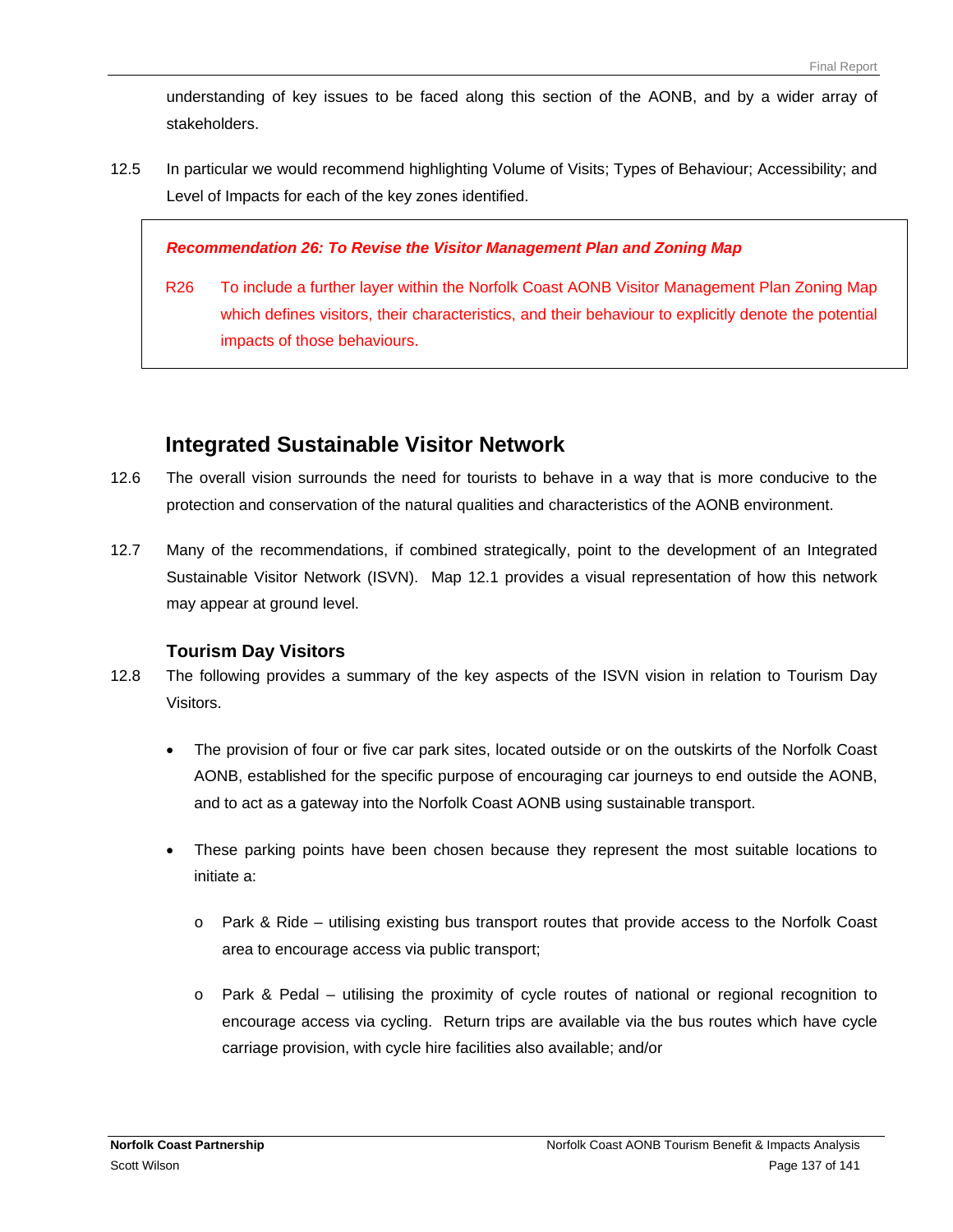understanding of key issues to be faced along this section of the AONB, and by a wider array of stakeholders.

12.5 In particular we would recommend highlighting Volume of Visits; Types of Behaviour; Accessibility; and Level of Impacts for each of the key zones identified.

> ***Recommendation 26: To Revise the Visitor Management Plan and Zoning Map***
>
> R26 To include a further layer within the Norfolk Coast AONB Visitor Management Plan Zoning Map which defines visitors, their characteristics, and their behaviour to explicitly denote the potential impacts of those behaviours.

## Integrated Sustainable Visitor Network

12.6 The overall vision surrounds the need for tourists to behave in a way that is more conducive to the protection and conservation of the natural qualities and characteristics of the AONB environment.

12.7 Many of the recommendations, if combined strategically, point to the development of an Integrated Sustainable Visitor Network (ISVN). Map 12.1 provides a visual representation of how this network may appear at ground level.

### Tourism Day Visitors

12.8 The following provides a summary of the key aspects of the ISVN vision in relation to Tourism Day Visitors.

- The provision of four or five car park sites, located outside or on the outskirts of the Norfolk Coast AONB, established for the specific purpose of encouraging car journeys to end outside the AONB, and to act as a gateway into the Norfolk Coast AONB using sustainable transport.
- These parking points have been chosen because they represent the most suitable locations to initiate a:
  - Park & Ride – utilising existing bus transport routes that provide access to the Norfolk Coast area to encourage access via public transport;
  - Park & Pedal – utilising the proximity of cycle routes of national or regional recognition to encourage access via cycling. Return trips are available via the bus routes which have cycle carriage provision, with cycle hire facilities also available; and/or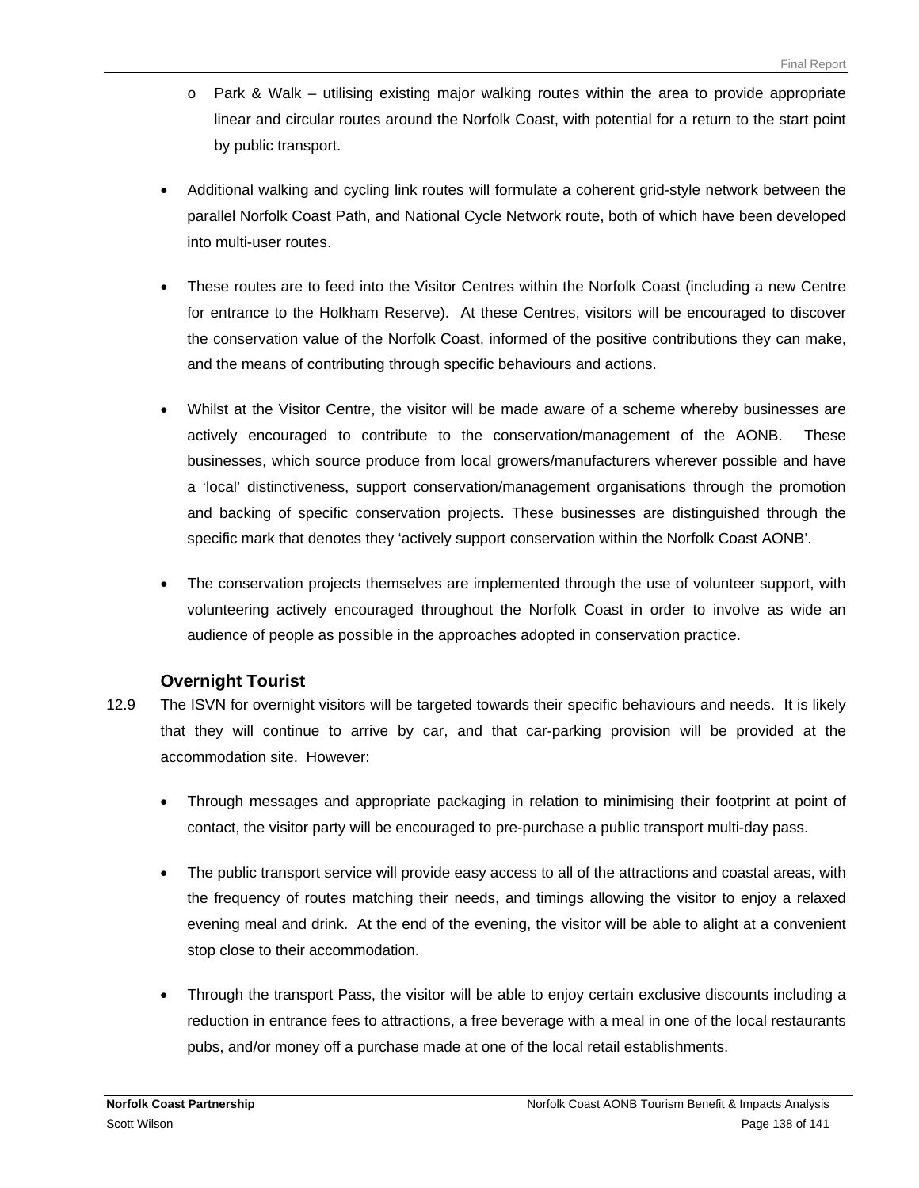- Park & Walk – utilising existing major walking routes within the area to provide appropriate linear and circular routes around the Norfolk Coast, with potential for a return to the start point by public transport.

- Additional walking and cycling link routes will formulate a coherent grid-style network between the parallel Norfolk Coast Path, and National Cycle Network route, both of which have been developed into multi-user routes.

- These routes are to feed into the Visitor Centres within the Norfolk Coast (including a new Centre for entrance to the Holkham Reserve). At these Centres, visitors will be encouraged to discover the conservation value of the Norfolk Coast, informed of the positive contributions they can make, and the means of contributing through specific behaviours and actions.

- Whilst at the Visitor Centre, the visitor will be made aware of a scheme whereby businesses are actively encouraged to contribute to the conservation/management of the AONB. These businesses, which source produce from local growers/manufacturers wherever possible and have a 'local' distinctiveness, support conservation/management organisations through the promotion and backing of specific conservation projects. These businesses are distinguished through the specific mark that denotes they 'actively support conservation within the Norfolk Coast AONB'.

- The conservation projects themselves are implemented through the use of volunteer support, with volunteering actively encouraged throughout the Norfolk Coast in order to involve as wide an audience of people as possible in the approaches adopted in conservation practice.

### Overnight Tourist

12.9 The ISVN for overnight visitors will be targeted towards their specific behaviours and needs. It is likely that they will continue to arrive by car, and that car-parking provision will be provided at the accommodation site. However:

- Through messages and appropriate packaging in relation to minimising their footprint at point of contact, the visitor party will be encouraged to pre-purchase a public transport multi-day pass.

- The public transport service will provide easy access to all of the attractions and coastal areas, with the frequency of routes matching their needs, and timings allowing the visitor to enjoy a relaxed evening meal and drink. At the end of the evening, the visitor will be able to alight at a convenient stop close to their accommodation.

- Through the transport Pass, the visitor will be able to enjoy certain exclusive discounts including a reduction in entrance fees to attractions, a free beverage with a meal in one of the local restaurants pubs, and/or money off a purchase made at one of the local retail establishments.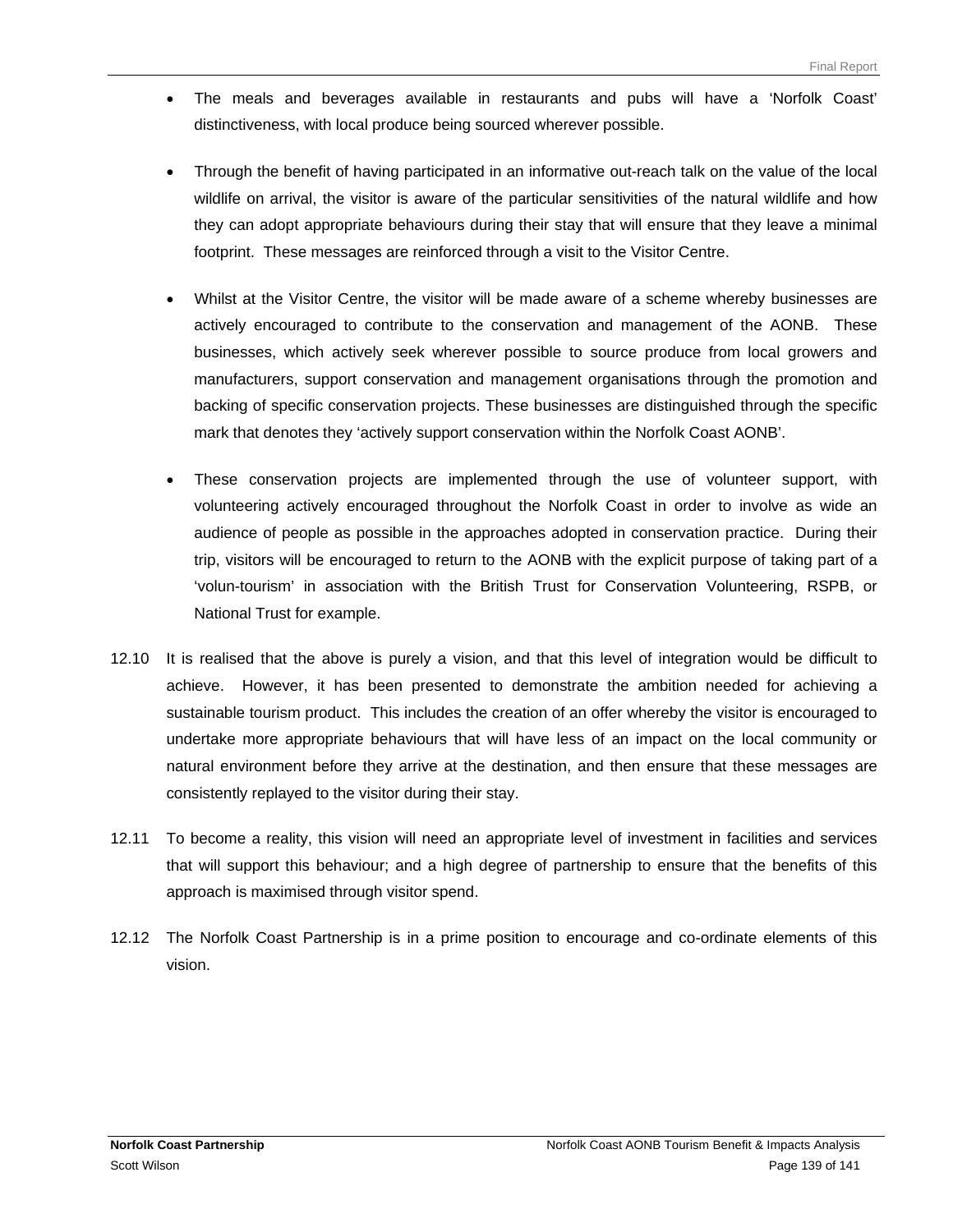- The meals and beverages available in restaurants and pubs will have a 'Norfolk Coast' distinctiveness, with local produce being sourced wherever possible.

- Through the benefit of having participated in an informative out-reach talk on the value of the local wildlife on arrival, the visitor is aware of the particular sensitivities of the natural wildlife and how they can adopt appropriate behaviours during their stay that will ensure that they leave a minimal footprint. These messages are reinforced through a visit to the Visitor Centre.

- Whilst at the Visitor Centre, the visitor will be made aware of a scheme whereby businesses are actively encouraged to contribute to the conservation and management of the AONB. These businesses, which actively seek wherever possible to source produce from local growers and manufacturers, support conservation and management organisations through the promotion and backing of specific conservation projects. These businesses are distinguished through the specific mark that denotes they 'actively support conservation within the Norfolk Coast AONB'.

- These conservation projects are implemented through the use of volunteer support, with volunteering actively encouraged throughout the Norfolk Coast in order to involve as wide an audience of people as possible in the approaches adopted in conservation practice. During their trip, visitors will be encouraged to return to the AONB with the explicit purpose of taking part of a 'volun-tourism' in association with the British Trust for Conservation Volunteering, RSPB, or National Trust for example.

12.10 It is realised that the above is purely a vision, and that this level of integration would be difficult to achieve. However, it has been presented to demonstrate the ambition needed for achieving a sustainable tourism product. This includes the creation of an offer whereby the visitor is encouraged to undertake more appropriate behaviours that will have less of an impact on the local community or natural environment before they arrive at the destination, and then ensure that these messages are consistently replayed to the visitor during their stay.

12.11 To become a reality, this vision will need an appropriate level of investment in facilities and services that will support this behaviour; and a high degree of partnership to ensure that the benefits of this approach is maximised through visitor spend.

12.12 The Norfolk Coast Partnership is in a prime position to encourage and co-ordinate elements of this vision.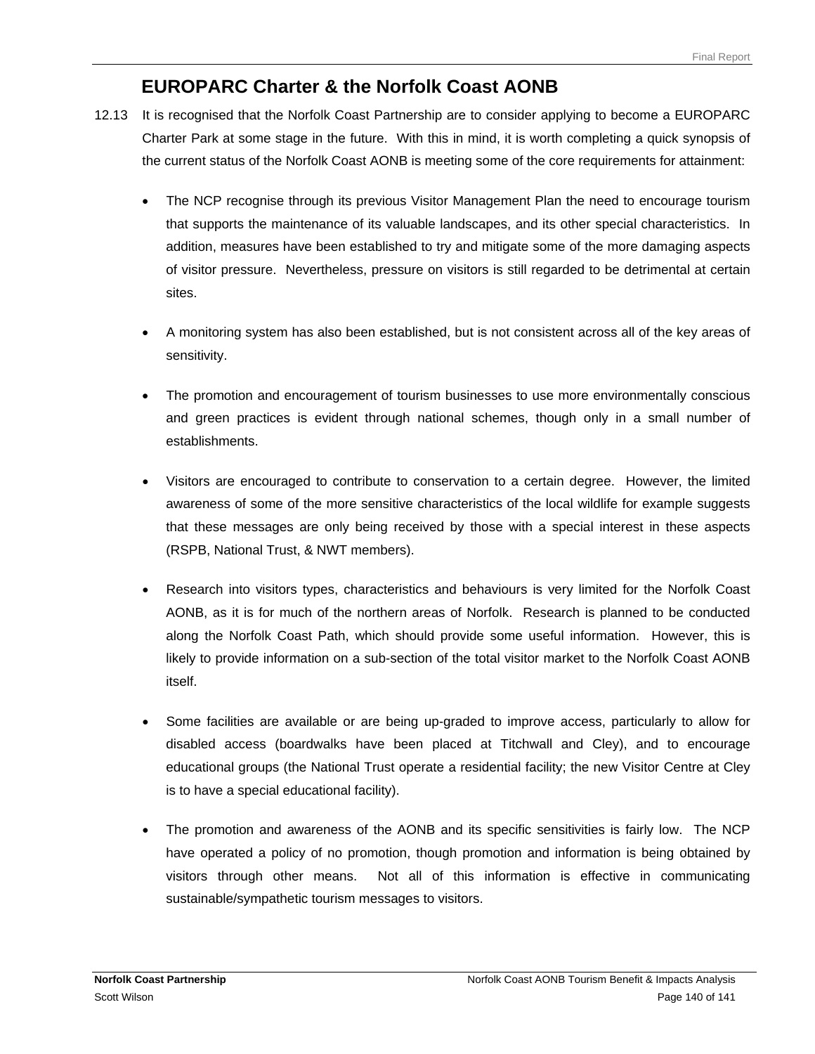## EUROPARC Charter & the Norfolk Coast AONB

12.13 It is recognised that the Norfolk Coast Partnership are to consider applying to become a EUROPARC Charter Park at some stage in the future. With this in mind, it is worth completing a quick synopsis of the current status of the Norfolk Coast AONB is meeting some of the core requirements for attainment:

- The NCP recognise through its previous Visitor Management Plan the need to encourage tourism that supports the maintenance of its valuable landscapes, and its other special characteristics. In addition, measures have been established to try and mitigate some of the more damaging aspects of visitor pressure. Nevertheless, pressure on visitors is still regarded to be detrimental at certain sites.

- A monitoring system has also been established, but is not consistent across all of the key areas of sensitivity.

- The promotion and encouragement of tourism businesses to use more environmentally conscious and green practices is evident through national schemes, though only in a small number of establishments.

- Visitors are encouraged to contribute to conservation to a certain degree. However, the limited awareness of some of the more sensitive characteristics of the local wildlife for example suggests that these messages are only being received by those with a special interest in these aspects (RSPB, National Trust, & NWT members).

- Research into visitors types, characteristics and behaviours is very limited for the Norfolk Coast AONB, as it is for much of the northern areas of Norfolk. Research is planned to be conducted along the Norfolk Coast Path, which should provide some useful information. However, this is likely to provide information on a sub-section of the total visitor market to the Norfolk Coast AONB itself.

- Some facilities are available or are being up-graded to improve access, particularly to allow for disabled access (boardwalks have been placed at Titchwall and Cley), and to encourage educational groups (the National Trust operate a residential facility; the new Visitor Centre at Cley is to have a special educational facility).

- The promotion and awareness of the AONB and its specific sensitivities is fairly low. The NCP have operated a policy of no promotion, though promotion and information is being obtained by visitors through other means. Not all of this information is effective in communicating sustainable/sympathetic tourism messages to visitors.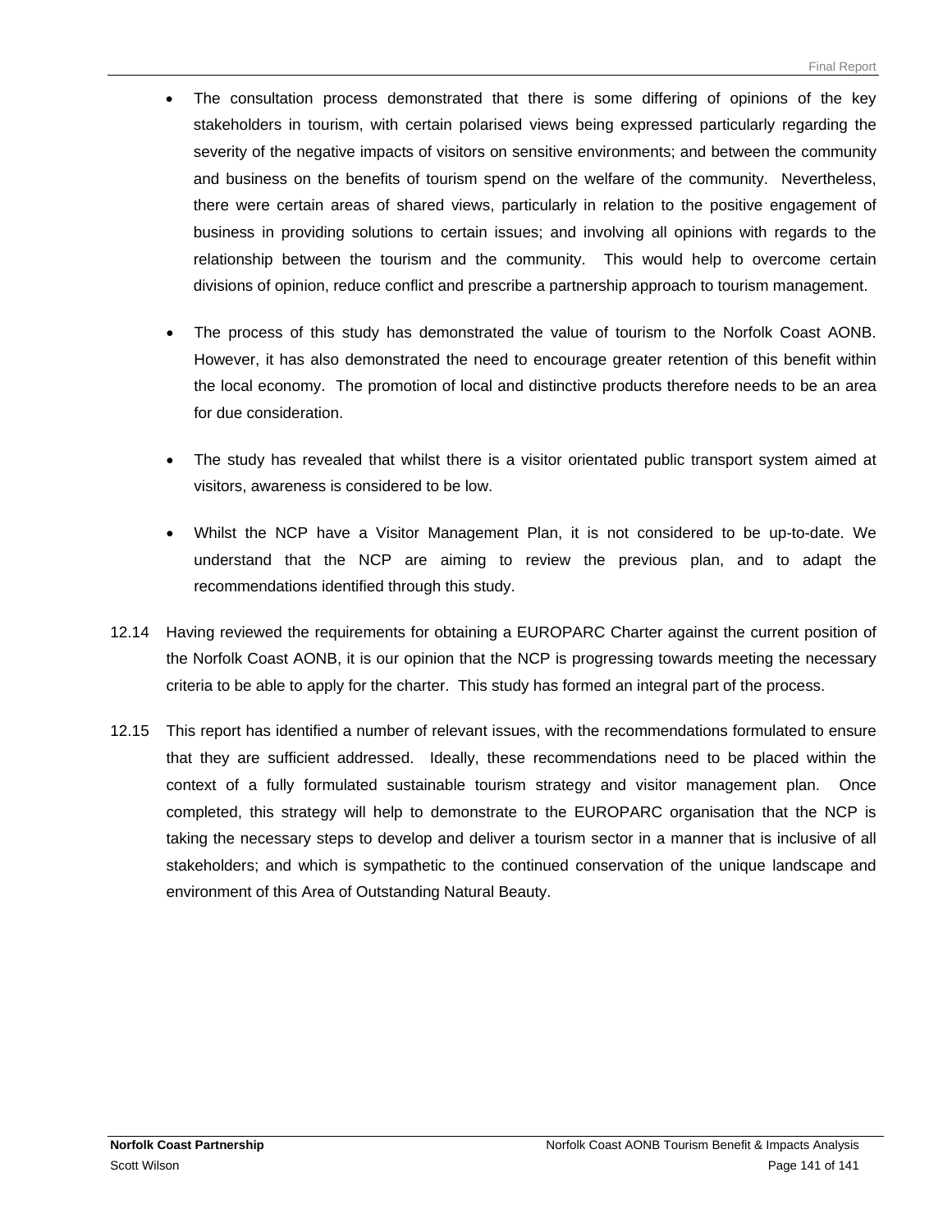- The consultation process demonstrated that there is some differing of opinions of the key stakeholders in tourism, with certain polarised views being expressed particularly regarding the severity of the negative impacts of visitors on sensitive environments; and between the community and business on the benefits of tourism spend on the welfare of the community. Nevertheless, there were certain areas of shared views, particularly in relation to the positive engagement of business in providing solutions to certain issues; and involving all opinions with regards to the relationship between the tourism and the community. This would help to overcome certain divisions of opinion, reduce conflict and prescribe a partnership approach to tourism management.

- The process of this study has demonstrated the value of tourism to the Norfolk Coast AONB. However, it has also demonstrated the need to encourage greater retention of this benefit within the local economy. The promotion of local and distinctive products therefore needs to be an area for due consideration.

- The study has revealed that whilst there is a visitor orientated public transport system aimed at visitors, awareness is considered to be low.

- Whilst the NCP have a Visitor Management Plan, it is not considered to be up-to-date. We understand that the NCP are aiming to review the previous plan, and to adapt the recommendations identified through this study.

12.14 Having reviewed the requirements for obtaining a EUROPARC Charter against the current position of the Norfolk Coast AONB, it is our opinion that the NCP is progressing towards meeting the necessary criteria to be able to apply for the charter. This study has formed an integral part of the process.

12.15 This report has identified a number of relevant issues, with the recommendations formulated to ensure that they are sufficient addressed. Ideally, these recommendations need to be placed within the context of a fully formulated sustainable tourism strategy and visitor management plan. Once completed, this strategy will help to demonstrate to the EUROPARC organisation that the NCP is taking the necessary steps to develop and deliver a tourism sector in a manner that is inclusive of all stakeholders; and which is sympathetic to the continued conservation of the unique landscape and environment of this Area of Outstanding Natural Beauty.